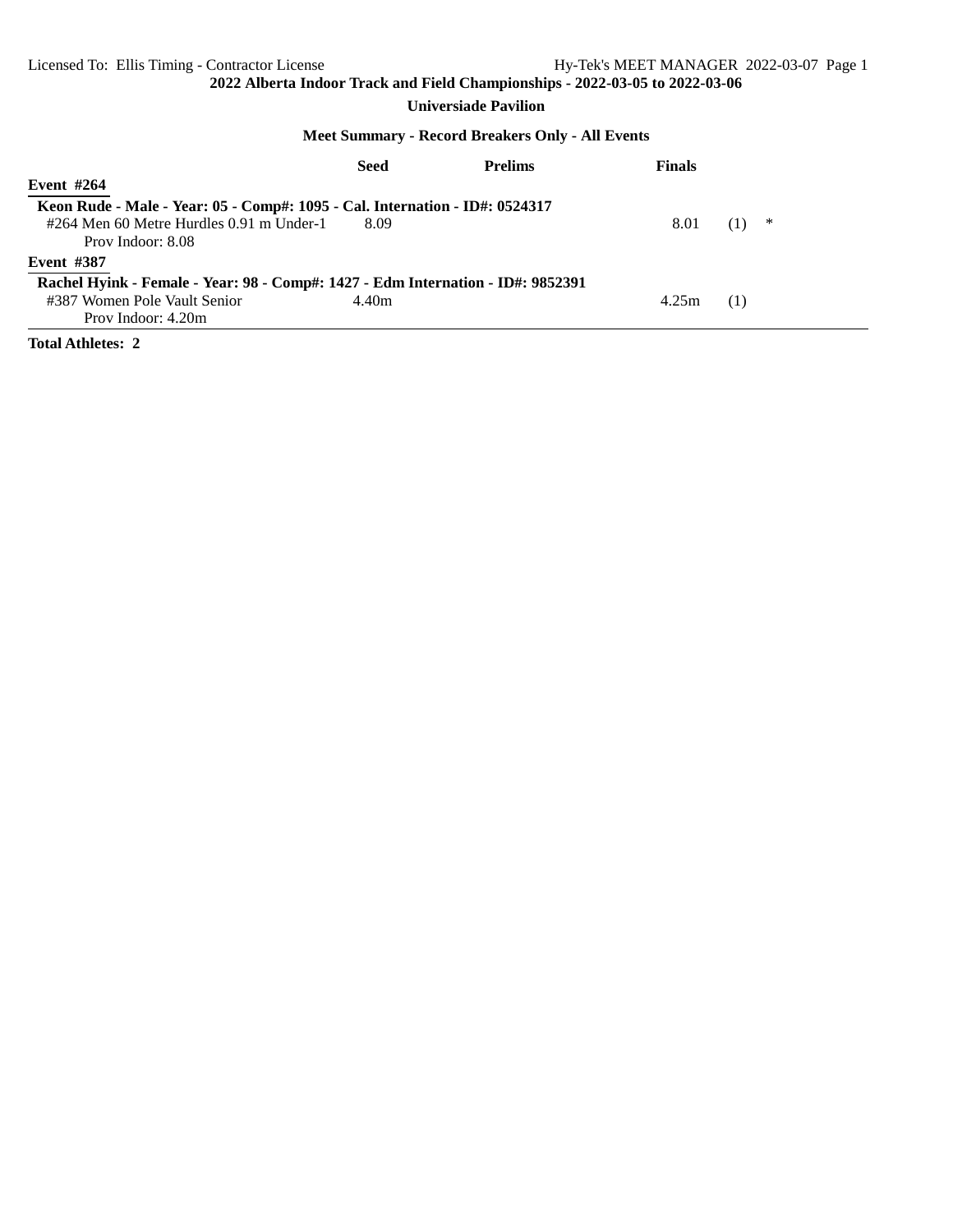# 2022 Alberta Indoor Track and Field Championships - 2022-03-05 to 2022-03-06

**Universiade Pavilion**

## Meet Summary - Record Breakers Only - All Events

| | Seed | Prelims | Finals | | |
|---|---|---|---|---|---|
| **Event #264** | | | | | |
| **Keon Rude - Male - Year: 05 - Comp#: 1095 - Cal. Internation - ID#: 0524317** | | | | | |
| #264 Men 60 Metre Hurdles 0.91 m Under-1 | 8.09 | | 8.01 | (1) | * |
| Prov Indoor: 8.08 | | | | | |
| **Event #387** | | | | | |
| **Rachel Hyink - Female - Year: 98 - Comp#: 1427 - Edm Internation - ID#: 9852391** | | | | | |
| #387 Women Pole Vault Senior | 4.40m | | 4.25m | (1) | |
| Prov Indoor: 4.20m | | | | | |

**Total Athletes: 2**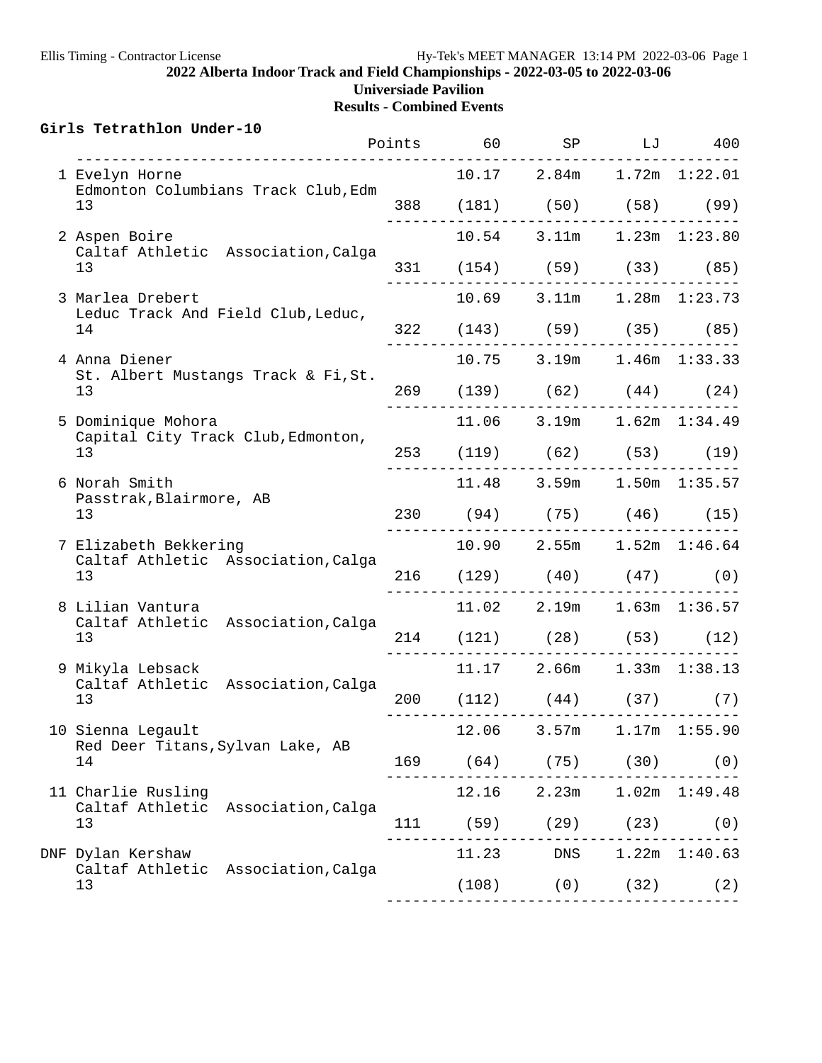**2022 Alberta Indoor Track and Field Championships - 2022-03-05 to 2022-03-06**

**Universiade Pavilion**

**Results - Combined Events**

### Girls Tetrathlon Under-10

| Place | Name / Club / Age | Points | 60 | SP | LJ | 400 |
|---|---|---|---|---|---|---|
| 1 | Evelyn Horne<br>Edmonton Columbians Track Club,Edm<br>13 | 388 | 10.17<br>(181) | 2.84m<br>(50) | 1.72m<br>(58) | 1:22.01<br>(99) |
| 2 | Aspen Boire<br>Caltaf Athletic Association,Calga<br>13 | 331 | 10.54<br>(154) | 3.11m<br>(59) | 1.23m<br>(33) | 1:23.80<br>(85) |
| 3 | Marlea Drebert<br>Leduc Track And Field Club,Leduc,<br>14 | 322 | 10.69<br>(143) | 3.11m<br>(59) | 1.28m<br>(35) | 1:23.73<br>(85) |
| 4 | Anna Diener<br>St. Albert Mustangs Track & Fi,St.<br>13 | 269 | 10.75<br>(139) | 3.19m<br>(62) | 1.46m<br>(44) | 1:33.33<br>(24) |
| 5 | Dominique Mohora<br>Capital City Track Club,Edmonton,<br>13 | 253 | 11.06<br>(119) | 3.19m<br>(62) | 1.62m<br>(53) | 1:34.49<br>(19) |
| 6 | Norah Smith<br>Passtrak,Blairmore, AB<br>13 | 230 | 11.48<br>(94) | 3.59m<br>(75) | 1.50m<br>(46) | 1:35.57<br>(15) |
| 7 | Elizabeth Bekkering<br>Caltaf Athletic Association,Calga<br>13 | 216 | 10.90<br>(129) | 2.55m<br>(40) | 1.52m<br>(47) | 1:46.64<br>(0) |
| 8 | Lilian Vantura<br>Caltaf Athletic Association,Calga<br>13 | 214 | 11.02<br>(121) | 2.19m<br>(28) | 1.63m<br>(53) | 1:36.57<br>(12) |
| 9 | Mikyla Lebsack<br>Caltaf Athletic Association,Calga<br>13 | 200 | 11.17<br>(112) | 2.66m<br>(44) | 1.33m<br>(37) | 1:38.13<br>(7) |
| 10 | Sienna Legault<br>Red Deer Titans,Sylvan Lake, AB<br>14 | 169 | 12.06<br>(64) | 3.57m<br>(75) | 1.17m<br>(30) | 1:55.90<br>(0) |
| 11 | Charlie Rusling<br>Caltaf Athletic Association,Calga<br>13 | 111 | 12.16<br>(59) | 2.23m<br>(29) | 1.02m<br>(23) | 1:49.48<br>(0) |
| DNF | Dylan Kershaw<br>Caltaf Athletic Association,Calga<br>13 | | 11.23<br>(108) | DNS<br>(0) | 1.22m<br>(32) | 1:40.63<br>(2) |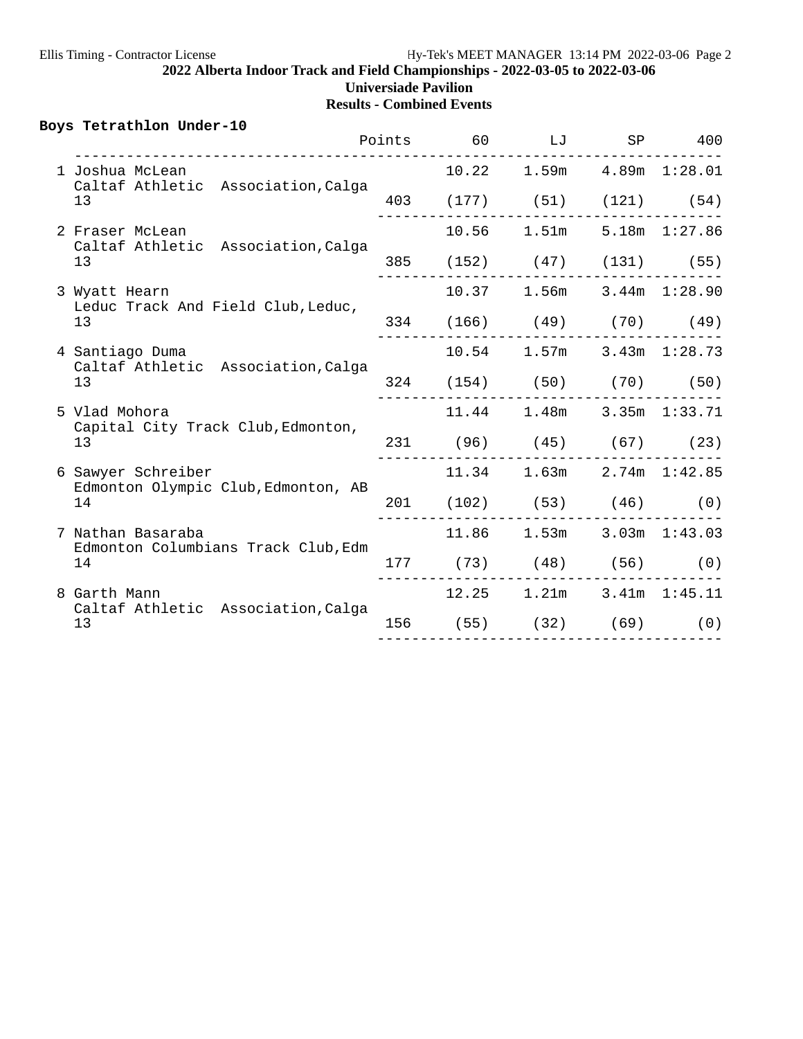## 2022 Alberta Indoor Track and Field Championships - 2022-03-05 to 2022-03-06

**Universiade Pavilion**

**Results - Combined Events**

### Boys Tetrathlon Under-10

| Place | Name | Club | Age | Points | 60 | LJ | SP | 400 |
|---|---|---|---|---|---|---|---|---|
| 1 | Joshua McLean | Caltaf Athletic Association,Calga | 13 | 403 | 10.22 (177) | 1.59m (51) | 4.89m (121) | 1:28.01 (54) |
| 2 | Fraser McLean | Caltaf Athletic Association,Calga | 13 | 385 | 10.56 (152) | 1.51m (47) | 5.18m (131) | 1:27.86 (55) |
| 3 | Wyatt Hearn | Leduc Track And Field Club,Leduc, | 13 | 334 | 10.37 (166) | 1.56m (49) | 3.44m (70) | 1:28.90 (49) |
| 4 | Santiago Duma | Caltaf Athletic Association,Calga | 13 | 324 | 10.54 (154) | 1.57m (50) | 3.43m (70) | 1:28.73 (50) |
| 5 | Vlad Mohora | Capital City Track Club,Edmonton, | 13 | 231 | 11.44 (96) | 1.48m (45) | 3.35m (67) | 1:33.71 (23) |
| 6 | Sawyer Schreiber | Edmonton Olympic Club,Edmonton, AB | 14 | 201 | 11.34 (102) | 1.63m (53) | 2.74m (46) | 1:42.85 (0) |
| 7 | Nathan Basaraba | Edmonton Columbians Track Club,Edm | 14 | 177 | 11.86 (73) | 1.53m (48) | 3.03m (56) | 1:43.03 (0) |
| 8 | Garth Mann | Caltaf Athletic Association,Calga | 13 | 156 | 12.25 (55) | 1.21m (32) | 3.41m (69) | 1:45.11 (0) |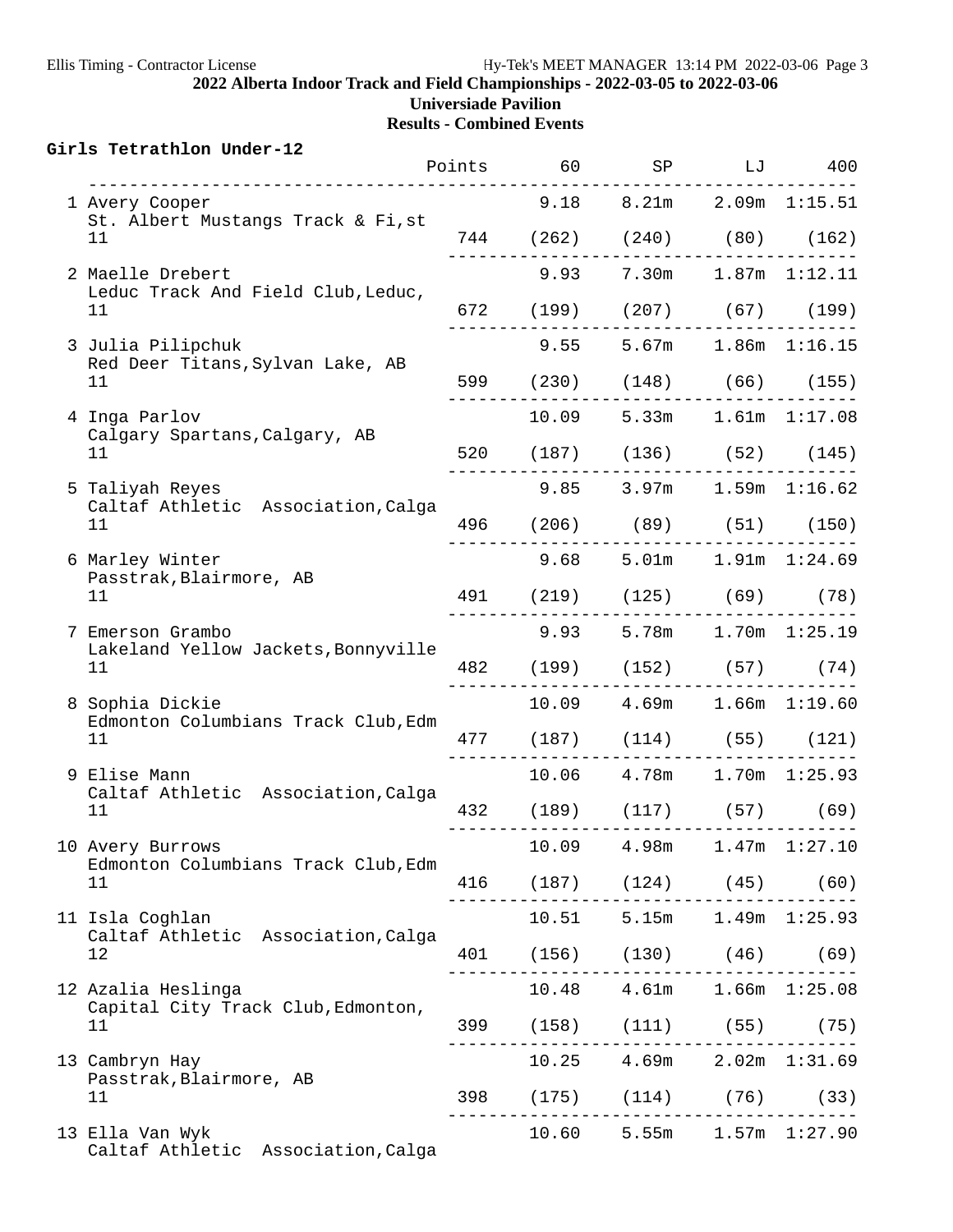## 2022 Alberta Indoor Track and Field Championships - 2022-03-05 to 2022-03-06

**Universiade Pavilion**

**Results - Combined Events**

### Girls Tetrathlon Under-12

| Place | Name | Team | Age | Points | 60 | SP | LJ | 400 |
|---|---|---|---|---|---|---|---|---|
| 1 | Avery Cooper | St. Albert Mustangs Track & Fi,st | 11 | 744 | 9.18 (262) | 8.21m (240) | 2.09m (80) | 1:15.51 (162) |
| 2 | Maelle Drebert | Leduc Track And Field Club,Leduc, | 11 | 672 | 9.93 (199) | 7.30m (207) | 1.87m (67) | 1:12.11 (199) |
| 3 | Julia Pilipchuk | Red Deer Titans,Sylvan Lake, AB | 11 | 599 | 9.55 (230) | 5.67m (148) | 1.86m (66) | 1:16.15 (155) |
| 4 | Inga Parlov | Calgary Spartans,Calgary, AB | 11 | 520 | 10.09 (187) | 5.33m (136) | 1.61m (52) | 1:17.08 (145) |
| 5 | Taliyah Reyes | Caltaf Athletic Association,Calga | 11 | 496 | 9.85 (206) | 3.97m (89) | 1.59m (51) | 1:16.62 (150) |
| 6 | Marley Winter | Passtrak,Blairmore, AB | 11 | 491 | 9.68 (219) | 5.01m (125) | 1.91m (69) | 1:24.69 (78) |
| 7 | Emerson Grambo | Lakeland Yellow Jackets,Bonnyville | 11 | 482 | 9.93 (199) | 5.78m (152) | 1.70m (57) | 1:25.19 (74) |
| 8 | Sophia Dickie | Edmonton Columbians Track Club,Edm | 11 | 477 | 10.09 (187) | 4.69m (114) | 1.66m (55) | 1:19.60 (121) |
| 9 | Elise Mann | Caltaf Athletic Association,Calga | 11 | 432 | 10.06 (189) | 4.78m (117) | 1.70m (57) | 1:25.93 (69) |
| 10 | Avery Burrows | Edmonton Columbians Track Club,Edm | 11 | 416 | 10.09 (187) | 4.98m (124) | 1.47m (45) | 1:27.10 (60) |
| 11 | Isla Coghlan | Caltaf Athletic Association,Calga | 12 | 401 | 10.51 (156) | 5.15m (130) | 1.49m (46) | 1:25.93 (69) |
| 12 | Azalia Heslinga | Capital City Track Club,Edmonton, | 11 | 399 | 10.48 (158) | 4.61m (111) | 1.66m (55) | 1:25.08 (75) |
| 13 | Cambryn Hay | Passtrak,Blairmore, AB | 11 | 398 | 10.25 (175) | 4.69m (114) | 2.02m (76) | 1:31.69 (33) |
| 13 | Ella Van Wyk | Caltaf Athletic Association,Calga | | | 10.60 | 5.55m | 1.57m | 1:27.90 |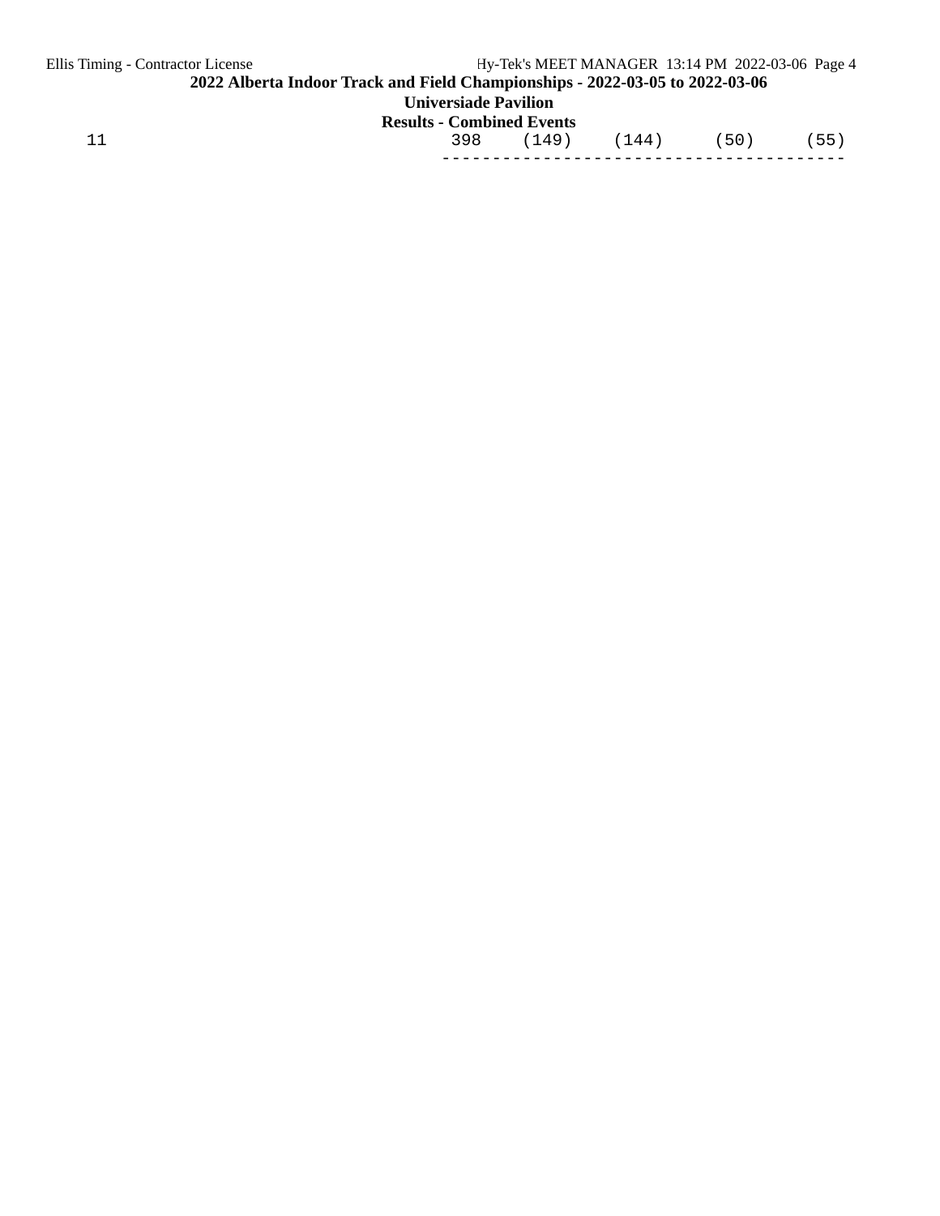# 2022 Alberta Indoor Track and Field Championships - 2022-03-05 to 2022-03-06

## Universiade Pavilion

### Results - Combined Events

```
    11                                       398    (149)    (144)      (50)      (55)
                                          ----------------------------------------
```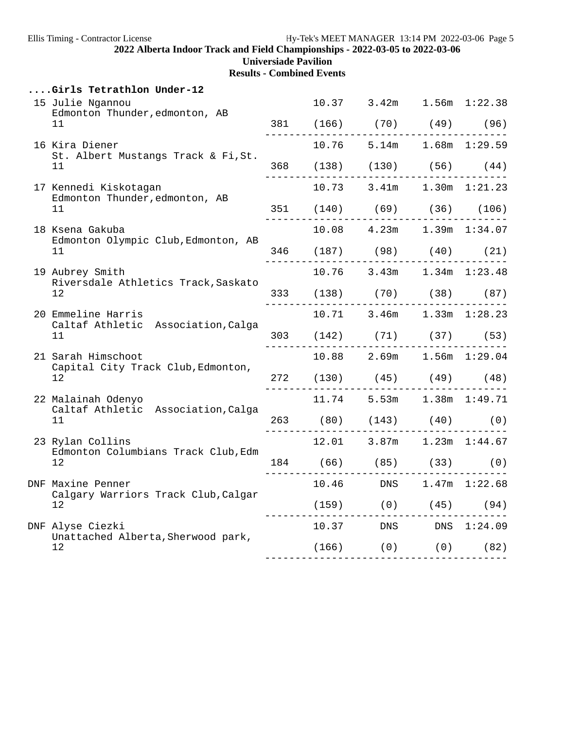## 2022 Alberta Indoor Track and Field Championships - 2022-03-05 to 2022-03-06

**Universiade Pavilion**

**Results - Combined Events**

### ....Girls Tetrathlon Under-12

| Place | Name / Team / Age | Points | Event 1 | Event 2 | Event 3 | Event 4 |
|---|---|---|---|---|---|---|
| 15 | Julie Ngannou<br>Edmonton Thunder,edmonton, AB<br>11 | 381 | 10.37 (166) | 3.42m (70) | 1.56m (49) | 1:22.38 (96) |
| 16 | Kira Diener<br>St. Albert Mustangs Track & Fi,St.<br>11 | 368 | 10.76 (138) | 5.14m (130) | 1.68m (56) | 1:29.59 (44) |
| 17 | Kennedi Kiskotagan<br>Edmonton Thunder,edmonton, AB<br>11 | 351 | 10.73 (140) | 3.41m (69) | 1.30m (36) | 1:21.23 (106) |
| 18 | Ksena Gakuba<br>Edmonton Olympic Club,Edmonton, AB<br>11 | 346 | 10.08 (187) | 4.23m (98) | 1.39m (40) | 1:34.07 (21) |
| 19 | Aubrey Smith<br>Riversdale Athletics Track,Saskato<br>12 | 333 | 10.76 (138) | 3.43m (70) | 1.34m (38) | 1:23.48 (87) |
| 20 | Emmeline Harris<br>Caltaf Athletic Association,Calga<br>11 | 303 | 10.71 (142) | 3.46m (71) | 1.33m (37) | 1:28.23 (53) |
| 21 | Sarah Himschoot<br>Capital City Track Club,Edmonton,<br>12 | 272 | 10.88 (130) | 2.69m (45) | 1.56m (49) | 1:29.04 (48) |
| 22 | Malainah Odenyo<br>Caltaf Athletic Association,Calga<br>11 | 263 | 11.74 (80) | 5.53m (143) | 1.38m (40) | 1:49.71 (0) |
| 23 | Rylan Collins<br>Edmonton Columbians Track Club,Edm<br>12 | 184 | 12.01 (66) | 3.87m (85) | 1.23m (33) | 1:44.67 (0) |
| DNF | Maxine Penner<br>Calgary Warriors Track Club,Calgar<br>12 | | 10.46 (159) | DNS (0) | 1.47m (45) | 1:22.68 (94) |
| DNF | Alyse Ciezki<br>Unattached Alberta,Sherwood park,<br>12 | | 10.37 (166) | DNS (0) | DNS (0) | 1:24.09 (82) |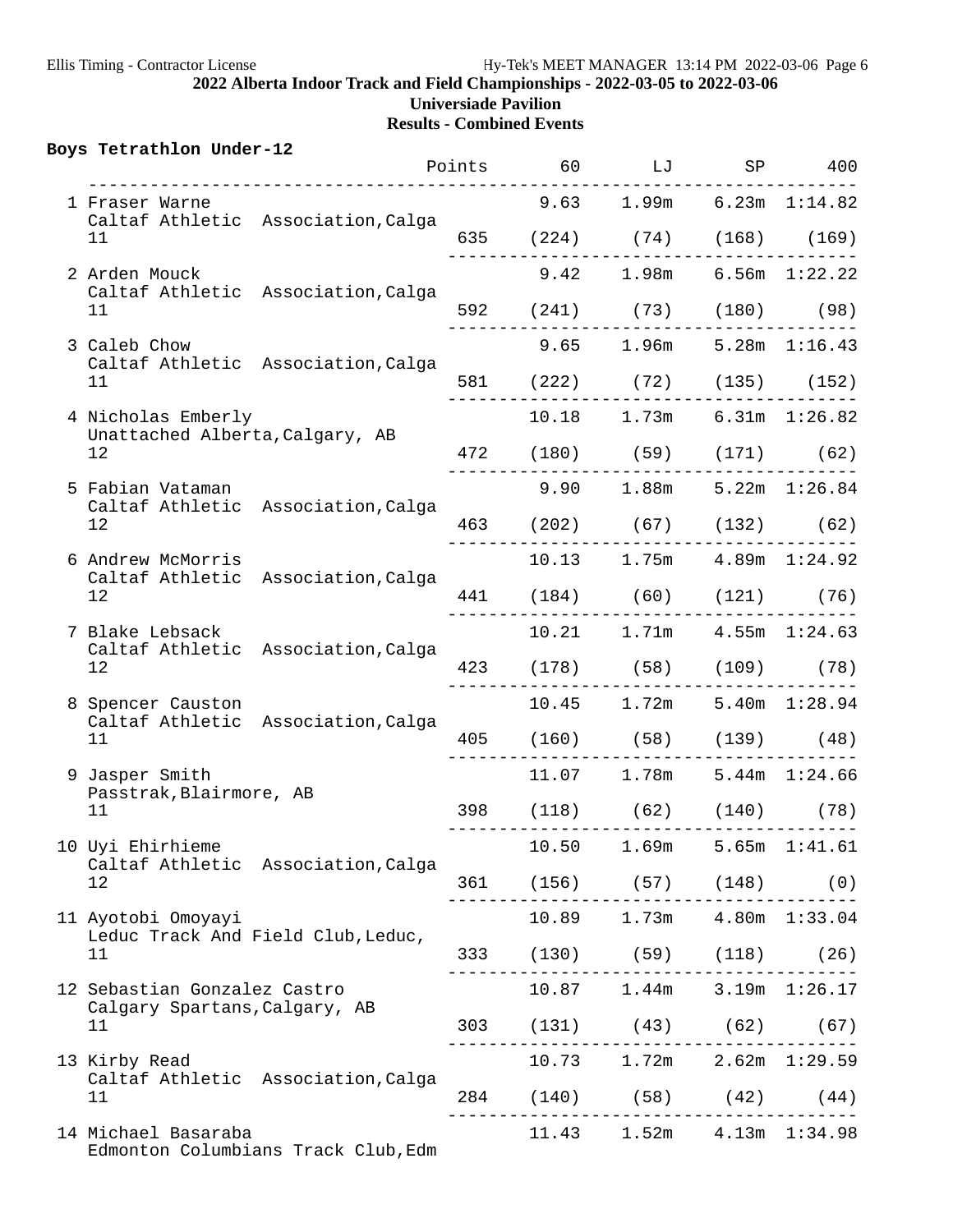**2022 Alberta Indoor Track and Field Championships - 2022-03-05 to 2022-03-06**

**Universiade Pavilion**

**Results - Combined Events**

### Boys Tetrathlon Under-12

| Place | Name / Team / Age | Points | 60 | LJ | SP | 400 |
|---|---|---|---|---|---|---|
| 1 | Fraser Warne<br>Caltaf Athletic Association,Calga<br>11 | 635 | 9.63<br>(224) | 1.99m<br>(74) | 6.23m<br>(168) | 1:14.82<br>(169) |
| 2 | Arden Mouck<br>Caltaf Athletic Association,Calga<br>11 | 592 | 9.42<br>(241) | 1.98m<br>(73) | 6.56m<br>(180) | 1:22.22<br>(98) |
| 3 | Caleb Chow<br>Caltaf Athletic Association,Calga<br>11 | 581 | 9.65<br>(222) | 1.96m<br>(72) | 5.28m<br>(135) | 1:16.43<br>(152) |
| 4 | Nicholas Emberly<br>Unattached Alberta,Calgary, AB<br>12 | 472 | 10.18<br>(180) | 1.73m<br>(59) | 6.31m<br>(171) | 1:26.82<br>(62) |
| 5 | Fabian Vataman<br>Caltaf Athletic Association,Calga<br>12 | 463 | 9.90<br>(202) | 1.88m<br>(67) | 5.22m<br>(132) | 1:26.84<br>(62) |
| 6 | Andrew McMorris<br>Caltaf Athletic Association,Calga<br>12 | 441 | 10.13<br>(184) | 1.75m<br>(60) | 4.89m<br>(121) | 1:24.92<br>(76) |
| 7 | Blake Lebsack<br>Caltaf Athletic Association,Calga<br>12 | 423 | 10.21<br>(178) | 1.71m<br>(58) | 4.55m<br>(109) | 1:24.63<br>(78) |
| 8 | Spencer Causton<br>Caltaf Athletic Association,Calga<br>11 | 405 | 10.45<br>(160) | 1.72m<br>(58) | 5.40m<br>(139) | 1:28.94<br>(48) |
| 9 | Jasper Smith<br>Passtrak,Blairmore, AB<br>11 | 398 | 11.07<br>(118) | 1.78m<br>(62) | 5.44m<br>(140) | 1:24.66<br>(78) |
| 10 | Uyi Ehirhieme<br>Caltaf Athletic Association,Calga<br>12 | 361 | 10.50<br>(156) | 1.69m<br>(57) | 5.65m<br>(148) | 1:41.61<br>(0) |
| 11 | Ayotobi Omoyayi<br>Leduc Track And Field Club,Leduc,<br>11 | 333 | 10.89<br>(130) | 1.73m<br>(59) | 4.80m<br>(118) | 1:33.04<br>(26) |
| 12 | Sebastian Gonzalez Castro<br>Calgary Spartans,Calgary, AB<br>11 | 303 | 10.87<br>(131) | 1.44m<br>(43) | 3.19m<br>(62) | 1:26.17<br>(67) |
| 13 | Kirby Read<br>Caltaf Athletic Association,Calga<br>11 | 284 | 10.73<br>(140) | 1.72m<br>(58) | 2.62m<br>(42) | 1:29.59<br>(44) |
| 14 | Michael Basaraba<br>Edmonton Columbians Track Club,Edm | | 11.43 | 1.52m | 4.13m | 1:34.98 |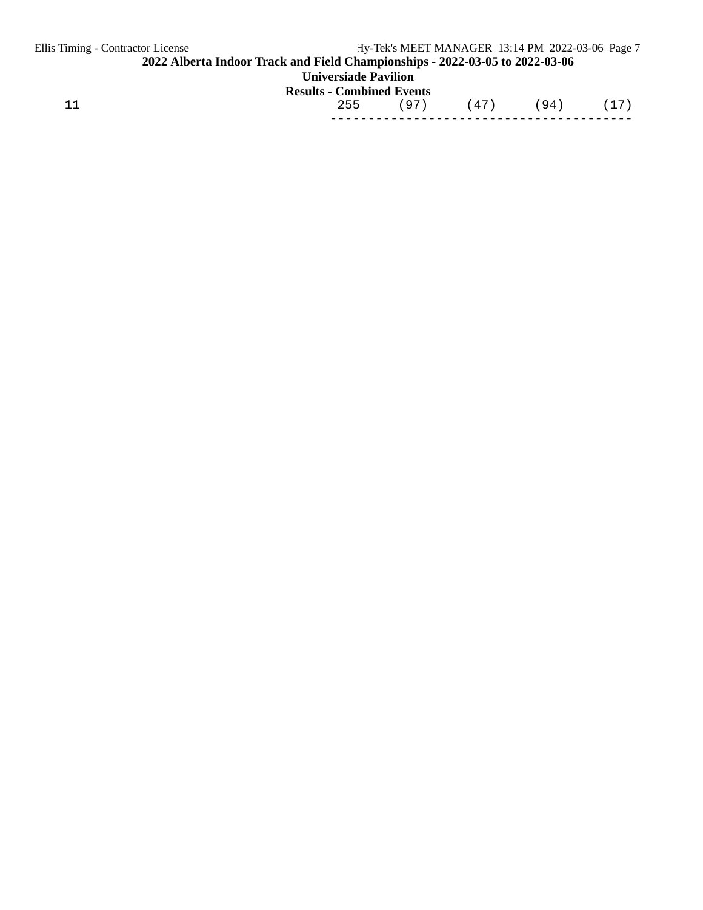```
 11                                          255      (97)      (47)      (94)      (17)
                                           ----------------------------------------
```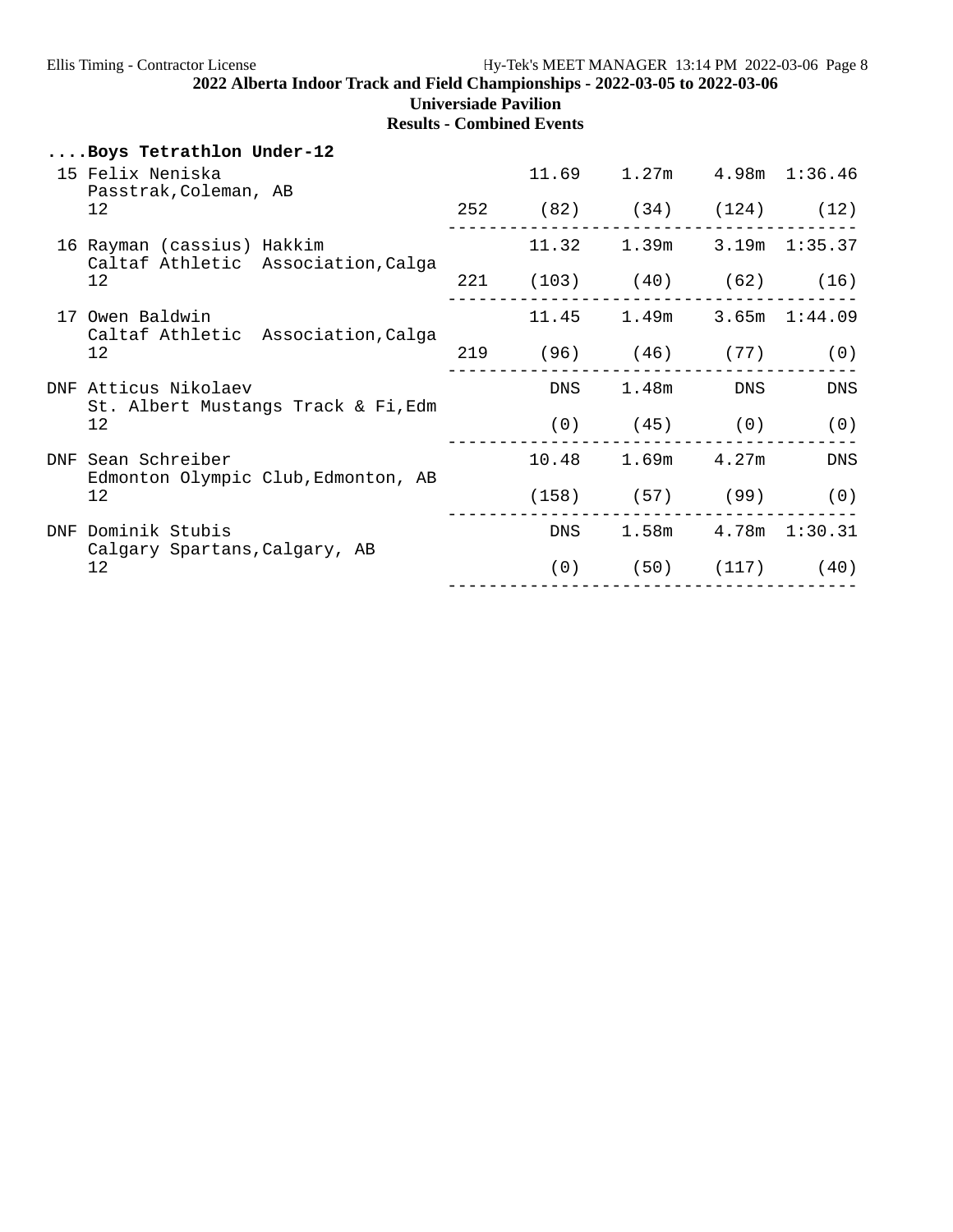# 2022 Alberta Indoor Track and Field Championships - 2022-03-05 to 2022-03-06

## Universiade Pavilion

### Results - Combined Events

**....Boys Tetrathlon Under-12**

| Place | Name / Team / Age | Points | | | | |
|---|---|---|---|---|---|---|
| 15 | Felix Neniska | | 11.69 | 1.27m | 4.98m | 1:36.46 |
| | Passtrak,Coleman, AB | | | | | |
| | 12 | 252 | (82) | (34) | (124) | (12) |
| 16 | Rayman (cassius) Hakkim | | 11.32 | 1.39m | 3.19m | 1:35.37 |
| | Caltaf Athletic Association,Calga | | | | | |
| | 12 | 221 | (103) | (40) | (62) | (16) |
| 17 | Owen Baldwin | | 11.45 | 1.49m | 3.65m | 1:44.09 |
| | Caltaf Athletic Association,Calga | | | | | |
| | 12 | 219 | (96) | (46) | (77) | (0) |
| DNF | Atticus Nikolaev | | DNS | 1.48m | DNS | DNS |
| | St. Albert Mustangs Track & Fi,Edm | | | | | |
| | 12 | | (0) | (45) | (0) | (0) |
| DNF | Sean Schreiber | | 10.48 | 1.69m | 4.27m | DNS |
| | Edmonton Olympic Club,Edmonton, AB | | | | | |
| | 12 | | (158) | (57) | (99) | (0) |
| DNF | Dominik Stubis | | DNS | 1.58m | 4.78m | 1:30.31 |
| | Calgary Spartans,Calgary, AB | | | | | |
| | 12 | | (0) | (50) | (117) | (40) |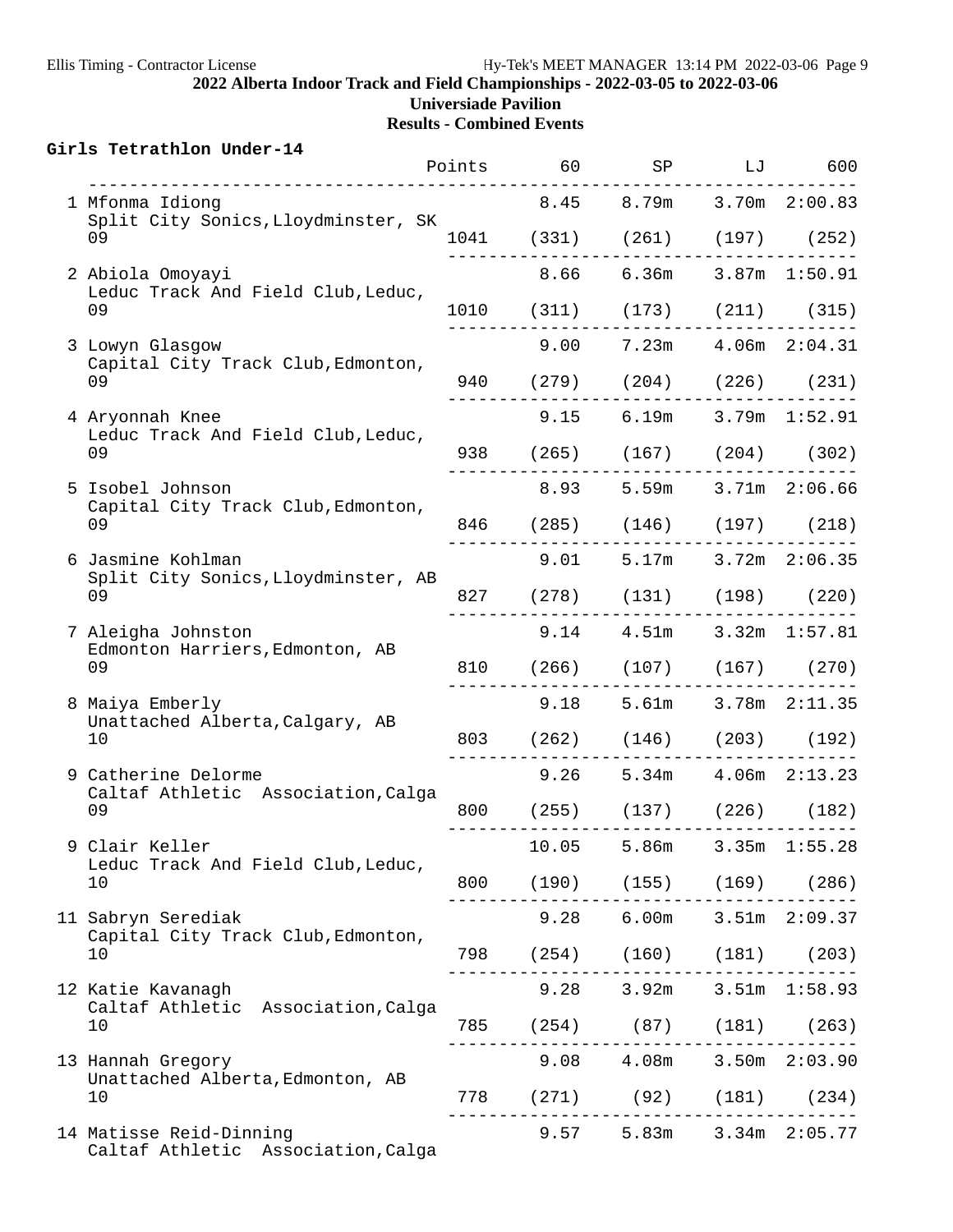**2022 Alberta Indoor Track and Field Championships - 2022-03-05 to 2022-03-06**

**Universiade Pavilion**

**Results - Combined Events**

### Girls Tetrathlon Under-14

| Place | Name / Team / Age | Points | 60 | SP | LJ | 600 |
|---|---|---|---|---|---|---|
| 1 | Mfonma Idiong<br>Split City Sonics,Lloydminster, SK<br>09 | 1041 | 8.45 (331) | 8.79m (261) | 3.70m (197) | 2:00.83 (252) |
| 2 | Abiola Omoyayi<br>Leduc Track And Field Club,Leduc,<br>09 | 1010 | 8.66 (311) | 6.36m (173) | 3.87m (211) | 1:50.91 (315) |
| 3 | Lowyn Glasgow<br>Capital City Track Club,Edmonton,<br>09 | 940 | 9.00 (279) | 7.23m (204) | 4.06m (226) | 2:04.31 (231) |
| 4 | Aryonnah Knee<br>Leduc Track And Field Club,Leduc,<br>09 | 938 | 9.15 (265) | 6.19m (167) | 3.79m (204) | 1:52.91 (302) |
| 5 | Isobel Johnson<br>Capital City Track Club,Edmonton,<br>09 | 846 | 8.93 (285) | 5.59m (146) | 3.71m (197) | 2:06.66 (218) |
| 6 | Jasmine Kohlman<br>Split City Sonics,Lloydminster, AB<br>09 | 827 | 9.01 (278) | 5.17m (131) | 3.72m (198) | 2:06.35 (220) |
| 7 | Aleigha Johnston<br>Edmonton Harriers,Edmonton, AB<br>09 | 810 | 9.14 (266) | 4.51m (107) | 3.32m (167) | 1:57.81 (270) |
| 8 | Maiya Emberly<br>Unattached Alberta,Calgary, AB<br>10 | 803 | 9.18 (262) | 5.61m (146) | 3.78m (203) | 2:11.35 (192) |
| 9 | Catherine Delorme<br>Caltaf Athletic Association,Calga<br>09 | 800 | 9.26 (255) | 5.34m (137) | 4.06m (226) | 2:13.23 (182) |
| 9 | Clair Keller<br>Leduc Track And Field Club,Leduc,<br>10 | 800 | 10.05 (190) | 5.86m (155) | 3.35m (169) | 1:55.28 (286) |
| 11 | Sabryn Serediak<br>Capital City Track Club,Edmonton,<br>10 | 798 | 9.28 (254) | 6.00m (160) | 3.51m (181) | 2:09.37 (203) |
| 12 | Katie Kavanagh<br>Caltaf Athletic Association,Calga<br>10 | 785 | 9.28 (254) | 3.92m (87) | 3.51m (181) | 1:58.93 (263) |
| 13 | Hannah Gregory<br>Unattached Alberta,Edmonton, AB<br>10 | 778 | 9.08 (271) | 4.08m (92) | 3.50m (181) | 2:03.90 (234) |
| 14 | Matisse Reid-Dinning<br>Caltaf Athletic Association,Calga | | 9.57 | 5.83m | 3.34m | 2:05.77 |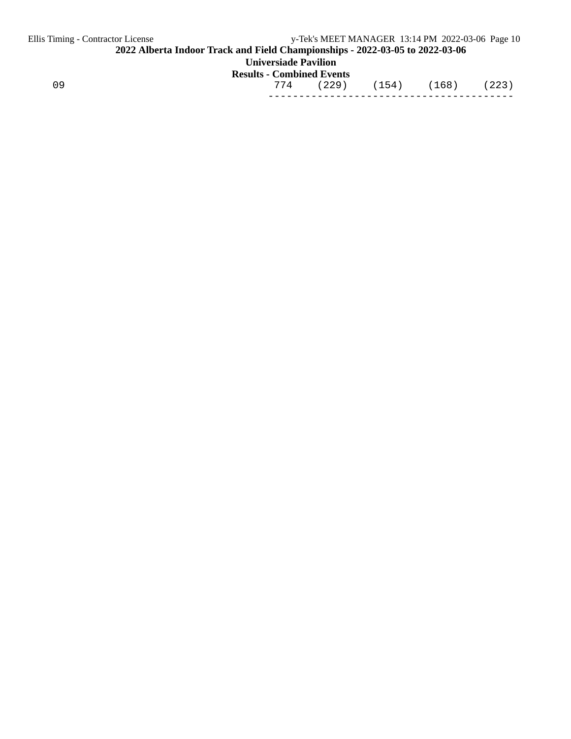```
  09                                        774    (229)    (154)    (168)    (223)
                                          ----------------------------------------
```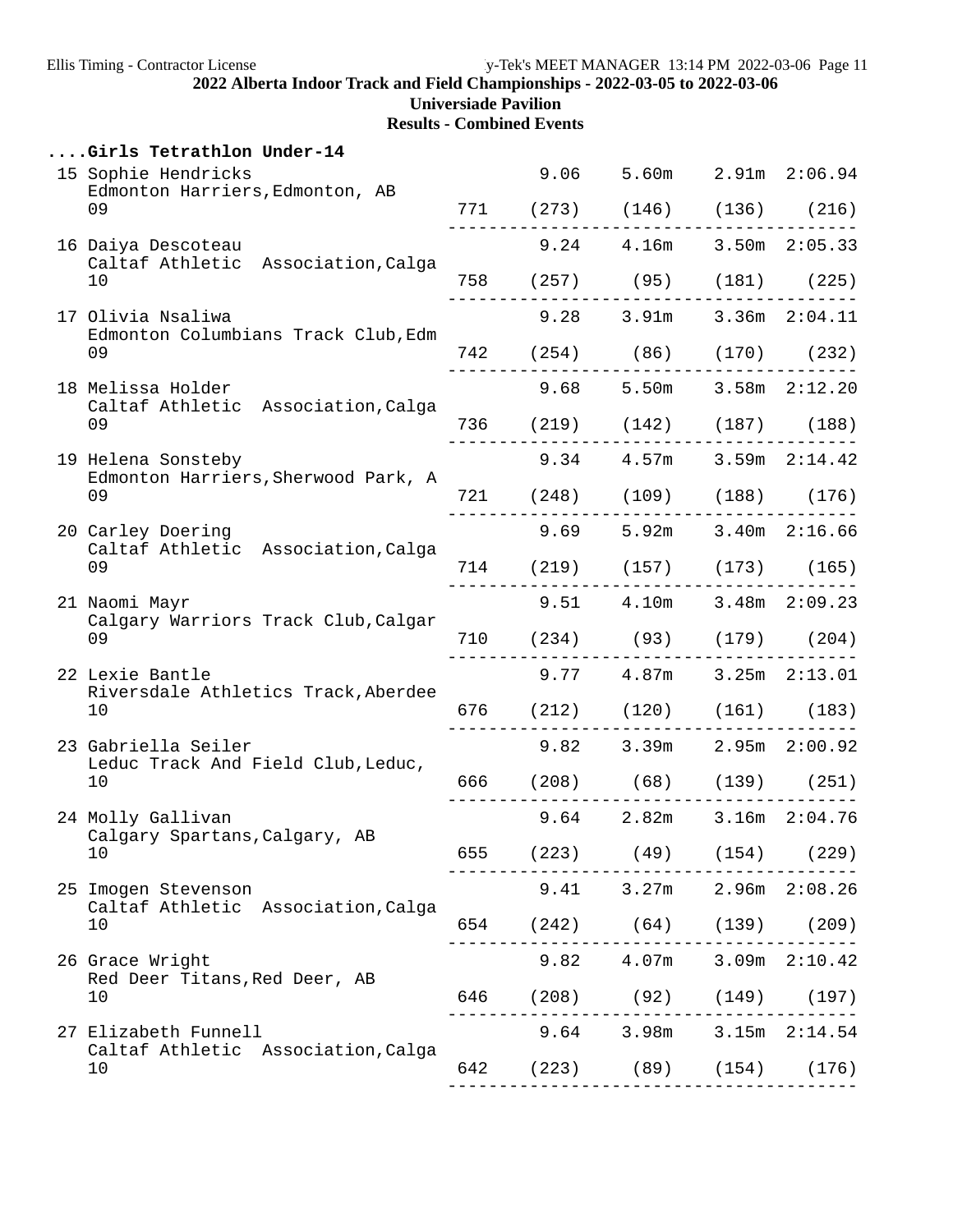**2022 Alberta Indoor Track and Field Championships - 2022-03-05 to 2022-03-06**

**Universiade Pavilion**

**Results - Combined Events**

### ....Girls Tetrathlon Under-14

| Place | Name / Team / Age | Points | 60m Hurdles | Long Jump | Shot Put | 800m |
|---|---|---|---|---|---|---|
| 15 | Sophie Hendricks<br>Edmonton Harriers,Edmonton, AB<br>09 | 771 | 9.06 (273) | 5.60m (146) | 2.91m (136) | 2:06.94 (216) |
| 16 | Daiya Descoteau<br>Caltaf Athletic Association,Calga<br>10 | 758 | 9.24 (257) | 4.16m (95) | 3.50m (181) | 2:05.33 (225) |
| 17 | Olivia Nsaliwa<br>Edmonton Columbians Track Club,Edm<br>09 | 742 | 9.28 (254) | 3.91m (86) | 3.36m (170) | 2:04.11 (232) |
| 18 | Melissa Holder<br>Caltaf Athletic Association,Calga<br>09 | 736 | 9.68 (219) | 5.50m (142) | 3.58m (187) | 2:12.20 (188) |
| 19 | Helena Sonsteby<br>Edmonton Harriers,Sherwood Park, A<br>09 | 721 | 9.34 (248) | 4.57m (109) | 3.59m (188) | 2:14.42 (176) |
| 20 | Carley Doering<br>Caltaf Athletic Association,Calga<br>09 | 714 | 9.69 (219) | 5.92m (157) | 3.40m (173) | 2:16.66 (165) |
| 21 | Naomi Mayr<br>Calgary Warriors Track Club,Calgar<br>09 | 710 | 9.51 (234) | 4.10m (93) | 3.48m (179) | 2:09.23 (204) |
| 22 | Lexie Bantle<br>Riversdale Athletics Track,Aberdee<br>10 | 676 | 9.77 (212) | 4.87m (120) | 3.25m (161) | 2:13.01 (183) |
| 23 | Gabriella Seiler<br>Leduc Track And Field Club,Leduc,<br>10 | 666 | 9.82 (208) | 3.39m (68) | 2.95m (139) | 2:00.92 (251) |
| 24 | Molly Gallivan<br>Calgary Spartans,Calgary, AB<br>10 | 655 | 9.64 (223) | 2.82m (49) | 3.16m (154) | 2:04.76 (229) |
| 25 | Imogen Stevenson<br>Caltaf Athletic Association,Calga<br>10 | 654 | 9.41 (242) | 3.27m (64) | 2.96m (139) | 2:08.26 (209) |
| 26 | Grace Wright<br>Red Deer Titans,Red Deer, AB<br>10 | 646 | 9.82 (208) | 4.07m (92) | 3.09m (149) | 2:10.42 (197) |
| 27 | Elizabeth Funnell<br>Caltaf Athletic Association,Calga<br>10 | 642 | 9.64 (223) | 3.98m (89) | 3.15m (154) | 2:14.54 (176) |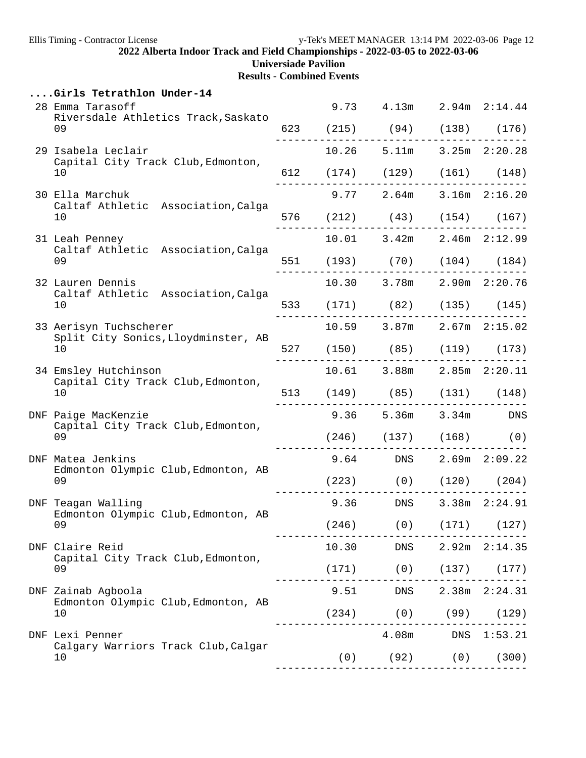**2022 Alberta Indoor Track and Field Championships - 2022-03-05 to 2022-03-06**

**Universiade Pavilion**

**Results - Combined Events**

### ....Girls Tetrathlon Under-14

| Place | Name / Club / Age | Points | Event 1 | Event 2 | Event 3 | Event 4 |
|---|---|---|---|---|---|---|
| 28 | Emma Tarasoff<br>Riversdale Athletics Track,Saskato<br>09 | 623 | 9.73<br>(215) | 4.13m<br>(94) | 2.94m<br>(138) | 2:14.44<br>(176) |
| 29 | Isabela Leclair<br>Capital City Track Club,Edmonton,<br>10 | 612 | 10.26<br>(174) | 5.11m<br>(129) | 3.25m<br>(161) | 2:20.28<br>(148) |
| 30 | Ella Marchuk<br>Caltaf Athletic Association,Calga<br>10 | 576 | 9.77<br>(212) | 2.64m<br>(43) | 3.16m<br>(154) | 2:16.20<br>(167) |
| 31 | Leah Penney<br>Caltaf Athletic Association,Calga<br>09 | 551 | 10.01<br>(193) | 3.42m<br>(70) | 2.46m<br>(104) | 2:12.99<br>(184) |
| 32 | Lauren Dennis<br>Caltaf Athletic Association,Calga<br>10 | 533 | 10.30<br>(171) | 3.78m<br>(82) | 2.90m<br>(135) | 2:20.76<br>(145) |
| 33 | Aerisyn Tuchscherer<br>Split City Sonics,Lloydminster, AB<br>10 | 527 | 10.59<br>(150) | 3.87m<br>(85) | 2.67m<br>(119) | 2:15.02<br>(173) |
| 34 | Emsley Hutchinson<br>Capital City Track Club,Edmonton,<br>10 | 513 | 10.61<br>(149) | 3.88m<br>(85) | 2.85m<br>(131) | 2:20.11<br>(148) |
| DNF | Paige MacKenzie<br>Capital City Track Club,Edmonton,<br>09 | | 9.36<br>(246) | 5.36m<br>(137) | 3.34m<br>(168) | DNS<br>(0) |
| DNF | Matea Jenkins<br>Edmonton Olympic Club,Edmonton, AB<br>09 | | 9.64<br>(223) | DNS<br>(0) | 2.69m<br>(120) | 2:09.22<br>(204) |
| DNF | Teagan Walling<br>Edmonton Olympic Club,Edmonton, AB<br>09 | | 9.36<br>(246) | DNS<br>(0) | 3.38m<br>(171) | 2:24.91<br>(127) |
| DNF | Claire Reid<br>Capital City Track Club,Edmonton,<br>09 | | 10.30<br>(171) | DNS<br>(0) | 2.92m<br>(137) | 2:14.35<br>(177) |
| DNF | Zainab Agboola<br>Edmonton Olympic Club,Edmonton, AB<br>10 | | 9.51<br>(234) | DNS<br>(0) | 2.38m<br>(99) | 2:24.31<br>(129) |
| DNF | Lexi Penner<br>Calgary Warriors Track Club,Calgar<br>10 | | <br>(0) | 4.08m<br>(92) | DNS<br>(0) | 1:53.21<br>(300) |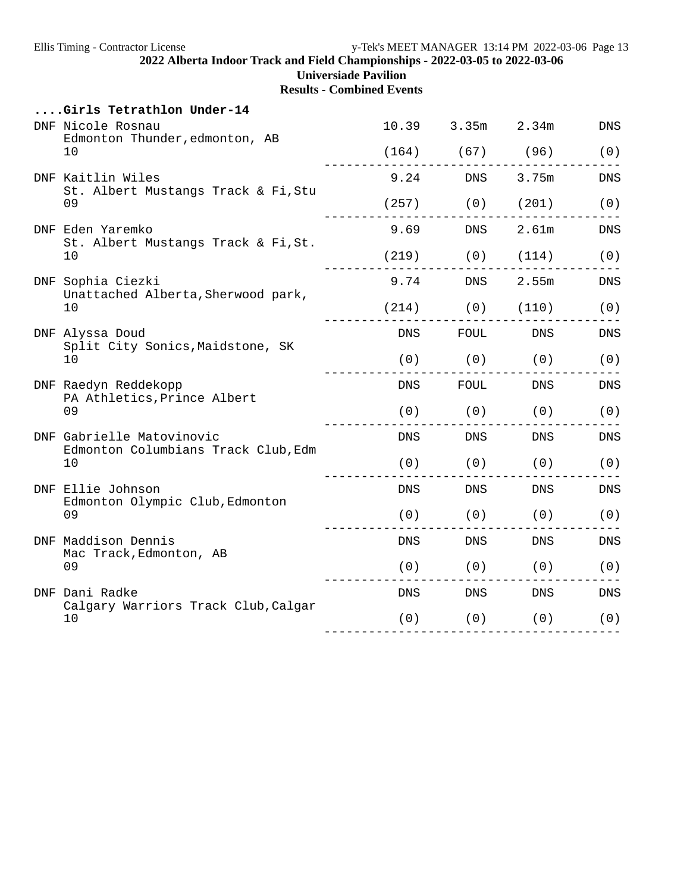**2022 Alberta Indoor Track and Field Championships - 2022-03-05 to 2022-03-06**

**Universiade Pavilion**

**Results - Combined Events**

### ....Girls Tetrathlon Under-14

| Place | Name / Team / Age | Event 1 | Event 2 | Event 3 | Event 4 |
|---|---|---|---|---|---|
| DNF | Nicole Rosnau<br>Edmonton Thunder,edmonton, AB<br>10 | 10.39<br>(164) | 3.35m<br>(67) | 2.34m<br>(96) | DNS<br>(0) |
| DNF | Kaitlin Wiles<br>St. Albert Mustangs Track & Fi,Stu<br>09 | 9.24<br>(257) | DNS<br>(0) | 3.75m<br>(201) | DNS<br>(0) |
| DNF | Eden Yaremko<br>St. Albert Mustangs Track & Fi,St.<br>10 | 9.69<br>(219) | DNS<br>(0) | 2.61m<br>(114) | DNS<br>(0) |
| DNF | Sophia Ciezki<br>Unattached Alberta,Sherwood park,<br>10 | 9.74<br>(214) | DNS<br>(0) | 2.55m<br>(110) | DNS<br>(0) |
| DNF | Alyssa Doud<br>Split City Sonics,Maidstone, SK<br>10 | DNS<br>(0) | FOUL<br>(0) | DNS<br>(0) | DNS<br>(0) |
| DNF | Raedyn Reddekopp<br>PA Athletics,Prince Albert<br>09 | DNS<br>(0) | FOUL<br>(0) | DNS<br>(0) | DNS<br>(0) |
| DNF | Gabrielle Matovinovic<br>Edmonton Columbians Track Club,Edm<br>10 | DNS<br>(0) | DNS<br>(0) | DNS<br>(0) | DNS<br>(0) |
| DNF | Ellie Johnson<br>Edmonton Olympic Club,Edmonton<br>09 | DNS<br>(0) | DNS<br>(0) | DNS<br>(0) | DNS<br>(0) |
| DNF | Maddison Dennis<br>Mac Track,Edmonton, AB<br>09 | DNS<br>(0) | DNS<br>(0) | DNS<br>(0) | DNS<br>(0) |
| DNF | Dani Radke<br>Calgary Warriors Track Club,Calgar<br>10 | DNS<br>(0) | DNS<br>(0) | DNS<br>(0) | DNS<br>(0) |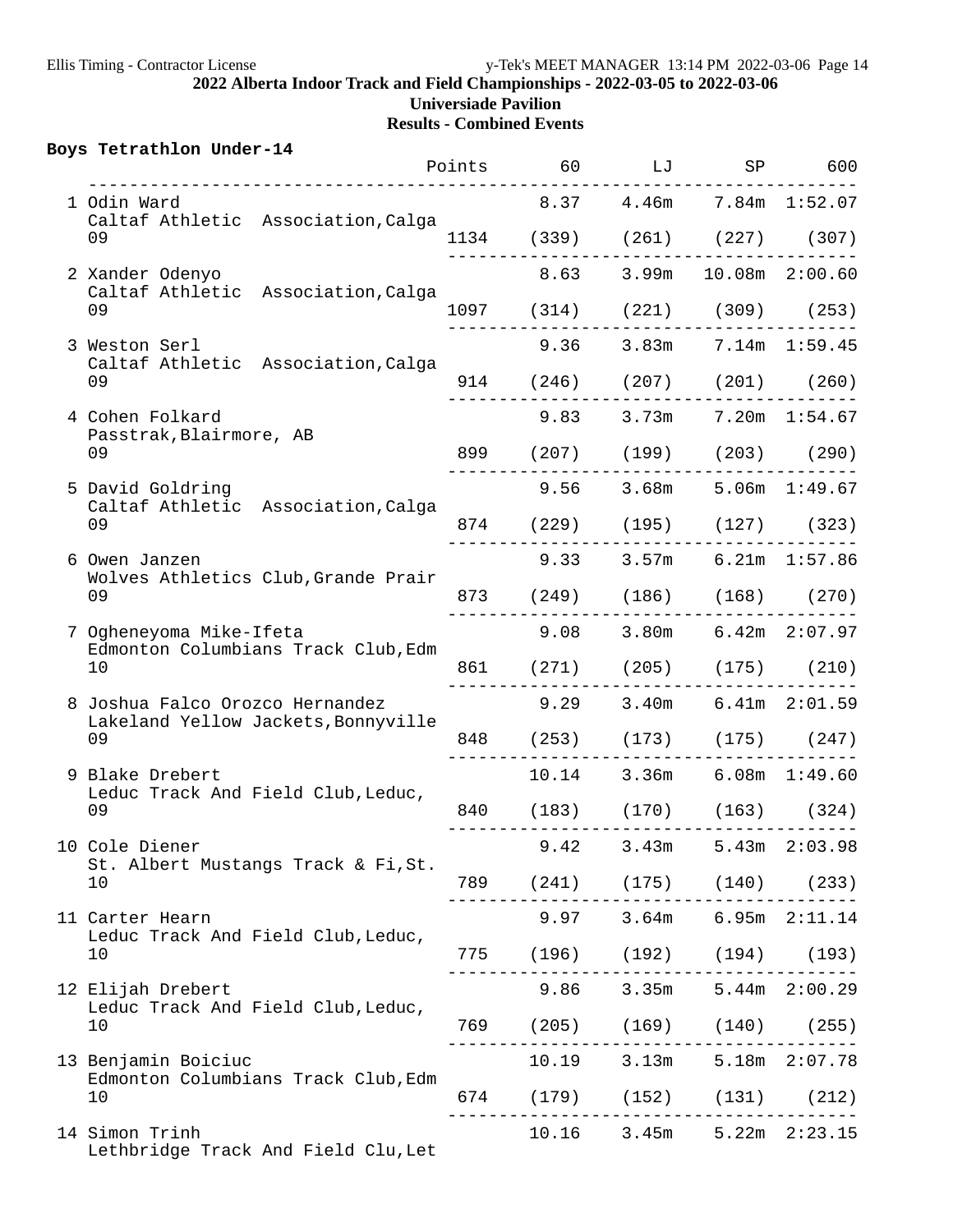**2022 Alberta Indoor Track and Field Championships - 2022-03-05 to 2022-03-06**

**Universiade Pavilion**

**Results - Combined Events**

## Boys Tetrathlon Under-14

| Place | Name / Club / Age | Points | 60 | LJ | SP | 600 |
|---|---|---|---|---|---|---|
| 1 | Odin Ward<br>Caltaf Athletic Association,Calga<br>09 | 1134 | 8.37 (339) | 4.46m (261) | 7.84m (227) | 1:52.07 (307) |
| 2 | Xander Odenyo<br>Caltaf Athletic Association,Calga<br>09 | 1097 | 8.63 (314) | 3.99m (221) | 10.08m (309) | 2:00.60 (253) |
| 3 | Weston Serl<br>Caltaf Athletic Association,Calga<br>09 | 914 | 9.36 (246) | 3.83m (207) | 7.14m (201) | 1:59.45 (260) |
| 4 | Cohen Folkard<br>Passtrak,Blairmore, AB<br>09 | 899 | 9.83 (207) | 3.73m (199) | 7.20m (203) | 1:54.67 (290) |
| 5 | David Goldring<br>Caltaf Athletic Association,Calga<br>09 | 874 | 9.56 (229) | 3.68m (195) | 5.06m (127) | 1:49.67 (323) |
| 6 | Owen Janzen<br>Wolves Athletics Club,Grande Prair<br>09 | 873 | 9.33 (249) | 3.57m (186) | 6.21m (168) | 1:57.86 (270) |
| 7 | Ogheneyoma Mike-Ifeta<br>Edmonton Columbians Track Club,Edm<br>10 | 861 | 9.08 (271) | 3.80m (205) | 6.42m (175) | 2:07.97 (210) |
| 8 | Joshua Falco Orozco Hernandez<br>Lakeland Yellow Jackets,Bonnyville<br>09 | 848 | 9.29 (253) | 3.40m (173) | 6.41m (175) | 2:01.59 (247) |
| 9 | Blake Drebert<br>Leduc Track And Field Club,Leduc,<br>09 | 840 | 10.14 (183) | 3.36m (170) | 6.08m (163) | 1:49.60 (324) |
| 10 | Cole Diener<br>St. Albert Mustangs Track & Fi,St.<br>10 | 789 | 9.42 (241) | 3.43m (175) | 5.43m (140) | 2:03.98 (233) |
| 11 | Carter Hearn<br>Leduc Track And Field Club,Leduc,<br>10 | 775 | 9.97 (196) | 3.64m (192) | 6.95m (194) | 2:11.14 (193) |
| 12 | Elijah Drebert<br>Leduc Track And Field Club,Leduc,<br>10 | 769 | 9.86 (205) | 3.35m (169) | 5.44m (140) | 2:00.29 (255) |
| 13 | Benjamin Boiciuc<br>Edmonton Columbians Track Club,Edm<br>10 | 674 | 10.19 (179) | 3.13m (152) | 5.18m (131) | 2:07.78 (212) |
| 14 | Simon Trinh<br>Lethbridge Track And Field Clu,Let | | 10.16 | 3.45m | 5.22m | 2:23.15 |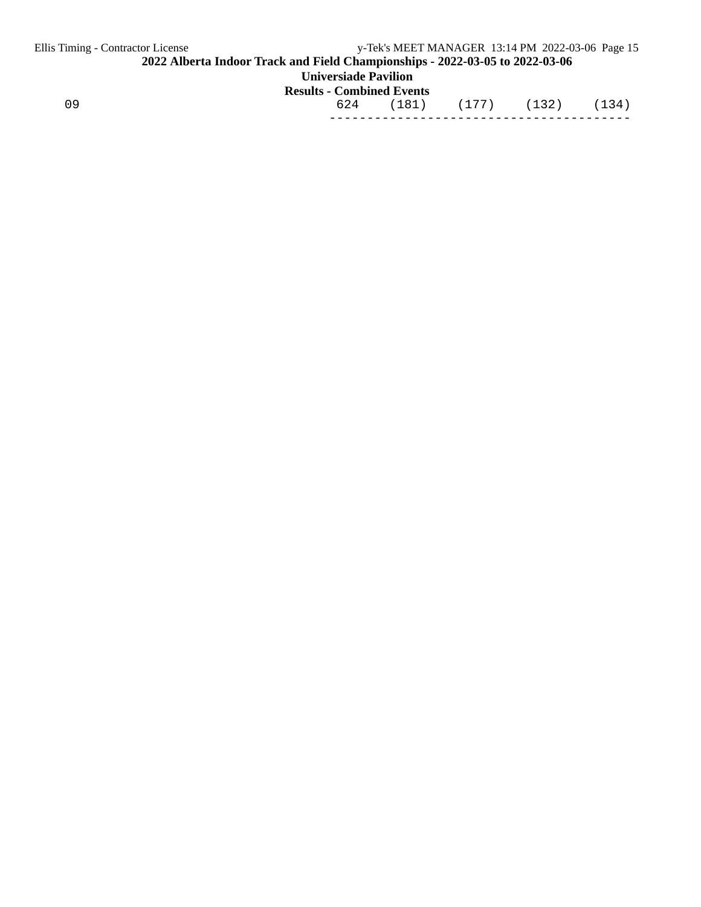```
    09                                          624    (181)    (177)    (132)    (134)
                                              ----------------------------------------
```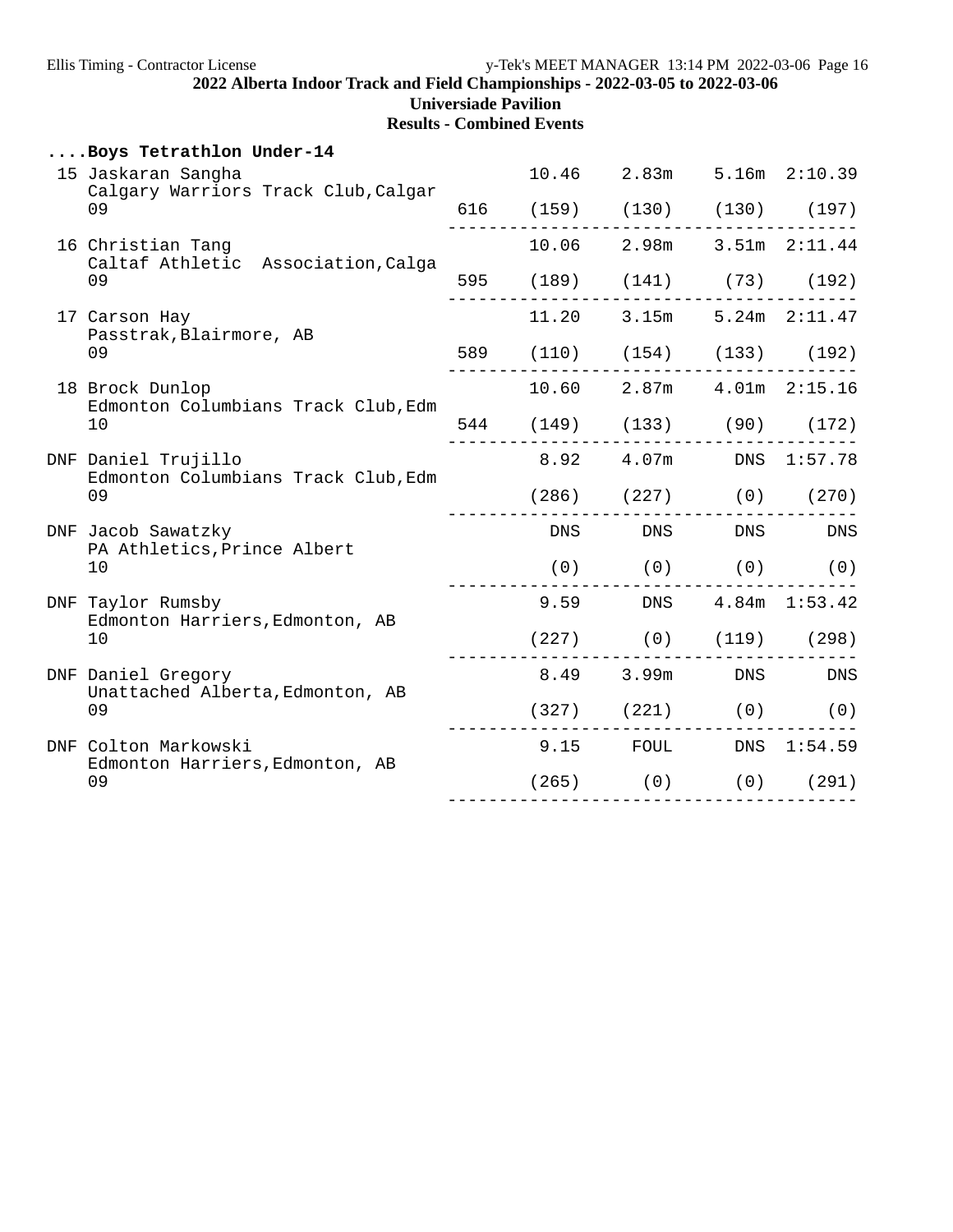## 2022 Alberta Indoor Track and Field Championships - 2022-03-05 to 2022-03-06

**Universiade Pavilion**

**Results - Combined Events**

**....Boys Tetrathlon Under-14**

| Place | Name / Team / Age | Points | Event 1 | Event 2 | Event 3 | Event 4 |
|---|---|---|---|---|---|---|
| 15 | Jaskaran Sangha<br>Calgary Warriors Track Club,Calgar<br>09 | 616 | 10.46<br>(159) | 2.83m<br>(130) | 5.16m<br>(130) | 2:10.39<br>(197) |
| 16 | Christian Tang<br>Caltaf Athletic Association,Calga<br>09 | 595 | 10.06<br>(189) | 2.98m<br>(141) | 3.51m<br>(73) | 2:11.44<br>(192) |
| 17 | Carson Hay<br>Passtrak,Blairmore, AB<br>09 | 589 | 11.20<br>(110) | 3.15m<br>(154) | 5.24m<br>(133) | 2:11.47<br>(192) |
| 18 | Brock Dunlop<br>Edmonton Columbians Track Club,Edm<br>10 | 544 | 10.60<br>(149) | 2.87m<br>(133) | 4.01m<br>(90) | 2:15.16<br>(172) |
| DNF | Daniel Trujillo<br>Edmonton Columbians Track Club,Edm<br>09 | | 8.92<br>(286) | 4.07m<br>(227) | DNS<br>(0) | 1:57.78<br>(270) |
| DNF | Jacob Sawatzky<br>PA Athletics,Prince Albert<br>10 | | DNS<br>(0) | DNS<br>(0) | DNS<br>(0) | DNS<br>(0) |
| DNF | Taylor Rumsby<br>Edmonton Harriers,Edmonton, AB<br>10 | | 9.59<br>(227) | DNS<br>(0) | 4.84m<br>(119) | 1:53.42<br>(298) |
| DNF | Daniel Gregory<br>Unattached Alberta,Edmonton, AB<br>09 | | 8.49<br>(327) | 3.99m<br>(221) | DNS<br>(0) | DNS<br>(0) |
| DNF | Colton Markowski<br>Edmonton Harriers,Edmonton, AB<br>09 | | 9.15<br>(265) | FOUL<br>(0) | DNS<br>(0) | 1:54.59<br>(291) |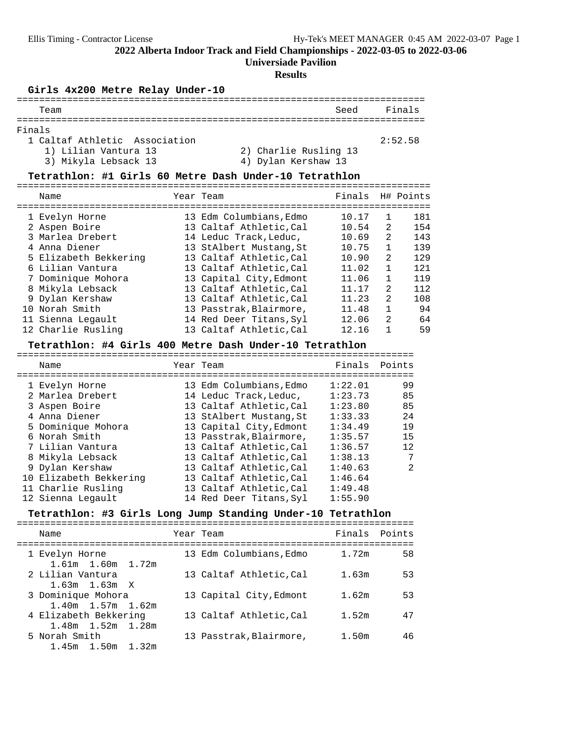# 2022 Alberta Indoor Track and Field Championships - 2022-03-05 to 2022-03-06

## Universiade Pavilion

### Results

### Girls 4x200 Metre Relay Under-10

| Team | Seed | Finals |
|---|---|---|
| **Finals** | | |
| 1 Caltaf Athletic Association | | 2:52.58 |
| 1) Lilian Vantura 13; 2) Charlie Rusling 13; 3) Mikyla Lebsack 13; 4) Dylan Kershaw 13 | | |

### Tetrathlon: #1 Girls 60 Metre Dash Under-10 Tetrathlon

| Name | Year | Team | Finals | H# | Points |
|---|---|---|---|---|---|
| 1 Evelyn Horne | 13 | Edm Columbians,Edmo | 10.17 | 1 | 181 |
| 2 Aspen Boire | 13 | Caltaf Athletic,Cal | 10.54 | 2 | 154 |
| 3 Marlea Drebert | 14 | Leduc Track,Leduc, | 10.69 | 2 | 143 |
| 4 Anna Diener | 13 | StAlbert Mustang,St | 10.75 | 1 | 139 |
| 5 Elizabeth Bekkering | 13 | Caltaf Athletic,Cal | 10.90 | 2 | 129 |
| 6 Lilian Vantura | 13 | Caltaf Athletic,Cal | 11.02 | 1 | 121 |
| 7 Dominique Mohora | 13 | Capital City,Edmont | 11.06 | 1 | 119 |
| 8 Mikyla Lebsack | 13 | Caltaf Athletic,Cal | 11.17 | 2 | 112 |
| 9 Dylan Kershaw | 13 | Caltaf Athletic,Cal | 11.23 | 2 | 108 |
| 10 Norah Smith | 13 | Passtrak,Blairmore, | 11.48 | 1 | 94 |
| 11 Sienna Legault | 14 | Red Deer Titans,Syl | 12.06 | 2 | 64 |
| 12 Charlie Rusling | 13 | Caltaf Athletic,Cal | 12.16 | 1 | 59 |

### Tetrathlon: #4 Girls 400 Metre Dash Under-10 Tetrathlon

| Name | Year | Team | Finals | Points |
|---|---|---|---|---|
| 1 Evelyn Horne | 13 | Edm Columbians,Edmo | 1:22.01 | 99 |
| 2 Marlea Drebert | 14 | Leduc Track,Leduc, | 1:23.73 | 85 |
| 3 Aspen Boire | 13 | Caltaf Athletic,Cal | 1:23.80 | 85 |
| 4 Anna Diener | 13 | StAlbert Mustang,St | 1:33.33 | 24 |
| 5 Dominique Mohora | 13 | Capital City,Edmont | 1:34.49 | 19 |
| 6 Norah Smith | 13 | Passtrak,Blairmore, | 1:35.57 | 15 |
| 7 Lilian Vantura | 13 | Caltaf Athletic,Cal | 1:36.57 | 12 |
| 8 Mikyla Lebsack | 13 | Caltaf Athletic,Cal | 1:38.13 | 7 |
| 9 Dylan Kershaw | 13 | Caltaf Athletic,Cal | 1:40.63 | 2 |
| 10 Elizabeth Bekkering | 13 | Caltaf Athletic,Cal | 1:46.64 | |
| 11 Charlie Rusling | 13 | Caltaf Athletic,Cal | 1:49.48 | |
| 12 Sienna Legault | 14 | Red Deer Titans,Syl | 1:55.90 | |

### Tetrathlon: #3 Girls Long Jump Standing Under-10 Tetrathlon

| Name | Year | Team | Finals | Points |
|---|---|---|---|---|
| 1 Evelyn Horne | 13 | Edm Columbians,Edmo | 1.72m | 58 |
| 1.61m 1.60m 1.72m | | | | |
| 2 Lilian Vantura | 13 | Caltaf Athletic,Cal | 1.63m | 53 |
| 1.63m 1.63m X | | | | |
| 3 Dominique Mohora | 13 | Capital City,Edmont | 1.62m | 53 |
| 1.40m 1.57m 1.62m | | | | |
| 4 Elizabeth Bekkering | 13 | Caltaf Athletic,Cal | 1.52m | 47 |
| 1.48m 1.52m 1.28m | | | | |
| 5 Norah Smith | 13 | Passtrak,Blairmore, | 1.50m | 46 |
| 1.45m 1.50m 1.32m | | | | |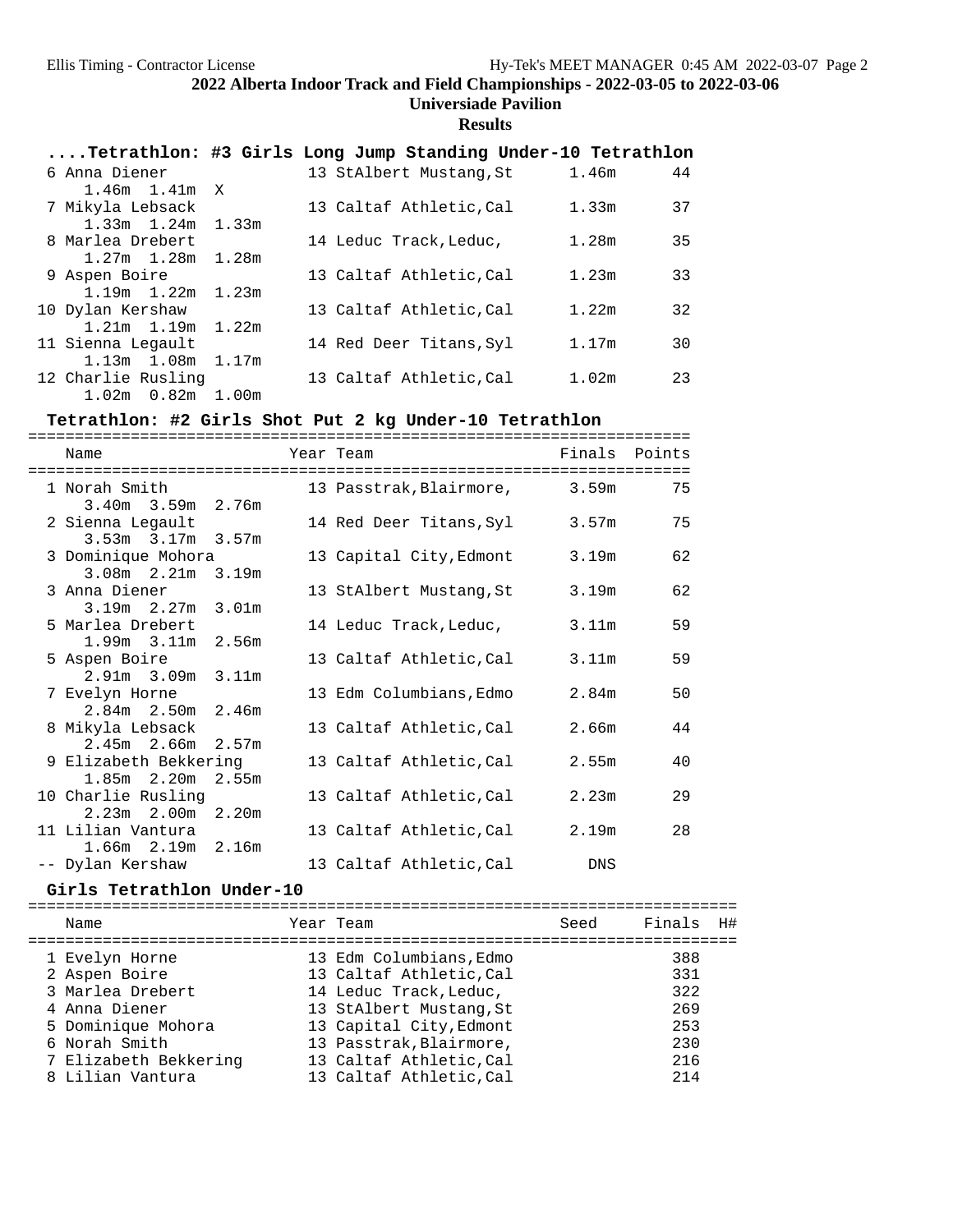## ....Tetrathlon: #3 Girls Long Jump Standing Under-10 Tetrathlon

| Place | Name | Year | Team | Finals | Points |
|---|---|---|---|---|---|
| 6 | Anna Diener | 13 | StAlbert Mustang,St | 1.46m | 44 |
| | 1.46m 1.41m X | | | | |
| 7 | Mikyla Lebsack | 13 | Caltaf Athletic,Cal | 1.33m | 37 |
| | 1.33m 1.24m 1.33m | | | | |
| 8 | Marlea Drebert | 14 | Leduc Track,Leduc, | 1.28m | 35 |
| | 1.27m 1.28m 1.28m | | | | |
| 9 | Aspen Boire | 13 | Caltaf Athletic,Cal | 1.23m | 33 |
| | 1.19m 1.22m 1.23m | | | | |
| 10 | Dylan Kershaw | 13 | Caltaf Athletic,Cal | 1.22m | 32 |
| | 1.21m 1.19m 1.22m | | | | |
| 11 | Sienna Legault | 14 | Red Deer Titans,Syl | 1.17m | 30 |
| | 1.13m 1.08m 1.17m | | | | |
| 12 | Charlie Rusling | 13 | Caltaf Athletic,Cal | 1.02m | 23 |
| | 1.02m 0.82m 1.00m | | | | |

## Tetrathlon: #2 Girls Shot Put 2 kg Under-10 Tetrathlon

| Place | Name | Year | Team | Finals | Points |
|---|---|---|---|---|---|
| 1 | Norah Smith | 13 | Passtrak,Blairmore, | 3.59m | 75 |
| | 3.40m 3.59m 2.76m | | | | |
| 2 | Sienna Legault | 14 | Red Deer Titans,Syl | 3.57m | 75 |
| | 3.53m 3.17m 3.57m | | | | |
| 3 | Dominique Mohora | 13 | Capital City,Edmont | 3.19m | 62 |
| | 3.08m 2.21m 3.19m | | | | |
| 3 | Anna Diener | 13 | StAlbert Mustang,St | 3.19m | 62 |
| | 3.19m 2.27m 3.01m | | | | |
| 5 | Marlea Drebert | 14 | Leduc Track,Leduc, | 3.11m | 59 |
| | 1.99m 3.11m 2.56m | | | | |
| 5 | Aspen Boire | 13 | Caltaf Athletic,Cal | 3.11m | 59 |
| | 2.91m 3.09m 3.11m | | | | |
| 7 | Evelyn Horne | 13 | Edm Columbians,Edmo | 2.84m | 50 |
| | 2.84m 2.50m 2.46m | | | | |
| 8 | Mikyla Lebsack | 13 | Caltaf Athletic,Cal | 2.66m | 44 |
| | 2.45m 2.66m 2.57m | | | | |
| 9 | Elizabeth Bekkering | 13 | Caltaf Athletic,Cal | 2.55m | 40 |
| | 1.85m 2.20m 2.55m | | | | |
| 10 | Charlie Rusling | 13 | Caltaf Athletic,Cal | 2.23m | 29 |
| | 2.23m 2.00m 2.20m | | | | |
| 11 | Lilian Vantura | 13 | Caltaf Athletic,Cal | 2.19m | 28 |
| | 1.66m 2.19m 2.16m | | | | |
| -- | Dylan Kershaw | 13 | Caltaf Athletic,Cal | DNS | |

## Girls Tetrathlon Under-10

| Place | Name | Year | Team | Seed | Finals | H# |
|---|---|---|---|---|---|---|
| 1 | Evelyn Horne | 13 | Edm Columbians,Edmo | | 388 | |
| 2 | Aspen Boire | 13 | Caltaf Athletic,Cal | | 331 | |
| 3 | Marlea Drebert | 14 | Leduc Track,Leduc, | | 322 | |
| 4 | Anna Diener | 13 | StAlbert Mustang,St | | 269 | |
| 5 | Dominique Mohora | 13 | Capital City,Edmont | | 253 | |
| 6 | Norah Smith | 13 | Passtrak,Blairmore, | | 230 | |
| 7 | Elizabeth Bekkering | 13 | Caltaf Athletic,Cal | | 216 | |
| 8 | Lilian Vantura | 13 | Caltaf Athletic,Cal | | 214 | |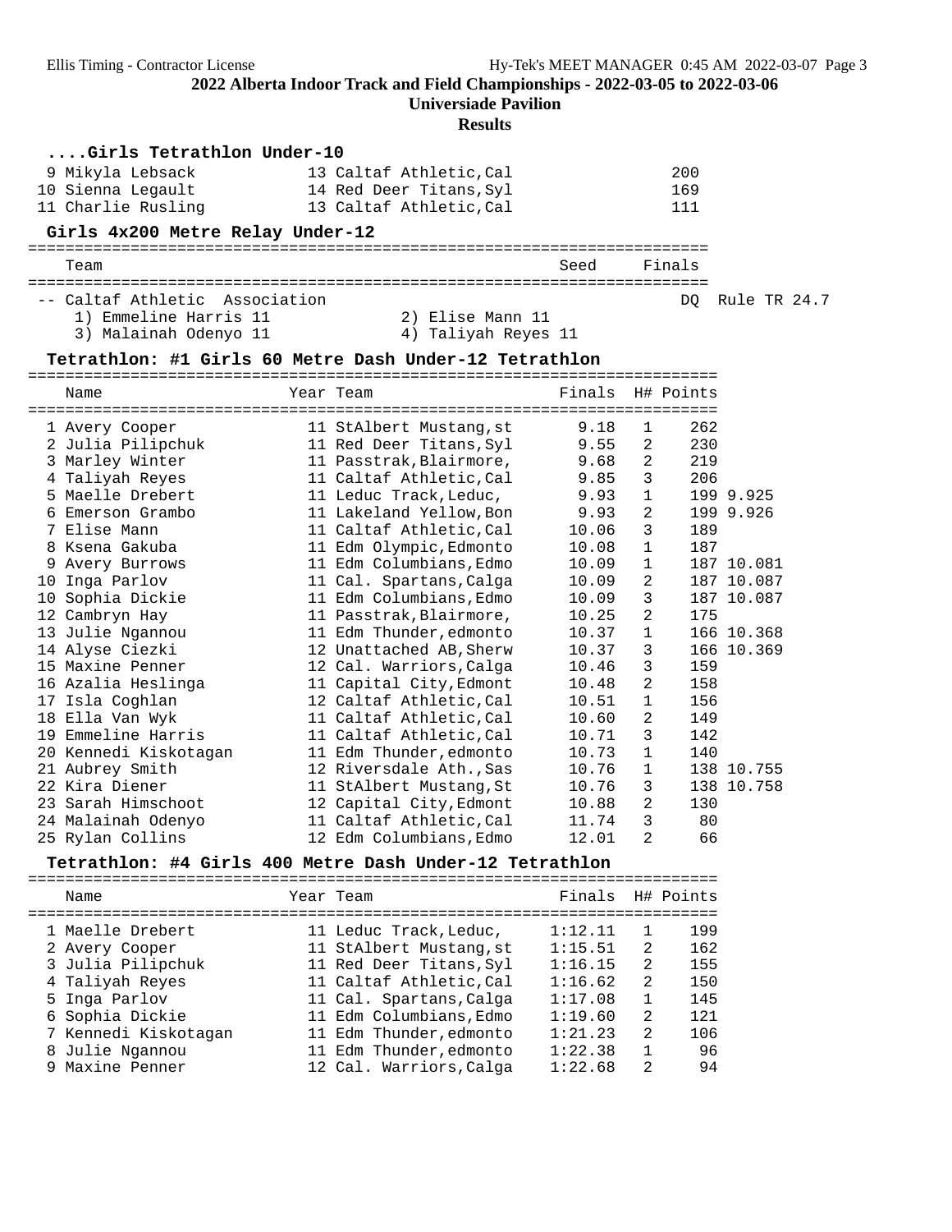## 2022 Alberta Indoor Track and Field Championships - 2022-03-05 to 2022-03-06

**Universiade Pavilion**

**Results**

### ....Girls Tetrathlon Under-10

| Place | Name | Year | Team | Points |
|---|---|---|---|---|
| 9 | Mikyla Lebsack | 13 | Caltaf Athletic,Cal | 200 |
| 10 | Sienna Legault | 14 | Red Deer Titans,Syl | 169 |
| 11 | Charlie Rusling | 13 | Caltaf Athletic,Cal | 111 |

### Girls 4x200 Metre Relay Under-12

| | Team | Seed | Finals | |
|---|---|---|---|---|
| -- | Caltaf Athletic Association | | DQ | Rule TR 24.7 |

1) Emmeline Harris 11 2) Elise Mann 11
3) Malainah Odenyo 11 4) Taliyah Reyes 11

### Tetrathlon: #1 Girls 60 Metre Dash Under-12 Tetrathlon

| Place | Name | Year | Team | Finals | H# | Points | |
|---|---|---|---|---|---|---|---|
| 1 | Avery Cooper | 11 | StAlbert Mustang,st | 9.18 | 1 | 262 | |
| 2 | Julia Pilipchuk | 11 | Red Deer Titans,Syl | 9.55 | 2 | 230 | |
| 3 | Marley Winter | 11 | Passtrak,Blairmore, | 9.68 | 2 | 219 | |
| 4 | Taliyah Reyes | 11 | Caltaf Athletic,Cal | 9.85 | 3 | 206 | |
| 5 | Maelle Drebert | 11 | Leduc Track,Leduc, | 9.93 | 1 | 199 | 9.925 |
| 6 | Emerson Grambo | 11 | Lakeland Yellow,Bon | 9.93 | 2 | 199 | 9.926 |
| 7 | Elise Mann | 11 | Caltaf Athletic,Cal | 10.06 | 3 | 189 | |
| 8 | Ksena Gakuba | 11 | Edm Olympic,Edmonto | 10.08 | 1 | 187 | |
| 9 | Avery Burrows | 11 | Edm Columbians,Edmo | 10.09 | 1 | 187 | 10.081 |
| 10 | Inga Parlov | 11 | Cal. Spartans,Calga | 10.09 | 2 | 187 | 10.087 |
| 10 | Sophia Dickie | 11 | Edm Columbians,Edmo | 10.09 | 3 | 187 | 10.087 |
| 12 | Cambryn Hay | 11 | Passtrak,Blairmore, | 10.25 | 2 | 175 | |
| 13 | Julie Ngannou | 11 | Edm Thunder,edmonto | 10.37 | 1 | 166 | 10.368 |
| 14 | Alyse Ciezki | 12 | Unattached AB,Sherw | 10.37 | 3 | 166 | 10.369 |
| 15 | Maxine Penner | 12 | Cal. Warriors,Calga | 10.46 | 3 | 159 | |
| 16 | Azalia Heslinga | 11 | Capital City,Edmont | 10.48 | 2 | 158 | |
| 17 | Isla Coghlan | 12 | Caltaf Athletic,Cal | 10.51 | 1 | 156 | |
| 18 | Ella Van Wyk | 11 | Caltaf Athletic,Cal | 10.60 | 2 | 149 | |
| 19 | Emmeline Harris | 11 | Caltaf Athletic,Cal | 10.71 | 3 | 142 | |
| 20 | Kennedi Kiskotagan | 11 | Edm Thunder,edmonto | 10.73 | 1 | 140 | |
| 21 | Aubrey Smith | 12 | Riversdale Ath.,Sas | 10.76 | 1 | 138 | 10.755 |
| 22 | Kira Diener | 11 | StAlbert Mustang,St | 10.76 | 3 | 138 | 10.758 |
| 23 | Sarah Himschoot | 12 | Capital City,Edmont | 10.88 | 2 | 130 | |
| 24 | Malainah Odenyo | 11 | Caltaf Athletic,Cal | 11.74 | 3 | 80 | |
| 25 | Rylan Collins | 12 | Edm Columbians,Edmo | 12.01 | 2 | 66 | |

### Tetrathlon: #4 Girls 400 Metre Dash Under-12 Tetrathlon

| Place | Name | Year | Team | Finals | H# | Points |
|---|---|---|---|---|---|---|
| 1 | Maelle Drebert | 11 | Leduc Track,Leduc, | 1:12.11 | 1 | 199 |
| 2 | Avery Cooper | 11 | StAlbert Mustang,st | 1:15.51 | 2 | 162 |
| 3 | Julia Pilipchuk | 11 | Red Deer Titans,Syl | 1:16.15 | 2 | 155 |
| 4 | Taliyah Reyes | 11 | Caltaf Athletic,Cal | 1:16.62 | 2 | 150 |
| 5 | Inga Parlov | 11 | Cal. Spartans,Calga | 1:17.08 | 1 | 145 |
| 6 | Sophia Dickie | 11 | Edm Columbians,Edmo | 1:19.60 | 2 | 121 |
| 7 | Kennedi Kiskotagan | 11 | Edm Thunder,edmonto | 1:21.23 | 2 | 106 |
| 8 | Julie Ngannou | 11 | Edm Thunder,edmonto | 1:22.38 | 1 | 96 |
| 9 | Maxine Penner | 12 | Cal. Warriors,Calga | 1:22.68 | 2 | 94 |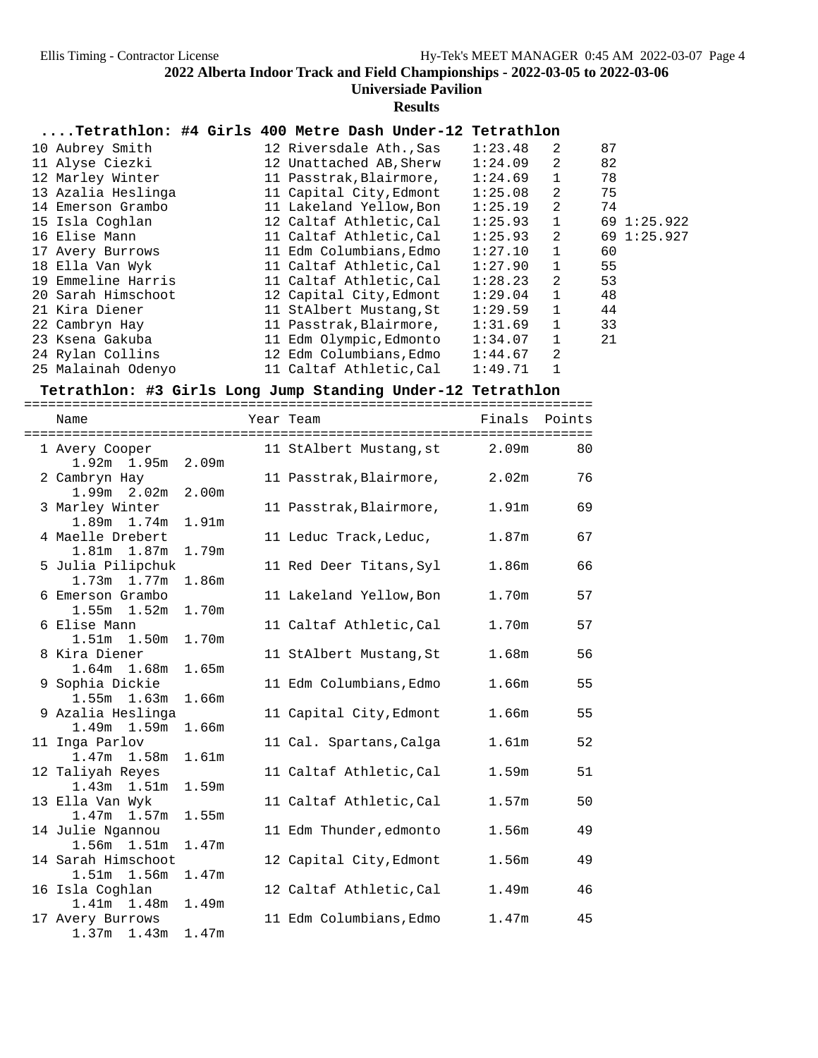## 2022 Alberta Indoor Track and Field Championships - 2022-03-05 to 2022-03-06

### Universiade Pavilion

### Results

#### ....Tetrathlon: #4 Girls 400 Metre Dash Under-12 Tetrathlon

| Place | Name | Year | Team | Finals | Heat | Points | |
|---|---|---|---|---|---|---|---|
| 10 | Aubrey Smith | 12 | Riversdale Ath.,Sas | 1:23.48 | 2 | 87 | |
| 11 | Alyse Ciezki | 12 | Unattached AB,Sherw | 1:24.09 | 2 | 82 | |
| 12 | Marley Winter | 11 | Passtrak,Blairmore, | 1:24.69 | 1 | 78 | |
| 13 | Azalia Heslinga | 11 | Capital City,Edmont | 1:25.08 | 2 | 75 | |
| 14 | Emerson Grambo | 11 | Lakeland Yellow,Bon | 1:25.19 | 2 | 74 | |
| 15 | Isla Coghlan | 12 | Caltaf Athletic,Cal | 1:25.93 | 1 | 69 | 1:25.922 |
| 16 | Elise Mann | 11 | Caltaf Athletic,Cal | 1:25.93 | 2 | 69 | 1:25.927 |
| 17 | Avery Burrows | 11 | Edm Columbians,Edmo | 1:27.10 | 1 | 60 | |
| 18 | Ella Van Wyk | 11 | Caltaf Athletic,Cal | 1:27.90 | 1 | 55 | |
| 19 | Emmeline Harris | 11 | Caltaf Athletic,Cal | 1:28.23 | 2 | 53 | |
| 20 | Sarah Himschoot | 12 | Capital City,Edmont | 1:29.04 | 1 | 48 | |
| 21 | Kira Diener | 11 | StAlbert Mustang,St | 1:29.59 | 1 | 44 | |
| 22 | Cambryn Hay | 11 | Passtrak,Blairmore, | 1:31.69 | 1 | 33 | |
| 23 | Ksena Gakuba | 11 | Edm Olympic,Edmonto | 1:34.07 | 1 | 21 | |
| 24 | Rylan Collins | 12 | Edm Columbians,Edmo | 1:44.67 | 2 | | |
| 25 | Malainah Odenyo | 11 | Caltaf Athletic,Cal | 1:49.71 | 1 | | |

#### Tetrathlon: #3 Girls Long Jump Standing Under-12 Tetrathlon

| Place | Name | Year | Team | Finals | Points |
|---|---|---|---|---|---|
| 1 | Avery Cooper | 11 | StAlbert Mustang,st | 2.09m | 80 |
| | 1.92m 1.95m 2.09m | | | | |
| 2 | Cambryn Hay | 11 | Passtrak,Blairmore, | 2.02m | 76 |
| | 1.99m 2.02m 2.00m | | | | |
| 3 | Marley Winter | 11 | Passtrak,Blairmore, | 1.91m | 69 |
| | 1.89m 1.74m 1.91m | | | | |
| 4 | Maelle Drebert | 11 | Leduc Track,Leduc, | 1.87m | 67 |
| | 1.81m 1.87m 1.79m | | | | |
| 5 | Julia Pilipchuk | 11 | Red Deer Titans,Syl | 1.86m | 66 |
| | 1.73m 1.77m 1.86m | | | | |
| 6 | Emerson Grambo | 11 | Lakeland Yellow,Bon | 1.70m | 57 |
| | 1.55m 1.52m 1.70m | | | | |
| 6 | Elise Mann | 11 | Caltaf Athletic,Cal | 1.70m | 57 |
| | 1.51m 1.50m 1.70m | | | | |
| 8 | Kira Diener | 11 | StAlbert Mustang,St | 1.68m | 56 |
| | 1.64m 1.68m 1.65m | | | | |
| 9 | Sophia Dickie | 11 | Edm Columbians,Edmo | 1.66m | 55 |
| | 1.55m 1.63m 1.66m | | | | |
| 9 | Azalia Heslinga | 11 | Capital City,Edmont | 1.66m | 55 |
| | 1.49m 1.59m 1.66m | | | | |
| 11 | Inga Parlov | 11 | Cal. Spartans,Calga | 1.61m | 52 |
| | 1.47m 1.58m 1.61m | | | | |
| 12 | Taliyah Reyes | 11 | Caltaf Athletic,Cal | 1.59m | 51 |
| | 1.43m 1.51m 1.59m | | | | |
| 13 | Ella Van Wyk | 11 | Caltaf Athletic,Cal | 1.57m | 50 |
| | 1.47m 1.57m 1.55m | | | | |
| 14 | Julie Ngannou | 11 | Edm Thunder,edmonto | 1.56m | 49 |
| | 1.56m 1.51m 1.47m | | | | |
| 14 | Sarah Himschoot | 12 | Capital City,Edmont | 1.56m | 49 |
| | 1.51m 1.56m 1.47m | | | | |
| 16 | Isla Coghlan | 12 | Caltaf Athletic,Cal | 1.49m | 46 |
| | 1.41m 1.48m 1.49m | | | | |
| 17 | Avery Burrows | 11 | Edm Columbians,Edmo | 1.47m | 45 |
| | 1.37m 1.43m 1.47m | | | | |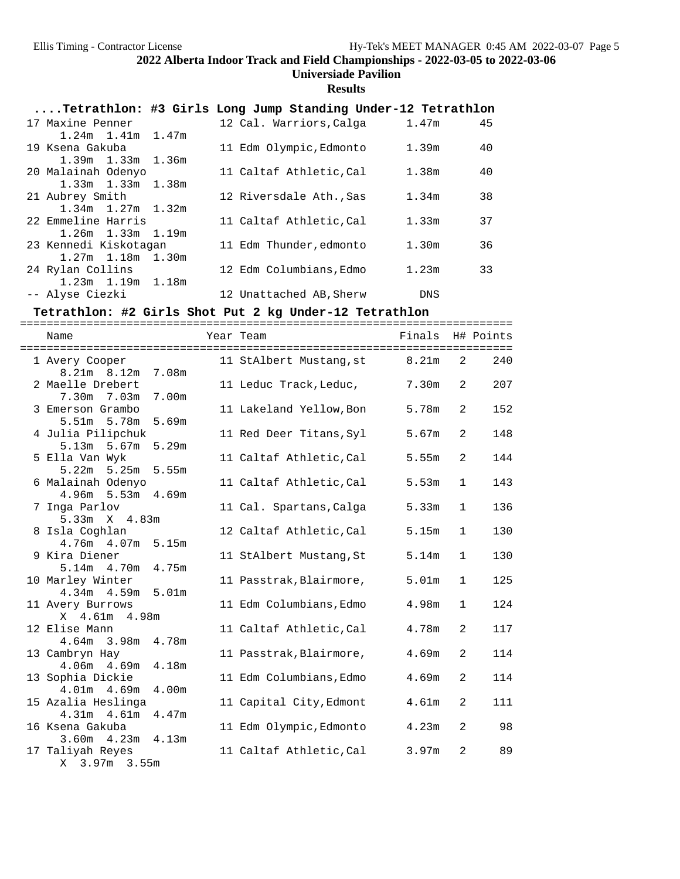## 2022 Alberta Indoor Track and Field Championships - 2022-03-05 to 2022-03-06

**Universiade Pavilion**

**Results**

### ....Tetrathlon: #3 Girls Long Jump Standing Under-12 Tetrathlon

| Place | Name | Year | Team | Finals | Points |
|---|---|---|---|---|---|
| 17 | Maxine Penner | 12 | Cal. Warriors,Calga | 1.47m | 45 |
| | 1.24m 1.41m 1.47m | | | | |
| 19 | Ksena Gakuba | 11 | Edm Olympic,Edmonto | 1.39m | 40 |
| | 1.39m 1.33m 1.36m | | | | |
| 20 | Malainah Odenyo | 11 | Caltaf Athletic,Cal | 1.38m | 40 |
| | 1.33m 1.33m 1.38m | | | | |
| 21 | Aubrey Smith | 12 | Riversdale Ath.,Sas | 1.34m | 38 |
| | 1.34m 1.27m 1.32m | | | | |
| 22 | Emmeline Harris | 11 | Caltaf Athletic,Cal | 1.33m | 37 |
| | 1.26m 1.33m 1.19m | | | | |
| 23 | Kennedi Kiskotagan | 11 | Edm Thunder,edmonto | 1.30m | 36 |
| | 1.27m 1.18m 1.30m | | | | |
| 24 | Rylan Collins | 12 | Edm Columbians,Edmo | 1.23m | 33 |
| | 1.23m 1.19m 1.18m | | | | |
| -- | Alyse Ciezki | 12 | Unattached AB,Sherw | DNS | |

### Tetrathlon: #2 Girls Shot Put 2 kg Under-12 Tetrathlon

| Place | Name | Year | Team | Finals | H# | Points |
|---|---|---|---|---|---|---|
| 1 | Avery Cooper | 11 | StAlbert Mustang,st | 8.21m | 2 | 240 |
| | 8.21m 8.12m 7.08m | | | | | |
| 2 | Maelle Drebert | 11 | Leduc Track,Leduc, | 7.30m | 2 | 207 |
| | 7.30m 7.03m 7.00m | | | | | |
| 3 | Emerson Grambo | 11 | Lakeland Yellow,Bon | 5.78m | 2 | 152 |
| | 5.51m 5.78m 5.69m | | | | | |
| 4 | Julia Pilipchuk | 11 | Red Deer Titans,Syl | 5.67m | 2 | 148 |
| | 5.13m 5.67m 5.29m | | | | | |
| 5 | Ella Van Wyk | 11 | Caltaf Athletic,Cal | 5.55m | 2 | 144 |
| | 5.22m 5.25m 5.55m | | | | | |
| 6 | Malainah Odenyo | 11 | Caltaf Athletic,Cal | 5.53m | 1 | 143 |
| | 4.96m 5.53m 4.69m | | | | | |
| 7 | Inga Parlov | 11 | Cal. Spartans,Calga | 5.33m | 1 | 136 |
| | 5.33m X 4.83m | | | | | |
| 8 | Isla Coghlan | 12 | Caltaf Athletic,Cal | 5.15m | 1 | 130 |
| | 4.76m 4.07m 5.15m | | | | | |
| 9 | Kira Diener | 11 | StAlbert Mustang,St | 5.14m | 1 | 130 |
| | 5.14m 4.70m 4.75m | | | | | |
| 10 | Marley Winter | 11 | Passtrak,Blairmore, | 5.01m | 1 | 125 |
| | 4.34m 4.59m 5.01m | | | | | |
| 11 | Avery Burrows | 11 | Edm Columbians,Edmo | 4.98m | 1 | 124 |
| | X 4.61m 4.98m | | | | | |
| 12 | Elise Mann | 11 | Caltaf Athletic,Cal | 4.78m | 2 | 117 |
| | 4.64m 3.98m 4.78m | | | | | |
| 13 | Cambryn Hay | 11 | Passtrak,Blairmore, | 4.69m | 2 | 114 |
| | 4.06m 4.69m 4.18m | | | | | |
| 13 | Sophia Dickie | 11 | Edm Columbians,Edmo | 4.69m | 2 | 114 |
| | 4.01m 4.69m 4.00m | | | | | |
| 15 | Azalia Heslinga | 11 | Capital City,Edmont | 4.61m | 2 | 111 |
| | 4.31m 4.61m 4.47m | | | | | |
| 16 | Ksena Gakuba | 11 | Edm Olympic,Edmonto | 4.23m | 2 | 98 |
| | 3.60m 4.23m 4.13m | | | | | |
| 17 | Taliyah Reyes | 11 | Caltaf Athletic,Cal | 3.97m | 2 | 89 |
| | X 3.97m 3.55m | | | | | |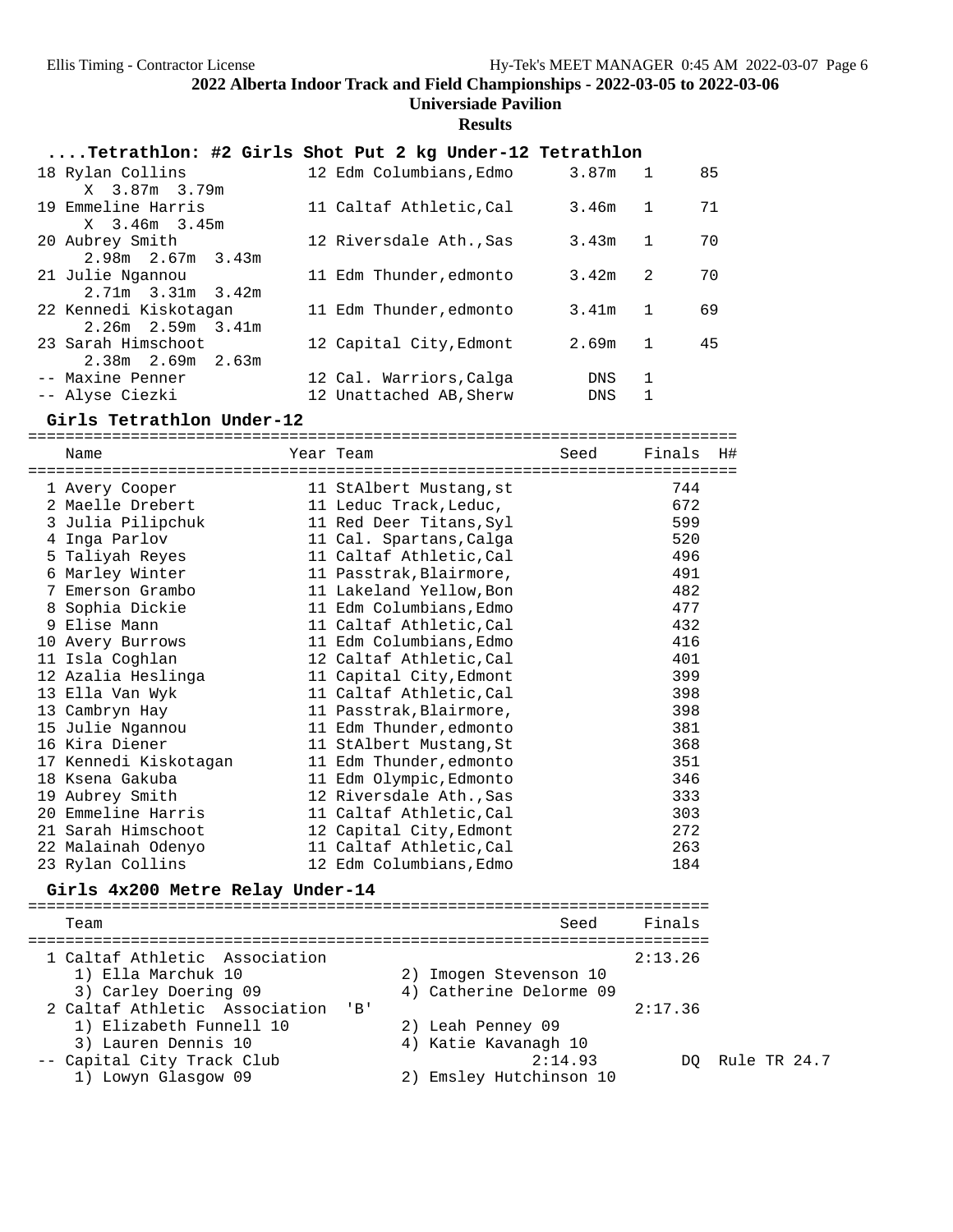## ....Tetrathlon: #2 Girls Shot Put 2 kg Under-12 Tetrathlon

| Place | Name | Year | Team | Finals | H# | Points |
|---|---|---|---|---|---|---|
| 18 | Rylan Collins | 12 | Edm Columbians,Edmo | 3.87m | 1 | 85 |
| | X 3.87m 3.79m | | | | | |
| 19 | Emmeline Harris | 11 | Caltaf Athletic,Cal | 3.46m | 1 | 71 |
| | X 3.46m 3.45m | | | | | |
| 20 | Aubrey Smith | 12 | Riversdale Ath.,Sas | 3.43m | 1 | 70 |
| | 2.98m 2.67m 3.43m | | | | | |
| 21 | Julie Ngannou | 11 | Edm Thunder,edmonto | 3.42m | 2 | 70 |
| | 2.71m 3.31m 3.42m | | | | | |
| 22 | Kennedi Kiskotagan | 11 | Edm Thunder,edmonto | 3.41m | 1 | 69 |
| | 2.26m 2.59m 3.41m | | | | | |
| 23 | Sarah Himschoot | 12 | Capital City,Edmont | 2.69m | 1 | 45 |
| | 2.38m 2.69m 2.63m | | | | | |
| -- | Maxine Penner | 12 | Cal. Warriors,Calga | DNS | 1 | |
| -- | Alyse Ciezki | 12 | Unattached AB,Sherw | DNS | 1 | |

## Girls Tetrathlon Under-12

| Place | Name | Year | Team | Seed | Finals | H# |
|---|---|---|---|---|---|---|
| 1 | Avery Cooper | 11 | StAlbert Mustang,st | | 744 | |
| 2 | Maelle Drebert | 11 | Leduc Track,Leduc, | | 672 | |
| 3 | Julia Pilipchuk | 11 | Red Deer Titans,Syl | | 599 | |
| 4 | Inga Parlov | 11 | Cal. Spartans,Calga | | 520 | |
| 5 | Taliyah Reyes | 11 | Caltaf Athletic,Cal | | 496 | |
| 6 | Marley Winter | 11 | Passtrak,Blairmore, | | 491 | |
| 7 | Emerson Grambo | 11 | Lakeland Yellow,Bon | | 482 | |
| 8 | Sophia Dickie | 11 | Edm Columbians,Edmo | | 477 | |
| 9 | Elise Mann | 11 | Caltaf Athletic,Cal | | 432 | |
| 10 | Avery Burrows | 11 | Edm Columbians,Edmo | | 416 | |
| 11 | Isla Coghlan | 12 | Caltaf Athletic,Cal | | 401 | |
| 12 | Azalia Heslinga | 11 | Capital City,Edmont | | 399 | |
| 13 | Ella Van Wyk | 11 | Caltaf Athletic,Cal | | 398 | |
| 13 | Cambryn Hay | 11 | Passtrak,Blairmore, | | 398 | |
| 15 | Julie Ngannou | 11 | Edm Thunder,edmonto | | 381 | |
| 16 | Kira Diener | 11 | StAlbert Mustang,St | | 368 | |
| 17 | Kennedi Kiskotagan | 11 | Edm Thunder,edmonto | | 351 | |
| 18 | Ksena Gakuba | 11 | Edm Olympic,Edmonto | | 346 | |
| 19 | Aubrey Smith | 12 | Riversdale Ath.,Sas | | 333 | |
| 20 | Emmeline Harris | 11 | Caltaf Athletic,Cal | | 303 | |
| 21 | Sarah Himschoot | 12 | Capital City,Edmont | | 272 | |
| 22 | Malainah Odenyo | 11 | Caltaf Athletic,Cal | | 263 | |
| 23 | Rylan Collins | 12 | Edm Columbians,Edmo | | 184 | |

## Girls 4x200 Metre Relay Under-14

| Place | Team | Seed | Finals | |
|---|---|---|---|---|
| 1 | Caltaf Athletic Association | | 2:13.26 | |
| | 1) Ella Marchuk 10; 2) Imogen Stevenson 10; 3) Carley Doering 09; 4) Catherine Delorme 09 | | | |
| 2 | Caltaf Athletic Association 'B' | | 2:17.36 | |
| | 1) Elizabeth Funnell 10; 2) Leah Penney 09; 3) Lauren Dennis 10; 4) Katie Kavanagh 10 | | | |
| -- | Capital City Track Club | 2:14.93 | DQ | Rule TR 24.7 |
| | 1) Lowyn Glasgow 09; 2) Emsley Hutchinson 10 | | | |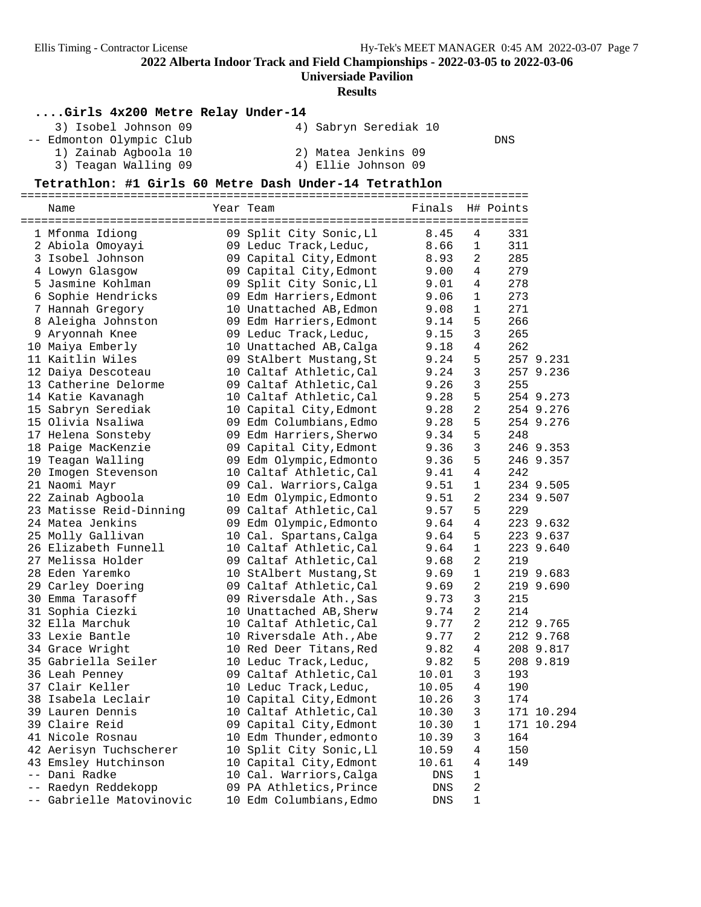### ....Girls 4x200 Metre Relay Under-14

3) Isobel Johnson 09 &nbsp;&nbsp;&nbsp; 4) Sabryn Serediak 10

-- Edmonton Olympic Club &nbsp;&nbsp;&nbsp; DNS

1) Zainab Agboola 10 &nbsp;&nbsp;&nbsp; 2) Matea Jenkins 09

3) Teagan Walling 09 &nbsp;&nbsp;&nbsp; 4) Ellie Johnson 09

### Tetrathlon: #1 Girls 60 Metre Dash Under-14 Tetrathlon

| | Name | Year | Team | Finals | H# | Points | |
|---|---|---|---|---|---|---|---|
| 1 | Mfonma Idiong | 09 | Split City Sonic,Ll | 8.45 | 4 | 331 | |
| 2 | Abiola Omoyayi | 09 | Leduc Track,Leduc, | 8.66 | 1 | 311 | |
| 3 | Isobel Johnson | 09 | Capital City,Edmont | 8.93 | 2 | 285 | |
| 4 | Lowyn Glasgow | 09 | Capital City,Edmont | 9.00 | 4 | 279 | |
| 5 | Jasmine Kohlman | 09 | Split City Sonic,Ll | 9.01 | 4 | 278 | |
| 6 | Sophie Hendricks | 09 | Edm Harriers,Edmont | 9.06 | 1 | 273 | |
| 7 | Hannah Gregory | 10 | Unattached AB,Edmon | 9.08 | 1 | 271 | |
| 8 | Aleigha Johnston | 09 | Edm Harriers,Edmont | 9.14 | 5 | 266 | |
| 9 | Aryonnah Knee | 09 | Leduc Track,Leduc, | 9.15 | 3 | 265 | |
| 10 | Maiya Emberly | 10 | Unattached AB,Calga | 9.18 | 4 | 262 | |
| 11 | Kaitlin Wiles | 09 | StAlbert Mustang,St | 9.24 | 5 | 257 | 9.231 |
| 12 | Daiya Descoteau | 10 | Caltaf Athletic,Cal | 9.24 | 3 | 257 | 9.236 |
| 13 | Catherine Delorme | 09 | Caltaf Athletic,Cal | 9.26 | 3 | 255 | |
| 14 | Katie Kavanagh | 10 | Caltaf Athletic,Cal | 9.28 | 5 | 254 | 9.273 |
| 15 | Sabryn Serediak | 10 | Capital City,Edmont | 9.28 | 2 | 254 | 9.276 |
| 15 | Olivia Nsaliwa | 09 | Edm Columbians,Edmo | 9.28 | 5 | 254 | 9.276 |
| 17 | Helena Sonsteby | 09 | Edm Harriers,Sherwo | 9.34 | 5 | 248 | |
| 18 | Paige MacKenzie | 09 | Capital City,Edmont | 9.36 | 3 | 246 | 9.353 |
| 19 | Teagan Walling | 09 | Edm Olympic,Edmonto | 9.36 | 5 | 246 | 9.357 |
| 20 | Imogen Stevenson | 10 | Caltaf Athletic,Cal | 9.41 | 4 | 242 | |
| 21 | Naomi Mayr | 09 | Cal. Warriors,Calga | 9.51 | 1 | 234 | 9.505 |
| 22 | Zainab Agboola | 10 | Edm Olympic,Edmonto | 9.51 | 2 | 234 | 9.507 |
| 23 | Matisse Reid-Dinning | 09 | Caltaf Athletic,Cal | 9.57 | 5 | 229 | |
| 24 | Matea Jenkins | 09 | Edm Olympic,Edmonto | 9.64 | 4 | 223 | 9.632 |
| 25 | Molly Gallivan | 10 | Cal. Spartans,Calga | 9.64 | 5 | 223 | 9.637 |
| 26 | Elizabeth Funnell | 10 | Caltaf Athletic,Cal | 9.64 | 1 | 223 | 9.640 |
| 27 | Melissa Holder | 09 | Caltaf Athletic,Cal | 9.68 | 2 | 219 | |
| 28 | Eden Yaremko | 10 | StAlbert Mustang,St | 9.69 | 1 | 219 | 9.683 |
| 29 | Carley Doering | 09 | Caltaf Athletic,Cal | 9.69 | 2 | 219 | 9.690 |
| 30 | Emma Tarasoff | 09 | Riversdale Ath.,Sas | 9.73 | 3 | 215 | |
| 31 | Sophia Ciezki | 10 | Unattached AB,Sherw | 9.74 | 2 | 214 | |
| 32 | Ella Marchuk | 10 | Caltaf Athletic,Cal | 9.77 | 2 | 212 | 9.765 |
| 33 | Lexie Bantle | 10 | Riversdale Ath.,Abe | 9.77 | 2 | 212 | 9.768 |
| 34 | Grace Wright | 10 | Red Deer Titans,Red | 9.82 | 4 | 208 | 9.817 |
| 35 | Gabriella Seiler | 10 | Leduc Track,Leduc, | 9.82 | 5 | 208 | 9.819 |
| 36 | Leah Penney | 09 | Caltaf Athletic,Cal | 10.01 | 3 | 193 | |
| 37 | Clair Keller | 10 | Leduc Track,Leduc, | 10.05 | 4 | 190 | |
| 38 | Isabela Leclair | 10 | Capital City,Edmont | 10.26 | 3 | 174 | |
| 39 | Lauren Dennis | 10 | Caltaf Athletic,Cal | 10.30 | 3 | 171 | 10.294 |
| 39 | Claire Reid | 09 | Capital City,Edmont | 10.30 | 1 | 171 | 10.294 |
| 41 | Nicole Rosnau | 10 | Edm Thunder,edmonto | 10.39 | 3 | 164 | |
| 42 | Aerisyn Tuchscherer | 10 | Split City Sonic,Ll | 10.59 | 4 | 150 | |
| 43 | Emsley Hutchinson | 10 | Capital City,Edmont | 10.61 | 4 | 149 | |
| -- | Dani Radke | 10 | Cal. Warriors,Calga | DNS | 1 | | |
| -- | Raedyn Reddekopp | 09 | PA Athletics,Prince | DNS | 2 | | |
| -- | Gabrielle Matovinovic | 10 | Edm Columbians,Edmo | DNS | 1 | | |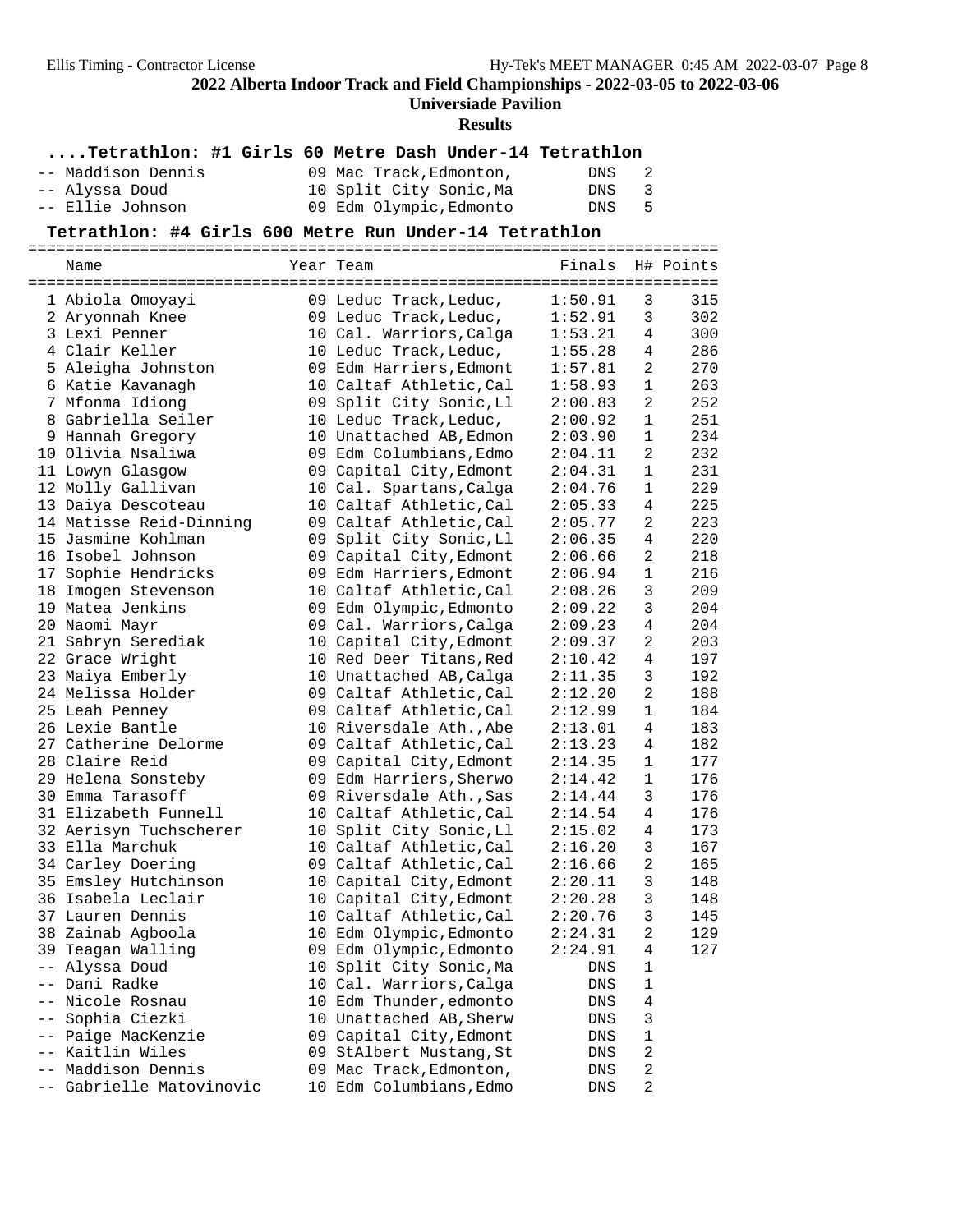## 2022 Alberta Indoor Track and Field Championships - 2022-03-05 to 2022-03-06

**Universiade Pavilion**

**Results**

### ....Tetrathlon: #1 Girls 60 Metre Dash Under-14 Tetrathlon

| Place | Name | Year | Team | Finals | H# | Points |
|---|---|---|---|---|---|---|
| -- | Maddison Dennis | 09 | Mac Track,Edmonton, | DNS | 2 | |
| -- | Alyssa Doud | 10 | Split City Sonic,Ma | DNS | 3 | |
| -- | Ellie Johnson | 09 | Edm Olympic,Edmonto | DNS | 5 | |

### Tetrathlon: #4 Girls 600 Metre Run Under-14 Tetrathlon

| Place | Name | Year | Team | Finals | H# | Points |
|---|---|---|---|---|---|---|
| 1 | Abiola Omoyayi | 09 | Leduc Track,Leduc, | 1:50.91 | 3 | 315 |
| 2 | Aryonnah Knee | 09 | Leduc Track,Leduc, | 1:52.91 | 3 | 302 |
| 3 | Lexi Penner | 10 | Cal. Warriors,Calga | 1:53.21 | 4 | 300 |
| 4 | Clair Keller | 10 | Leduc Track,Leduc, | 1:55.28 | 4 | 286 |
| 5 | Aleigha Johnston | 09 | Edm Harriers,Edmont | 1:57.81 | 2 | 270 |
| 6 | Katie Kavanagh | 10 | Caltaf Athletic,Cal | 1:58.93 | 1 | 263 |
| 7 | Mfonma Idiong | 09 | Split City Sonic,Ll | 2:00.83 | 2 | 252 |
| 8 | Gabriella Seiler | 10 | Leduc Track,Leduc, | 2:00.92 | 1 | 251 |
| 9 | Hannah Gregory | 10 | Unattached AB,Edmon | 2:03.90 | 1 | 234 |
| 10 | Olivia Nsaliwa | 09 | Edm Columbians,Edmo | 2:04.11 | 2 | 232 |
| 11 | Lowyn Glasgow | 09 | Capital City,Edmont | 2:04.31 | 1 | 231 |
| 12 | Molly Gallivan | 10 | Cal. Spartans,Calga | 2:04.76 | 1 | 229 |
| 13 | Daiya Descoteau | 10 | Caltaf Athletic,Cal | 2:05.33 | 4 | 225 |
| 14 | Matisse Reid-Dinning | 09 | Caltaf Athletic,Cal | 2:05.77 | 2 | 223 |
| 15 | Jasmine Kohlman | 09 | Split City Sonic,Ll | 2:06.35 | 4 | 220 |
| 16 | Isobel Johnson | 09 | Capital City,Edmont | 2:06.66 | 2 | 218 |
| 17 | Sophie Hendricks | 09 | Edm Harriers,Edmont | 2:06.94 | 1 | 216 |
| 18 | Imogen Stevenson | 10 | Caltaf Athletic,Cal | 2:08.26 | 3 | 209 |
| 19 | Matea Jenkins | 09 | Edm Olympic,Edmonto | 2:09.22 | 3 | 204 |
| 20 | Naomi Mayr | 09 | Cal. Warriors,Calga | 2:09.23 | 4 | 204 |
| 21 | Sabryn Serediak | 10 | Capital City,Edmont | 2:09.37 | 2 | 203 |
| 22 | Grace Wright | 10 | Red Deer Titans,Red | 2:10.42 | 4 | 197 |
| 23 | Maiya Emberly | 10 | Unattached AB,Calga | 2:11.35 | 3 | 192 |
| 24 | Melissa Holder | 09 | Caltaf Athletic,Cal | 2:12.20 | 2 | 188 |
| 25 | Leah Penney | 09 | Caltaf Athletic,Cal | 2:12.99 | 1 | 184 |
| 26 | Lexie Bantle | 10 | Riversdale Ath.,Abe | 2:13.01 | 4 | 183 |
| 27 | Catherine Delorme | 09 | Caltaf Athletic,Cal | 2:13.23 | 4 | 182 |
| 28 | Claire Reid | 09 | Capital City,Edmont | 2:14.35 | 1 | 177 |
| 29 | Helena Sonsteby | 09 | Edm Harriers,Sherwo | 2:14.42 | 1 | 176 |
| 30 | Emma Tarasoff | 09 | Riversdale Ath.,Sas | 2:14.44 | 3 | 176 |
| 31 | Elizabeth Funnell | 10 | Caltaf Athletic,Cal | 2:14.54 | 4 | 176 |
| 32 | Aerisyn Tuchscherer | 10 | Split City Sonic,Ll | 2:15.02 | 4 | 173 |
| 33 | Ella Marchuk | 10 | Caltaf Athletic,Cal | 2:16.20 | 3 | 167 |
| 34 | Carley Doering | 09 | Caltaf Athletic,Cal | 2:16.66 | 2 | 165 |
| 35 | Emsley Hutchinson | 10 | Capital City,Edmont | 2:20.11 | 3 | 148 |
| 36 | Isabela Leclair | 10 | Capital City,Edmont | 2:20.28 | 3 | 148 |
| 37 | Lauren Dennis | 10 | Caltaf Athletic,Cal | 2:20.76 | 3 | 145 |
| 38 | Zainab Agboola | 10 | Edm Olympic,Edmonto | 2:24.31 | 2 | 129 |
| 39 | Teagan Walling | 09 | Edm Olympic,Edmonto | 2:24.91 | 4 | 127 |
| -- | Alyssa Doud | 10 | Split City Sonic,Ma | DNS | 1 | |
| -- | Dani Radke | 10 | Cal. Warriors,Calga | DNS | 1 | |
| -- | Nicole Rosnau | 10 | Edm Thunder,edmonto | DNS | 4 | |
| -- | Sophia Ciezki | 10 | Unattached AB,Sherw | DNS | 3 | |
| -- | Paige MacKenzie | 09 | Capital City,Edmont | DNS | 1 | |
| -- | Kaitlin Wiles | 09 | StAlbert Mustang,St | DNS | 2 | |
| -- | Maddison Dennis | 09 | Mac Track,Edmonton, | DNS | 2 | |
| -- | Gabrielle Matovinovic | 10 | Edm Columbians,Edmo | DNS | 2 | |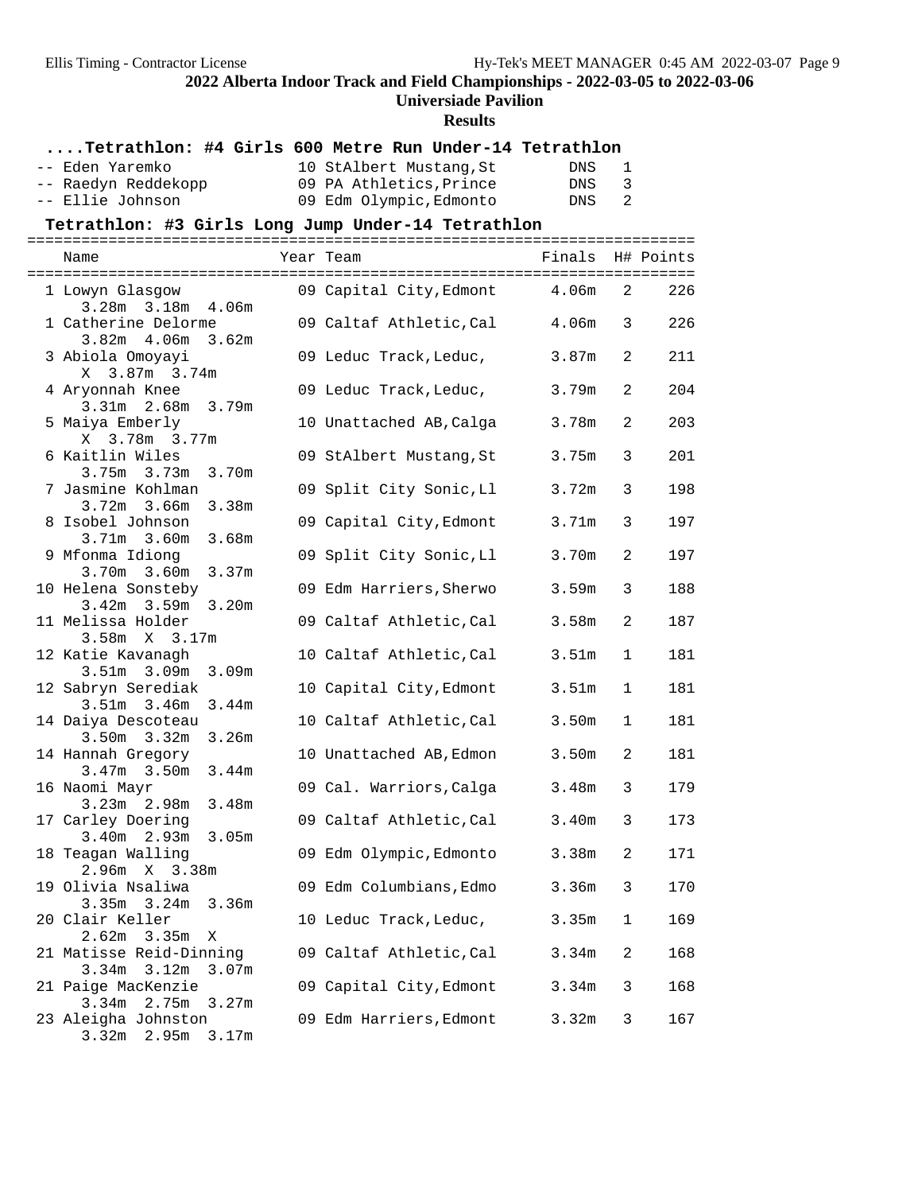## 2022 Alberta Indoor Track and Field Championships - 2022-03-05 to 2022-03-06

### Universiade Pavilion

### Results

#### ....Tetrathlon: #4 Girls 600 Metre Run Under-14 Tetrathlon

| Place | Name | Year | Team | Finals | H# |
|---|---|---|---|---|---|
| -- | Eden Yaremko | 10 | StAlbert Mustang,St | DNS | 1 |
| -- | Raedyn Reddekopp | 09 | PA Athletics,Prince | DNS | 3 |
| -- | Ellie Johnson | 09 | Edm Olympic,Edmonto | DNS | 2 |

#### Tetrathlon: #3 Girls Long Jump Under-14 Tetrathlon

| Place | Name | Year | Team | Finals | H# | Points |
|---|---|---|---|---|---|---|
| 1 | Lowyn Glasgow | 09 | Capital City,Edmont | 4.06m | 2 | 226 |
| | 3.28m 3.18m 4.06m | | | | | |
| 1 | Catherine Delorme | 09 | Caltaf Athletic,Cal | 4.06m | 3 | 226 |
| | 3.82m 4.06m 3.62m | | | | | |
| 3 | Abiola Omoyayi | 09 | Leduc Track,Leduc, | 3.87m | 2 | 211 |
| | X 3.87m 3.74m | | | | | |
| 4 | Aryonnah Knee | 09 | Leduc Track,Leduc, | 3.79m | 2 | 204 |
| | 3.31m 2.68m 3.79m | | | | | |
| 5 | Maiya Emberly | 10 | Unattached AB,Calga | 3.78m | 2 | 203 |
| | X 3.78m 3.77m | | | | | |
| 6 | Kaitlin Wiles | 09 | StAlbert Mustang,St | 3.75m | 3 | 201 |
| | 3.75m 3.73m 3.70m | | | | | |
| 7 | Jasmine Kohlman | 09 | Split City Sonic,Ll | 3.72m | 3 | 198 |
| | 3.72m 3.66m 3.38m | | | | | |
| 8 | Isobel Johnson | 09 | Capital City,Edmont | 3.71m | 3 | 197 |
| | 3.71m 3.60m 3.68m | | | | | |
| 9 | Mfonma Idiong | 09 | Split City Sonic,Ll | 3.70m | 2 | 197 |
| | 3.70m 3.60m 3.37m | | | | | |
| 10 | Helena Sonsteby | 09 | Edm Harriers,Sherwo | 3.59m | 3 | 188 |
| | 3.42m 3.59m 3.20m | | | | | |
| 11 | Melissa Holder | 09 | Caltaf Athletic,Cal | 3.58m | 2 | 187 |
| | 3.58m X 3.17m | | | | | |
| 12 | Katie Kavanagh | 10 | Caltaf Athletic,Cal | 3.51m | 1 | 181 |
| | 3.51m 3.09m 3.09m | | | | | |
| 12 | Sabryn Serediak | 10 | Capital City,Edmont | 3.51m | 1 | 181 |
| | 3.51m 3.46m 3.44m | | | | | |
| 14 | Daiya Descoteau | 10 | Caltaf Athletic,Cal | 3.50m | 1 | 181 |
| | 3.50m 3.32m 3.26m | | | | | |
| 14 | Hannah Gregory | 10 | Unattached AB,Edmon | 3.50m | 2 | 181 |
| | 3.47m 3.50m 3.44m | | | | | |
| 16 | Naomi Mayr | 09 | Cal. Warriors,Calga | 3.48m | 3 | 179 |
| | 3.23m 2.98m 3.48m | | | | | |
| 17 | Carley Doering | 09 | Caltaf Athletic,Cal | 3.40m | 3 | 173 |
| | 3.40m 2.93m 3.05m | | | | | |
| 18 | Teagan Walling | 09 | Edm Olympic,Edmonto | 3.38m | 2 | 171 |
| | 2.96m X 3.38m | | | | | |
| 19 | Olivia Nsaliwa | 09 | Edm Columbians,Edmo | 3.36m | 3 | 170 |
| | 3.35m 3.24m 3.36m | | | | | |
| 20 | Clair Keller | 10 | Leduc Track,Leduc, | 3.35m | 1 | 169 |
| | 2.62m 3.35m X | | | | | |
| 21 | Matisse Reid-Dinning | 09 | Caltaf Athletic,Cal | 3.34m | 2 | 168 |
| | 3.34m 3.12m 3.07m | | | | | |
| 21 | Paige MacKenzie | 09 | Capital City,Edmont | 3.34m | 3 | 168 |
| | 3.34m 2.75m 3.27m | | | | | |
| 23 | Aleigha Johnston | 09 | Edm Harriers,Edmont | 3.32m | 3 | 167 |
| | 3.32m 2.95m 3.17m | | | | | |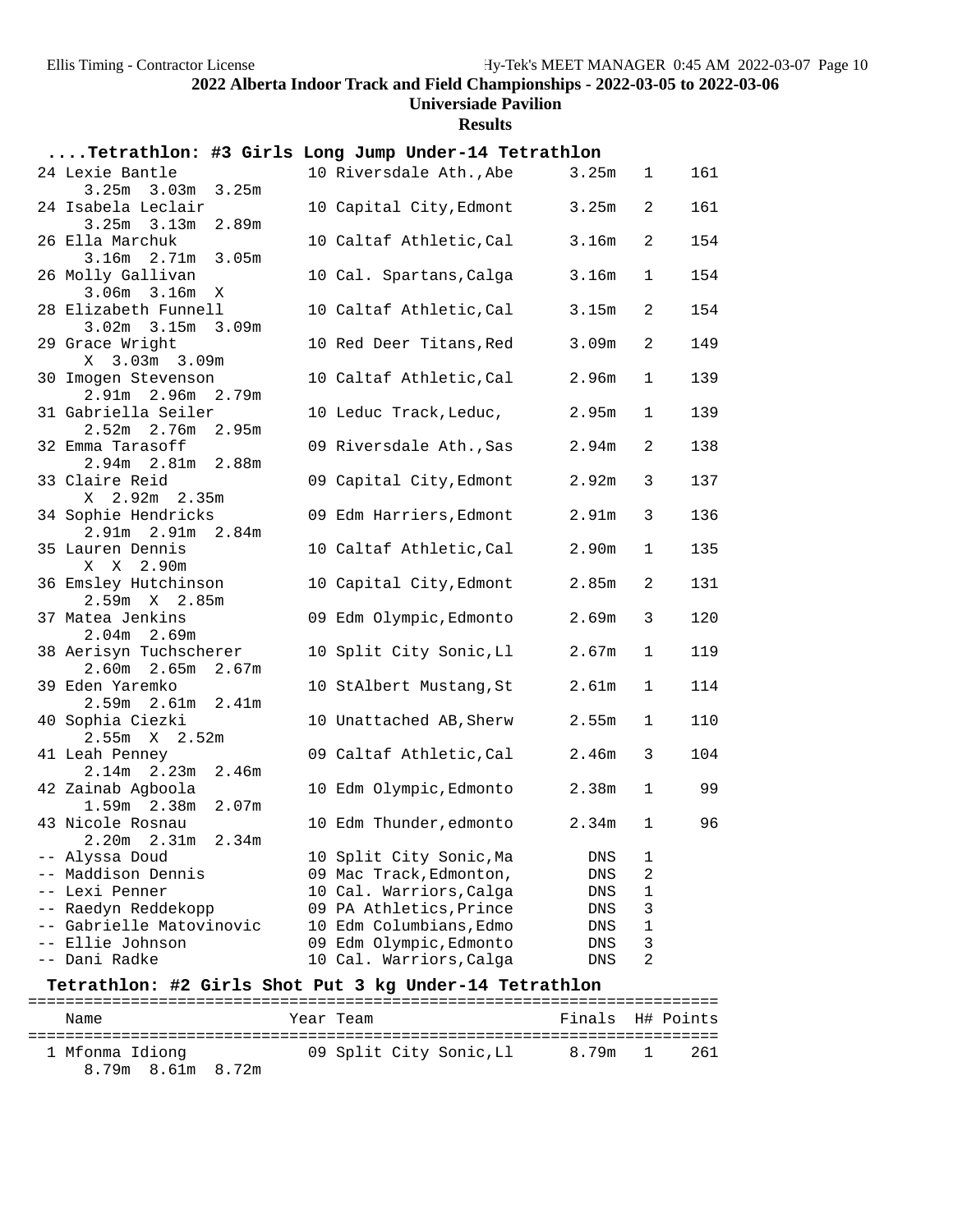2022 Alberta Indoor Track and Field Championships - 2022-03-05 to 2022-03-06

Universiade Pavilion

Results

### ....Tetrathlon: #3 Girls Long Jump Under-14 Tetrathlon

| Place | Name | Year | Team | Finals | H# | Points |
|---|---|---|---|---|---|---|
| 24 | Lexie Bantle | 10 | Riversdale Ath.,Abe | 3.25m | 1 | 161 |
| | 3.25m 3.03m 3.25m | | | | | |
| 24 | Isabela Leclair | 10 | Capital City,Edmont | 3.25m | 2 | 161 |
| | 3.25m 3.13m 2.89m | | | | | |
| 26 | Ella Marchuk | 10 | Caltaf Athletic,Cal | 3.16m | 2 | 154 |
| | 3.16m 2.71m 3.05m | | | | | |
| 26 | Molly Gallivan | 10 | Cal. Spartans,Calga | 3.16m | 1 | 154 |
| | 3.06m 3.16m X | | | | | |
| 28 | Elizabeth Funnell | 10 | Caltaf Athletic,Cal | 3.15m | 2 | 154 |
| | 3.02m 3.15m 3.09m | | | | | |
| 29 | Grace Wright | 10 | Red Deer Titans,Red | 3.09m | 2 | 149 |
| | X 3.03m 3.09m | | | | | |
| 30 | Imogen Stevenson | 10 | Caltaf Athletic,Cal | 2.96m | 1 | 139 |
| | 2.91m 2.96m 2.79m | | | | | |
| 31 | Gabriella Seiler | 10 | Leduc Track,Leduc, | 2.95m | 1 | 139 |
| | 2.52m 2.76m 2.95m | | | | | |
| 32 | Emma Tarasoff | 09 | Riversdale Ath.,Sas | 2.94m | 2 | 138 |
| | 2.94m 2.81m 2.88m | | | | | |
| 33 | Claire Reid | 09 | Capital City,Edmont | 2.92m | 3 | 137 |
| | X 2.92m 2.35m | | | | | |
| 34 | Sophie Hendricks | 09 | Edm Harriers,Edmont | 2.91m | 3 | 136 |
| | 2.91m 2.91m 2.84m | | | | | |
| 35 | Lauren Dennis | 10 | Caltaf Athletic,Cal | 2.90m | 1 | 135 |
| | X X 2.90m | | | | | |
| 36 | Emsley Hutchinson | 10 | Capital City,Edmont | 2.85m | 2 | 131 |
| | 2.59m X 2.85m | | | | | |
| 37 | Matea Jenkins | 09 | Edm Olympic,Edmonto | 2.69m | 3 | 120 |
| | 2.04m 2.69m | | | | | |
| 38 | Aerisyn Tuchscherer | 10 | Split City Sonic,Ll | 2.67m | 1 | 119 |
| | 2.60m 2.65m 2.67m | | | | | |
| 39 | Eden Yaremko | 10 | StAlbert Mustang,St | 2.61m | 1 | 114 |
| | 2.59m 2.61m 2.41m | | | | | |
| 40 | Sophia Ciezki | 10 | Unattached AB,Sherw | 2.55m | 1 | 110 |
| | 2.55m X 2.52m | | | | | |
| 41 | Leah Penney | 09 | Caltaf Athletic,Cal | 2.46m | 3 | 104 |
| | 2.14m 2.23m 2.46m | | | | | |
| 42 | Zainab Agboola | 10 | Edm Olympic,Edmonto | 2.38m | 1 | 99 |
| | 1.59m 2.38m 2.07m | | | | | |
| 43 | Nicole Rosnau | 10 | Edm Thunder,edmonto | 2.34m | 1 | 96 |
| | 2.20m 2.31m 2.34m | | | | | |
| -- | Alyssa Doud | 10 | Split City Sonic,Ma | DNS | 1 | |
| -- | Maddison Dennis | 09 | Mac Track,Edmonton, | DNS | 2 | |
| -- | Lexi Penner | 10 | Cal. Warriors,Calga | DNS | 1 | |
| -- | Raedyn Reddekopp | 09 | PA Athletics,Prince | DNS | 3 | |
| -- | Gabrielle Matovinovic | 10 | Edm Columbians,Edmo | DNS | 1 | |
| -- | Ellie Johnson | 09 | Edm Olympic,Edmonto | DNS | 3 | |
| -- | Dani Radke | 10 | Cal. Warriors,Calga | DNS | 2 | |

### Tetrathlon: #2 Girls Shot Put 3 kg Under-14 Tetrathlon

| Place | Name | Year | Team | Finals | H# | Points |
|---|---|---|---|---|---|---|
| 1 | Mfonma Idiong | 09 | Split City Sonic,Ll | 8.79m | 1 | 261 |
| | 8.79m 8.61m 8.72m | | | | | |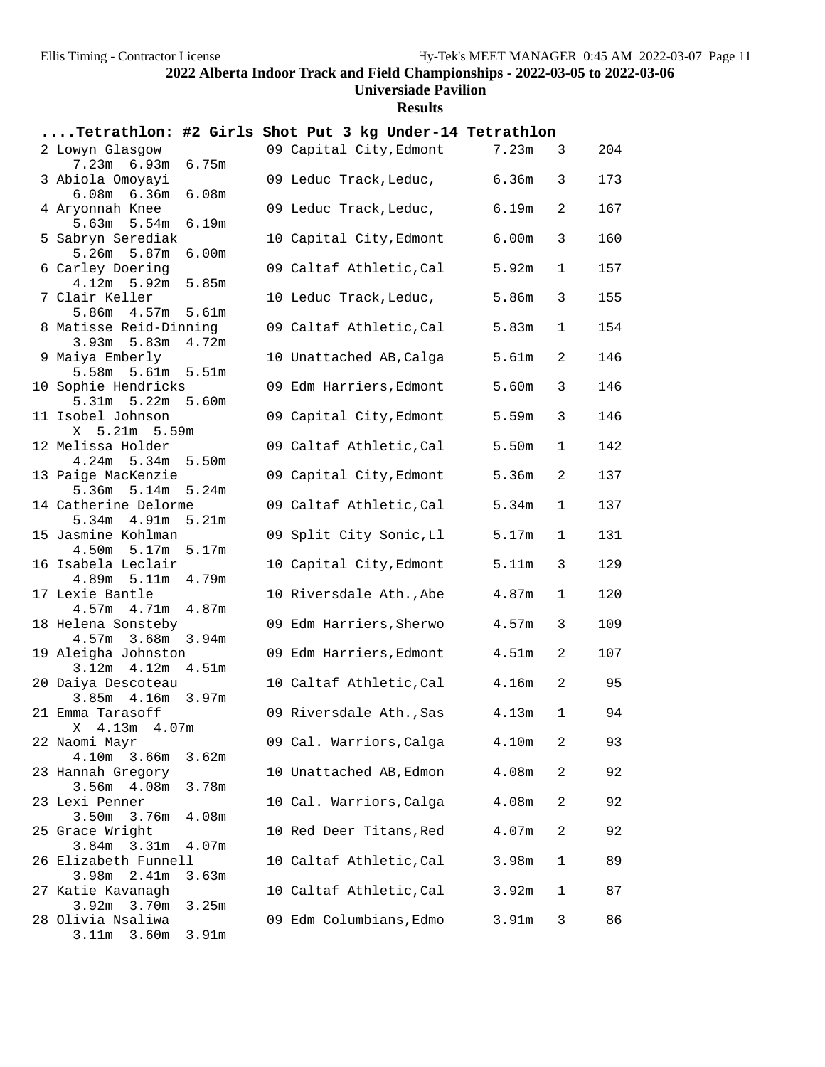**2022 Alberta Indoor Track and Field Championships - 2022-03-05 to 2022-03-06**

**Universiade Pavilion**

**Results**

### ....Tetrathlon: #2 Girls Shot Put 3 kg Under-14 Tetrathlon

| Place | Name | Age | Team | Mark | Flight | Points | Attempts |
|---|---|---|---|---|---|---|---|
| 2 | Lowyn Glasgow | 09 | Capital City,Edmont | 7.23m | 3 | 204 | 7.23m 6.93m 6.75m |
| 3 | Abiola Omoyayi | 09 | Leduc Track,Leduc, | 6.36m | 3 | 173 | 6.08m 6.36m 6.08m |
| 4 | Aryonnah Knee | 09 | Leduc Track,Leduc, | 6.19m | 2 | 167 | 5.63m 5.54m 6.19m |
| 5 | Sabryn Serediak | 10 | Capital City,Edmont | 6.00m | 3 | 160 | 5.26m 5.87m 6.00m |
| 6 | Carley Doering | 09 | Caltaf Athletic,Cal | 5.92m | 1 | 157 | 4.12m 5.92m 5.85m |
| 7 | Clair Keller | 10 | Leduc Track,Leduc, | 5.86m | 3 | 155 | 5.86m 4.57m 5.61m |
| 8 | Matisse Reid-Dinning | 09 | Caltaf Athletic,Cal | 5.83m | 1 | 154 | 3.93m 5.83m 4.72m |
| 9 | Maiya Emberly | 10 | Unattached AB,Calga | 5.61m | 2 | 146 | 5.58m 5.61m 5.51m |
| 10 | Sophie Hendricks | 09 | Edm Harriers,Edmont | 5.60m | 3 | 146 | 5.31m 5.22m 5.60m |
| 11 | Isobel Johnson | 09 | Capital City,Edmont | 5.59m | 3 | 146 | X 5.21m 5.59m |
| 12 | Melissa Holder | 09 | Caltaf Athletic,Cal | 5.50m | 1 | 142 | 4.24m 5.34m 5.50m |
| 13 | Paige MacKenzie | 09 | Capital City,Edmont | 5.36m | 2 | 137 | 5.36m 5.14m 5.24m |
| 14 | Catherine Delorme | 09 | Caltaf Athletic,Cal | 5.34m | 1 | 137 | 5.34m 4.91m 5.21m |
| 15 | Jasmine Kohlman | 09 | Split City Sonic,Ll | 5.17m | 1 | 131 | 4.50m 5.17m 5.17m |
| 16 | Isabela Leclair | 10 | Capital City,Edmont | 5.11m | 3 | 129 | 4.89m 5.11m 4.79m |
| 17 | Lexie Bantle | 10 | Riversdale Ath.,Abe | 4.87m | 1 | 120 | 4.57m 4.71m 4.87m |
| 18 | Helena Sonsteby | 09 | Edm Harriers,Sherwo | 4.57m | 3 | 109 | 4.57m 3.68m 3.94m |
| 19 | Aleigha Johnston | 09 | Edm Harriers,Edmont | 4.51m | 2 | 107 | 3.12m 4.12m 4.51m |
| 20 | Daiya Descoteau | 10 | Caltaf Athletic,Cal | 4.16m | 2 | 95 | 3.85m 4.16m 3.97m |
| 21 | Emma Tarasoff | 09 | Riversdale Ath.,Sas | 4.13m | 1 | 94 | X 4.13m 4.07m |
| 22 | Naomi Mayr | 09 | Cal. Warriors,Calga | 4.10m | 2 | 93 | 4.10m 3.66m 3.62m |
| 23 | Hannah Gregory | 10 | Unattached AB,Edmon | 4.08m | 2 | 92 | 3.56m 4.08m 3.78m |
| 23 | Lexi Penner | 10 | Cal. Warriors,Calga | 4.08m | 2 | 92 | 3.50m 3.76m 4.08m |
| 25 | Grace Wright | 10 | Red Deer Titans,Red | 4.07m | 2 | 92 | 3.84m 3.31m 4.07m |
| 26 | Elizabeth Funnell | 10 | Caltaf Athletic,Cal | 3.98m | 1 | 89 | 3.98m 2.41m 3.63m |
| 27 | Katie Kavanagh | 10 | Caltaf Athletic,Cal | 3.92m | 1 | 87 | 3.92m 3.70m 3.25m |
| 28 | Olivia Nsaliwa | 09 | Edm Columbians,Edmo | 3.91m | 3 | 86 | 3.11m 3.60m 3.91m |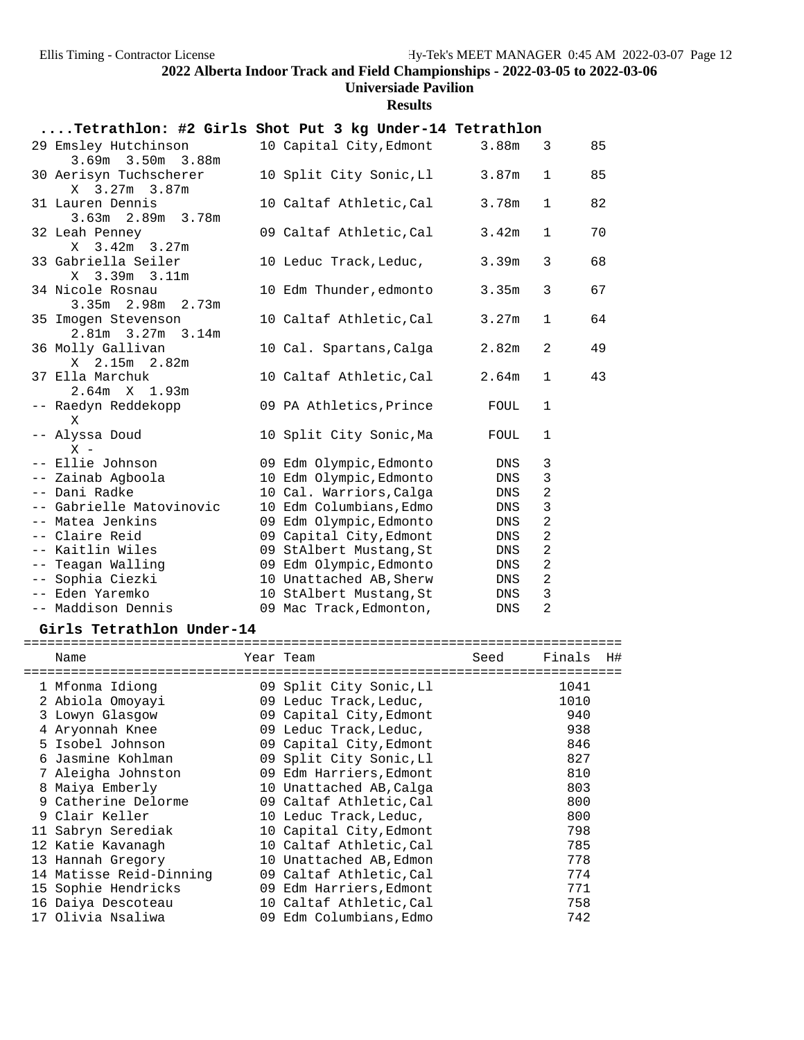## 2022 Alberta Indoor Track and Field Championships - 2022-03-05 to 2022-03-06

**Universiade Pavilion**

**Results**

### ....Tetrathlon: #2 Girls Shot Put 3 kg Under-14 Tetrathlon

| Place | Name | Year | Team | Finals | H# | Points |
|---|---|---|---|---|---|---|
| 29 | Emsley Hutchinson | 10 | Capital City,Edmont | 3.88m | 3 | 85 |
| | 3.69m 3.50m 3.88m | | | | | |
| 30 | Aerisyn Tuchscherer | 10 | Split City Sonic,Ll | 3.87m | 1 | 85 |
| | X 3.27m 3.87m | | | | | |
| 31 | Lauren Dennis | 10 | Caltaf Athletic,Cal | 3.78m | 1 | 82 |
| | 3.63m 2.89m 3.78m | | | | | |
| 32 | Leah Penney | 09 | Caltaf Athletic,Cal | 3.42m | 1 | 70 |
| | X 3.42m 3.27m | | | | | |
| 33 | Gabriella Seiler | 10 | Leduc Track,Leduc, | 3.39m | 3 | 68 |
| | X 3.39m 3.11m | | | | | |
| 34 | Nicole Rosnau | 10 | Edm Thunder,edmonto | 3.35m | 3 | 67 |
| | 3.35m 2.98m 2.73m | | | | | |
| 35 | Imogen Stevenson | 10 | Caltaf Athletic,Cal | 3.27m | 1 | 64 |
| | 2.81m 3.27m 3.14m | | | | | |
| 36 | Molly Gallivan | 10 | Cal. Spartans,Calga | 2.82m | 2 | 49 |
| | X 2.15m 2.82m | | | | | |
| 37 | Ella Marchuk | 10 | Caltaf Athletic,Cal | 2.64m | 1 | 43 |
| | 2.64m X 1.93m | | | | | |
| -- | Raedyn Reddekopp | 09 | PA Athletics,Prince | FOUL | 1 | |
| | X | | | | | |
| -- | Alyssa Doud | 10 | Split City Sonic,Ma | FOUL | 1 | |
| | X - | | | | | |
| -- | Ellie Johnson | 09 | Edm Olympic,Edmonto | DNS | 3 | |
| -- | Zainab Agboola | 10 | Edm Olympic,Edmonto | DNS | 3 | |
| -- | Dani Radke | 10 | Cal. Warriors,Calga | DNS | 2 | |
| -- | Gabrielle Matovinovic | 10 | Edm Columbians,Edmo | DNS | 3 | |
| -- | Matea Jenkins | 09 | Edm Olympic,Edmonto | DNS | 2 | |
| -- | Claire Reid | 09 | Capital City,Edmont | DNS | 2 | |
| -- | Kaitlin Wiles | 09 | StAlbert Mustang,St | DNS | 2 | |
| -- | Teagan Walling | 09 | Edm Olympic,Edmonto | DNS | 2 | |
| -- | Sophia Ciezki | 10 | Unattached AB,Sherw | DNS | 2 | |
| -- | Eden Yaremko | 10 | StAlbert Mustang,St | DNS | 3 | |
| -- | Maddison Dennis | 09 | Mac Track,Edmonton, | DNS | 2 | |

### Girls Tetrathlon Under-14

| Place | Name | Year | Team | Seed | Finals | H# |
|---|---|---|---|---|---|---|
| 1 | Mfonma Idiong | 09 | Split City Sonic,Ll | | 1041 | |
| 2 | Abiola Omoyayi | 09 | Leduc Track,Leduc, | | 1010 | |
| 3 | Lowyn Glasgow | 09 | Capital City,Edmont | | 940 | |
| 4 | Aryonnah Knee | 09 | Leduc Track,Leduc, | | 938 | |
| 5 | Isobel Johnson | 09 | Capital City,Edmont | | 846 | |
| 6 | Jasmine Kohlman | 09 | Split City Sonic,Ll | | 827 | |
| 7 | Aleigha Johnston | 09 | Edm Harriers,Edmont | | 810 | |
| 8 | Maiya Emberly | 10 | Unattached AB,Calga | | 803 | |
| 9 | Catherine Delorme | 09 | Caltaf Athletic,Cal | | 800 | |
| 9 | Clair Keller | 10 | Leduc Track,Leduc, | | 800 | |
| 11 | Sabryn Serediak | 10 | Capital City,Edmont | | 798 | |
| 12 | Katie Kavanagh | 10 | Caltaf Athletic,Cal | | 785 | |
| 13 | Hannah Gregory | 10 | Unattached AB,Edmon | | 778 | |
| 14 | Matisse Reid-Dinning | 09 | Caltaf Athletic,Cal | | 774 | |
| 15 | Sophie Hendricks | 09 | Edm Harriers,Edmont | | 771 | |
| 16 | Daiya Descoteau | 10 | Caltaf Athletic,Cal | | 758 | |
| 17 | Olivia Nsaliwa | 09 | Edm Columbians,Edmo | | 742 | |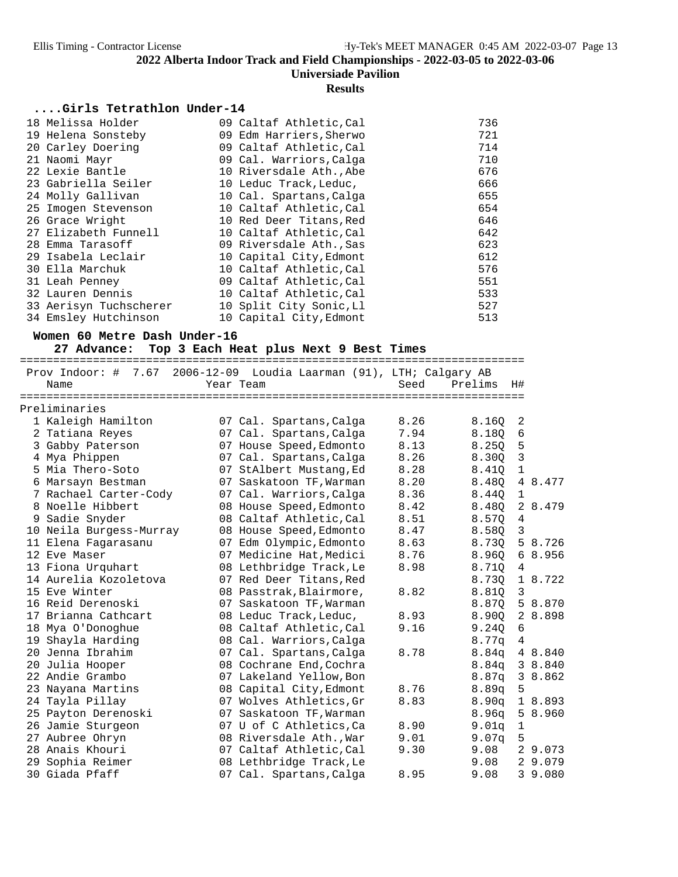## 2022 Alberta Indoor Track and Field Championships - 2022-03-05 to 2022-03-06

**Universiade Pavilion**

**Results**

### ....Girls Tetrathlon Under-14

| Place | Name | Year | Team | Points |
|---|---|---|---|---|
| 18 | Melissa Holder | 09 | Caltaf Athletic,Cal | 736 |
| 19 | Helena Sonsteby | 09 | Edm Harriers,Sherwo | 721 |
| 20 | Carley Doering | 09 | Caltaf Athletic,Cal | 714 |
| 21 | Naomi Mayr | 09 | Cal. Warriors,Calga | 710 |
| 22 | Lexie Bantle | 10 | Riversdale Ath.,Abe | 676 |
| 23 | Gabriella Seiler | 10 | Leduc Track,Leduc, | 666 |
| 24 | Molly Gallivan | 10 | Cal. Spartans,Calga | 655 |
| 25 | Imogen Stevenson | 10 | Caltaf Athletic,Cal | 654 |
| 26 | Grace Wright | 10 | Red Deer Titans,Red | 646 |
| 27 | Elizabeth Funnell | 10 | Caltaf Athletic,Cal | 642 |
| 28 | Emma Tarasoff | 09 | Riversdale Ath.,Sas | 623 |
| 29 | Isabela Leclair | 10 | Capital City,Edmont | 612 |
| 30 | Ella Marchuk | 10 | Caltaf Athletic,Cal | 576 |
| 31 | Leah Penney | 09 | Caltaf Athletic,Cal | 551 |
| 32 | Lauren Dennis | 10 | Caltaf Athletic,Cal | 533 |
| 33 | Aerisyn Tuchscherer | 10 | Split City Sonic,Ll | 527 |
| 34 | Emsley Hutchinson | 10 | Capital City,Edmont | 513 |

### Women 60 Metre Dash Under-16

**27 Advance: Top 3 Each Heat plus Next 9 Best Times**

Prov Indoor: # 7.67 2006-12-09 Loudia Laarman (91), LTH; Calgary AB

**Preliminaries**

| Place | Name | Year | Team | Seed | Prelims | H# | |
|---|---|---|---|---|---|---|---|
| 1 | Kaleigh Hamilton | 07 | Cal. Spartans,Calga | 8.26 | 8.16Q | 2 | |
| 2 | Tatiana Reyes | 07 | Cal. Spartans,Calga | 7.94 | 8.18Q | 6 | |
| 3 | Gabby Paterson | 07 | House Speed,Edmonto | 8.13 | 8.25Q | 5 | |
| 4 | Mya Phippen | 07 | Cal. Spartans,Calga | 8.26 | 8.30Q | 3 | |
| 5 | Mia Thero-Soto | 07 | StAlbert Mustang,Ed | 8.28 | 8.41Q | 1 | |
| 6 | Marsayn Bestman | 07 | Saskatoon TF,Warman | 8.20 | 8.48Q | 4 | 8.477 |
| 7 | Rachael Carter-Cody | 07 | Cal. Warriors,Calga | 8.36 | 8.44Q | 1 | |
| 8 | Noelle Hibbert | 08 | House Speed,Edmonto | 8.42 | 8.48Q | 2 | 8.479 |
| 9 | Sadie Snyder | 08 | Caltaf Athletic,Cal | 8.51 | 8.57Q | 4 | |
| 10 | Neila Burgess-Murray | 08 | House Speed,Edmonto | 8.47 | 8.58Q | 3 | |
| 11 | Elena Fagarasanu | 07 | Edm Olympic,Edmonto | 8.63 | 8.73Q | 5 | 8.726 |
| 12 | Eve Maser | 07 | Medicine Hat,Medici | 8.76 | 8.96Q | 6 | 8.956 |
| 13 | Fiona Urquhart | 08 | Lethbridge Track,Le | 8.98 | 8.71Q | 4 | |
| 14 | Aurelia Kozoletova | 07 | Red Deer Titans,Red | | 8.73Q | 1 | 8.722 |
| 15 | Eve Winter | 08 | Passtrak,Blairmore, | 8.82 | 8.81Q | 3 | |
| 16 | Reid Derenoski | 07 | Saskatoon TF,Warman | | 8.87Q | 5 | 8.870 |
| 17 | Brianna Cathcart | 08 | Leduc Track,Leduc, | 8.93 | 8.90Q | 2 | 8.898 |
| 18 | Mya O'Donoghue | 08 | Caltaf Athletic,Cal | 9.16 | 9.24Q | 6 | |
| 19 | Shayla Harding | 08 | Cal. Warriors,Calga | | 8.77q | 4 | |
| 20 | Jenna Ibrahim | 07 | Cal. Spartans,Calga | 8.78 | 8.84q | 4 | 8.840 |
| 20 | Julia Hooper | 08 | Cochrane End,Cochra | | 8.84q | 3 | 8.840 |
| 22 | Andie Grambo | 07 | Lakeland Yellow,Bon | | 8.87q | 3 | 8.862 |
| 23 | Nayana Martins | 08 | Capital City,Edmont | 8.76 | 8.89q | 5 | |
| 24 | Tayla Pillay | 07 | Wolves Athletics,Gr | 8.83 | 8.90q | 1 | 8.893 |
| 25 | Payton Derenoski | 07 | Saskatoon TF,Warman | | 8.96q | 5 | 8.960 |
| 26 | Jamie Sturgeon | 07 | U of C Athletics,Ca | 8.90 | 9.01q | 1 | |
| 27 | Aubree Ohryn | 08 | Riversdale Ath.,War | 9.01 | 9.07q | 5 | |
| 28 | Anais Khouri | 07 | Caltaf Athletic,Cal | 9.30 | 9.08 | 2 | 9.073 |
| 29 | Sophia Reimer | 08 | Lethbridge Track,Le | | 9.08 | 2 | 9.079 |
| 30 | Giada Pfaff | 07 | Cal. Spartans,Calga | 8.95 | 9.08 | 3 | 9.080 |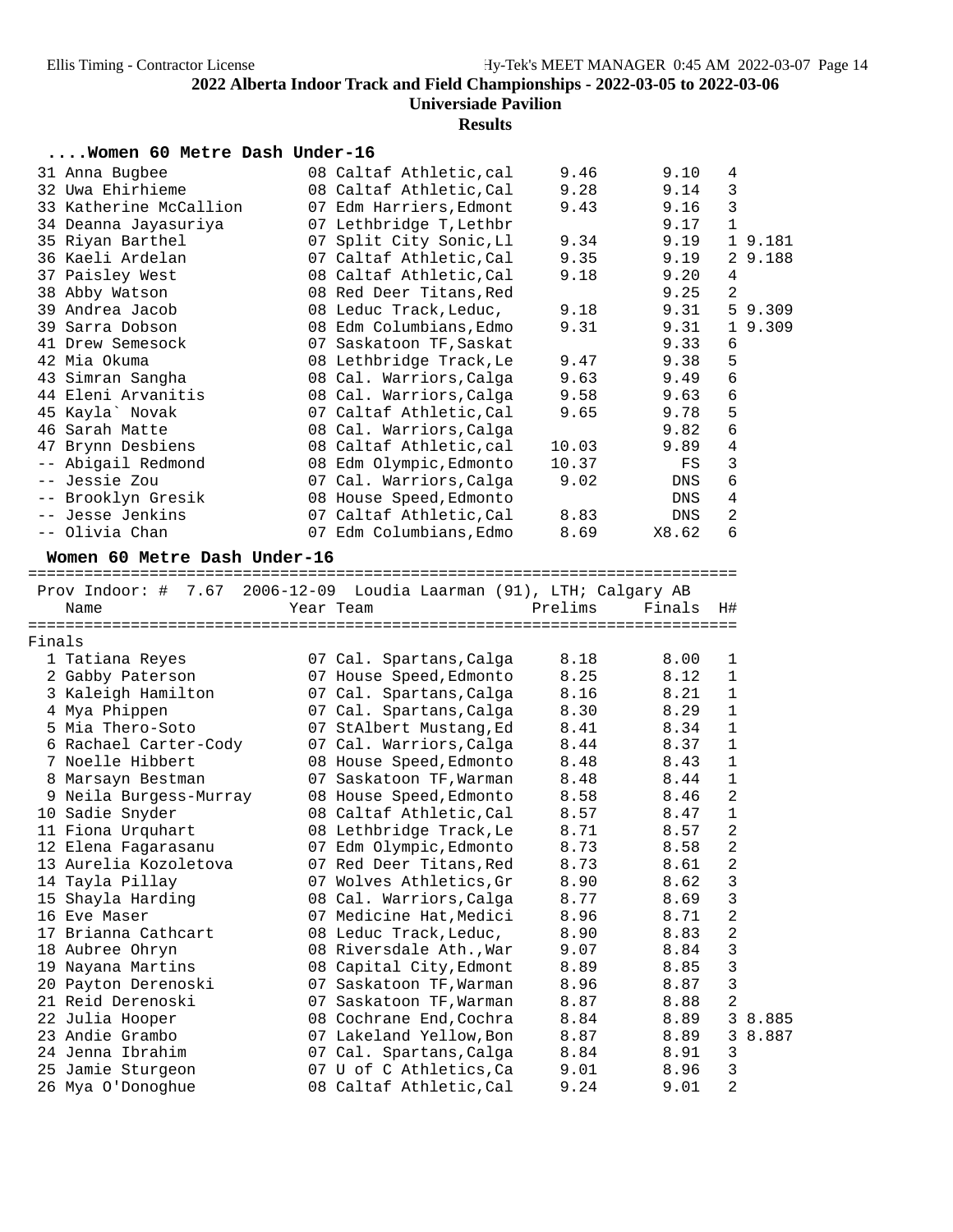## ....Women 60 Metre Dash Under-16

| Place | Name | Year | Team | Prelims | Finals | H# | |
|---|---|---|---|---|---|---|---|
| 31 | Anna Bugbee | 08 | Caltaf Athletic,cal | 9.46 | 9.10 | 4 | |
| 32 | Uwa Ehirhieme | 08 | Caltaf Athletic,Cal | 9.28 | 9.14 | 3 | |
| 33 | Katherine McCallion | 07 | Edm Harriers,Edmont | 9.43 | 9.16 | 3 | |
| 34 | Deanna Jayasuriya | 07 | Lethbridge T,Lethbr | | 9.17 | 1 | |
| 35 | Riyan Barthel | 07 | Split City Sonic,Ll | 9.34 | 9.19 | 1 | 9.181 |
| 36 | Kaeli Ardelan | 07 | Caltaf Athletic,Cal | 9.35 | 9.19 | 2 | 9.188 |
| 37 | Paisley West | 08 | Caltaf Athletic,Cal | 9.18 | 9.20 | 4 | |
| 38 | Abby Watson | 08 | Red Deer Titans,Red | | 9.25 | 2 | |
| 39 | Andrea Jacob | 08 | Leduc Track,Leduc, | 9.18 | 9.31 | 5 | 9.309 |
| 39 | Sarra Dobson | 08 | Edm Columbians,Edmo | 9.31 | 9.31 | 1 | 9.309 |
| 41 | Drew Semesock | 07 | Saskatoon TF,Saskat | | 9.33 | 6 | |
| 42 | Mia Okuma | 08 | Lethbridge Track,Le | 9.47 | 9.38 | 5 | |
| 43 | Simran Sangha | 08 | Cal. Warriors,Calga | 9.63 | 9.49 | 6 | |
| 44 | Eleni Arvanitis | 08 | Cal. Warriors,Calga | 9.58 | 9.63 | 6 | |
| 45 | Kayla` Novak | 07 | Caltaf Athletic,Cal | 9.65 | 9.78 | 5 | |
| 46 | Sarah Matte | 08 | Cal. Warriors,Calga | | 9.82 | 6 | |
| 47 | Brynn Desbiens | 08 | Caltaf Athletic,cal | 10.03 | 9.89 | 4 | |
| -- | Abigail Redmond | 08 | Edm Olympic,Edmonto | 10.37 | FS | 3 | |
| -- | Jessie Zou | 07 | Cal. Warriors,Calga | 9.02 | DNS | 6 | |
| -- | Brooklyn Gresik | 08 | House Speed,Edmonto | | DNS | 4 | |
| -- | Jesse Jenkins | 07 | Caltaf Athletic,Cal | 8.83 | DNS | 2 | |
| -- | Olivia Chan | 07 | Edm Columbians,Edmo | 8.69 | X8.62 | 6 | |

## Women 60 Metre Dash Under-16

Prov Indoor: # 7.67 2006-12-09 Loudia Laarman (91), LTH; Calgary AB

Finals

| Place | Name | Year | Team | Prelims | Finals | H# | |
|---|---|---|---|---|---|---|---|
| 1 | Tatiana Reyes | 07 | Cal. Spartans,Calga | 8.18 | 8.00 | 1 | |
| 2 | Gabby Paterson | 07 | House Speed,Edmonto | 8.25 | 8.12 | 1 | |
| 3 | Kaleigh Hamilton | 07 | Cal. Spartans,Calga | 8.16 | 8.21 | 1 | |
| 4 | Mya Phippen | 07 | Cal. Spartans,Calga | 8.30 | 8.29 | 1 | |
| 5 | Mia Thero-Soto | 07 | StAlbert Mustang,Ed | 8.41 | 8.34 | 1 | |
| 6 | Rachael Carter-Cody | 07 | Cal. Warriors,Calga | 8.44 | 8.37 | 1 | |
| 7 | Noelle Hibbert | 08 | House Speed,Edmonto | 8.48 | 8.43 | 1 | |
| 8 | Marsayn Bestman | 07 | Saskatoon TF,Warman | 8.48 | 8.44 | 1 | |
| 9 | Neila Burgess-Murray | 08 | House Speed,Edmonto | 8.58 | 8.46 | 2 | |
| 10 | Sadie Snyder | 08 | Caltaf Athletic,Cal | 8.57 | 8.47 | 1 | |
| 11 | Fiona Urquhart | 08 | Lethbridge Track,Le | 8.71 | 8.57 | 2 | |
| 12 | Elena Fagarasanu | 07 | Edm Olympic,Edmonto | 8.73 | 8.58 | 2 | |
| 13 | Aurelia Kozoletova | 07 | Red Deer Titans,Red | 8.73 | 8.61 | 2 | |
| 14 | Tayla Pillay | 07 | Wolves Athletics,Gr | 8.90 | 8.62 | 3 | |
| 15 | Shayla Harding | 08 | Cal. Warriors,Calga | 8.77 | 8.69 | 3 | |
| 16 | Eve Maser | 07 | Medicine Hat,Medici | 8.96 | 8.71 | 2 | |
| 17 | Brianna Cathcart | 08 | Leduc Track,Leduc, | 8.90 | 8.83 | 2 | |
| 18 | Aubree Ohryn | 08 | Riversdale Ath.,War | 9.07 | 8.84 | 3 | |
| 19 | Nayana Martins | 08 | Capital City,Edmont | 8.89 | 8.85 | 3 | |
| 20 | Payton Derenoski | 07 | Saskatoon TF,Warman | 8.96 | 8.87 | 3 | |
| 21 | Reid Derenoski | 07 | Saskatoon TF,Warman | 8.87 | 8.88 | 2 | |
| 22 | Julia Hooper | 08 | Cochrane End,Cochra | 8.84 | 8.89 | 3 | 8.885 |
| 23 | Andie Grambo | 07 | Lakeland Yellow,Bon | 8.87 | 8.89 | 3 | 8.887 |
| 24 | Jenna Ibrahim | 07 | Cal. Spartans,Calga | 8.84 | 8.91 | 3 | |
| 25 | Jamie Sturgeon | 07 | U of C Athletics,Ca | 9.01 | 8.96 | 3 | |
| 26 | Mya O'Donoghue | 08 | Caltaf Athletic,Cal | 9.24 | 9.01 | 2 | |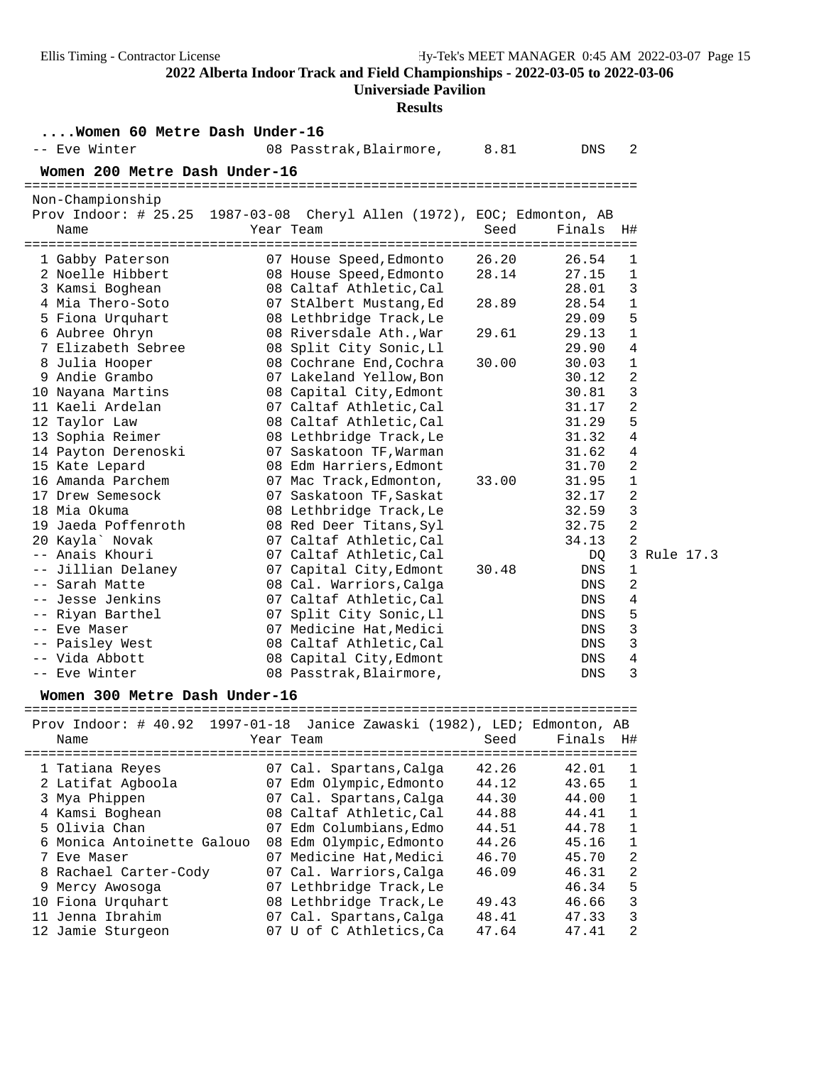## ....Women 60 Metre Dash Under-16

| Place | Name | Year | Team | Seed | Finals | H# |
|---|---|---|---|---|---|---|
| -- | Eve Winter | 08 | Passtrak,Blairmore, | 8.81 | DNS | 2 |

## Women 200 Metre Dash Under-16

Non-Championship

Prov Indoor: # 25.25 1987-03-08 Cheryl Allen (1972), EOC; Edmonton, AB

| Place | Name | Year | Team | Seed | Finals | H# | |
|---|---|---|---|---|---|---|---|
| 1 | Gabby Paterson | 07 | House Speed,Edmonto | 26.20 | 26.54 | 1 | |
| 2 | Noelle Hibbert | 08 | House Speed,Edmonto | 28.14 | 27.15 | 1 | |
| 3 | Kamsi Boghean | 08 | Caltaf Athletic,Cal | | 28.01 | 3 | |
| 4 | Mia Thero-Soto | 07 | StAlbert Mustang,Ed | 28.89 | 28.54 | 1 | |
| 5 | Fiona Urquhart | 08 | Lethbridge Track,Le | | 29.09 | 5 | |
| 6 | Aubree Ohryn | 08 | Riversdale Ath.,War | 29.61 | 29.13 | 1 | |
| 7 | Elizabeth Sebree | 08 | Split City Sonic,Ll | | 29.90 | 4 | |
| 8 | Julia Hooper | 08 | Cochrane End,Cochra | 30.00 | 30.03 | 1 | |
| 9 | Andie Grambo | 07 | Lakeland Yellow,Bon | | 30.12 | 2 | |
| 10 | Nayana Martins | 08 | Capital City,Edmont | | 30.81 | 3 | |
| 11 | Kaeli Ardelan | 07 | Caltaf Athletic,Cal | | 31.17 | 2 | |
| 12 | Taylor Law | 08 | Caltaf Athletic,Cal | | 31.29 | 5 | |
| 13 | Sophia Reimer | 08 | Lethbridge Track,Le | | 31.32 | 4 | |
| 14 | Payton Derenoski | 07 | Saskatoon TF,Warman | | 31.62 | 4 | |
| 15 | Kate Lepard | 08 | Edm Harriers,Edmont | | 31.70 | 2 | |
| 16 | Amanda Parchem | 07 | Mac Track,Edmonton, | 33.00 | 31.95 | 1 | |
| 17 | Drew Semesock | 07 | Saskatoon TF,Saskat | | 32.17 | 2 | |
| 18 | Mia Okuma | 08 | Lethbridge Track,Le | | 32.59 | 3 | |
| 19 | Jaeda Poffenroth | 08 | Red Deer Titans,Syl | | 32.75 | 2 | |
| 20 | Kayla` Novak | 07 | Caltaf Athletic,Cal | | 34.13 | 2 | |
| -- | Anais Khouri | 07 | Caltaf Athletic,Cal | | DQ | 3 | Rule 17.3 |
| -- | Jillian Delaney | 07 | Capital City,Edmont | 30.48 | DNS | 1 | |
| -- | Sarah Matte | 08 | Cal. Warriors,Calga | | DNS | 2 | |
| -- | Jesse Jenkins | 07 | Caltaf Athletic,Cal | | DNS | 4 | |
| -- | Riyan Barthel | 07 | Split City Sonic,Ll | | DNS | 5 | |
| -- | Eve Maser | 07 | Medicine Hat,Medici | | DNS | 3 | |
| -- | Paisley West | 08 | Caltaf Athletic,Cal | | DNS | 3 | |
| -- | Vida Abbott | 08 | Capital City,Edmont | | DNS | 4 | |
| -- | Eve Winter | 08 | Passtrak,Blairmore, | | DNS | 3 | |

## Women 300 Metre Dash Under-16

Prov Indoor: # 40.92 1997-01-18 Janice Zawaski (1982), LED; Edmonton, AB

| Place | Name | Year | Team | Seed | Finals | H# |
|---|---|---|---|---|---|---|
| 1 | Tatiana Reyes | 07 | Cal. Spartans,Calga | 42.26 | 42.01 | 1 |
| 2 | Latifat Agboola | 07 | Edm Olympic,Edmonto | 44.12 | 43.65 | 1 |
| 3 | Mya Phippen | 07 | Cal. Spartans,Calga | 44.30 | 44.00 | 1 |
| 4 | Kamsi Boghean | 08 | Caltaf Athletic,Cal | 44.88 | 44.41 | 1 |
| 5 | Olivia Chan | 07 | Edm Columbians,Edmo | 44.51 | 44.78 | 1 |
| 6 | Monica Antoinette Galouo | 08 | Edm Olympic,Edmonto | 44.26 | 45.16 | 1 |
| 7 | Eve Maser | 07 | Medicine Hat,Medici | 46.70 | 45.70 | 2 |
| 8 | Rachael Carter-Cody | 07 | Cal. Warriors,Calga | 46.09 | 46.31 | 2 |
| 9 | Mercy Awosoga | 07 | Lethbridge Track,Le | | 46.34 | 5 |
| 10 | Fiona Urquhart | 08 | Lethbridge Track,Le | 49.43 | 46.66 | 3 |
| 11 | Jenna Ibrahim | 07 | Cal. Spartans,Calga | 48.41 | 47.33 | 3 |
| 12 | Jamie Sturgeon | 07 | U of C Athletics,Ca | 47.64 | 47.41 | 2 |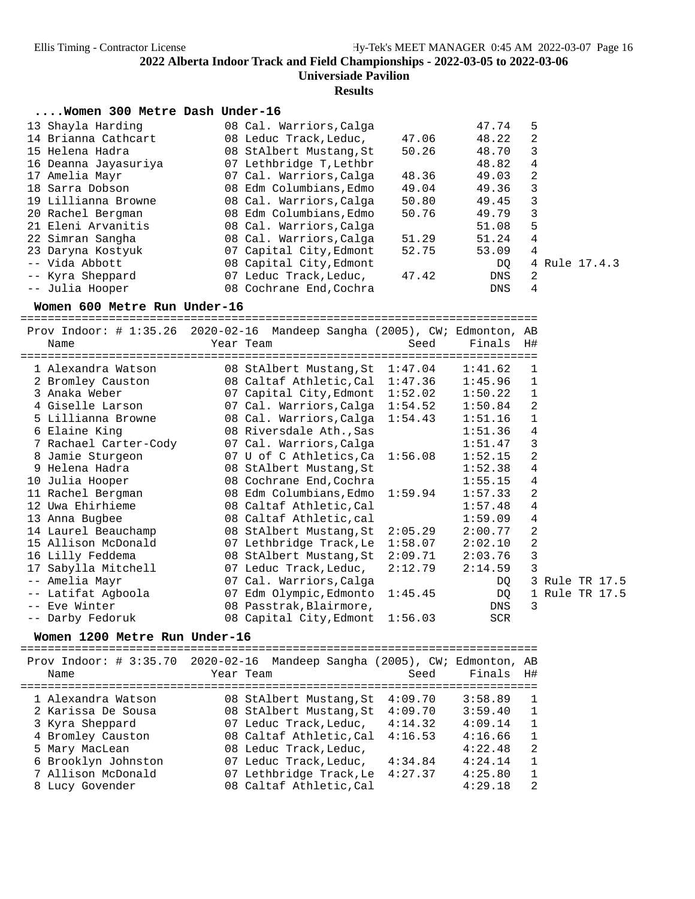## ....Women 300 Metre Dash Under-16

| Place | Name | Year | Team | Seed | Finals | H# | |
|---|---|---|---|---|---|---|---|
| 13 | Shayla Harding | 08 | Cal. Warriors,Calga | | 47.74 | 5 | |
| 14 | Brianna Cathcart | 08 | Leduc Track,Leduc, | 47.06 | 48.22 | 2 | |
| 15 | Helena Hadra | 08 | StAlbert Mustang,St | 50.26 | 48.70 | 3 | |
| 16 | Deanna Jayasuriya | 07 | Lethbridge T,Lethbr | | 48.82 | 4 | |
| 17 | Amelia Mayr | 07 | Cal. Warriors,Calga | 48.36 | 49.03 | 2 | |
| 18 | Sarra Dobson | 08 | Edm Columbians,Edmo | 49.04 | 49.36 | 3 | |
| 19 | Lillianna Browne | 08 | Cal. Warriors,Calga | 50.80 | 49.45 | 3 | |
| 20 | Rachel Bergman | 08 | Edm Columbians,Edmo | 50.76 | 49.79 | 3 | |
| 21 | Eleni Arvanitis | 08 | Cal. Warriors,Calga | | 51.08 | 5 | |
| 22 | Simran Sangha | 08 | Cal. Warriors,Calga | 51.29 | 51.24 | 4 | |
| 23 | Daryna Kostyuk | 07 | Capital City,Edmont | 52.75 | 53.09 | 4 | |
| -- | Vida Abbott | 08 | Capital City,Edmont | | DQ | 4 | Rule 17.4.3 |
| -- | Kyra Sheppard | 07 | Leduc Track,Leduc, | 47.42 | DNS | 2 | |
| -- | Julia Hooper | 08 | Cochrane End,Cochra | | DNS | 4 | |

## Women 600 Metre Run Under-16

Prov Indoor: # 1:35.26 2020-02-16 Mandeep Sangha (2005), CW; Edmonton, AB

| Place | Name | Year | Team | Seed | Finals | H# | |
|---|---|---|---|---|---|---|---|
| 1 | Alexandra Watson | 08 | StAlbert Mustang,St | 1:47.04 | 1:41.62 | 1 | |
| 2 | Bromley Causton | 08 | Caltaf Athletic,Cal | 1:47.36 | 1:45.96 | 1 | |
| 3 | Anaka Weber | 07 | Capital City,Edmont | 1:52.02 | 1:50.22 | 1 | |
| 4 | Giselle Larson | 07 | Cal. Warriors,Calga | 1:54.52 | 1:50.84 | 2 | |
| 5 | Lillianna Browne | 08 | Cal. Warriors,Calga | 1:54.43 | 1:51.16 | 1 | |
| 6 | Elaine King | 08 | Riversdale Ath.,Sas | | 1:51.36 | 4 | |
| 7 | Rachael Carter-Cody | 07 | Cal. Warriors,Calga | | 1:51.47 | 3 | |
| 8 | Jamie Sturgeon | 07 | U of C Athletics,Ca | 1:56.08 | 1:52.15 | 2 | |
| 9 | Helena Hadra | 08 | StAlbert Mustang,St | | 1:52.38 | 4 | |
| 10 | Julia Hooper | 08 | Cochrane End,Cochra | | 1:55.15 | 4 | |
| 11 | Rachel Bergman | 08 | Edm Columbians,Edmo | 1:59.94 | 1:57.33 | 2 | |
| 12 | Uwa Ehirhieme | 08 | Caltaf Athletic,Cal | | 1:57.48 | 4 | |
| 13 | Anna Bugbee | 08 | Caltaf Athletic,cal | | 1:59.09 | 4 | |
| 14 | Laurel Beauchamp | 08 | StAlbert Mustang,St | 2:05.29 | 2:00.77 | 2 | |
| 15 | Allison McDonald | 07 | Lethbridge Track,Le | 1:58.07 | 2:02.10 | 2 | |
| 16 | Lilly Feddema | 08 | StAlbert Mustang,St | 2:09.71 | 2:03.76 | 3 | |
| 17 | Sabylla Mitchell | 07 | Leduc Track,Leduc, | 2:12.79 | 2:14.59 | 3 | |
| -- | Amelia Mayr | 07 | Cal. Warriors,Calga | | DQ | 3 | Rule TR 17.5 |
| -- | Latifat Agboola | 07 | Edm Olympic,Edmonto | 1:45.45 | DQ | 1 | Rule TR 17.5 |
| -- | Eve Winter | 08 | Passtrak,Blairmore, | | DNS | 3 | |
| -- | Darby Fedoruk | 08 | Capital City,Edmont | 1:56.03 | SCR | | |

## Women 1200 Metre Run Under-16

Prov Indoor: # 3:35.70 2020-02-16 Mandeep Sangha (2005), CW; Edmonton, AB

| Place | Name | Year | Team | Seed | Finals | H# |
|---|---|---|---|---|---|---|
| 1 | Alexandra Watson | 08 | StAlbert Mustang,St | 4:09.70 | 3:58.89 | 1 |
| 2 | Karissa De Sousa | 08 | StAlbert Mustang,St | 4:09.70 | 3:59.40 | 1 |
| 3 | Kyra Sheppard | 07 | Leduc Track,Leduc, | 4:14.32 | 4:09.14 | 1 |
| 4 | Bromley Causton | 08 | Caltaf Athletic,Cal | 4:16.53 | 4:16.66 | 1 |
| 5 | Mary MacLean | 08 | Leduc Track,Leduc, | | 4:22.48 | 2 |
| 6 | Brooklyn Johnston | 07 | Leduc Track,Leduc, | 4:34.84 | 4:24.14 | 1 |
| 7 | Allison McDonald | 07 | Lethbridge Track,Le | 4:27.37 | 4:25.80 | 1 |
| 8 | Lucy Govender | 08 | Caltaf Athletic,Cal | | 4:29.18 | 2 |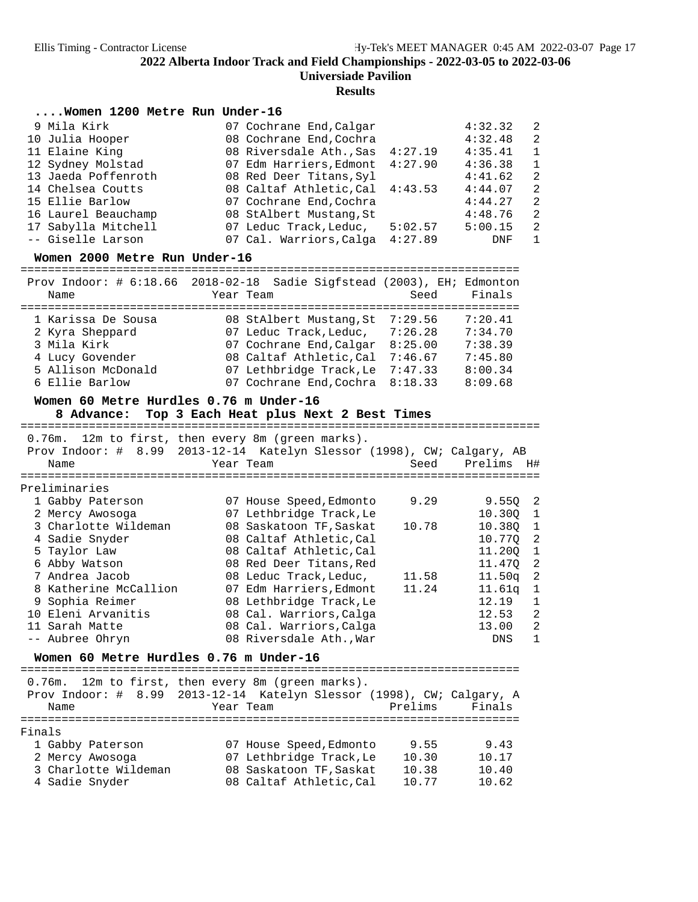## 2022 Alberta Indoor Track and Field Championships - 2022-03-05 to 2022-03-06

**Universiade Pavilion**

**Results**

### ....Women 1200 Metre Run Under-16

| Place | Name | Year | Team | Seed | Finals | H# |
|---|---|---|---|---|---|---|
| 9 | Mila Kirk | 07 | Cochrane End,Calgar | | 4:32.32 | 2 |
| 10 | Julia Hooper | 08 | Cochrane End,Cochra | | 4:32.48 | 2 |
| 11 | Elaine King | 08 | Riversdale Ath.,Sas | 4:27.19 | 4:35.41 | 1 |
| 12 | Sydney Molstad | 07 | Edm Harriers,Edmont | 4:27.90 | 4:36.38 | 1 |
| 13 | Jaeda Poffenroth | 08 | Red Deer Titans,Syl | | 4:41.62 | 2 |
| 14 | Chelsea Coutts | 08 | Caltaf Athletic,Cal | 4:43.53 | 4:44.07 | 2 |
| 15 | Ellie Barlow | 07 | Cochrane End,Cochra | | 4:44.27 | 2 |
| 16 | Laurel Beauchamp | 08 | StAlbert Mustang,St | | 4:48.76 | 2 |
| 17 | Sabylla Mitchell | 07 | Leduc Track,Leduc, | 5:02.57 | 5:00.15 | 2 |
| -- | Giselle Larson | 07 | Cal. Warriors,Calga | 4:27.89 | DNF | 1 |

### Women 2000 Metre Run Under-16

Prov Indoor: # 6:18.66 2018-02-18 Sadie Sigfstead (2003), EH; Edmonton

| Place | Name | Year | Team | Seed | Finals |
|---|---|---|---|---|---|
| 1 | Karissa De Sousa | 08 | StAlbert Mustang,St | 7:29.56 | 7:20.41 |
| 2 | Kyra Sheppard | 07 | Leduc Track,Leduc, | 7:26.28 | 7:34.70 |
| 3 | Mila Kirk | 07 | Cochrane End,Calgar | 8:25.00 | 7:38.39 |
| 4 | Lucy Govender | 08 | Caltaf Athletic,Cal | 7:46.67 | 7:45.80 |
| 5 | Allison McDonald | 07 | Lethbridge Track,Le | 7:47.33 | 8:00.34 |
| 6 | Ellie Barlow | 07 | Cochrane End,Cochra | 8:18.33 | 8:09.68 |

### Women 60 Metre Hurdles 0.76 m Under-16

**8 Advance: Top 3 Each Heat plus Next 2 Best Times**

0.76m. 12m to first, then every 8m (green marks).
Prov Indoor: # 8.99 2013-12-14 Katelyn Slessor (1998), CW; Calgary, AB

Preliminaries

| Place | Name | Year | Team | Seed | Prelims | H# |
|---|---|---|---|---|---|---|
| 1 | Gabby Paterson | 07 | House Speed,Edmonto | 9.29 | 9.55Q | 2 |
| 2 | Mercy Awosoga | 07 | Lethbridge Track,Le | | 10.30Q | 1 |
| 3 | Charlotte Wildeman | 08 | Saskatoon TF,Saskat | 10.78 | 10.38Q | 1 |
| 4 | Sadie Snyder | 08 | Caltaf Athletic,Cal | | 10.77Q | 2 |
| 5 | Taylor Law | 08 | Caltaf Athletic,Cal | | 11.20Q | 1 |
| 6 | Abby Watson | 08 | Red Deer Titans,Red | | 11.47Q | 2 |
| 7 | Andrea Jacob | 08 | Leduc Track,Leduc, | 11.58 | 11.50q | 2 |
| 8 | Katherine McCallion | 07 | Edm Harriers,Edmont | 11.24 | 11.61q | 1 |
| 9 | Sophia Reimer | 08 | Lethbridge Track,Le | | 12.19 | 1 |
| 10 | Eleni Arvanitis | 08 | Cal. Warriors,Calga | | 12.53 | 2 |
| 11 | Sarah Matte | 08 | Cal. Warriors,Calga | | 13.00 | 2 |
| -- | Aubree Ohryn | 08 | Riversdale Ath.,War | | DNS | 1 |

### Women 60 Metre Hurdles 0.76 m Under-16

0.76m. 12m to first, then every 8m (green marks).
Prov Indoor: # 8.99 2013-12-14 Katelyn Slessor (1998), CW; Calgary, A

Finals

| Place | Name | Year | Team | Prelims | Finals |
|---|---|---|---|---|---|
| 1 | Gabby Paterson | 07 | House Speed,Edmonto | 9.55 | 9.43 |
| 2 | Mercy Awosoga | 07 | Lethbridge Track,Le | 10.30 | 10.17 |
| 3 | Charlotte Wildeman | 08 | Saskatoon TF,Saskat | 10.38 | 10.40 |
| 4 | Sadie Snyder | 08 | Caltaf Athletic,Cal | 10.77 | 10.62 |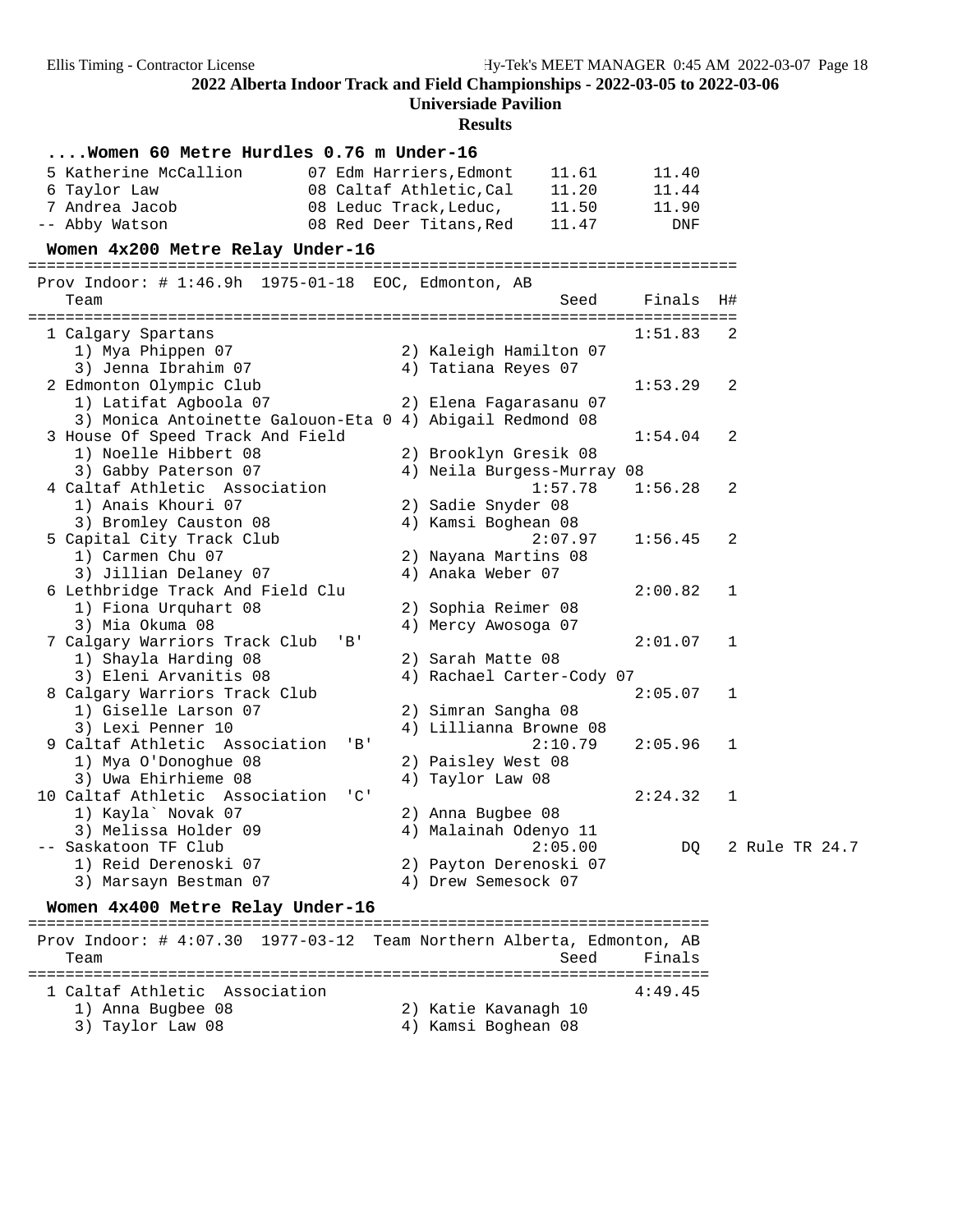## ....Women 60 Metre Hurdles 0.76 m Under-16

| Place | Name | Year | Team | Seed | Finals |
|---|---|---|---|---|---|
| 5 | Katherine McCallion | 07 | Edm Harriers,Edmont | 11.61 | 11.40 |
| 6 | Taylor Law | 08 | Caltaf Athletic,Cal | 11.20 | 11.44 |
| 7 | Andrea Jacob | 08 | Leduc Track,Leduc, | 11.50 | 11.90 |
| -- | Abby Watson | 08 | Red Deer Titans,Red | 11.47 | DNF |

## Women 4x200 Metre Relay Under-16

Prov Indoor: # 1:46.9h 1975-01-18 EOC, Edmonton, AB

| Place | Team | Seed | Finals | H# |
|---|---|---|---|---|
| 1 | Calgary Spartans | | 1:51.83 | 2 |
| | 1) Mya Phippen 07; 2) Kaleigh Hamilton 07; 3) Jenna Ibrahim 07; 4) Tatiana Reyes 07 | | | |
| 2 | Edmonton Olympic Club | | 1:53.29 | 2 |
| | 1) Latifat Agboola 07; 2) Elena Fagarasanu 07; 3) Monica Antoinette Galouon-Eta 0; 4) Abigail Redmond 08 | | | |
| 3 | House Of Speed Track And Field | | 1:54.04 | 2 |
| | 1) Noelle Hibbert 08; 2) Brooklyn Gresik 08; 3) Gabby Paterson 07; 4) Neila Burgess-Murray 08 | | | |
| 4 | Caltaf Athletic Association | 1:57.78 | 1:56.28 | 2 |
| | 1) Anais Khouri 07; 2) Sadie Snyder 08; 3) Bromley Causton 08; 4) Kamsi Boghean 08 | | | |
| 5 | Capital City Track Club | 2:07.97 | 1:56.45 | 2 |
| | 1) Carmen Chu 07; 2) Nayana Martins 08; 3) Jillian Delaney 07; 4) Anaka Weber 07 | | | |
| 6 | Lethbridge Track And Field Clu | | 2:00.82 | 1 |
| | 1) Fiona Urquhart 08; 2) Sophia Reimer 08; 3) Mia Okuma 08; 4) Mercy Awosoga 07 | | | |
| 7 | Calgary Warriors Track Club 'B' | | 2:01.07 | 1 |
| | 1) Shayla Harding 08; 2) Sarah Matte 08; 3) Eleni Arvanitis 08; 4) Rachael Carter-Cody 07 | | | |
| 8 | Calgary Warriors Track Club | | 2:05.07 | 1 |
| | 1) Giselle Larson 07; 2) Simran Sangha 08; 3) Lexi Penner 10; 4) Lillianna Browne 08 | | | |
| 9 | Caltaf Athletic Association 'B' | 2:10.79 | 2:05.96 | 1 |
| | 1) Mya O'Donoghue 08; 2) Paisley West 08; 3) Uwa Ehirhieme 08; 4) Taylor Law 08 | | | |
| 10 | Caltaf Athletic Association 'C' | | 2:24.32 | 1 |
| | 1) Kayla` Novak 07; 2) Anna Bugbee 08; 3) Melissa Holder 09; 4) Malainah Odenyo 11 | | | |
| -- | Saskatoon TF Club | 2:05.00 | DQ | 2 Rule TR 24.7 |
| | 1) Reid Derenoski 07; 2) Payton Derenoski 07; 3) Marsayn Bestman 07; 4) Drew Semesock 07 | | | |

## Women 4x400 Metre Relay Under-16

Prov Indoor: # 4:07.30 1977-03-12 Team Northern Alberta, Edmonton, AB

| Place | Team | Seed | Finals |
|---|---|---|---|
| 1 | Caltaf Athletic Association | | 4:49.45 |
| | 1) Anna Bugbee 08; 2) Katie Kavanagh 10; 3) Taylor Law 08; 4) Kamsi Boghean 08 | | |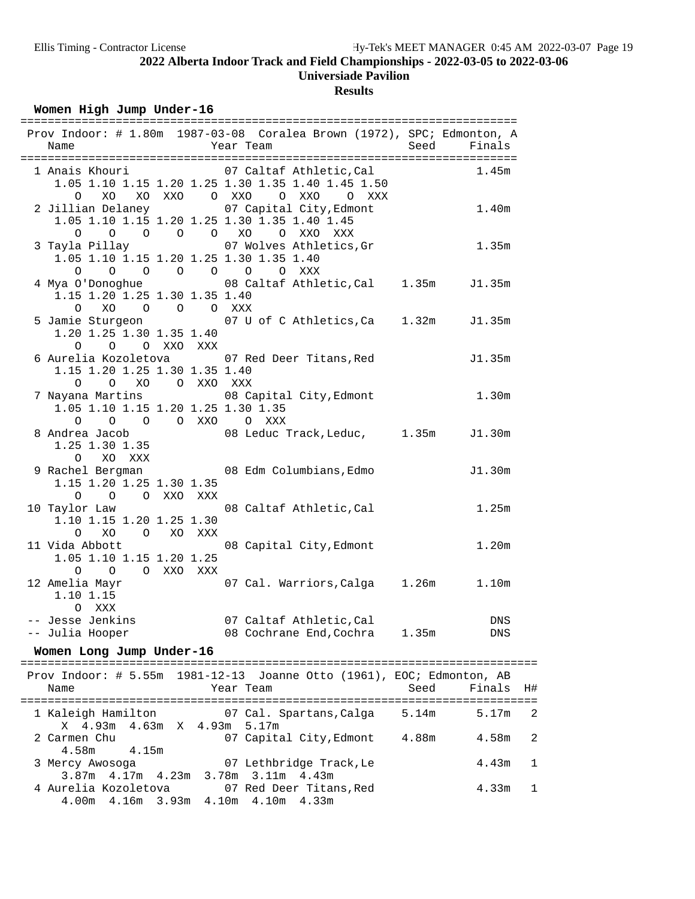## 2022 Alberta Indoor Track and Field Championships - 2022-03-05 to 2022-03-06

**Universiade Pavilion**

**Results**

### Women High Jump Under-16

```
=========================================================================
 Prov Indoor: # 1.80m  1987-03-08  Coralea Brown (1972), SPC; Edmonton, A
    Name                    Year Team                    Seed     Finals
=========================================================================
  1 Anais Khouri            07 Caltaf Athletic,Cal                 1.45m
     1.05 1.10 1.15 1.20 1.25 1.30 1.35 1.40 1.45 1.50
        O   XO   XO  XXO    O  XXO    O  XXO    O  XXX
  2 Jillian Delaney         07 Capital City,Edmont                 1.40m
     1.05 1.10 1.15 1.20 1.25 1.30 1.35 1.40 1.45
        O    O    O    O    O   XO    O  XXO  XXX
  3 Tayla Pillay            07 Wolves Athletics,Gr                 1.35m
     1.05 1.10 1.15 1.20 1.25 1.30 1.35 1.40
        O    O    O    O    O    O    O  XXX
  4 Mya O'Donoghue          08 Caltaf Athletic,Cal    1.35m       J1.35m
     1.15 1.20 1.25 1.30 1.35 1.40
        O   XO    O    O    O  XXX
  5 Jamie Sturgeon          07 U of C Athletics,Ca    1.32m       J1.35m
     1.20 1.25 1.30 1.35 1.40
        O    O    O  XXO  XXX
  6 Aurelia Kozoletova      07 Red Deer Titans,Red                J1.35m
     1.15 1.20 1.25 1.30 1.35 1.40
        O    O   XO    O  XXO  XXX
  7 Nayana Martins          08 Capital City,Edmont                 1.30m
     1.05 1.10 1.15 1.20 1.25 1.30 1.35
        O    O    O    O  XXO    O  XXX
  8 Andrea Jacob            08 Leduc Track,Leduc,     1.35m       J1.30m
     1.25 1.30 1.35
        O   XO  XXX
  9 Rachel Bergman          08 Edm Columbians,Edmo                J1.30m
     1.15 1.20 1.25 1.30 1.35
        O    O    O  XXO  XXX
 10 Taylor Law              08 Caltaf Athletic,Cal                 1.25m
     1.10 1.15 1.20 1.25 1.30
        O   XO    O   XO  XXX
 11 Vida Abbott             08 Capital City,Edmont                 1.20m
     1.05 1.10 1.15 1.20 1.25
        O    O    O  XXO  XXX
 12 Amelia Mayr             07 Cal. Warriors,Calga    1.26m        1.10m
     1.10 1.15
        O  XXX
 -- Jesse Jenkins           07 Caltaf Athletic,Cal                   DNS
 -- Julia Hooper            08 Cochrane End,Cochra    1.35m          DNS
```

### Women Long Jump Under-16

```
=============================================================================
 Prov Indoor: # 5.55m  1981-12-13  Joanne Otto (1961), EOC; Edmonton, AB
    Name                    Year Team                    Seed     Finals  H#
=============================================================================
  1 Kaleigh Hamilton        07 Cal. Spartans,Calga    5.14m        5.17m   2
      X  4.93m  4.63m  X  4.93m  5.17m
  2 Carmen Chu              07 Capital City,Edmont    4.88m        4.58m   2
     4.58m    4.15m
  3 Mercy Awosoga           07 Lethbridge Track,Le                 4.43m   1
     3.87m  4.17m  4.23m  3.78m  3.11m  4.43m
  4 Aurelia Kozoletova      07 Red Deer Titans,Red                 4.33m   1
     4.00m  4.16m  3.93m  4.10m  4.10m  4.33m
```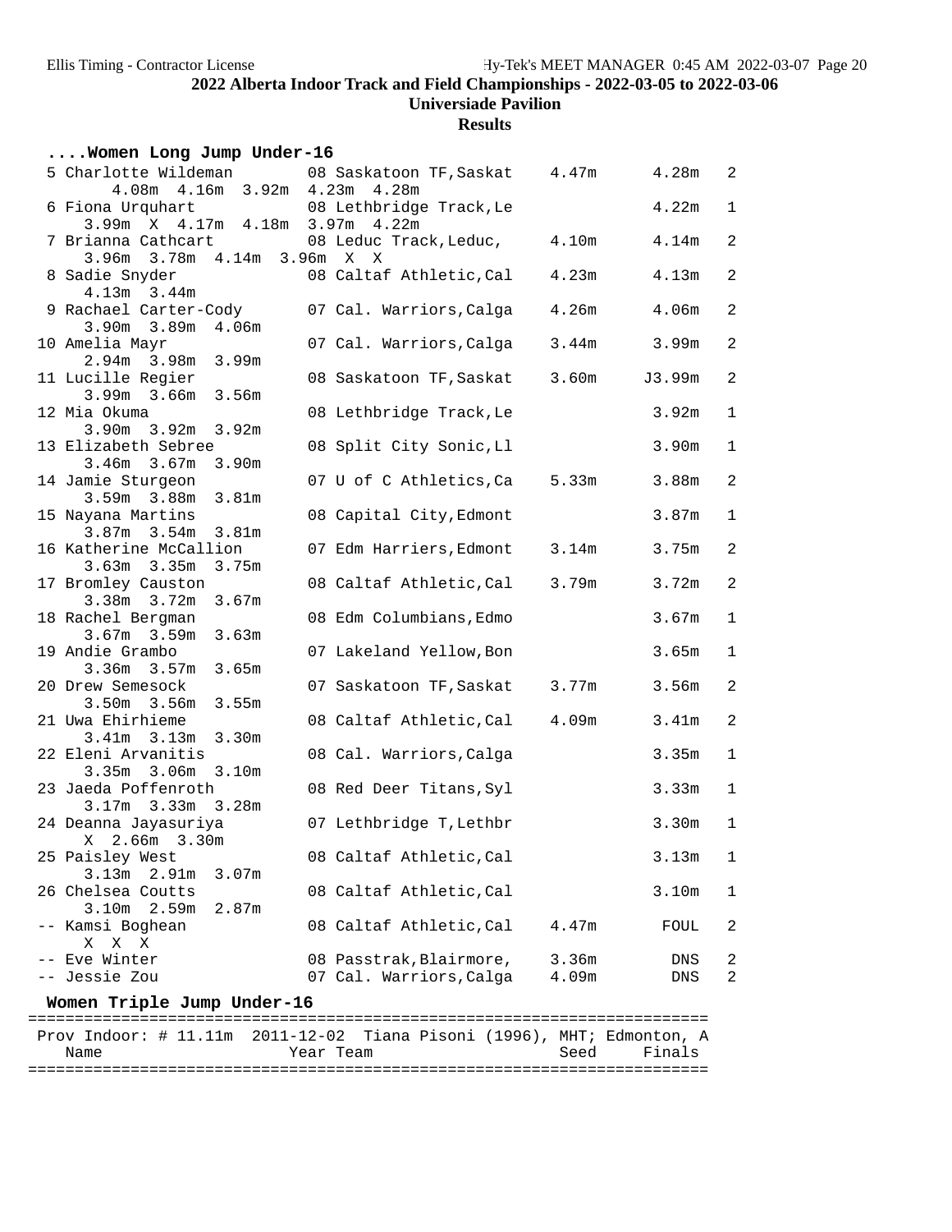## 2022 Alberta Indoor Track and Field Championships - 2022-03-05 to 2022-03-06

### Universiade Pavilion

### Results

**....Women Long Jump Under-16**

| Place | Name | Year | Team | Seed | Finals | Flight |
|---|---|---|---|---|---|---|
| 5 | Charlotte Wildeman | 08 | Saskatoon TF,Saskat | 4.47m | 4.28m | 2 |
| | 4.08m 4.16m 3.92m 4.23m 4.28m | | | | | |
| 6 | Fiona Urquhart | 08 | Lethbridge Track,Le | | 4.22m | 1 |
| | 3.99m X 4.17m 4.18m 3.97m 4.22m | | | | | |
| 7 | Brianna Cathcart | 08 | Leduc Track,Leduc, | 4.10m | 4.14m | 2 |
| | 3.96m 3.78m 4.14m 3.96m X X | | | | | |
| 8 | Sadie Snyder | 08 | Caltaf Athletic,Cal | 4.23m | 4.13m | 2 |
| | 4.13m 3.44m | | | | | |
| 9 | Rachael Carter-Cody | 07 | Cal. Warriors,Calga | 4.26m | 4.06m | 2 |
| | 3.90m 3.89m 4.06m | | | | | |
| 10 | Amelia Mayr | 07 | Cal. Warriors,Calga | 3.44m | 3.99m | 2 |
| | 2.94m 3.98m 3.99m | | | | | |
| 11 | Lucille Regier | 08 | Saskatoon TF,Saskat | 3.60m | J3.99m | 2 |
| | 3.99m 3.66m 3.56m | | | | | |
| 12 | Mia Okuma | 08 | Lethbridge Track,Le | | 3.92m | 1 |
| | 3.90m 3.92m 3.92m | | | | | |
| 13 | Elizabeth Sebree | 08 | Split City Sonic,Ll | | 3.90m | 1 |
| | 3.46m 3.67m 3.90m | | | | | |
| 14 | Jamie Sturgeon | 07 | U of C Athletics,Ca | 5.33m | 3.88m | 2 |
| | 3.59m 3.88m 3.81m | | | | | |
| 15 | Nayana Martins | 08 | Capital City,Edmont | | 3.87m | 1 |
| | 3.87m 3.54m 3.81m | | | | | |
| 16 | Katherine McCallion | 07 | Edm Harriers,Edmont | 3.14m | 3.75m | 2 |
| | 3.63m 3.35m 3.75m | | | | | |
| 17 | Bromley Causton | 08 | Caltaf Athletic,Cal | 3.79m | 3.72m | 2 |
| | 3.38m 3.72m 3.67m | | | | | |
| 18 | Rachel Bergman | 08 | Edm Columbians,Edmo | | 3.67m | 1 |
| | 3.67m 3.59m 3.63m | | | | | |
| 19 | Andie Grambo | 07 | Lakeland Yellow,Bon | | 3.65m | 1 |
| | 3.36m 3.57m 3.65m | | | | | |
| 20 | Drew Semesock | 07 | Saskatoon TF,Saskat | 3.77m | 3.56m | 2 |
| | 3.50m 3.56m 3.55m | | | | | |
| 21 | Uwa Ehirhieme | 08 | Caltaf Athletic,Cal | 4.09m | 3.41m | 2 |
| | 3.41m 3.13m 3.30m | | | | | |
| 22 | Eleni Arvanitis | 08 | Cal. Warriors,Calga | | 3.35m | 1 |
| | 3.35m 3.06m 3.10m | | | | | |
| 23 | Jaeda Poffenroth | 08 | Red Deer Titans,Syl | | 3.33m | 1 |
| | 3.17m 3.33m 3.28m | | | | | |
| 24 | Deanna Jayasuriya | 07 | Lethbridge T,Lethbr | | 3.30m | 1 |
| | X 2.66m 3.30m | | | | | |
| 25 | Paisley West | 08 | Caltaf Athletic,Cal | | 3.13m | 1 |
| | 3.13m 2.91m 3.07m | | | | | |
| 26 | Chelsea Coutts | 08 | Caltaf Athletic,Cal | | 3.10m | 1 |
| | 3.10m 2.59m 2.87m | | | | | |
| -- | Kamsi Boghean | 08 | Caltaf Athletic,Cal | 4.47m | FOUL | 2 |
| | X X X | | | | | |
| -- | Eve Winter | 08 | Passtrak,Blairmore, | 3.36m | DNS | 2 |
| -- | Jessie Zou | 07 | Cal. Warriors,Calga | 4.09m | DNS | 2 |

**Women Triple Jump Under-16**

Prov Indoor: # 11.11m 2011-12-02 Tiana Pisoni (1996), MHT; Edmonton, A

| Name | Year | Team | Seed | Finals |
|---|---|---|---|---|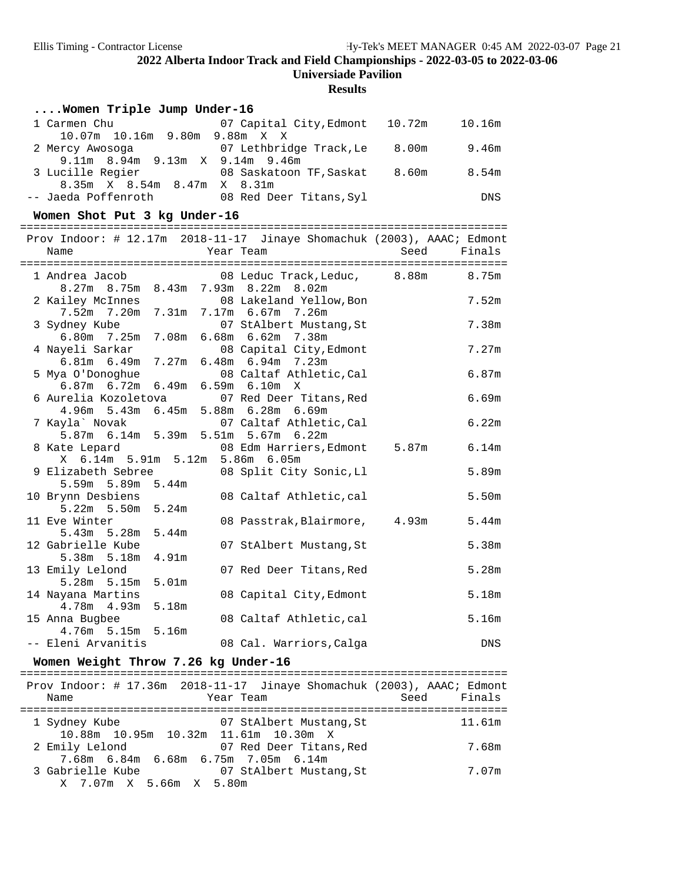# 2022 Alberta Indoor Track and Field Championships - 2022-03-05 to 2022-03-06

## Universiade Pavilion

### Results

#### ....Women Triple Jump Under-16

```
  1 Carmen Chu               07 Capital City,Edmont   10.72m     10.16m
     10.07m  10.16m  9.80m  9.88m  X  X
  2 Mercy Awosoga            07 Lethbridge Track,Le    8.00m      9.46m
     9.11m  8.94m  9.13m  X  9.14m  9.46m
  3 Lucille Regier           08 Saskatoon TF,Saskat    8.60m      8.54m
     8.35m  X  8.54m  8.47m  X  8.31m
 -- Jaeda Poffenroth         08 Red Deer Titans,Syl                 DNS
```

#### Women Shot Put 3 kg Under-16

```
=========================================================================
 Prov Indoor: # 12.17m  2018-11-17  Jinaye Shomachuk (2003), AAAC; Edmont
    Name                    Year Team                    Seed    Finals
=========================================================================
  1 Andrea Jacob             08 Leduc Track,Leduc,     8.88m      8.75m
     8.27m  8.75m  8.43m  7.93m  8.22m  8.02m
  2 Kailey McInnes           08 Lakeland Yellow,Bon               7.52m
     7.52m  7.20m  7.31m  7.17m  6.67m  7.26m
  3 Sydney Kube              07 StAlbert Mustang,St               7.38m
     6.80m  7.25m  7.08m  6.68m  6.62m  7.38m
  4 Nayeli Sarkar            08 Capital City,Edmont               7.27m
     6.81m  6.49m  7.27m  6.48m  6.94m  7.23m
  5 Mya O'Donoghue           08 Caltaf Athletic,Cal               6.87m
     6.87m  6.72m  6.49m  6.59m  6.10m  X
  6 Aurelia Kozoletova       07 Red Deer Titans,Red               6.69m
     4.96m  5.43m  6.45m  5.88m  6.28m  6.69m
  7 Kayla` Novak             07 Caltaf Athletic,Cal               6.22m
     5.87m  6.14m  5.39m  5.51m  5.67m  6.22m
  8 Kate Lepard              08 Edm Harriers,Edmont    5.87m      6.14m
     X  6.14m  5.91m  5.12m  5.86m  6.05m
  9 Elizabeth Sebree         08 Split City Sonic,Ll               5.89m
     5.59m  5.89m  5.44m
 10 Brynn Desbiens           08 Caltaf Athletic,cal               5.50m
     5.22m  5.50m  5.24m
 11 Eve Winter               08 Passtrak,Blairmore,    4.93m      5.44m
     5.43m  5.28m  5.44m
 12 Gabrielle Kube           07 StAlbert Mustang,St               5.38m
     5.38m  5.18m  4.91m
 13 Emily Lelond             07 Red Deer Titans,Red               5.28m
     5.28m  5.15m  5.01m
 14 Nayana Martins           08 Capital City,Edmont               5.18m
     4.78m  4.93m  5.18m
 15 Anna Bugbee              08 Caltaf Athletic,cal               5.16m
     4.76m  5.15m  5.16m
 -- Eleni Arvanitis          08 Cal. Warriors,Calga                 DNS
```

#### Women Weight Throw 7.26 kg Under-16

```
=========================================================================
 Prov Indoor: # 17.36m  2018-11-17  Jinaye Shomachuk (2003), AAAC; Edmont
    Name                    Year Team                    Seed    Finals
=========================================================================
  1 Sydney Kube              07 StAlbert Mustang,St              11.61m
     10.88m  10.95m  10.32m  11.61m  10.30m  X
  2 Emily Lelond             07 Red Deer Titans,Red               7.68m
     7.68m  6.84m  6.68m  6.75m  7.05m  6.14m
  3 Gabrielle Kube           07 StAlbert Mustang,St               7.07m
     X  7.07m  X  5.66m  X  5.80m
```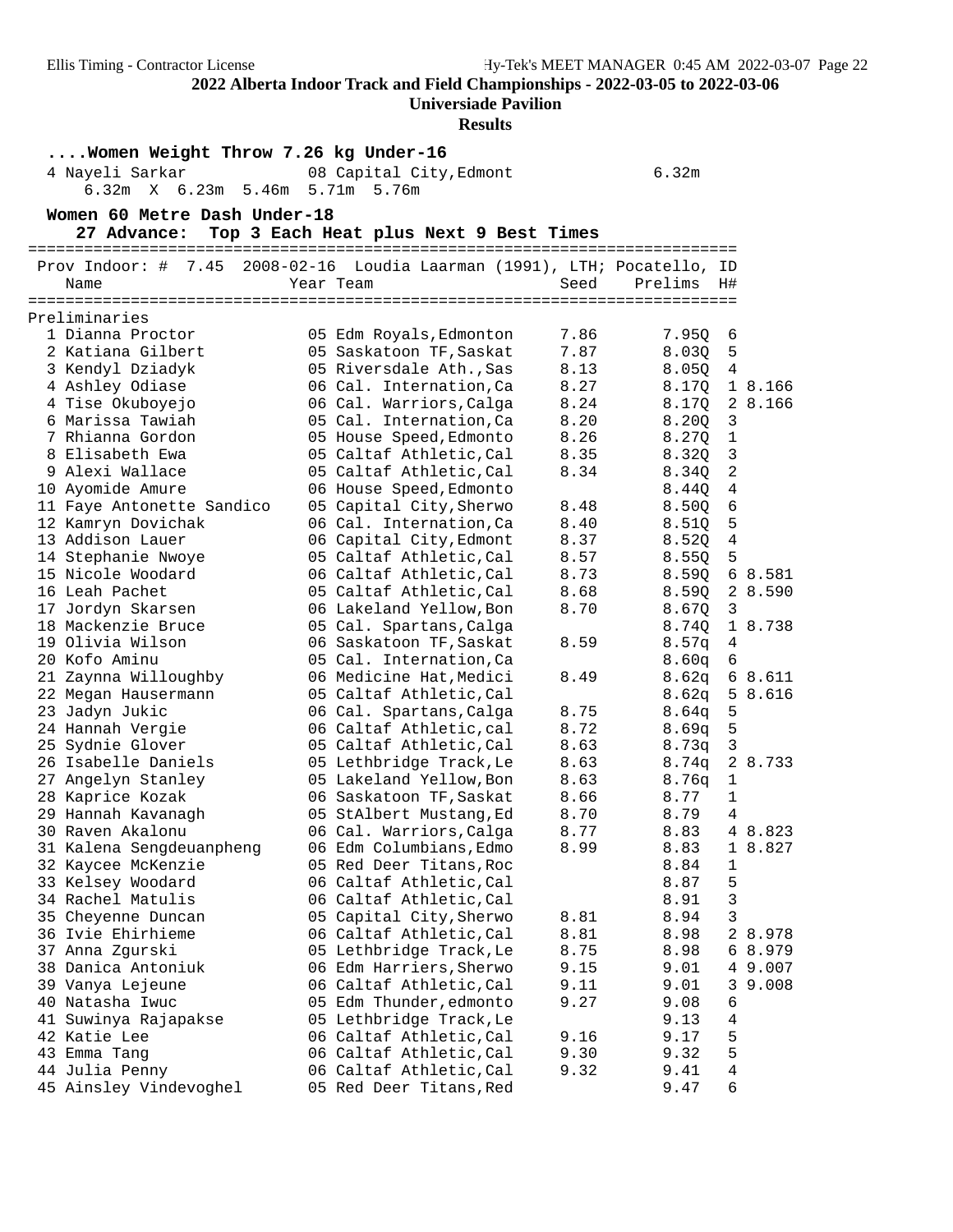2022 Alberta Indoor Track and Field Championships - 2022-03-05 to 2022-03-06

Universiade Pavilion

Results

### ....Women Weight Throw 7.26 kg Under-16

| Place | Name | Year | Team | Mark |
|---|---|---|---|---|
| 4 | Nayeli Sarkar | 08 | Capital City,Edmont | 6.32m |

6.32m X 6.23m 5.46m 5.71m 5.76m

### Women 60 Metre Dash Under-18

27 Advance: Top 3 Each Heat plus Next 9 Best Times

Prov Indoor: # 7.45 2008-02-16 Loudia Laarman (1991), LTH; Pocatello, ID

Preliminaries

| Place | Name | Year | Team | Seed | Prelims | H# | |
|---|---|---|---|---|---|---|---|
| 1 | Dianna Proctor | 05 | Edm Royals,Edmonton | 7.86 | 7.95Q | 6 | |
| 2 | Katiana Gilbert | 05 | Saskatoon TF,Saskat | 7.87 | 8.03Q | 5 | |
| 3 | Kendyl Dziadyk | 05 | Riversdale Ath.,Sas | 8.13 | 8.05Q | 4 | |
| 4 | Ashley Odiase | 06 | Cal. Internation,Ca | 8.27 | 8.17Q | 1 | 8.166 |
| 4 | Tise Okuboyejo | 06 | Cal. Warriors,Calga | 8.24 | 8.17Q | 2 | 8.166 |
| 6 | Marissa Tawiah | 05 | Cal. Internation,Ca | 8.20 | 8.20Q | 3 | |
| 7 | Rhianna Gordon | 05 | House Speed,Edmonto | 8.26 | 8.27Q | 1 | |
| 8 | Elisabeth Ewa | 05 | Caltaf Athletic,Cal | 8.35 | 8.32Q | 3 | |
| 9 | Alexi Wallace | 05 | Caltaf Athletic,Cal | 8.34 | 8.34Q | 2 | |
| 10 | Ayomide Amure | 06 | House Speed,Edmonto | | 8.44Q | 4 | |
| 11 | Faye Antonette Sandico | 05 | Capital City,Sherwo | 8.48 | 8.50Q | 6 | |
| 12 | Kamryn Dovichak | 06 | Cal. Internation,Ca | 8.40 | 8.51Q | 5 | |
| 13 | Addison Lauer | 06 | Capital City,Edmont | 8.37 | 8.52Q | 4 | |
| 14 | Stephanie Nwoye | 05 | Caltaf Athletic,Cal | 8.57 | 8.55Q | 5 | |
| 15 | Nicole Woodard | 06 | Caltaf Athletic,Cal | 8.73 | 8.59Q | 6 | 8.581 |
| 16 | Leah Pachet | 05 | Caltaf Athletic,Cal | 8.68 | 8.59Q | 2 | 8.590 |
| 17 | Jordyn Skarsen | 06 | Lakeland Yellow,Bon | 8.70 | 8.67Q | 3 | |
| 18 | Mackenzie Bruce | 05 | Cal. Spartans,Calga | | 8.74Q | 1 | 8.738 |
| 19 | Olivia Wilson | 06 | Saskatoon TF,Saskat | 8.59 | 8.57q | 4 | |
| 20 | Kofo Aminu | 05 | Cal. Internation,Ca | | 8.60q | 6 | |
| 21 | Zaynna Willoughby | 06 | Medicine Hat,Medici | 8.49 | 8.62q | 6 | 8.611 |
| 22 | Megan Hausermann | 05 | Caltaf Athletic,Cal | | 8.62q | 5 | 8.616 |
| 23 | Jadyn Jukic | 06 | Cal. Spartans,Calga | 8.75 | 8.64q | 5 | |
| 24 | Hannah Vergie | 06 | Caltaf Athletic,cal | 8.72 | 8.69q | 5 | |
| 25 | Sydnie Glover | 05 | Caltaf Athletic,Cal | 8.63 | 8.73q | 3 | |
| 26 | Isabelle Daniels | 05 | Lethbridge Track,Le | 8.63 | 8.74q | 2 | 8.733 |
| 27 | Angelyn Stanley | 05 | Lakeland Yellow,Bon | 8.63 | 8.76q | 1 | |
| 28 | Kaprice Kozak | 06 | Saskatoon TF,Saskat | 8.66 | 8.77 | 1 | |
| 29 | Hannah Kavanagh | 05 | StAlbert Mustang,Ed | 8.70 | 8.79 | 4 | |
| 30 | Raven Akalonu | 06 | Cal. Warriors,Calga | 8.77 | 8.83 | 4 | 8.823 |
| 31 | Kalena Sengdeuanpheng | 06 | Edm Columbians,Edmo | 8.99 | 8.83 | 1 | 8.827 |
| 32 | Kaycee McKenzie | 05 | Red Deer Titans,Roc | | 8.84 | 1 | |
| 33 | Kelsey Woodard | 06 | Caltaf Athletic,Cal | | 8.87 | 5 | |
| 34 | Rachel Matulis | 06 | Caltaf Athletic,Cal | | 8.91 | 3 | |
| 35 | Cheyenne Duncan | 05 | Capital City,Sherwo | 8.81 | 8.94 | 3 | |
| 36 | Ivie Ehirhieme | 06 | Caltaf Athletic,Cal | 8.81 | 8.98 | 2 | 8.978 |
| 37 | Anna Zgurski | 05 | Lethbridge Track,Le | 8.75 | 8.98 | 6 | 8.979 |
| 38 | Danica Antoniuk | 06 | Edm Harriers,Sherwo | 9.15 | 9.01 | 4 | 9.007 |
| 39 | Vanya Lejeune | 06 | Caltaf Athletic,Cal | 9.11 | 9.01 | 3 | 9.008 |
| 40 | Natasha Iwuc | 05 | Edm Thunder,edmonto | 9.27 | 9.08 | 6 | |
| 41 | Suwinya Rajapakse | 05 | Lethbridge Track,Le | | 9.13 | 4 | |
| 42 | Katie Lee | 06 | Caltaf Athletic,Cal | 9.16 | 9.17 | 5 | |
| 43 | Emma Tang | 06 | Caltaf Athletic,Cal | 9.30 | 9.32 | 5 | |
| 44 | Julia Penny | 06 | Caltaf Athletic,Cal | 9.32 | 9.41 | 4 | |
| 45 | Ainsley Vindevoghel | 05 | Red Deer Titans,Red | | 9.47 | 6 | |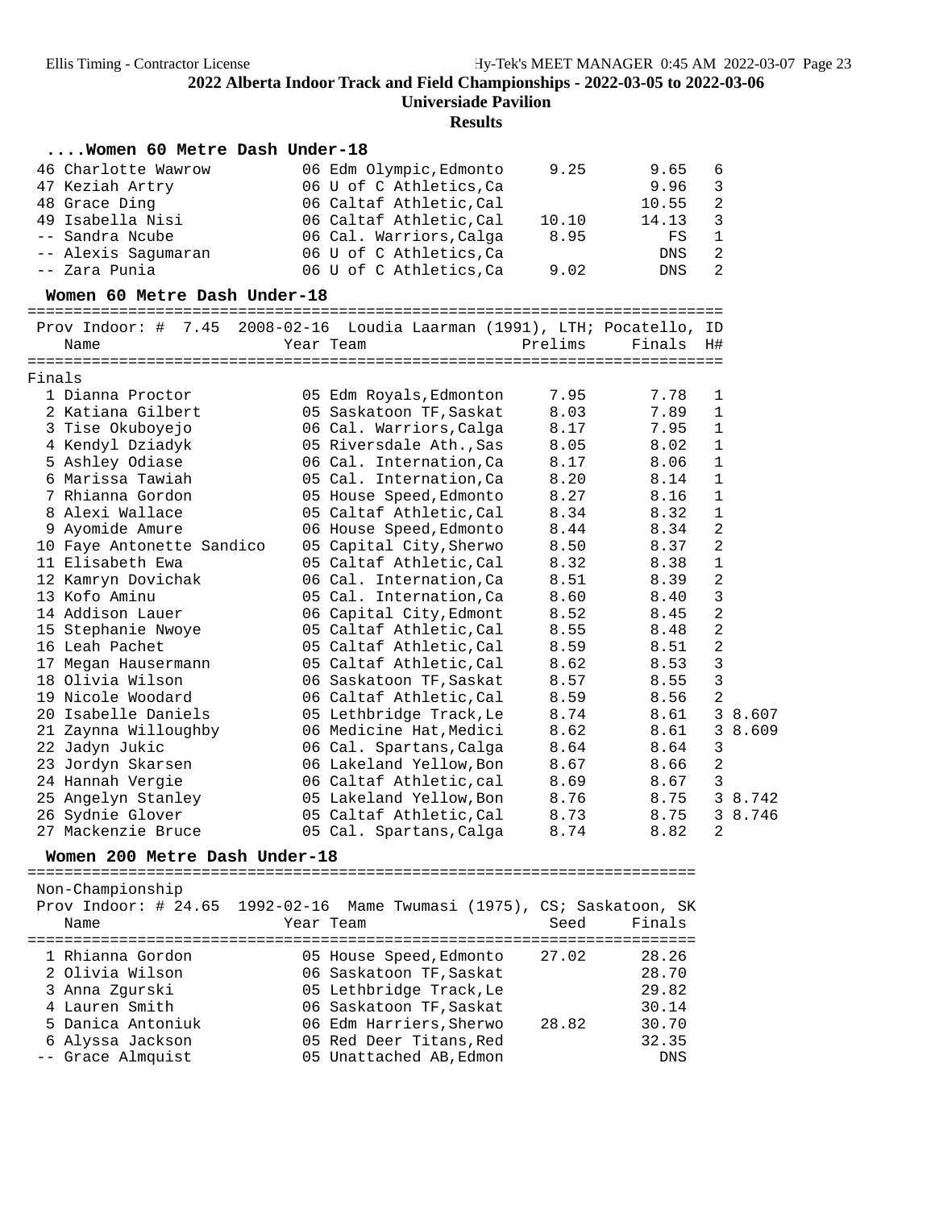## ....Women 60 Metre Dash Under-18

| Place | Name | Year | Team | Prelims | Finals | H# | |
|---|---|---|---|---|---|---|---|
| 46 | Charlotte Wawrow | 06 | Edm Olympic,Edmonto | 9.25 | 9.65 | 6 | |
| 47 | Keziah Artry | 06 | U of C Athletics,Ca | | 9.96 | 3 | |
| 48 | Grace Ding | 06 | Caltaf Athletic,Cal | | 10.55 | 2 | |
| 49 | Isabella Nisi | 06 | Caltaf Athletic,Cal | 10.10 | 14.13 | 3 | |
| -- | Sandra Ncube | 06 | Cal. Warriors,Calga | 8.95 | FS | 1 | |
| -- | Alexis Sagumaran | 06 | U of C Athletics,Ca | | DNS | 2 | |
| -- | Zara Punia | 06 | U of C Athletics,Ca | 9.02 | DNS | 2 | |

## Women 60 Metre Dash Under-18

Prov Indoor: # 7.45 2008-02-16 Loudia Laarman (1991), LTH; Pocatello, ID

Finals

| Place | Name | Year | Team | Prelims | Finals | H# | |
|---|---|---|---|---|---|---|---|
| 1 | Dianna Proctor | 05 | Edm Royals,Edmonton | 7.95 | 7.78 | 1 | |
| 2 | Katiana Gilbert | 05 | Saskatoon TF,Saskat | 8.03 | 7.89 | 1 | |
| 3 | Tise Okuboyejo | 06 | Cal. Warriors,Calga | 8.17 | 7.95 | 1 | |
| 4 | Kendyl Dziadyk | 05 | Riversdale Ath.,Sas | 8.05 | 8.02 | 1 | |
| 5 | Ashley Odiase | 06 | Cal. Internation,Ca | 8.17 | 8.06 | 1 | |
| 6 | Marissa Tawiah | 05 | Cal. Internation,Ca | 8.20 | 8.14 | 1 | |
| 7 | Rhianna Gordon | 05 | House Speed,Edmonto | 8.27 | 8.16 | 1 | |
| 8 | Alexi Wallace | 05 | Caltaf Athletic,Cal | 8.34 | 8.32 | 1 | |
| 9 | Ayomide Amure | 06 | House Speed,Edmonto | 8.44 | 8.34 | 2 | |
| 10 | Faye Antonette Sandico | 05 | Capital City,Sherwo | 8.50 | 8.37 | 2 | |
| 11 | Elisabeth Ewa | 05 | Caltaf Athletic,Cal | 8.32 | 8.38 | 1 | |
| 12 | Kamryn Dovichak | 06 | Cal. Internation,Ca | 8.51 | 8.39 | 2 | |
| 13 | Kofo Aminu | 05 | Cal. Internation,Ca | 8.60 | 8.40 | 3 | |
| 14 | Addison Lauer | 06 | Capital City,Edmont | 8.52 | 8.45 | 2 | |
| 15 | Stephanie Nwoye | 05 | Caltaf Athletic,Cal | 8.55 | 8.48 | 2 | |
| 16 | Leah Pachet | 05 | Caltaf Athletic,Cal | 8.59 | 8.51 | 2 | |
| 17 | Megan Hausermann | 05 | Caltaf Athletic,Cal | 8.62 | 8.53 | 3 | |
| 18 | Olivia Wilson | 06 | Saskatoon TF,Saskat | 8.57 | 8.55 | 3 | |
| 19 | Nicole Woodard | 06 | Caltaf Athletic,Cal | 8.59 | 8.56 | 2 | |
| 20 | Isabelle Daniels | 05 | Lethbridge Track,Le | 8.74 | 8.61 | 3 | 8.607 |
| 21 | Zaynna Willoughby | 06 | Medicine Hat,Medici | 8.62 | 8.61 | 3 | 8.609 |
| 22 | Jadyn Jukic | 06 | Cal. Spartans,Calga | 8.64 | 8.64 | 3 | |
| 23 | Jordyn Skarsen | 06 | Lakeland Yellow,Bon | 8.67 | 8.66 | 2 | |
| 24 | Hannah Vergie | 06 | Caltaf Athletic,cal | 8.69 | 8.67 | 3 | |
| 25 | Angelyn Stanley | 05 | Lakeland Yellow,Bon | 8.76 | 8.75 | 3 | 8.742 |
| 26 | Sydnie Glover | 05 | Caltaf Athletic,Cal | 8.73 | 8.75 | 3 | 8.746 |
| 27 | Mackenzie Bruce | 05 | Cal. Spartans,Calga | 8.74 | 8.82 | 2 | |

## Women 200 Metre Dash Under-18

Non-Championship

Prov Indoor: # 24.65 1992-02-16 Mame Twumasi (1975), CS; Saskatoon, SK

| Place | Name | Year | Team | Seed | Finals |
|---|---|---|---|---|---|
| 1 | Rhianna Gordon | 05 | House Speed,Edmonto | 27.02 | 28.26 |
| 2 | Olivia Wilson | 06 | Saskatoon TF,Saskat | | 28.70 |
| 3 | Anna Zgurski | 05 | Lethbridge Track,Le | | 29.82 |
| 4 | Lauren Smith | 06 | Saskatoon TF,Saskat | | 30.14 |
| 5 | Danica Antoniuk | 06 | Edm Harriers,Sherwo | 28.82 | 30.70 |
| 6 | Alyssa Jackson | 05 | Red Deer Titans,Red | | 32.35 |
| -- | Grace Almquist | 05 | Unattached AB,Edmon | | DNS |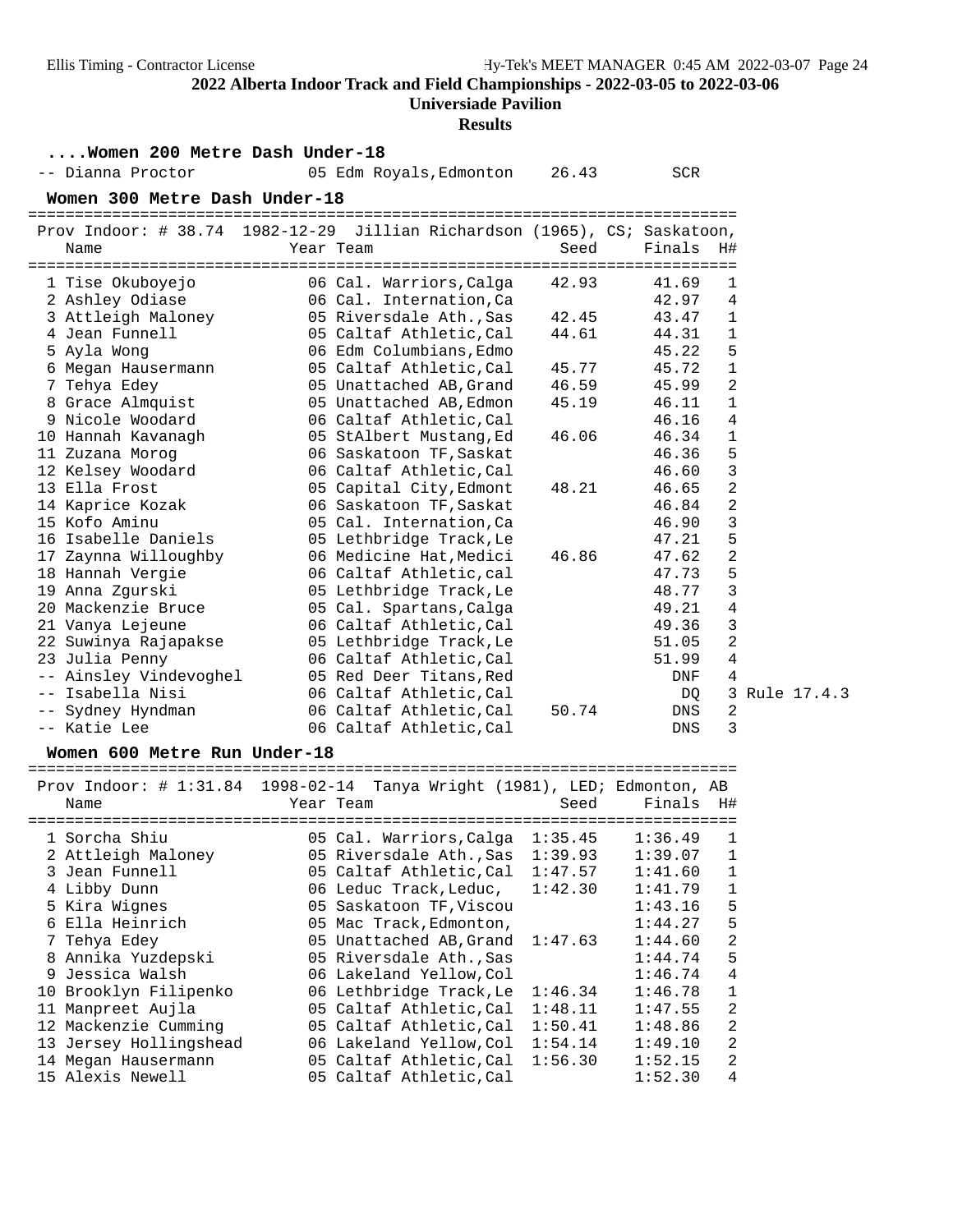## 2022 Alberta Indoor Track and Field Championships - 2022-03-05 to 2022-03-06

**Universiade Pavilion**

**Results**

### ....Women 200 Metre Dash Under-18

| Place | Name | Year | Team | Seed | Finals | H# | |
|---|---|---|---|---|---|---|---|
| -- | Dianna Proctor | 05 | Edm Royals,Edmonton | 26.43 | SCR | | |

### Women 300 Metre Dash Under-18

Prov Indoor: # 38.74 1982-12-29 Jillian Richardson (1965), CS; Saskatoon,

| Place | Name | Year | Team | Seed | Finals | H# | |
|---|---|---|---|---|---|---|---|
| 1 | Tise Okuboyejo | 06 | Cal. Warriors,Calga | 42.93 | 41.69 | 1 | |
| 2 | Ashley Odiase | 06 | Cal. Internation,Ca | | 42.97 | 4 | |
| 3 | Attleigh Maloney | 05 | Riversdale Ath.,Sas | 42.45 | 43.47 | 1 | |
| 4 | Jean Funnell | 05 | Caltaf Athletic,Cal | 44.61 | 44.31 | 1 | |
| 5 | Ayla Wong | 06 | Edm Columbians,Edmo | | 45.22 | 5 | |
| 6 | Megan Hausermann | 05 | Caltaf Athletic,Cal | 45.77 | 45.72 | 1 | |
| 7 | Tehya Edey | 05 | Unattached AB,Grand | 46.59 | 45.99 | 2 | |
| 8 | Grace Almquist | 05 | Unattached AB,Edmon | 45.19 | 46.11 | 1 | |
| 9 | Nicole Woodard | 06 | Caltaf Athletic,Cal | | 46.16 | 4 | |
| 10 | Hannah Kavanagh | 05 | StAlbert Mustang,Ed | 46.06 | 46.34 | 1 | |
| 11 | Zuzana Morog | 06 | Saskatoon TF,Saskat | | 46.36 | 5 | |
| 12 | Kelsey Woodard | 06 | Caltaf Athletic,Cal | | 46.60 | 3 | |
| 13 | Ella Frost | 05 | Capital City,Edmont | 48.21 | 46.65 | 2 | |
| 14 | Kaprice Kozak | 06 | Saskatoon TF,Saskat | | 46.84 | 2 | |
| 15 | Kofo Aminu | 05 | Cal. Internation,Ca | | 46.90 | 3 | |
| 16 | Isabelle Daniels | 05 | Lethbridge Track,Le | | 47.21 | 5 | |
| 17 | Zaynna Willoughby | 06 | Medicine Hat,Medici | 46.86 | 47.62 | 2 | |
| 18 | Hannah Vergie | 06 | Caltaf Athletic,cal | | 47.73 | 5 | |
| 19 | Anna Zgurski | 05 | Lethbridge Track,Le | | 48.77 | 3 | |
| 20 | Mackenzie Bruce | 05 | Cal. Spartans,Calga | | 49.21 | 4 | |
| 21 | Vanya Lejeune | 06 | Caltaf Athletic,Cal | | 49.36 | 3 | |
| 22 | Suwinya Rajapakse | 05 | Lethbridge Track,Le | | 51.05 | 2 | |
| 23 | Julia Penny | 06 | Caltaf Athletic,Cal | | 51.99 | 4 | |
| -- | Ainsley Vindevoghel | 05 | Red Deer Titans,Red | | DNF | 4 | |
| -- | Isabella Nisi | 06 | Caltaf Athletic,Cal | | DQ | 3 | Rule 17.4.3 |
| -- | Sydney Hyndman | 06 | Caltaf Athletic,Cal | 50.74 | DNS | 2 | |
| -- | Katie Lee | 06 | Caltaf Athletic,Cal | | DNS | 3 | |

### Women 600 Metre Run Under-18

Prov Indoor: # 1:31.84 1998-02-14 Tanya Wright (1981), LED; Edmonton, AB

| Place | Name | Year | Team | Seed | Finals | H# |
|---|---|---|---|---|---|---|
| 1 | Sorcha Shiu | 05 | Cal. Warriors,Calga | 1:35.45 | 1:36.49 | 1 |
| 2 | Attleigh Maloney | 05 | Riversdale Ath.,Sas | 1:39.93 | 1:39.07 | 1 |
| 3 | Jean Funnell | 05 | Caltaf Athletic,Cal | 1:47.57 | 1:41.60 | 1 |
| 4 | Libby Dunn | 06 | Leduc Track,Leduc, | 1:42.30 | 1:41.79 | 1 |
| 5 | Kira Wignes | 05 | Saskatoon TF,Viscou | | 1:43.16 | 5 |
| 6 | Ella Heinrich | 05 | Mac Track,Edmonton, | | 1:44.27 | 5 |
| 7 | Tehya Edey | 05 | Unattached AB,Grand | 1:47.63 | 1:44.60 | 2 |
| 8 | Annika Yuzdepski | 05 | Riversdale Ath.,Sas | | 1:44.74 | 5 |
| 9 | Jessica Walsh | 06 | Lakeland Yellow,Col | | 1:46.74 | 4 |
| 10 | Brooklyn Filipenko | 06 | Lethbridge Track,Le | 1:46.34 | 1:46.78 | 1 |
| 11 | Manpreet Aujla | 05 | Caltaf Athletic,Cal | 1:48.11 | 1:47.55 | 2 |
| 12 | Mackenzie Cumming | 05 | Caltaf Athletic,Cal | 1:50.41 | 1:48.86 | 2 |
| 13 | Jersey Hollingshead | 06 | Lakeland Yellow,Col | 1:54.14 | 1:49.10 | 2 |
| 14 | Megan Hausermann | 05 | Caltaf Athletic,Cal | 1:56.30 | 1:52.15 | 2 |
| 15 | Alexis Newell | 05 | Caltaf Athletic,Cal | | 1:52.30 | 4 |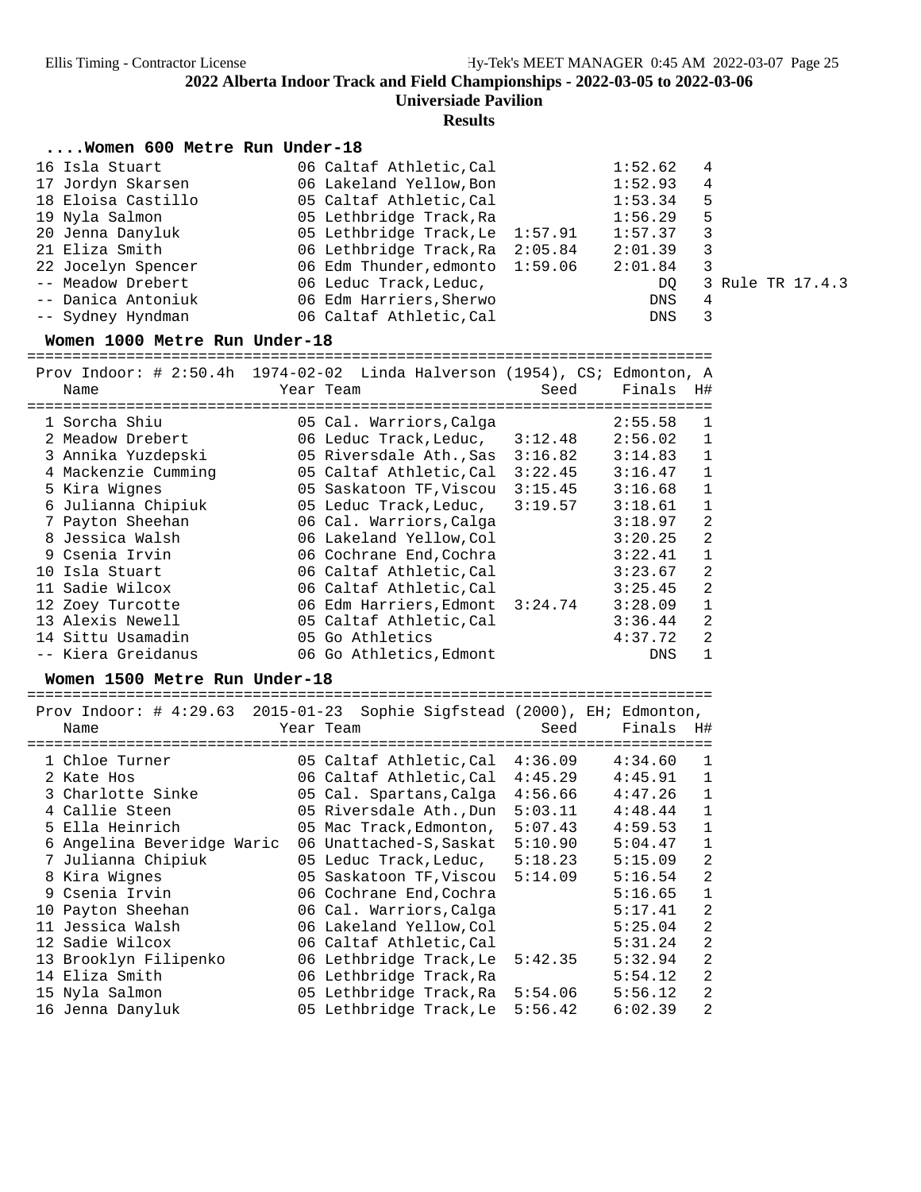## 2022 Alberta Indoor Track and Field Championships - 2022-03-05 to 2022-03-06

**Universiade Pavilion**

**Results**

### ....Women 600 Metre Run Under-18

| Place | Name | Year | Team | Seed | Finals | H# | |
|---|---|---|---|---|---|---|---|
| 16 | Isla Stuart | 06 | Caltaf Athletic,Cal | | 1:52.62 | 4 | |
| 17 | Jordyn Skarsen | 06 | Lakeland Yellow,Bon | | 1:52.93 | 4 | |
| 18 | Eloisa Castillo | 05 | Caltaf Athletic,Cal | | 1:53.34 | 5 | |
| 19 | Nyla Salmon | 05 | Lethbridge Track,Ra | | 1:56.29 | 5 | |
| 20 | Jenna Danyluk | 05 | Lethbridge Track,Le | 1:57.91 | 1:57.37 | 3 | |
| 21 | Eliza Smith | 06 | Lethbridge Track,Ra | 2:05.84 | 2:01.39 | 3 | |
| 22 | Jocelyn Spencer | 06 | Edm Thunder,edmonto | 1:59.06 | 2:01.84 | 3 | |
| -- | Meadow Drebert | 06 | Leduc Track,Leduc, | | DQ | 3 | Rule TR 17.4.3 |
| -- | Danica Antoniuk | 06 | Edm Harriers,Sherwo | | DNS | 4 | |
| -- | Sydney Hyndman | 06 | Caltaf Athletic,Cal | | DNS | 3 | |

### Women 1000 Metre Run Under-18

Prov Indoor: # 2:50.4h 1974-02-02 Linda Halverson (1954), CS; Edmonton, A

| Place | Name | Year | Team | Seed | Finals | H# |
|---|---|---|---|---|---|---|
| 1 | Sorcha Shiu | 05 | Cal. Warriors,Calga | | 2:55.58 | 1 |
| 2 | Meadow Drebert | 06 | Leduc Track,Leduc, | 3:12.48 | 2:56.02 | 1 |
| 3 | Annika Yuzdepski | 05 | Riversdale Ath.,Sas | 3:16.82 | 3:14.83 | 1 |
| 4 | Mackenzie Cumming | 05 | Caltaf Athletic,Cal | 3:22.45 | 3:16.47 | 1 |
| 5 | Kira Wignes | 05 | Saskatoon TF,Viscou | 3:15.45 | 3:16.68 | 1 |
| 6 | Julianna Chipiuk | 05 | Leduc Track,Leduc, | 3:19.57 | 3:18.61 | 1 |
| 7 | Payton Sheehan | 06 | Cal. Warriors,Calga | | 3:18.97 | 2 |
| 8 | Jessica Walsh | 06 | Lakeland Yellow,Col | | 3:20.25 | 2 |
| 9 | Csenia Irvin | 06 | Cochrane End,Cochra | | 3:22.41 | 1 |
| 10 | Isla Stuart | 06 | Caltaf Athletic,Cal | | 3:23.67 | 2 |
| 11 | Sadie Wilcox | 06 | Caltaf Athletic,Cal | | 3:25.45 | 2 |
| 12 | Zoey Turcotte | 06 | Edm Harriers,Edmont | 3:24.74 | 3:28.09 | 1 |
| 13 | Alexis Newell | 05 | Caltaf Athletic,Cal | | 3:36.44 | 2 |
| 14 | Sittu Usamadin | 05 | Go Athletics | | 4:37.72 | 2 |
| -- | Kiera Greidanus | 06 | Go Athletics,Edmont | | DNS | 1 |

### Women 1500 Metre Run Under-18

Prov Indoor: # 4:29.63 2015-01-23 Sophie Sigfstead (2000), EH; Edmonton,

| Place | Name | Year | Team | Seed | Finals | H# |
|---|---|---|---|---|---|---|
| 1 | Chloe Turner | 05 | Caltaf Athletic,Cal | 4:36.09 | 4:34.60 | 1 |
| 2 | Kate Hos | 06 | Caltaf Athletic,Cal | 4:45.29 | 4:45.91 | 1 |
| 3 | Charlotte Sinke | 05 | Cal. Spartans,Calga | 4:56.66 | 4:47.26 | 1 |
| 4 | Callie Steen | 05 | Riversdale Ath.,Dun | 5:03.11 | 4:48.44 | 1 |
| 5 | Ella Heinrich | 05 | Mac Track,Edmonton, | 5:07.43 | 4:59.53 | 1 |
| 6 | Angelina Beveridge Waric | 06 | Unattached-S,Saskat | 5:10.90 | 5:04.47 | 1 |
| 7 | Julianna Chipiuk | 05 | Leduc Track,Leduc, | 5:18.23 | 5:15.09 | 2 |
| 8 | Kira Wignes | 05 | Saskatoon TF,Viscou | 5:14.09 | 5:16.54 | 2 |
| 9 | Csenia Irvin | 06 | Cochrane End,Cochra | | 5:16.65 | 1 |
| 10 | Payton Sheehan | 06 | Cal. Warriors,Calga | | 5:17.41 | 2 |
| 11 | Jessica Walsh | 06 | Lakeland Yellow,Col | | 5:25.04 | 2 |
| 12 | Sadie Wilcox | 06 | Caltaf Athletic,Cal | | 5:31.24 | 2 |
| 13 | Brooklyn Filipenko | 06 | Lethbridge Track,Le | 5:42.35 | 5:32.94 | 2 |
| 14 | Eliza Smith | 06 | Lethbridge Track,Ra | | 5:54.12 | 2 |
| 15 | Nyla Salmon | 05 | Lethbridge Track,Ra | 5:54.06 | 5:56.12 | 2 |
| 16 | Jenna Danyluk | 05 | Lethbridge Track,Le | 5:56.42 | 6:02.39 | 2 |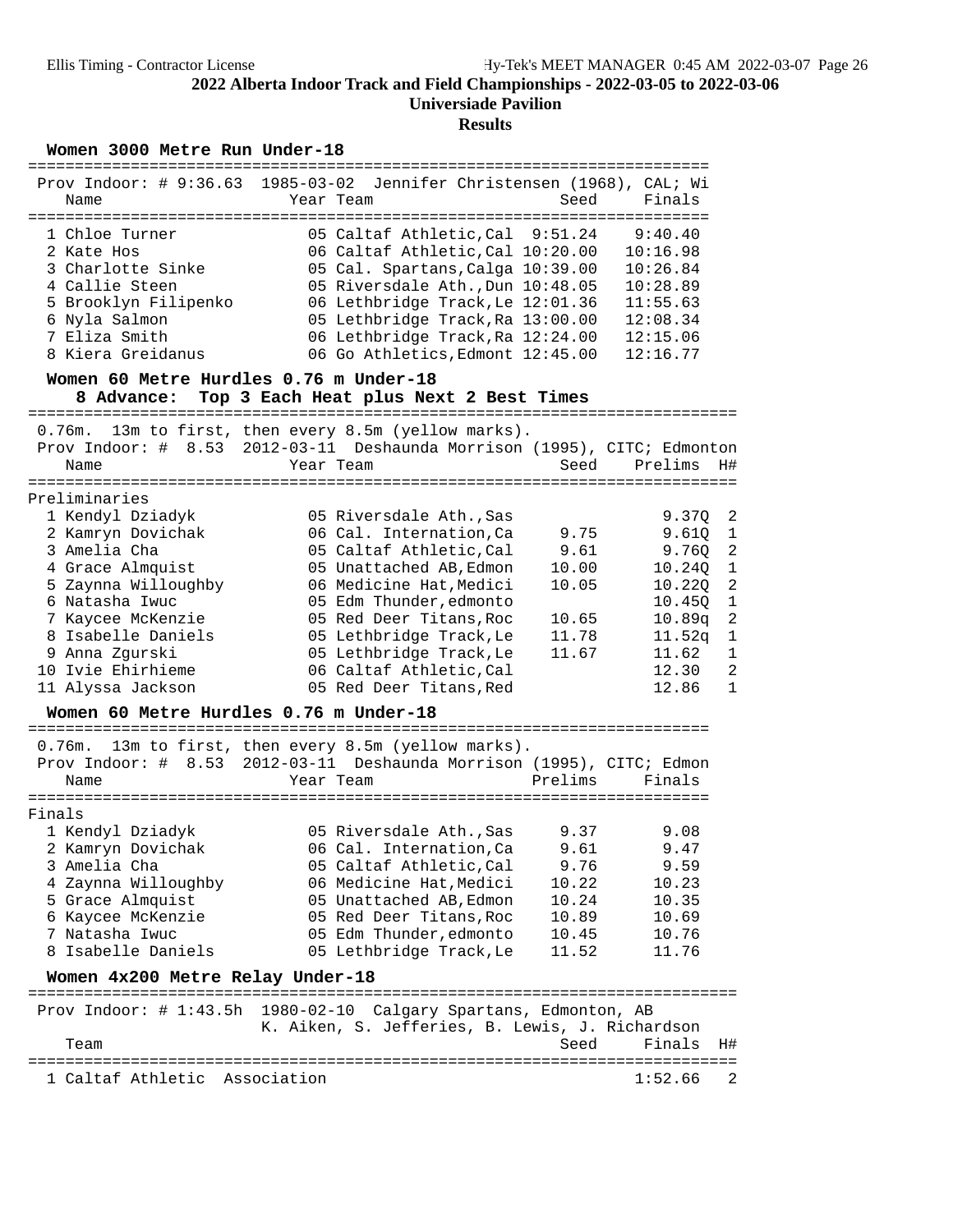## 2022 Alberta Indoor Track and Field Championships - 2022-03-05 to 2022-03-06

**Universiade Pavilion**

**Results**

### Women 3000 Metre Run Under-18

Prov Indoor: # 9:36.63 1985-03-02 Jennifer Christensen (1968), CAL; Wi

| | Name | Year | Team | Seed | Finals |
|---|---|---|---|---|---|
| 1 | Chloe Turner | 05 | Caltaf Athletic,Cal | 9:51.24 | 9:40.40 |
| 2 | Kate Hos | 06 | Caltaf Athletic,Cal | 10:20.00 | 10:16.98 |
| 3 | Charlotte Sinke | 05 | Cal. Spartans,Calga | 10:39.00 | 10:26.84 |
| 4 | Callie Steen | 05 | Riversdale Ath.,Dun | 10:48.05 | 10:28.89 |
| 5 | Brooklyn Filipenko | 06 | Lethbridge Track,Le | 12:01.36 | 11:55.63 |
| 6 | Nyla Salmon | 05 | Lethbridge Track,Ra | 13:00.00 | 12:08.34 |
| 7 | Eliza Smith | 06 | Lethbridge Track,Ra | 12:24.00 | 12:15.06 |
| 8 | Kiera Greidanus | 06 | Go Athletics,Edmont | 12:45.00 | 12:16.77 |

### Women 60 Metre Hurdles 0.76 m Under-18

**8 Advance: Top 3 Each Heat plus Next 2 Best Times**

0.76m. 13m to first, then every 8.5m (yellow marks).

Prov Indoor: # 8.53 2012-03-11 Deshaunda Morrison (1995), CITC; Edmonton

Preliminaries

| | Name | Year | Team | Seed | Prelims | H# |
|---|---|---|---|---|---|---|
| 1 | Kendyl Dziadyk | 05 | Riversdale Ath.,Sas | | 9.37Q | 2 |
| 2 | Kamryn Dovichak | 06 | Cal. Internation,Ca | 9.75 | 9.61Q | 1 |
| 3 | Amelia Cha | 05 | Caltaf Athletic,Cal | 9.61 | 9.76Q | 2 |
| 4 | Grace Almquist | 05 | Unattached AB,Edmon | 10.00 | 10.24Q | 1 |
| 5 | Zaynna Willoughby | 06 | Medicine Hat,Medici | 10.05 | 10.22Q | 2 |
| 6 | Natasha Iwuc | 05 | Edm Thunder,edmonto | | 10.45Q | 1 |
| 7 | Kaycee McKenzie | 05 | Red Deer Titans,Roc | 10.65 | 10.89q | 2 |
| 8 | Isabelle Daniels | 05 | Lethbridge Track,Le | 11.78 | 11.52q | 1 |
| 9 | Anna Zgurski | 05 | Lethbridge Track,Le | 11.67 | 11.62 | 1 |
| 10 | Ivie Ehirhieme | 06 | Caltaf Athletic,Cal | | 12.30 | 2 |
| 11 | Alyssa Jackson | 05 | Red Deer Titans,Red | | 12.86 | 1 |

### Women 60 Metre Hurdles 0.76 m Under-18

0.76m. 13m to first, then every 8.5m (yellow marks).

Prov Indoor: # 8.53 2012-03-11 Deshaunda Morrison (1995), CITC; Edmon

Finals

| | Name | Year | Team | Prelims | Finals |
|---|---|---|---|---|---|
| 1 | Kendyl Dziadyk | 05 | Riversdale Ath.,Sas | 9.37 | 9.08 |
| 2 | Kamryn Dovichak | 06 | Cal. Internation,Ca | 9.61 | 9.47 |
| 3 | Amelia Cha | 05 | Caltaf Athletic,Cal | 9.76 | 9.59 |
| 4 | Zaynna Willoughby | 06 | Medicine Hat,Medici | 10.22 | 10.23 |
| 5 | Grace Almquist | 05 | Unattached AB,Edmon | 10.24 | 10.35 |
| 6 | Kaycee McKenzie | 05 | Red Deer Titans,Roc | 10.89 | 10.69 |
| 7 | Natasha Iwuc | 05 | Edm Thunder,edmonto | 10.45 | 10.76 |
| 8 | Isabelle Daniels | 05 | Lethbridge Track,Le | 11.52 | 11.76 |

### Women 4x200 Metre Relay Under-18

Prov Indoor: # 1:43.5h 1980-02-10 Calgary Spartans, Edmonton, AB
K. Aiken, S. Jefferies, B. Lewis, J. Richardson

| | Team | Seed | Finals | H# |
|---|---|---|---|---|
| 1 | Caltaf Athletic Association | | 1:52.66 | 2 |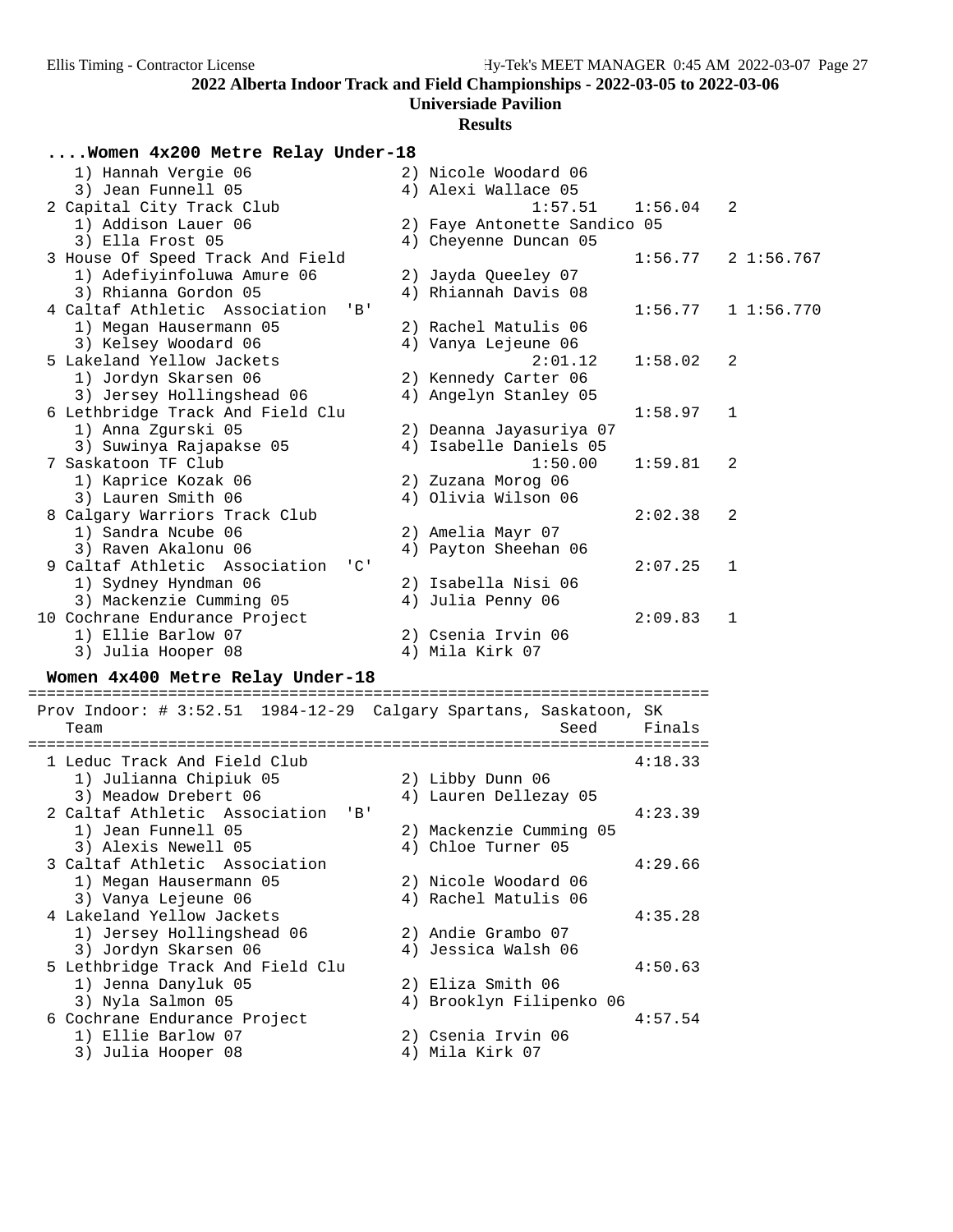## 2022 Alberta Indoor Track and Field Championships - 2022-03-05 to 2022-03-06

### Universiade Pavilion

### Results

#### ....Women 4x200 Metre Relay Under-18

```
    1) Hannah Vergie 06               2) Nicole Woodard 06
    3) Jean Funnell 05                4) Alexi Wallace 05
  2 Capital City Track Club                     1:57.51    1:56.04   2
    1) Addison Lauer 06               2) Faye Antonette Sandico 05
    3) Ella Frost 05                  4) Cheyenne Duncan 05
  3 House Of Speed Track And Field                         1:56.77   2 1:56.767
    1) Adefiyinfoluwa Amure 06        2) Jayda Queeley 07
    3) Rhianna Gordon 05              4) Rhiannah Davis 08
  4 Caltaf Athletic  Association  'B'                      1:56.77   1 1:56.770
    1) Megan Hausermann 05            2) Rachel Matulis 06
    3) Kelsey Woodard 06              4) Vanya Lejeune 06
  5 Lakeland Yellow Jackets                     2:01.12    1:58.02   2
    1) Jordyn Skarsen 06              2) Kennedy Carter 06
    3) Jersey Hollingshead 06         4) Angelyn Stanley 05
  6 Lethbridge Track And Field Clu                         1:58.97   1
    1) Anna Zgurski 05                2) Deanna Jayasuriya 07
    3) Suwinya Rajapakse 05           4) Isabelle Daniels 05
  7 Saskatoon TF Club                           1:50.00    1:59.81   2
    1) Kaprice Kozak 06               2) Zuzana Morog 06
    3) Lauren Smith 06                4) Olivia Wilson 06
  8 Calgary Warriors Track Club                            2:02.38   2
    1) Sandra Ncube 06                2) Amelia Mayr 07
    3) Raven Akalonu 06               4) Payton Sheehan 06
  9 Caltaf Athletic  Association  'C'                      2:07.25   1
    1) Sydney Hyndman 06              2) Isabella Nisi 06
    3) Mackenzie Cumming 05           4) Julia Penny 06
 10 Cochrane Endurance Project                             2:09.83   1
    1) Ellie Barlow 07                2) Csenia Irvin 06
    3) Julia Hooper 08                4) Mila Kirk 07
```

#### Women 4x400 Metre Relay Under-18

```
========================================================================
 Prov Indoor: # 3:52.51  1984-12-29  Calgary Spartans, Saskatoon, SK
    Team                                            Seed     Finals
========================================================================
  1 Leduc Track And Field Club                             4:18.33
    1) Julianna Chipiuk 05            2) Libby Dunn 06
    3) Meadow Drebert 06              4) Lauren Dellezay 05
  2 Caltaf Athletic  Association  'B'                      4:23.39
    1) Jean Funnell 05                2) Mackenzie Cumming 05
    3) Alexis Newell 05               4) Chloe Turner 05
  3 Caltaf Athletic  Association                           4:29.66
    1) Megan Hausermann 05            2) Nicole Woodard 06
    3) Vanya Lejeune 06               4) Rachel Matulis 06
  4 Lakeland Yellow Jackets                                4:35.28
    1) Jersey Hollingshead 06         2) Andie Grambo 07
    3) Jordyn Skarsen 06              4) Jessica Walsh 06
  5 Lethbridge Track And Field Clu                         4:50.63
    1) Jenna Danyluk 05               2) Eliza Smith 06
    3) Nyla Salmon 05                 4) Brooklyn Filipenko 06
  6 Cochrane Endurance Project                             4:57.54
    1) Ellie Barlow 07                2) Csenia Irvin 06
    3) Julia Hooper 08                4) Mila Kirk 07
```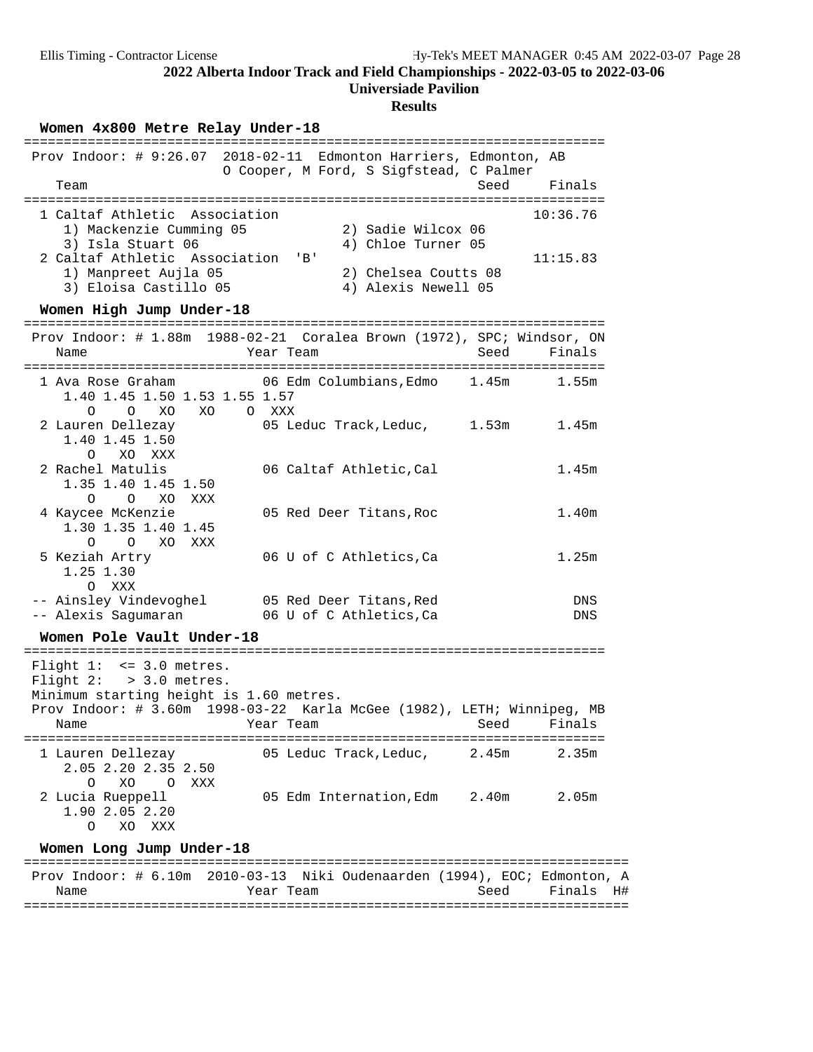## 2022 Alberta Indoor Track and Field Championships - 2022-03-05 to 2022-03-06

**Universiade Pavilion**

**Results**

### Women 4x800 Metre Relay Under-18

Prov Indoor: # 9:26.07 2018-02-11 Edmonton Harriers, Edmonton, AB
O Cooper, M Ford, S Sigfstead, C Palmer

| Place | Team | Seed | Finals |
|---|---|---|---|
| 1 | Caltaf Athletic Association | | 10:36.76 |
| | 1) Mackenzie Cumming 05, 2) Sadie Wilcox 06, 3) Isla Stuart 06, 4) Chloe Turner 05 | | |
| 2 | Caltaf Athletic Association 'B' | | 11:15.83 |
| | 1) Manpreet Aujla 05, 2) Chelsea Coutts 08, 3) Eloisa Castillo 05, 4) Alexis Newell 05 | | |

### Women High Jump Under-18

Prov Indoor: # 1.88m 1988-02-21 Coralea Brown (1972), SPC; Windsor, ON

| Place | Name | Year | Team | Seed | Finals |
|---|---|---|---|---|---|
| 1 | Ava Rose Graham | 06 | Edm Columbians,Edmo | 1.45m | 1.55m |
| | 1.40 O, 1.45 O, 1.50 XO, 1.53 XO, 1.55 O, 1.57 XXX | | | | |
| 2 | Lauren Dellezay | 05 | Leduc Track,Leduc, | 1.53m | 1.45m |
| | 1.40 O, 1.45 XO, 1.50 XXX | | | | |
| 2 | Rachel Matulis | 06 | Caltaf Athletic,Cal | | 1.45m |
| | 1.35 O, 1.40 O, 1.45 XO, 1.50 XXX | | | | |
| 4 | Kaycee McKenzie | 05 | Red Deer Titans,Roc | | 1.40m |
| | 1.30 O, 1.35 O, 1.40 XO, 1.45 XXX | | | | |
| 5 | Keziah Artry | 06 | U of C Athletics,Ca | | 1.25m |
| | 1.25 O, 1.30 XXX | | | | |
| -- | Ainsley Vindevoghel | 05 | Red Deer Titans,Red | | DNS |
| -- | Alexis Sagumaran | 06 | U of C Athletics,Ca | | DNS |

### Women Pole Vault Under-18

Flight 1: <= 3.0 metres.
Flight 2: > 3.0 metres.
Minimum starting height is 1.60 metres.
Prov Indoor: # 3.60m 1998-03-22 Karla McGee (1982), LETH; Winnipeg, MB

| Place | Name | Year | Team | Seed | Finals |
|---|---|---|---|---|---|
| 1 | Lauren Dellezay | 05 | Leduc Track,Leduc, | 2.45m | 2.35m |
| | 2.05 O, 2.20 XO, 2.35 O, 2.50 XXX | | | | |
| 2 | Lucia Rueppell | 05 | Edm Internation,Edm | 2.40m | 2.05m |
| | 1.90 O, 2.05 XO, 2.20 XXX | | | | |

### Women Long Jump Under-18

Prov Indoor: # 6.10m 2010-03-13 Niki Oudenaarden (1994), EOC; Edmonton, A

| Name | Year | Team | Seed | Finals | H# |
|---|---|---|---|---|---|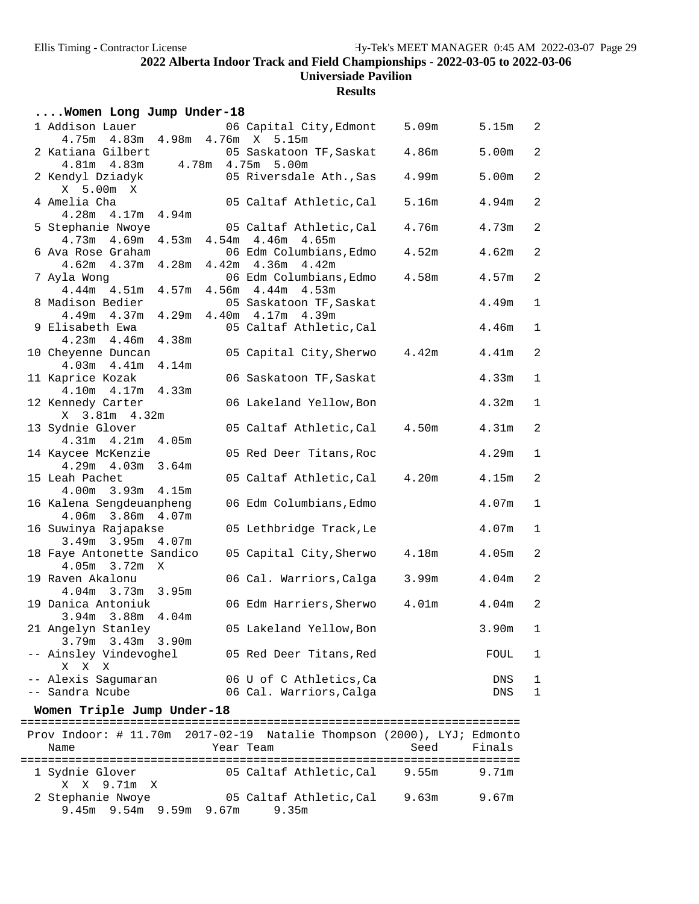**2022 Alberta Indoor Track and Field Championships - 2022-03-05 to 2022-03-06**

**Universiade Pavilion**

**Results**

### ....Women Long Jump Under-18

| Place | Name | Year | Team | Seed | Finals | Flight |
|---|---|---|---|---|---|---|
| 1 | Addison Lauer | 06 | Capital City,Edmont | 5.09m | 5.15m | 2 |
| | 4.75m 4.83m 4.98m 4.76m X 5.15m | | | | | |
| 2 | Katiana Gilbert | 05 | Saskatoon TF,Saskat | 4.86m | 5.00m | 2 |
| | 4.81m 4.83m 4.78m 4.75m 5.00m | | | | | |
| 2 | Kendyl Dziadyk | 05 | Riversdale Ath.,Sas | 4.99m | 5.00m | 2 |
| | X 5.00m X | | | | | |
| 4 | Amelia Cha | 05 | Caltaf Athletic,Cal | 5.16m | 4.94m | 2 |
| | 4.28m 4.17m 4.94m | | | | | |
| 5 | Stephanie Nwoye | 05 | Caltaf Athletic,Cal | 4.76m | 4.73m | 2 |
| | 4.73m 4.69m 4.53m 4.54m 4.46m 4.65m | | | | | |
| 6 | Ava Rose Graham | 06 | Edm Columbians,Edmo | 4.52m | 4.62m | 2 |
| | 4.62m 4.37m 4.28m 4.42m 4.36m 4.42m | | | | | |
| 7 | Ayla Wong | 06 | Edm Columbians,Edmo | 4.58m | 4.57m | 2 |
| | 4.44m 4.51m 4.57m 4.56m 4.44m 4.53m | | | | | |
| 8 | Madison Bedier | 05 | Saskatoon TF,Saskat | | 4.49m | 1 |
| | 4.49m 4.37m 4.29m 4.40m 4.17m 4.39m | | | | | |
| 9 | Elisabeth Ewa | 05 | Caltaf Athletic,Cal | | 4.46m | 1 |
| | 4.23m 4.46m 4.38m | | | | | |
| 10 | Cheyenne Duncan | 05 | Capital City,Sherwo | 4.42m | 4.41m | 2 |
| | 4.03m 4.41m 4.14m | | | | | |
| 11 | Kaprice Kozak | 06 | Saskatoon TF,Saskat | | 4.33m | 1 |
| | 4.10m 4.17m 4.33m | | | | | |
| 12 | Kennedy Carter | 06 | Lakeland Yellow,Bon | | 4.32m | 1 |
| | X 3.81m 4.32m | | | | | |
| 13 | Sydnie Glover | 05 | Caltaf Athletic,Cal | 4.50m | 4.31m | 2 |
| | 4.31m 4.21m 4.05m | | | | | |
| 14 | Kaycee McKenzie | 05 | Red Deer Titans,Roc | | 4.29m | 1 |
| | 4.29m 4.03m 3.64m | | | | | |
| 15 | Leah Pachet | 05 | Caltaf Athletic,Cal | 4.20m | 4.15m | 2 |
| | 4.00m 3.93m 4.15m | | | | | |
| 16 | Kalena Sengdeuanpheng | 06 | Edm Columbians,Edmo | | 4.07m | 1 |
| | 4.06m 3.86m 4.07m | | | | | |
| 16 | Suwinya Rajapakse | 05 | Lethbridge Track,Le | | 4.07m | 1 |
| | 3.49m 3.95m 4.07m | | | | | |
| 18 | Faye Antonette Sandico | 05 | Capital City,Sherwo | 4.18m | 4.05m | 2 |
| | 4.05m 3.72m X | | | | | |
| 19 | Raven Akalonu | 06 | Cal. Warriors,Calga | 3.99m | 4.04m | 2 |
| | 4.04m 3.73m 3.95m | | | | | |
| 19 | Danica Antoniuk | 06 | Edm Harriers,Sherwo | 4.01m | 4.04m | 2 |
| | 3.94m 3.88m 4.04m | | | | | |
| 21 | Angelyn Stanley | 05 | Lakeland Yellow,Bon | | 3.90m | 1 |
| | 3.79m 3.43m 3.90m | | | | | |
| -- | Ainsley Vindevoghel | 05 | Red Deer Titans,Red | | FOUL | 1 |
| | X X X | | | | | |
| -- | Alexis Sagumaran | 06 | U of C Athletics,Ca | | DNS | 1 |
| -- | Sandra Ncube | 06 | Cal. Warriors,Calga | | DNS | 1 |

### Women Triple Jump Under-18

Prov Indoor: # 11.70m 2017-02-19 Natalie Thompson (2000), LYJ; Edmonto

| Place | Name | Year | Team | Seed | Finals |
|---|---|---|---|---|---|
| 1 | Sydnie Glover | 05 | Caltaf Athletic,Cal | 9.55m | 9.71m |
| | X X 9.71m X | | | | |
| 2 | Stephanie Nwoye | 05 | Caltaf Athletic,Cal | 9.63m | 9.67m |
| | 9.45m 9.54m 9.59m 9.67m 9.35m | | | | |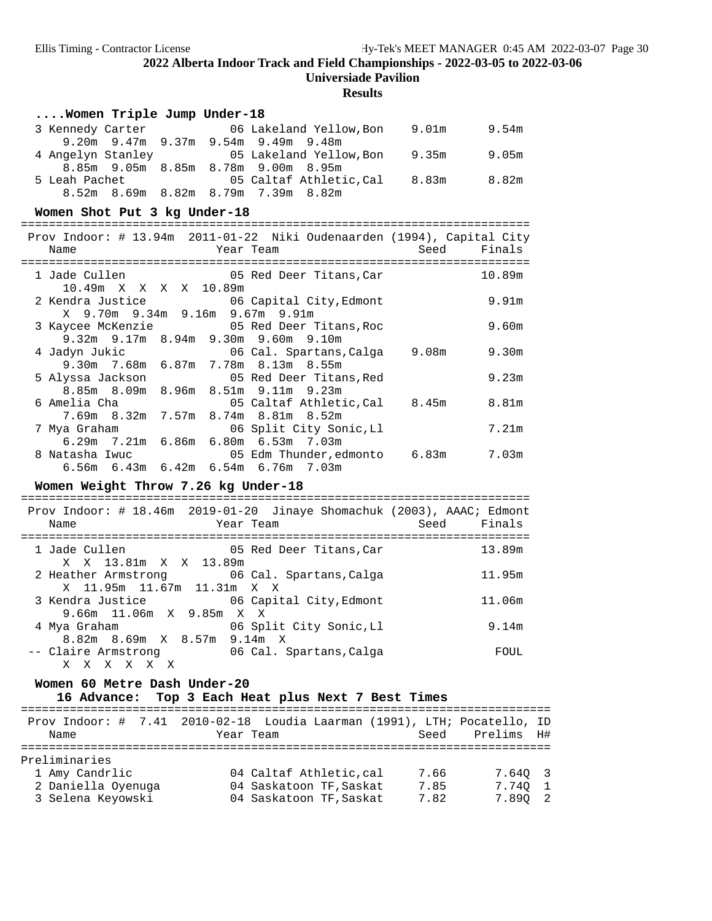## ....Women Triple Jump Under-18

| Place | Name | Year | Team | Seed | Finals |
|---|---|---|---|---|---|
| 3 | Kennedy Carter | 06 | Lakeland Yellow,Bon | 9.01m | 9.54m |
| | 9.20m 9.47m 9.37m 9.54m 9.49m 9.48m | | | | |
| 4 | Angelyn Stanley | 05 | Lakeland Yellow,Bon | 9.35m | 9.05m |
| | 8.85m 9.05m 8.85m 8.78m 9.00m 8.95m | | | | |
| 5 | Leah Pachet | 05 | Caltaf Athletic,Cal | 8.83m | 8.82m |
| | 8.52m 8.69m 8.82m 8.79m 7.39m 8.82m | | | | |

## Women Shot Put 3 kg Under-18

Prov Indoor: # 13.94m 2011-01-22 Niki Oudenaarden (1994), Capital City

| Place | Name | Year | Team | Seed | Finals |
|---|---|---|---|---|---|
| 1 | Jade Cullen | 05 | Red Deer Titans,Car | | 10.89m |
| | 10.49m X X X X 10.89m | | | | |
| 2 | Kendra Justice | 06 | Capital City,Edmont | | 9.91m |
| | X 9.70m 9.34m 9.16m 9.67m 9.91m | | | | |
| 3 | Kaycee McKenzie | 05 | Red Deer Titans,Roc | | 9.60m |
| | 9.32m 9.17m 8.94m 9.30m 9.60m 9.10m | | | | |
| 4 | Jadyn Jukic | 06 | Cal. Spartans,Calga | 9.08m | 9.30m |
| | 9.30m 7.68m 6.87m 7.78m 8.13m 8.55m | | | | |
| 5 | Alyssa Jackson | 05 | Red Deer Titans,Red | | 9.23m |
| | 8.85m 8.09m 8.96m 8.51m 9.11m 9.23m | | | | |
| 6 | Amelia Cha | 05 | Caltaf Athletic,Cal | 8.45m | 8.81m |
| | 7.69m 8.32m 7.57m 8.74m 8.81m 8.52m | | | | |
| 7 | Mya Graham | 06 | Split City Sonic,Ll | | 7.21m |
| | 6.29m 7.21m 6.86m 6.80m 6.53m 7.03m | | | | |
| 8 | Natasha Iwuc | 05 | Edm Thunder,edmonto | 6.83m | 7.03m |
| | 6.56m 6.43m 6.42m 6.54m 6.76m 7.03m | | | | |

## Women Weight Throw 7.26 kg Under-18

Prov Indoor: # 18.46m 2019-01-20 Jinaye Shomachuk (2003), AAAC; Edmont

| Place | Name | Year | Team | Seed | Finals |
|---|---|---|---|---|---|
| 1 | Jade Cullen | 05 | Red Deer Titans,Car | | 13.89m |
| | X X 13.81m X X 13.89m | | | | |
| 2 | Heather Armstrong | 06 | Cal. Spartans,Calga | | 11.95m |
| | X 11.95m 11.67m 11.31m X X | | | | |
| 3 | Kendra Justice | 06 | Capital City,Edmont | | 11.06m |
| | 9.66m 11.06m X 9.85m X X | | | | |
| 4 | Mya Graham | 06 | Split City Sonic,Ll | | 9.14m |
| | 8.82m 8.69m X 8.57m 9.14m X | | | | |
| -- | Claire Armstrong | 06 | Cal. Spartans,Calga | | FOUL |
| | X X X X X X | | | | |

## Women 60 Metre Dash Under-20

**16 Advance: Top 3 Each Heat plus Next 7 Best Times**

Prov Indoor: # 7.41 2010-02-18 Loudia Laarman (1991), LTH; Pocatello, ID

Preliminaries

| Place | Name | Year | Team | Seed | Prelims | H# |
|---|---|---|---|---|---|---|
| 1 | Amy Candrlic | 04 | Caltaf Athletic,cal | 7.66 | 7.64Q | 3 |
| 2 | Daniella Oyenuga | 04 | Saskatoon TF,Saskat | 7.85 | 7.74Q | 1 |
| 3 | Selena Keyowski | 04 | Saskatoon TF,Saskat | 7.82 | 7.89Q | 2 |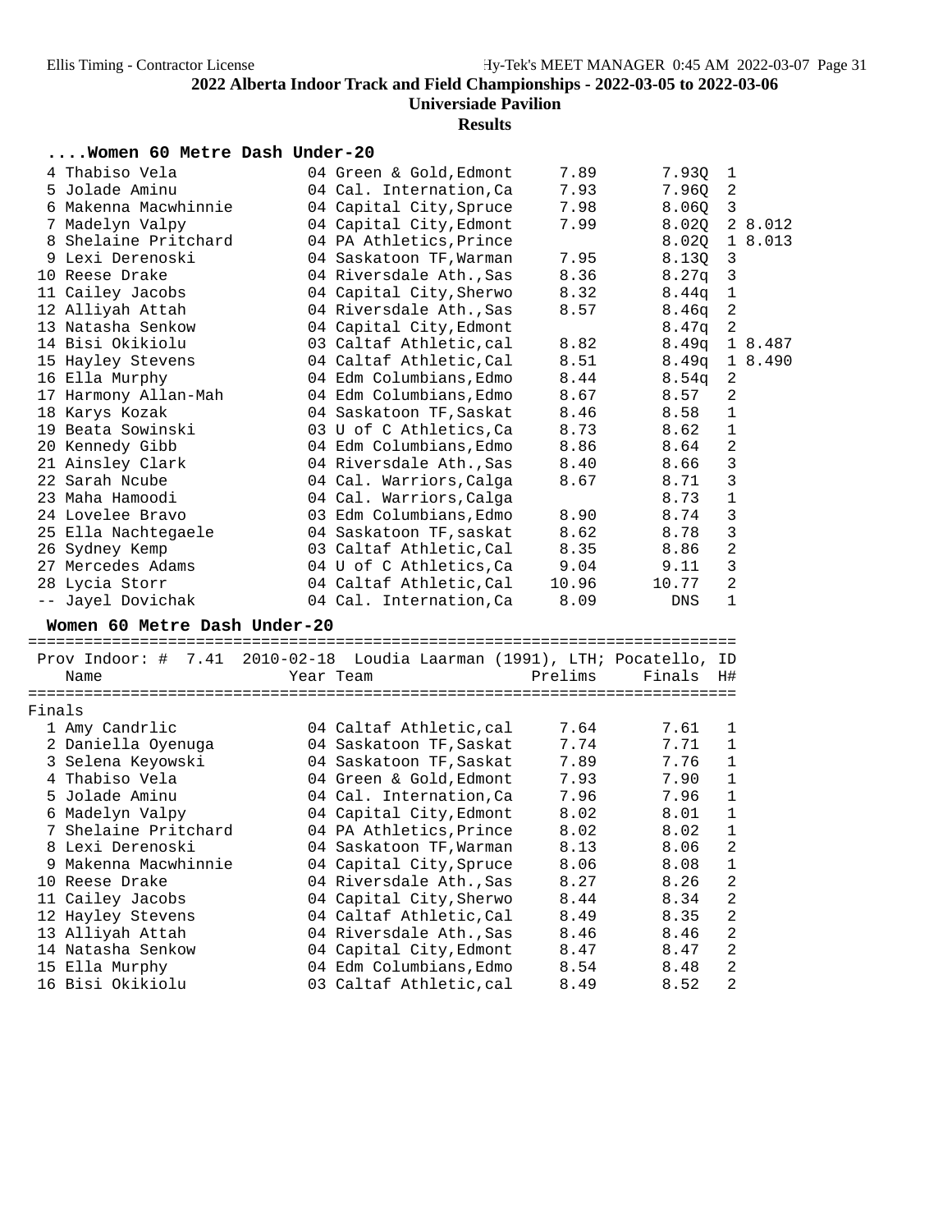## 2022 Alberta Indoor Track and Field Championships - 2022-03-05 to 2022-03-06

### Universiade Pavilion

### Results

#### ....Women 60 Metre Dash Under-20

| Place | Name | Year | Team | Seed | Prelims | H# | |
|---|---|---|---|---|---|---|---|
| 4 | Thabiso Vela | 04 | Green & Gold,Edmont | 7.89 | 7.93Q | 1 | |
| 5 | Jolade Aminu | 04 | Cal. Internation,Ca | 7.93 | 7.96Q | 2 | |
| 6 | Makenna Macwhinnie | 04 | Capital City,Spruce | 7.98 | 8.06Q | 3 | |
| 7 | Madelyn Valpy | 04 | Capital City,Edmont | 7.99 | 8.02Q | 2 | 8.012 |
| 8 | Shelaine Pritchard | 04 | PA Athletics,Prince | | 8.02Q | 1 | 8.013 |
| 9 | Lexi Derenoski | 04 | Saskatoon TF,Warman | 7.95 | 8.13Q | 3 | |
| 10 | Reese Drake | 04 | Riversdale Ath.,Sas | 8.36 | 8.27q | 3 | |
| 11 | Cailey Jacobs | 04 | Capital City,Sherwo | 8.32 | 8.44q | 1 | |
| 12 | Alliyah Attah | 04 | Riversdale Ath.,Sas | 8.57 | 8.46q | 2 | |
| 13 | Natasha Senkow | 04 | Capital City,Edmont | | 8.47q | 2 | |
| 14 | Bisi Okikiolu | 03 | Caltaf Athletic,cal | 8.82 | 8.49q | 1 | 8.487 |
| 15 | Hayley Stevens | 04 | Caltaf Athletic,Cal | 8.51 | 8.49q | 1 | 8.490 |
| 16 | Ella Murphy | 04 | Edm Columbians,Edmo | 8.44 | 8.54q | 2 | |
| 17 | Harmony Allan-Mah | 04 | Edm Columbians,Edmo | 8.67 | 8.57 | 2 | |
| 18 | Karys Kozak | 04 | Saskatoon TF,Saskat | 8.46 | 8.58 | 1 | |
| 19 | Beata Sowinski | 03 | U of C Athletics,Ca | 8.73 | 8.62 | 1 | |
| 20 | Kennedy Gibb | 04 | Edm Columbians,Edmo | 8.86 | 8.64 | 2 | |
| 21 | Ainsley Clark | 04 | Riversdale Ath.,Sas | 8.40 | 8.66 | 3 | |
| 22 | Sarah Ncube | 04 | Cal. Warriors,Calga | 8.67 | 8.71 | 3 | |
| 23 | Maha Hamoodi | 04 | Cal. Warriors,Calga | | 8.73 | 1 | |
| 24 | Lovelee Bravo | 03 | Edm Columbians,Edmo | 8.90 | 8.74 | 3 | |
| 25 | Ella Nachtegaele | 04 | Saskatoon TF,saskat | 8.62 | 8.78 | 3 | |
| 26 | Sydney Kemp | 03 | Caltaf Athletic,Cal | 8.35 | 8.86 | 2 | |
| 27 | Mercedes Adams | 04 | U of C Athletics,Ca | 9.04 | 9.11 | 3 | |
| 28 | Lycia Storr | 04 | Caltaf Athletic,Cal | 10.96 | 10.77 | 2 | |
| -- | Jayel Dovichak | 04 | Cal. Internation,Ca | 8.09 | DNS | 1 | |

#### Women 60 Metre Dash Under-20

Prov Indoor: # 7.41 2010-02-18 Loudia Laarman (1991), LTH; Pocatello, ID

**Finals**

| Place | Name | Year | Team | Prelims | Finals | H# |
|---|---|---|---|---|---|---|
| 1 | Amy Candrlic | 04 | Caltaf Athletic,cal | 7.64 | 7.61 | 1 |
| 2 | Daniella Oyenuga | 04 | Saskatoon TF,Saskat | 7.74 | 7.71 | 1 |
| 3 | Selena Keyowski | 04 | Saskatoon TF,Saskat | 7.89 | 7.76 | 1 |
| 4 | Thabiso Vela | 04 | Green & Gold,Edmont | 7.93 | 7.90 | 1 |
| 5 | Jolade Aminu | 04 | Cal. Internation,Ca | 7.96 | 7.96 | 1 |
| 6 | Madelyn Valpy | 04 | Capital City,Edmont | 8.02 | 8.01 | 1 |
| 7 | Shelaine Pritchard | 04 | PA Athletics,Prince | 8.02 | 8.02 | 1 |
| 8 | Lexi Derenoski | 04 | Saskatoon TF,Warman | 8.13 | 8.06 | 2 |
| 9 | Makenna Macwhinnie | 04 | Capital City,Spruce | 8.06 | 8.08 | 1 |
| 10 | Reese Drake | 04 | Riversdale Ath.,Sas | 8.27 | 8.26 | 2 |
| 11 | Cailey Jacobs | 04 | Capital City,Sherwo | 8.44 | 8.34 | 2 |
| 12 | Hayley Stevens | 04 | Caltaf Athletic,Cal | 8.49 | 8.35 | 2 |
| 13 | Alliyah Attah | 04 | Riversdale Ath.,Sas | 8.46 | 8.46 | 2 |
| 14 | Natasha Senkow | 04 | Capital City,Edmont | 8.47 | 8.47 | 2 |
| 15 | Ella Murphy | 04 | Edm Columbians,Edmo | 8.54 | 8.48 | 2 |
| 16 | Bisi Okikiolu | 03 | Caltaf Athletic,cal | 8.49 | 8.52 | 2 |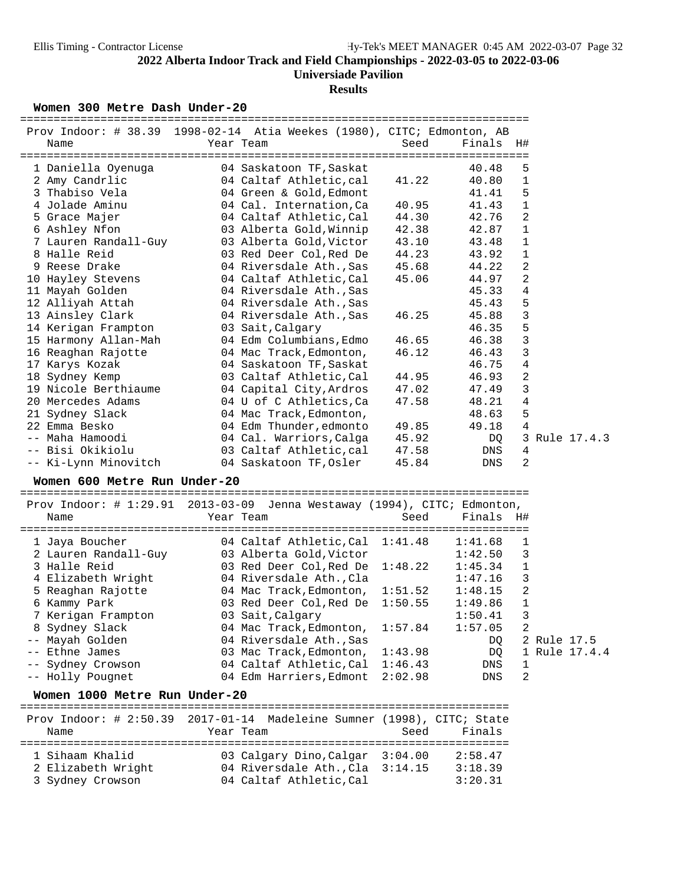**2022 Alberta Indoor Track and Field Championships - 2022-03-05 to 2022-03-06**

**Universiade Pavilion**

**Results**

### Women 300 Metre Dash Under-20

Prov Indoor: # 38.39 1998-02-14 Atia Weekes (1980), CITC; Edmonton, AB

| Place | Name | Year | Team | Seed | Finals | H# | |
|---|---|---|---|---|---|---|---|
| 1 | Daniella Oyenuga | 04 | Saskatoon TF,Saskat | | 40.48 | 5 | |
| 2 | Amy Candrlic | 04 | Caltaf Athletic,cal | 41.22 | 40.80 | 1 | |
| 3 | Thabiso Vela | 04 | Green & Gold,Edmont | | 41.41 | 5 | |
| 4 | Jolade Aminu | 04 | Cal. Internation,Ca | 40.95 | 41.43 | 1 | |
| 5 | Grace Majer | 04 | Caltaf Athletic,Cal | 44.30 | 42.76 | 2 | |
| 6 | Ashley Nfon | 03 | Alberta Gold,Winnip | 42.38 | 42.87 | 1 | |
| 7 | Lauren Randall-Guy | 03 | Alberta Gold,Victor | 43.10 | 43.48 | 1 | |
| 8 | Halle Reid | 03 | Red Deer Col,Red De | 44.23 | 43.92 | 1 | |
| 9 | Reese Drake | 04 | Riversdale Ath.,Sas | 45.68 | 44.22 | 2 | |
| 10 | Hayley Stevens | 04 | Caltaf Athletic,Cal | 45.06 | 44.97 | 2 | |
| 11 | Mayah Golden | 04 | Riversdale Ath.,Sas | | 45.33 | 4 | |
| 12 | Alliyah Attah | 04 | Riversdale Ath.,Sas | | 45.43 | 5 | |
| 13 | Ainsley Clark | 04 | Riversdale Ath.,Sas | 46.25 | 45.88 | 3 | |
| 14 | Kerigan Frampton | 03 | Sait,Calgary | | 46.35 | 5 | |
| 15 | Harmony Allan-Mah | 04 | Edm Columbians,Edmo | 46.65 | 46.38 | 3 | |
| 16 | Reaghan Rajotte | 04 | Mac Track,Edmonton, | 46.12 | 46.43 | 3 | |
| 17 | Karys Kozak | 04 | Saskatoon TF,Saskat | | 46.75 | 4 | |
| 18 | Sydney Kemp | 03 | Caltaf Athletic,Cal | 44.95 | 46.93 | 2 | |
| 19 | Nicole Berthiaume | 04 | Capital City,Ardros | 47.02 | 47.49 | 3 | |
| 20 | Mercedes Adams | 04 | U of C Athletics,Ca | 47.58 | 48.21 | 4 | |
| 21 | Sydney Slack | 04 | Mac Track,Edmonton, | | 48.63 | 5 | |
| 22 | Emma Besko | 04 | Edm Thunder,edmonto | 49.85 | 49.18 | 4 | |
| -- | Maha Hamoodi | 04 | Cal. Warriors,Calga | 45.92 | DQ | 3 | Rule 17.4.3 |
| -- | Bisi Okikiolu | 03 | Caltaf Athletic,cal | 47.58 | DNS | 4 | |
| -- | Ki-Lynn Minovitch | 04 | Saskatoon TF,Osler | 45.84 | DNS | 2 | |

### Women 600 Metre Run Under-20

Prov Indoor: # 1:29.91 2013-03-09 Jenna Westaway (1994), CITC; Edmonton,

| Place | Name | Year | Team | Seed | Finals | H# | |
|---|---|---|---|---|---|---|---|
| 1 | Jaya Boucher | 04 | Caltaf Athletic,Cal | 1:41.48 | 1:41.68 | 1 | |
| 2 | Lauren Randall-Guy | 03 | Alberta Gold,Victor | | 1:42.50 | 3 | |
| 3 | Halle Reid | 03 | Red Deer Col,Red De | 1:48.22 | 1:45.34 | 1 | |
| 4 | Elizabeth Wright | 04 | Riversdale Ath.,Cla | | 1:47.16 | 3 | |
| 5 | Reaghan Rajotte | 04 | Mac Track,Edmonton, | 1:51.52 | 1:48.15 | 2 | |
| 6 | Kammy Park | 03 | Red Deer Col,Red De | 1:50.55 | 1:49.86 | 1 | |
| 7 | Kerigan Frampton | 03 | Sait,Calgary | | 1:50.41 | 3 | |
| 8 | Sydney Slack | 04 | Mac Track,Edmonton, | 1:57.84 | 1:57.05 | 2 | |
| -- | Mayah Golden | 04 | Riversdale Ath.,Sas | | DQ | 2 | Rule 17.5 |
| -- | Ethne James | 03 | Mac Track,Edmonton, | 1:43.98 | DQ | 1 | Rule 17.4.4 |
| -- | Sydney Crowson | 04 | Caltaf Athletic,Cal | 1:46.43 | DNS | 1 | |
| -- | Holly Pougnet | 04 | Edm Harriers,Edmont | 2:02.98 | DNS | 2 | |

### Women 1000 Metre Run Under-20

Prov Indoor: # 2:50.39 2017-01-14 Madeleine Sumner (1998), CITC; State

| Place | Name | Year | Team | Seed | Finals |
|---|---|---|---|---|---|
| 1 | Sihaam Khalid | 03 | Calgary Dino,Calgar | 3:04.00 | 2:58.47 |
| 2 | Elizabeth Wright | 04 | Riversdale Ath.,Cla | 3:14.15 | 3:18.39 |
| 3 | Sydney Crowson | 04 | Caltaf Athletic,Cal | | 3:20.31 |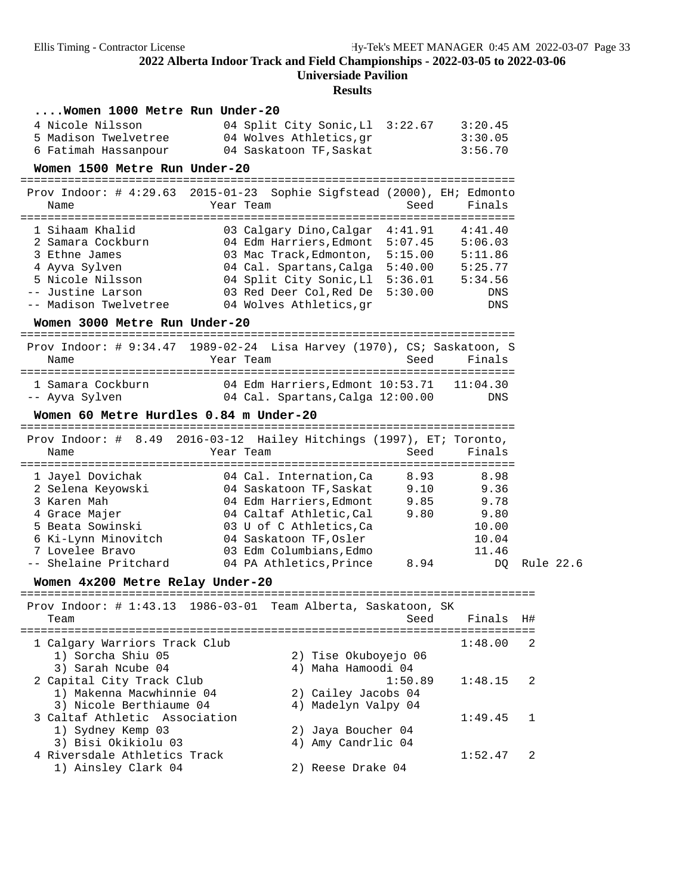## 2022 Alberta Indoor Track and Field Championships - 2022-03-05 to 2022-03-06

**Universiade Pavilion**

**Results**

### ....Women 1000 Metre Run Under-20

| Place | Name | Year | Team | Seed | Finals |
|---|---|---|---|---|---|
| 4 | Nicole Nilsson | 04 | Split City Sonic,Ll | 3:22.67 | 3:20.45 |
| 5 | Madison Twelvetree | 04 | Wolves Athletics,gr | | 3:30.05 |
| 6 | Fatimah Hassanpour | 04 | Saskatoon TF,Saskat | | 3:56.70 |

### Women 1500 Metre Run Under-20

Prov Indoor: # 4:29.63 2015-01-23 Sophie Sigfstead (2000), EH; Edmonto

| Place | Name | Year | Team | Seed | Finals |
|---|---|---|---|---|---|
| 1 | Sihaam Khalid | 03 | Calgary Dino,Calgar | 4:41.91 | 4:41.40 |
| 2 | Samara Cockburn | 04 | Edm Harriers,Edmont | 5:07.45 | 5:06.03 |
| 3 | Ethne James | 03 | Mac Track,Edmonton, | 5:15.00 | 5:11.86 |
| 4 | Ayva Sylven | 04 | Cal. Spartans,Calga | 5:40.00 | 5:25.77 |
| 5 | Nicole Nilsson | 04 | Split City Sonic,Ll | 5:36.01 | 5:34.56 |
| -- | Justine Larson | 03 | Red Deer Col,Red De | 5:30.00 | DNS |
| -- | Madison Twelvetree | 04 | Wolves Athletics,gr | | DNS |

### Women 3000 Metre Run Under-20

Prov Indoor: # 9:34.47 1989-02-24 Lisa Harvey (1970), CS; Saskatoon, S

| Place | Name | Year | Team | Seed | Finals |
|---|---|---|---|---|---|
| 1 | Samara Cockburn | 04 | Edm Harriers,Edmont | 10:53.71 | 11:04.30 |
| -- | Ayva Sylven | 04 | Cal. Spartans,Calga | 12:00.00 | DNS |

### Women 60 Metre Hurdles 0.84 m Under-20

Prov Indoor: # 8.49 2016-03-12 Hailey Hitchings (1997), ET; Toronto,

| Place | Name | Year | Team | Seed | Finals | |
|---|---|---|---|---|---|---|
| 1 | Jayel Dovichak | 04 | Cal. Internation,Ca | 8.93 | 8.98 | |
| 2 | Selena Keyowski | 04 | Saskatoon TF,Saskat | 9.10 | 9.36 | |
| 3 | Karen Mah | 04 | Edm Harriers,Edmont | 9.85 | 9.78 | |
| 4 | Grace Majer | 04 | Caltaf Athletic,Cal | 9.80 | 9.80 | |
| 5 | Beata Sowinski | 03 | U of C Athletics,Ca | | 10.00 | |
| 6 | Ki-Lynn Minovitch | 04 | Saskatoon TF,Osler | | 10.04 | |
| 7 | Lovelee Bravo | 03 | Edm Columbians,Edmo | | 11.46 | |
| -- | Shelaine Pritchard | 04 | PA Athletics,Prince | 8.94 | DQ | Rule 22.6 |

### Women 4x200 Metre Relay Under-20

Prov Indoor: # 1:43.13 1986-03-01 Team Alberta, Saskatoon, SK

| Place | Team | Seed | Finals | H# |
|---|---|---|---|---|
| 1 | Calgary Warriors Track Club | | 1:48.00 | 2 |
| | 1) Sorcha Shiu 05, 2) Tise Okuboyejo 06, 3) Sarah Ncube 04, 4) Maha Hamoodi 04 | | | |
| 2 | Capital City Track Club | 1:50.89 | 1:48.15 | 2 |
| | 1) Makenna Macwhinnie 04, 2) Cailey Jacobs 04, 3) Nicole Berthiaume 04, 4) Madelyn Valpy 04 | | | |
| 3 | Caltaf Athletic Association | | 1:49.45 | 1 |
| | 1) Sydney Kemp 03, 2) Jaya Boucher 04, 3) Bisi Okikiolu 03, 4) Amy Candrlic 04 | | | |
| 4 | Riversdale Athletics Track | | 1:52.47 | 2 |
| | 1) Ainsley Clark 04, 2) Reese Drake 04 | | | |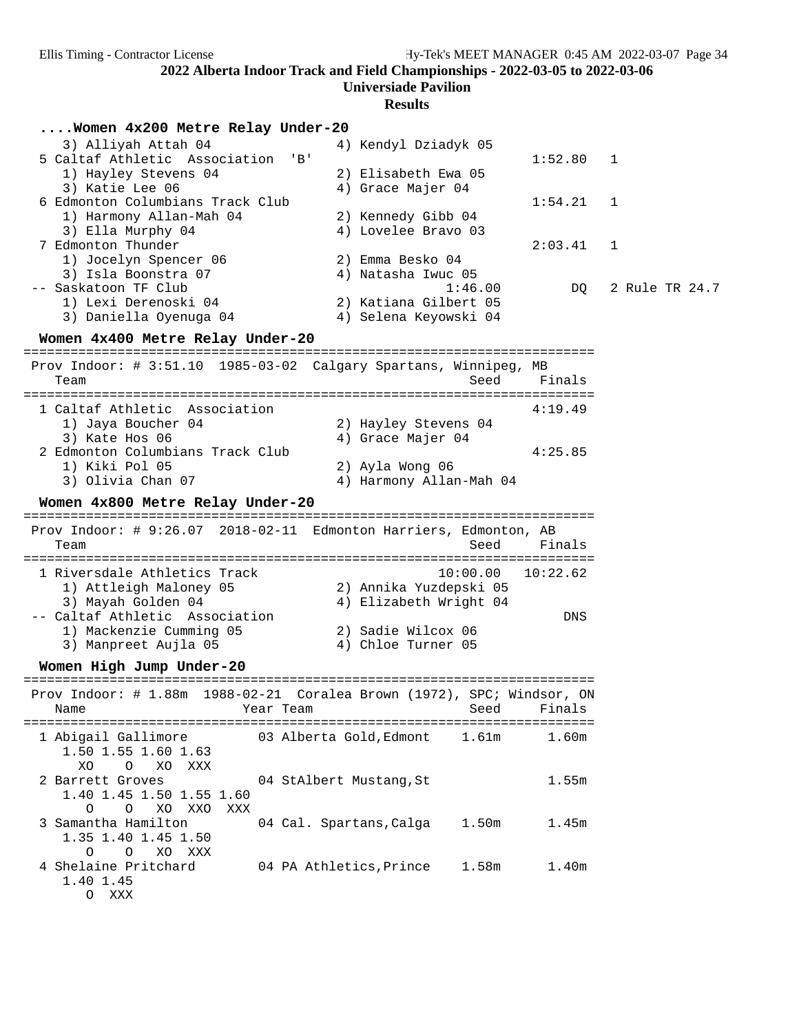## ....Women 4x200 Metre Relay Under-20

```
    3) Alliyah Attah 04               4) Kendyl Dziadyk 05
 5 Caltaf Athletic  Association  'B'                          1:52.80   1
    1) Hayley Stevens 04              2) Elisabeth Ewa 05
    3) Katie Lee 06                   4) Grace Majer 04
 6 Edmonton Columbians Track Club                             1:54.21   1
    1) Harmony Allan-Mah 04           2) Kennedy Gibb 04
    3) Ella Murphy 04                 4) Lovelee Bravo 03
 7 Edmonton Thunder                                           2:03.41   1
    1) Jocelyn Spencer 06             2) Emma Besko 04
    3) Isla Boonstra 07               4) Natasha Iwuc 05
-- Saskatoon TF Club                               1:46.00         DQ   2 Rule TR 24.7
    1) Lexi Derenoski 04              2) Katiana Gilbert 05
    3) Daniella Oyenuga 04            4) Selena Keyowski 04
```

## Women 4x400 Metre Relay Under-20

```
=========================================================================
 Prov Indoor: # 3:51.10  1985-03-02  Calgary Spartans, Winnipeg, MB
    Team                                                 Seed     Finals
=========================================================================
  1 Caltaf Athletic  Association                                  4:19.49
     1) Jaya Boucher 04                2) Hayley Stevens 04
     3) Kate Hos 06                    4) Grace Majer 04
  2 Edmonton Columbians Track Club                                4:25.85
     1) Kiki Pol 05                    2) Ayla Wong 06
     3) Olivia Chan 07                 4) Harmony Allan-Mah 04
```

## Women 4x800 Metre Relay Under-20

```
=========================================================================
 Prov Indoor: # 9:26.07  2018-02-11  Edmonton Harriers, Edmonton, AB
    Team                                                 Seed     Finals
=========================================================================
  1 Riversdale Athletics Track                       10:00.00   10:22.62
     1) Attleigh Maloney 05            2) Annika Yuzdepski 05
     3) Mayah Golden 04                4) Elizabeth Wright 04
 -- Caltaf Athletic  Association                                     DNS
     1) Mackenzie Cumming 05           2) Sadie Wilcox 06
     3) Manpreet Aujla 05              4) Chloe Turner 05
```

## Women High Jump Under-20

```
=========================================================================
 Prov Indoor: # 1.88m  1988-02-21  Coralea Brown (1972), SPC; Windsor, ON
    Name                    Year Team                    Seed     Finals
=========================================================================
  1 Abigail Gallimore        03 Alberta Gold,Edmont    1.61m      1.60m
     1.50 1.55 1.60 1.63
       XO    O   XO  XXX
  2 Barrett Groves           04 StAlbert Mustang,St               1.55m
     1.40 1.45 1.50 1.55 1.60
        O    O   XO  XXO  XXX
  3 Samantha Hamilton        04 Cal. Spartans,Calga    1.50m      1.45m
     1.35 1.40 1.45 1.50
        O    O   XO  XXX
  4 Shelaine Pritchard       04 PA Athletics,Prince    1.58m      1.40m
     1.40 1.45
        O  XXX
```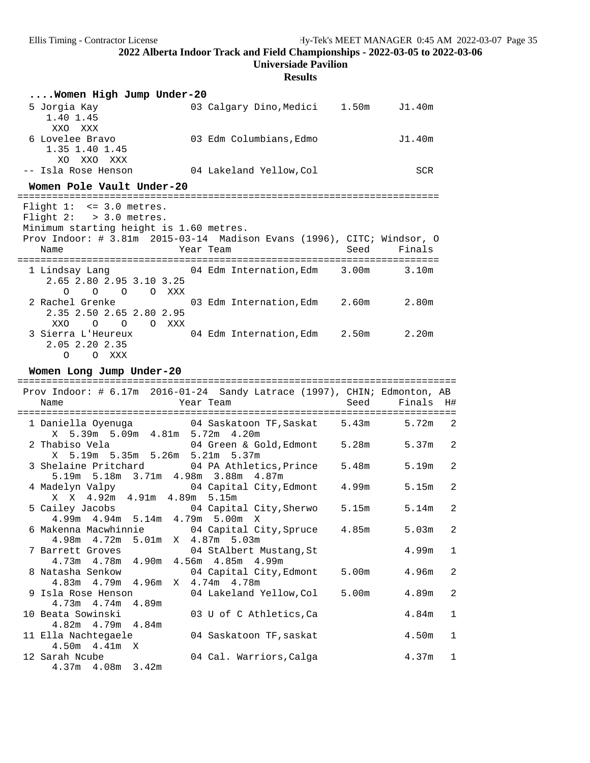## 2022 Alberta Indoor Track and Field Championships - 2022-03-05 to 2022-03-06

**Universiade Pavilion**

**Results**

### ....Women High Jump Under-20

| Place | Name | Year | Team | Seed | Finals |
|---|---|---|---|---|---|
| 5 | Jorgia Kay | 03 | Calgary Dino,Medici | 1.50m | J1.40m |
| | 1.40 1.45 | | | | |
| | XXO XXX | | | | |
| 6 | Lovelee Bravo | 03 | Edm Columbians,Edmo | | J1.40m |
| | 1.35 1.40 1.45 | | | | |
| | XO XXO XXX | | | | |
| -- | Isla Rose Henson | 04 | Lakeland Yellow,Col | | SCR |

### Women Pole Vault Under-20

Flight 1: <= 3.0 metres.
Flight 2: > 3.0 metres.
Minimum starting height is 1.60 metres.
Prov Indoor: # 3.81m 2015-03-14 Madison Evans (1996), CITC; Windsor, O

| Place | Name | Year | Team | Seed | Finals |
|---|---|---|---|---|---|
| 1 | Lindsay Lang | 04 | Edm Internation,Edm | 3.00m | 3.10m |
| | 2.65 2.80 2.95 3.10 3.25 | | | | |
| | O O O O XXX | | | | |
| 2 | Rachel Grenke | 03 | Edm Internation,Edm | 2.60m | 2.80m |
| | 2.35 2.50 2.65 2.80 2.95 | | | | |
| | XXO O O O XXX | | | | |
| 3 | Sierra L'Heureux | 04 | Edm Internation,Edm | 2.50m | 2.20m |
| | 2.05 2.20 2.35 | | | | |
| | O O XXX | | | | |

### Women Long Jump Under-20

Prov Indoor: # 6.17m 2016-01-24 Sandy Latrace (1997), CHIN; Edmonton, AB

| Place | Name | Year | Team | Seed | Finals | H# |
|---|---|---|---|---|---|---|
| 1 | Daniella Oyenuga | 04 | Saskatoon TF,Saskat | 5.43m | 5.72m | 2 |
| | X 5.39m 5.09m 4.81m 5.72m 4.20m | | | | | |
| 2 | Thabiso Vela | 04 | Green & Gold,Edmont | 5.28m | 5.37m | 2 |
| | X 5.19m 5.35m 5.26m 5.21m 5.37m | | | | | |
| 3 | Shelaine Pritchard | 04 | PA Athletics,Prince | 5.48m | 5.19m | 2 |
| | 5.19m 5.18m 3.71m 4.98m 3.88m 4.87m | | | | | |
| 4 | Madelyn Valpy | 04 | Capital City,Edmont | 4.99m | 5.15m | 2 |
| | X X 4.92m 4.91m 4.89m 5.15m | | | | | |
| 5 | Cailey Jacobs | 04 | Capital City,Sherwo | 5.15m | 5.14m | 2 |
| | 4.99m 4.94m 5.14m 4.79m 5.00m X | | | | | |
| 6 | Makenna Macwhinnie | 04 | Capital City,Spruce | 4.85m | 5.03m | 2 |
| | 4.98m 4.72m 5.01m X 4.87m 5.03m | | | | | |
| 7 | Barrett Groves | 04 | StAlbert Mustang,St | | 4.99m | 1 |
| | 4.73m 4.78m 4.90m 4.56m 4.85m 4.99m | | | | | |
| 8 | Natasha Senkow | 04 | Capital City,Edmont | 5.00m | 4.96m | 2 |
| | 4.83m 4.79m 4.96m X 4.74m 4.78m | | | | | |
| 9 | Isla Rose Henson | 04 | Lakeland Yellow,Col | 5.00m | 4.89m | 2 |
| | 4.73m 4.74m 4.89m | | | | | |
| 10 | Beata Sowinski | 03 | U of C Athletics,Ca | | 4.84m | 1 |
| | 4.82m 4.79m 4.84m | | | | | |
| 11 | Ella Nachtegaele | 04 | Saskatoon TF,saskat | | 4.50m | 1 |
| | 4.50m 4.41m X | | | | | |
| 12 | Sarah Ncube | 04 | Cal. Warriors,Calga | | 4.37m | 1 |
| | 4.37m 4.08m 3.42m | | | | | |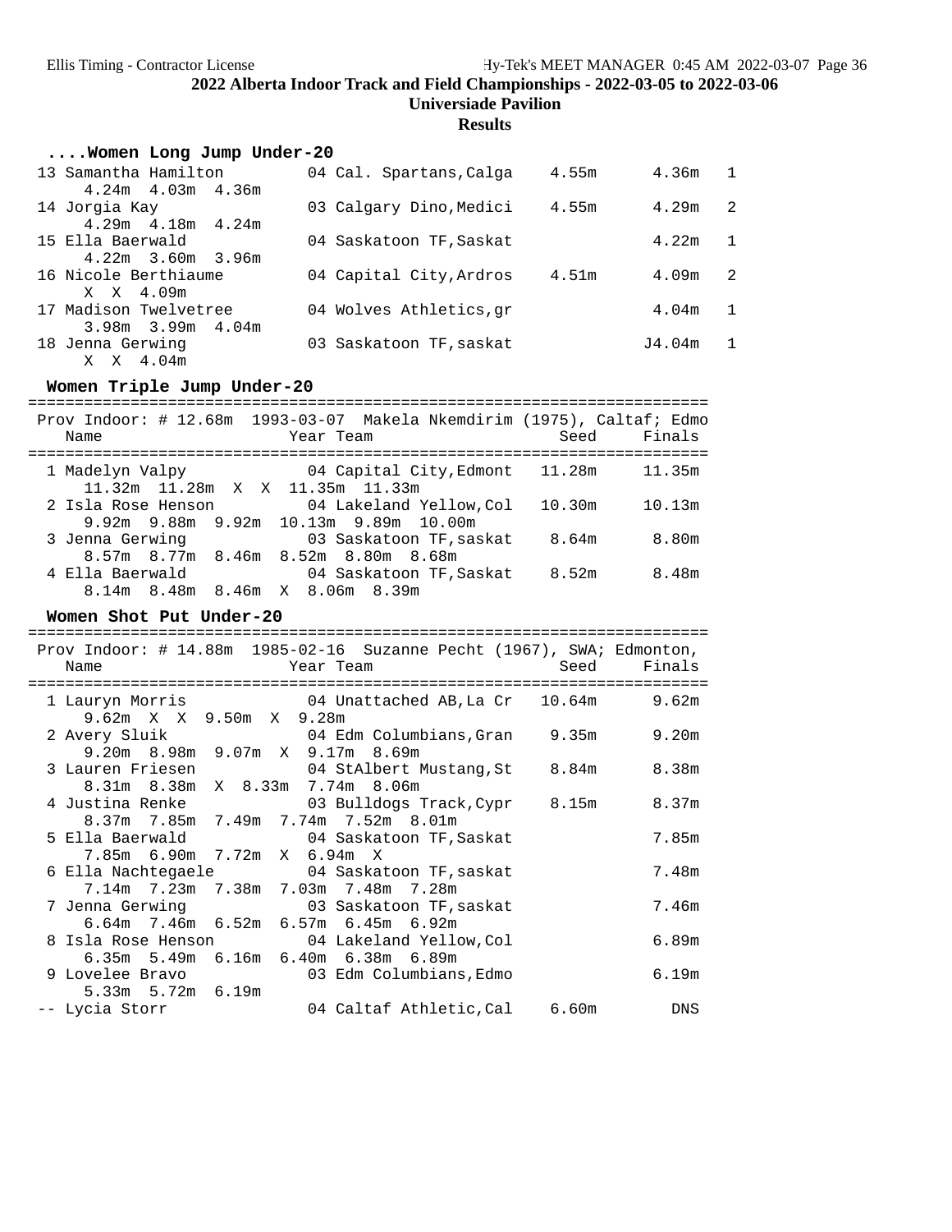## 2022 Alberta Indoor Track and Field Championships - 2022-03-05 to 2022-03-06

**Universiade Pavilion**

**Results**

### ....Women Long Jump Under-20

| Place | Name | Year | Team | Seed | Finals | H# |
|---|---|---|---|---|---|---|
| 13 | Samantha Hamilton | 04 | Cal. Spartans,Calga | 4.55m | 4.36m | 1 |
| | 4.24m 4.03m 4.36m | | | | | |
| 14 | Jorgia Kay | 03 | Calgary Dino,Medici | 4.55m | 4.29m | 2 |
| | 4.29m 4.18m 4.24m | | | | | |
| 15 | Ella Baerwald | 04 | Saskatoon TF,Saskat | | 4.22m | 1 |
| | 4.22m 3.60m 3.96m | | | | | |
| 16 | Nicole Berthiaume | 04 | Capital City,Ardros | 4.51m | 4.09m | 2 |
| | X X 4.09m | | | | | |
| 17 | Madison Twelvetree | 04 | Wolves Athletics,gr | | 4.04m | 1 |
| | 3.98m 3.99m 4.04m | | | | | |
| 18 | Jenna Gerwing | 03 | Saskatoon TF,saskat | | J4.04m | 1 |
| | X X 4.04m | | | | | |

### Women Triple Jump Under-20

Prov Indoor: # 12.68m 1993-03-07 Makela Nkemdirim (1975), Caltaf; Edmo

| Place | Name | Year | Team | Seed | Finals |
|---|---|---|---|---|---|
| 1 | Madelyn Valpy | 04 | Capital City,Edmont | 11.28m | 11.35m |
| | 11.32m 11.28m X X 11.35m 11.33m | | | | |
| 2 | Isla Rose Henson | 04 | Lakeland Yellow,Col | 10.30m | 10.13m |
| | 9.92m 9.88m 9.92m 10.13m 9.89m 10.00m | | | | |
| 3 | Jenna Gerwing | 03 | Saskatoon TF,saskat | 8.64m | 8.80m |
| | 8.57m 8.77m 8.46m 8.52m 8.80m 8.68m | | | | |
| 4 | Ella Baerwald | 04 | Saskatoon TF,Saskat | 8.52m | 8.48m |
| | 8.14m 8.48m 8.46m X 8.06m 8.39m | | | | |

### Women Shot Put Under-20

Prov Indoor: # 14.88m 1985-02-16 Suzanne Pecht (1967), SWA; Edmonton,

| Place | Name | Year | Team | Seed | Finals |
|---|---|---|---|---|---|
| 1 | Lauryn Morris | 04 | Unattached AB,La Cr | 10.64m | 9.62m |
| | 9.62m X X 9.50m X 9.28m | | | | |
| 2 | Avery Sluik | 04 | Edm Columbians,Gran | 9.35m | 9.20m |
| | 9.20m 8.98m 9.07m X 9.17m 8.69m | | | | |
| 3 | Lauren Friesen | 04 | StAlbert Mustang,St | 8.84m | 8.38m |
| | 8.31m 8.38m X 8.33m 7.74m 8.06m | | | | |
| 4 | Justina Renke | 03 | Bulldogs Track,Cypr | 8.15m | 8.37m |
| | 8.37m 7.85m 7.49m 7.74m 7.52m 8.01m | | | | |
| 5 | Ella Baerwald | 04 | Saskatoon TF,Saskat | | 7.85m |
| | 7.85m 6.90m 7.72m X 6.94m X | | | | |
| 6 | Ella Nachtegaele | 04 | Saskatoon TF,saskat | | 7.48m |
| | 7.14m 7.23m 7.38m 7.03m 7.48m 7.28m | | | | |
| 7 | Jenna Gerwing | 03 | Saskatoon TF,saskat | | 7.46m |
| | 6.64m 7.46m 6.52m 6.57m 6.45m 6.92m | | | | |
| 8 | Isla Rose Henson | 04 | Lakeland Yellow,Col | | 6.89m |
| | 6.35m 5.49m 6.16m 6.40m 6.38m 6.89m | | | | |
| 9 | Lovelee Bravo | 03 | Edm Columbians,Edmo | | 6.19m |
| | 5.33m 5.72m 6.19m | | | | |
| -- | Lycia Storr | 04 | Caltaf Athletic,Cal | 6.60m | DNS |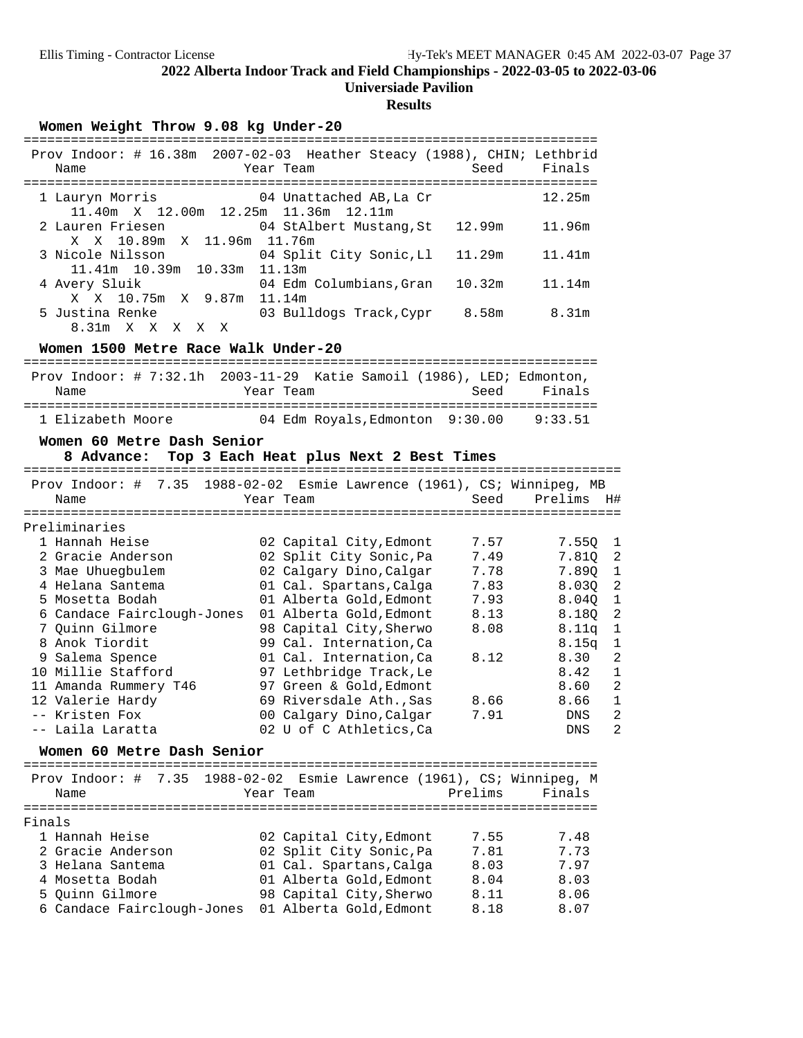## 2022 Alberta Indoor Track and Field Championships - 2022-03-05 to 2022-03-06

**Universiade Pavilion**

**Results**

### Women Weight Throw 9.08 kg Under-20

Prov Indoor: # 16.38m 2007-02-03 Heather Steacy (1988), CHIN; Lethbrid

| Place | Name | Year | Team | Seed | Finals |
|---|---|---|---|---|---|
| 1 | Lauryn Morris | 04 | Unattached AB,La Cr | | 12.25m |
| | 11.40m X 12.00m 12.25m 11.36m 12.11m | | | | |
| 2 | Lauren Friesen | 04 | StAlbert Mustang,St | 12.99m | 11.96m |
| | X X 10.89m X 11.96m 11.76m | | | | |
| 3 | Nicole Nilsson | 04 | Split City Sonic,Ll | 11.29m | 11.41m |
| | 11.41m 10.39m 10.33m 11.13m | | | | |
| 4 | Avery Sluik | 04 | Edm Columbians,Gran | 10.32m | 11.14m |
| | X X 10.75m X 9.87m 11.14m | | | | |
| 5 | Justina Renke | 03 | Bulldogs Track,Cypr | 8.58m | 8.31m |
| | 8.31m X X X X X | | | | |

### Women 1500 Metre Race Walk Under-20

Prov Indoor: # 7:32.1h 2003-11-29 Katie Samoil (1986), LED; Edmonton,

| Place | Name | Year | Team | Seed | Finals |
|---|---|---|---|---|---|
| 1 | Elizabeth Moore | 04 | Edm Royals,Edmonton | 9:30.00 | 9:33.51 |

### Women 60 Metre Dash Senior

8 Advance: Top 3 Each Heat plus Next 2 Best Times

Prov Indoor: # 7.35 1988-02-02 Esmie Lawrence (1961), CS; Winnipeg, MB

Preliminaries

| Place | Name | Year | Team | Seed | Prelims | H# |
|---|---|---|---|---|---|---|
| 1 | Hannah Heise | 02 | Capital City,Edmont | 7.57 | 7.55Q | 1 |
| 2 | Gracie Anderson | 02 | Split City Sonic,Pa | 7.49 | 7.81Q | 2 |
| 3 | Mae Uhuegbulem | 02 | Calgary Dino,Calgar | 7.78 | 7.89Q | 1 |
| 4 | Helana Santema | 01 | Cal. Spartans,Calga | 7.83 | 8.03Q | 2 |
| 5 | Mosetta Bodah | 01 | Alberta Gold,Edmont | 7.93 | 8.04Q | 1 |
| 6 | Candace Fairclough-Jones | 01 | Alberta Gold,Edmont | 8.13 | 8.18Q | 2 |
| 7 | Quinn Gilmore | 98 | Capital City,Sherwo | 8.08 | 8.11q | 1 |
| 8 | Anok Tiordit | 99 | Cal. Internation,Ca | | 8.15q | 1 |
| 9 | Salema Spence | 01 | Cal. Internation,Ca | 8.12 | 8.30 | 2 |
| 10 | Millie Stafford | 97 | Lethbridge Track,Le | | 8.42 | 1 |
| 11 | Amanda Rummery T46 | 97 | Green & Gold,Edmont | | 8.60 | 2 |
| 12 | Valerie Hardy | 69 | Riversdale Ath.,Sas | 8.66 | 8.66 | 1 |
| -- | Kristen Fox | 00 | Calgary Dino,Calgar | 7.91 | DNS | 2 |
| -- | Laila Laratta | 02 | U of C Athletics,Ca | | DNS | 2 |

### Women 60 Metre Dash Senior

Prov Indoor: # 7.35 1988-02-02 Esmie Lawrence (1961), CS; Winnipeg, M

Finals

| Place | Name | Year | Team | Prelims | Finals |
|---|---|---|---|---|---|
| 1 | Hannah Heise | 02 | Capital City,Edmont | 7.55 | 7.48 |
| 2 | Gracie Anderson | 02 | Split City Sonic,Pa | 7.81 | 7.73 |
| 3 | Helana Santema | 01 | Cal. Spartans,Calga | 8.03 | 7.97 |
| 4 | Mosetta Bodah | 01 | Alberta Gold,Edmont | 8.04 | 8.03 |
| 5 | Quinn Gilmore | 98 | Capital City,Sherwo | 8.11 | 8.06 |
| 6 | Candace Fairclough-Jones | 01 | Alberta Gold,Edmont | 8.18 | 8.07 |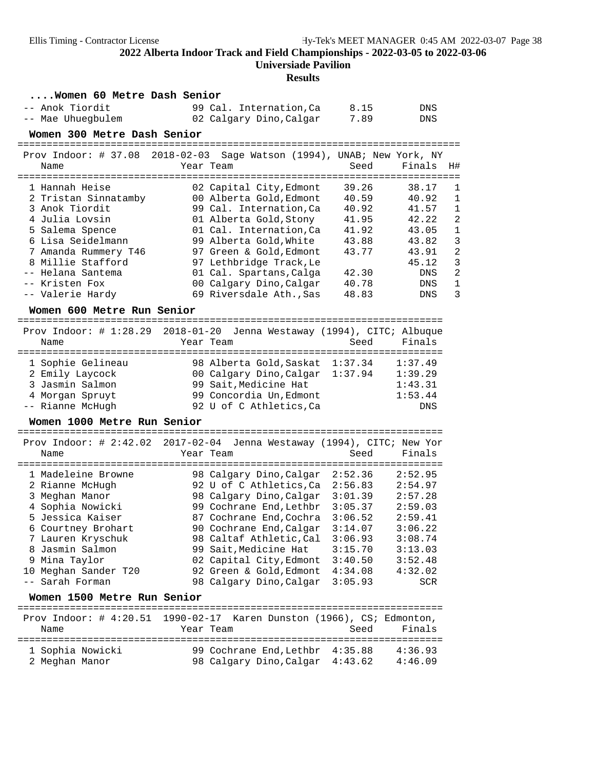## 2022 Alberta Indoor Track and Field Championships - 2022-03-05 to 2022-03-06

**Universiade Pavilion**

**Results**

### ....Women 60 Metre Dash Senior

| Place | Name | Year | Team | Seed | Finals |
|---|---|---|---|---|---|
| -- | Anok Tiordit | 99 | Cal. Internation,Ca | 8.15 | DNS |
| -- | Mae Uhuegbulem | 02 | Calgary Dino,Calgar | 7.89 | DNS |

### Women 300 Metre Dash Senior

Prov Indoor: # 37.08 2018-02-03 Sage Watson (1994), UNAB; New York, NY

| Place | Name | Year | Team | Seed | Finals | H# |
|---|---|---|---|---|---|---|
| 1 | Hannah Heise | 02 | Capital City,Edmont | 39.26 | 38.17 | 1 |
| 2 | Tristan Sinnatamby | 00 | Alberta Gold,Edmont | 40.59 | 40.92 | 1 |
| 3 | Anok Tiordit | 99 | Cal. Internation,Ca | 40.92 | 41.57 | 1 |
| 4 | Julia Lovsin | 01 | Alberta Gold,Stony | 41.95 | 42.22 | 2 |
| 5 | Salema Spence | 01 | Cal. Internation,Ca | 41.92 | 43.05 | 1 |
| 6 | Lisa Seidelmann | 99 | Alberta Gold,White | 43.88 | 43.82 | 3 |
| 7 | Amanda Rummery T46 | 97 | Green & Gold,Edmont | 43.77 | 43.91 | 2 |
| 8 | Millie Stafford | 97 | Lethbridge Track,Le | | 45.12 | 3 |
| -- | Helana Santema | 01 | Cal. Spartans,Calga | 42.30 | DNS | 2 |
| -- | Kristen Fox | 00 | Calgary Dino,Calgar | 40.78 | DNS | 1 |
| -- | Valerie Hardy | 69 | Riversdale Ath.,Sas | 48.83 | DNS | 3 |

### Women 600 Metre Run Senior

Prov Indoor: # 1:28.29 2018-01-20 Jenna Westaway (1994), CITC; Albuque

| Place | Name | Year | Team | Seed | Finals |
|---|---|---|---|---|---|
| 1 | Sophie Gelineau | 98 | Alberta Gold,Saskat | 1:37.34 | 1:37.49 |
| 2 | Emily Laycock | 00 | Calgary Dino,Calgar | 1:37.94 | 1:39.29 |
| 3 | Jasmin Salmon | 99 | Sait,Medicine Hat | | 1:43.31 |
| 4 | Morgan Spruyt | 99 | Concordia Un,Edmont | | 1:53.44 |
| -- | Rianne McHugh | 92 | U of C Athletics,Ca | | DNS |

### Women 1000 Metre Run Senior

Prov Indoor: # 2:42.02 2017-02-04 Jenna Westaway (1994), CITC; New Yor

| Place | Name | Year | Team | Seed | Finals |
|---|---|---|---|---|---|
| 1 | Madeleine Browne | 98 | Calgary Dino,Calgar | 2:52.36 | 2:52.95 |
| 2 | Rianne McHugh | 92 | U of C Athletics,Ca | 2:56.83 | 2:54.97 |
| 3 | Meghan Manor | 98 | Calgary Dino,Calgar | 3:01.39 | 2:57.28 |
| 4 | Sophia Nowicki | 99 | Cochrane End,Lethbr | 3:05.37 | 2:59.03 |
| 5 | Jessica Kaiser | 87 | Cochrane End,Cochra | 3:06.52 | 2:59.41 |
| 6 | Courtney Brohart | 90 | Cochrane End,Calgar | 3:14.07 | 3:06.22 |
| 7 | Lauren Kryschuk | 98 | Caltaf Athletic,Cal | 3:06.93 | 3:08.74 |
| 8 | Jasmin Salmon | 99 | Sait,Medicine Hat | 3:15.70 | 3:13.03 |
| 9 | Mina Taylor | 02 | Capital City,Edmont | 3:40.50 | 3:52.48 |
| 10 | Meghan Sander T20 | 92 | Green & Gold,Edmont | 4:34.08 | 4:32.02 |
| -- | Sarah Forman | 98 | Calgary Dino,Calgar | 3:05.93 | SCR |

### Women 1500 Metre Run Senior

Prov Indoor: # 4:20.51 1990-02-17 Karen Dunston (1966), CS; Edmonton,

| Place | Name | Year | Team | Seed | Finals |
|---|---|---|---|---|---|
| 1 | Sophia Nowicki | 99 | Cochrane End,Lethbr | 4:35.88 | 4:36.93 |
| 2 | Meghan Manor | 98 | Calgary Dino,Calgar | 4:43.62 | 4:46.09 |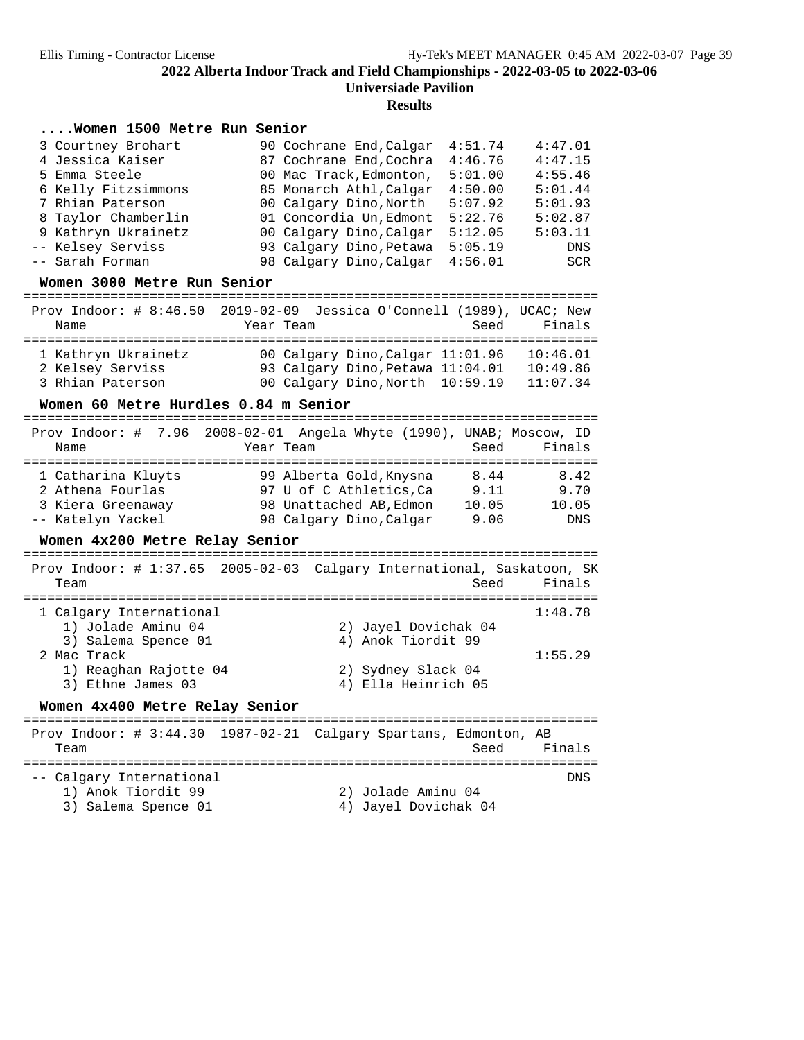## ....Women 1500 Metre Run Senior

| Place | Name | Year | Team | Seed | Finals |
|---|---|---|---|---|---|
| 3 | Courtney Brohart | 90 | Cochrane End,Calgar | 4:51.74 | 4:47.01 |
| 4 | Jessica Kaiser | 87 | Cochrane End,Cochra | 4:46.76 | 4:47.15 |
| 5 | Emma Steele | 00 | Mac Track,Edmonton, | 5:01.00 | 4:55.46 |
| 6 | Kelly Fitzsimmons | 85 | Monarch Athl,Calgar | 4:50.00 | 5:01.44 |
| 7 | Rhian Paterson | 00 | Calgary Dino,North | 5:07.92 | 5:01.93 |
| 8 | Taylor Chamberlin | 01 | Concordia Un,Edmont | 5:22.76 | 5:02.87 |
| 9 | Kathryn Ukrainetz | 00 | Calgary Dino,Calgar | 5:12.05 | 5:03.11 |
| -- | Kelsey Serviss | 93 | Calgary Dino,Petawa | 5:05.19 | DNS |
| -- | Sarah Forman | 98 | Calgary Dino,Calgar | 4:56.01 | SCR |

## Women 3000 Metre Run Senior

Prov Indoor: # 8:46.50 2019-02-09 Jessica O'Connell (1989), UCAC; New

| Place | Name | Year | Team | Seed | Finals |
|---|---|---|---|---|---|
| 1 | Kathryn Ukrainetz | 00 | Calgary Dino,Calgar | 11:01.96 | 10:46.01 |
| 2 | Kelsey Serviss | 93 | Calgary Dino,Petawa | 11:04.01 | 10:49.86 |
| 3 | Rhian Paterson | 00 | Calgary Dino,North | 10:59.19 | 11:07.34 |

## Women 60 Metre Hurdles 0.84 m Senior

Prov Indoor: # 7.96 2008-02-01 Angela Whyte (1990), UNAB; Moscow, ID

| Place | Name | Year | Team | Seed | Finals |
|---|---|---|---|---|---|
| 1 | Catharina Kluyts | 99 | Alberta Gold,Knysna | 8.44 | 8.42 |
| 2 | Athena Fourlas | 97 | U of C Athletics,Ca | 9.11 | 9.70 |
| 3 | Kiera Greenaway | 98 | Unattached AB,Edmon | 10.05 | 10.05 |
| -- | Katelyn Yackel | 98 | Calgary Dino,Calgar | 9.06 | DNS |

## Women 4x200 Metre Relay Senior

Prov Indoor: # 1:37.65 2005-02-03 Calgary International, Saskatoon, SK

| Place | Team | Seed | Finals |
|---|---|---|---|
| 1 | Calgary International | | 1:48.78 |
| | 1) Jolade Aminu 04; 2) Jayel Dovichak 04; 3) Salema Spence 01; 4) Anok Tiordit 99 | | |
| 2 | Mac Track | | 1:55.29 |
| | 1) Reaghan Rajotte 04; 2) Sydney Slack 04; 3) Ethne James 03; 4) Ella Heinrich 05 | | |

## Women 4x400 Metre Relay Senior

Prov Indoor: # 3:44.30 1987-02-21 Calgary Spartans, Edmonton, AB

| Place | Team | Seed | Finals |
|---|---|---|---|
| -- | Calgary International | | DNS |
| | 1) Anok Tiordit 99; 2) Jolade Aminu 04; 3) Salema Spence 01; 4) Jayel Dovichak 04 | | |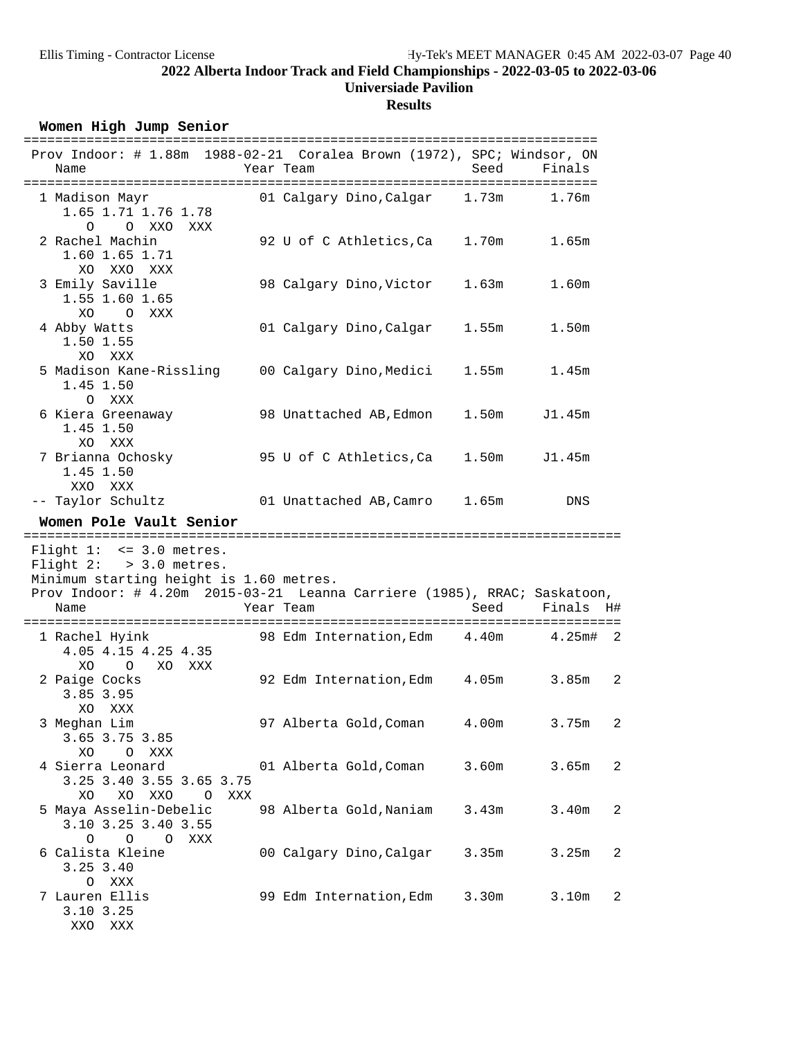## 2022 Alberta Indoor Track and Field Championships - 2022-03-05 to 2022-03-06

### Universiade Pavilion

### Results

#### Women High Jump Senior

Prov Indoor: # 1.88m 1988-02-21 Coralea Brown (1972), SPC; Windsor, ON

| Place | Name | Year | Team | Seed | Finals |
|---|---|---|---|---|---|
| 1 | Madison Mayr | 01 | Calgary Dino,Calgar | 1.73m | 1.76m |
| | 1.65 1.71 1.76 1.78<br>O O XXO XXX | | | | |
| 2 | Rachel Machin | 92 | U of C Athletics,Ca | 1.70m | 1.65m |
| | 1.60 1.65 1.71<br>XO XXO XXX | | | | |
| 3 | Emily Saville | 98 | Calgary Dino,Victor | 1.63m | 1.60m |
| | 1.55 1.60 1.65<br>XO O XXX | | | | |
| 4 | Abby Watts | 01 | Calgary Dino,Calgar | 1.55m | 1.50m |
| | 1.50 1.55<br>XO XXX | | | | |
| 5 | Madison Kane-Rissling | 00 | Calgary Dino,Medici | 1.55m | 1.45m |
| | 1.45 1.50<br>O XXX | | | | |
| 6 | Kiera Greenaway | 98 | Unattached AB,Edmon | 1.50m | J1.45m |
| | 1.45 1.50<br>XO XXX | | | | |
| 7 | Brianna Ochosky | 95 | U of C Athletics,Ca | 1.50m | J1.45m |
| | 1.45 1.50<br>XXO XXX | | | | |
| -- | Taylor Schultz | 01 | Unattached AB,Camro | 1.65m | DNS |

#### Women Pole Vault Senior

Flight 1: <= 3.0 metres.
Flight 2: > 3.0 metres.
Minimum starting height is 1.60 metres.
Prov Indoor: # 4.20m 2015-03-21 Leanna Carriere (1985), RRAC; Saskatoon,

| Place | Name | Year | Team | Seed | Finals | H# |
|---|---|---|---|---|---|---|
| 1 | Rachel Hyink | 98 | Edm Internation,Edm | 4.40m | 4.25m# | 2 |
| | 4.05 4.15 4.25 4.35<br>XO O XO XXX | | | | | |
| 2 | Paige Cocks | 92 | Edm Internation,Edm | 4.05m | 3.85m | 2 |
| | 3.85 3.95<br>XO XXX | | | | | |
| 3 | Meghan Lim | 97 | Alberta Gold,Coman | 4.00m | 3.75m | 2 |
| | 3.65 3.75 3.85<br>XO O XXX | | | | | |
| 4 | Sierra Leonard | 01 | Alberta Gold,Coman | 3.60m | 3.65m | 2 |
| | 3.25 3.40 3.55 3.65 3.75<br>XO XO XXO O XXX | | | | | |
| 5 | Maya Asselin-Debelic | 98 | Alberta Gold,Naniam | 3.43m | 3.40m | 2 |
| | 3.10 3.25 3.40 3.55<br>O O O XXX | | | | | |
| 6 | Calista Kleine | 00 | Calgary Dino,Calgar | 3.35m | 3.25m | 2 |
| | 3.25 3.40<br>O XXX | | | | | |
| 7 | Lauren Ellis | 99 | Edm Internation,Edm | 3.30m | 3.10m | 2 |
| | 3.10 3.25<br>XXO XXX | | | | | |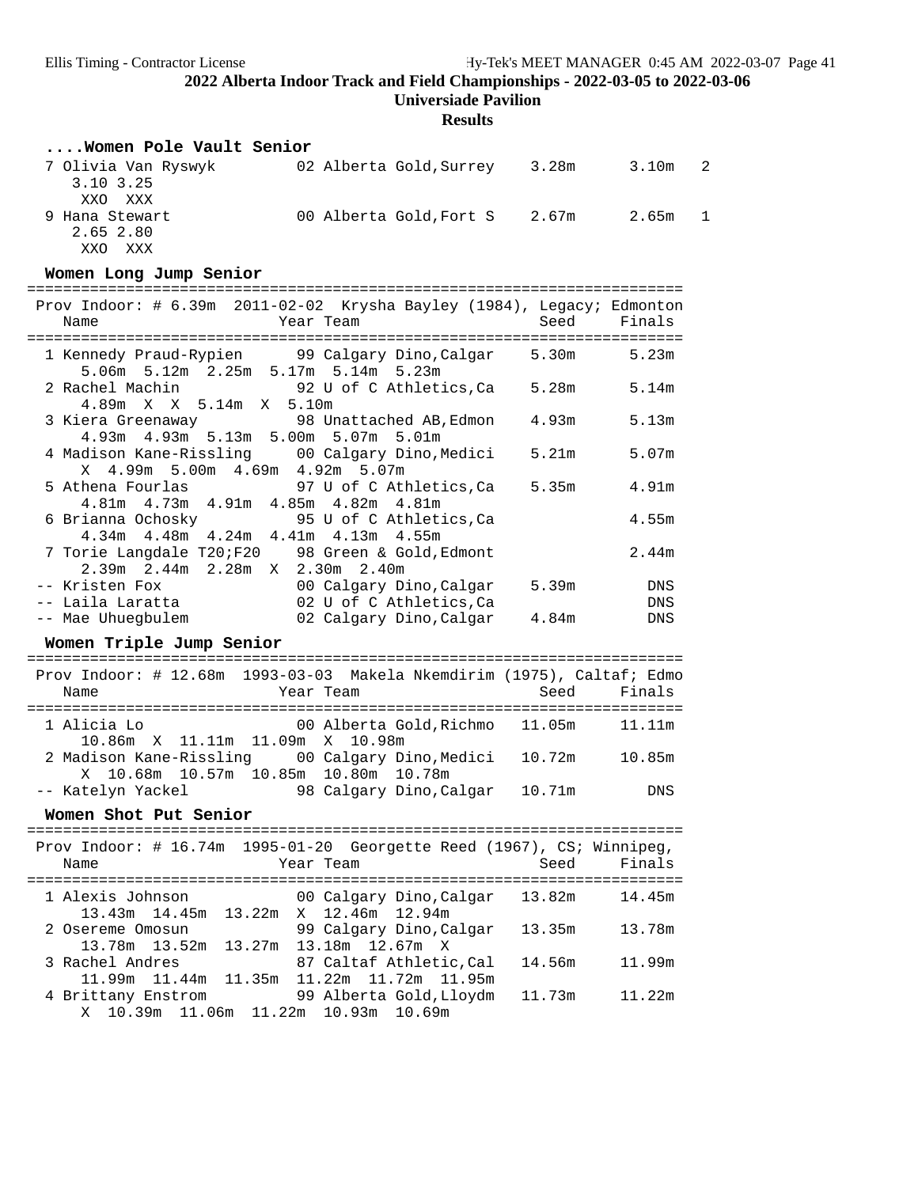2022 Alberta Indoor Track and Field Championships - 2022-03-05 to 2022-03-06

Universiade Pavilion

**Results**

### ....Women Pole Vault Senior

```
 7 Olivia Van Ryswyk         02 Alberta Gold,Surrey    3.28m      3.10m   2
    3.10 3.25
     XXO  XXX
 9 Hana Stewart              00 Alberta Gold,Fort S    2.67m      2.65m   1
    2.65 2.80
     XXO  XXX
```

### Women Long Jump Senior

```
=========================================================================
 Prov Indoor: # 6.39m  2011-02-02  Krysha Bayley (1984), Legacy; Edmonton
   Name                    Year Team                      Seed     Finals
=========================================================================
  1 Kennedy Praud-Rypien      99 Calgary Dino,Calgar    5.30m      5.23m
      5.06m  5.12m  2.25m  5.17m  5.14m  5.23m
  2 Rachel Machin             92 U of C Athletics,Ca    5.28m      5.14m
      4.89m  X  X  5.14m  X  5.10m
  3 Kiera Greenaway           98 Unattached AB,Edmon    4.93m      5.13m
      4.93m  4.93m  5.13m  5.00m  5.07m  5.01m
  4 Madison Kane-Rissling     00 Calgary Dino,Medici    5.21m      5.07m
      X  4.99m  5.00m  4.69m  4.92m  5.07m
  5 Athena Fourlas            97 U of C Athletics,Ca    5.35m      4.91m
      4.81m  4.73m  4.91m  4.85m  4.82m  4.81m
  6 Brianna Ochosky           95 U of C Athletics,Ca               4.55m
      4.34m  4.48m  4.24m  4.41m  4.13m  4.55m
  7 Torie Langdale T20;F20    98 Green & Gold,Edmont               2.44m
      2.39m  2.44m  2.28m  X  2.30m  2.40m
 -- Kristen Fox               00 Calgary Dino,Calgar    5.39m        DNS
 -- Laila Laratta             02 U of C Athletics,Ca                 DNS
 -- Mae Uhuegbulem            02 Calgary Dino,Calgar    4.84m        DNS
```

### Women Triple Jump Senior

```
=========================================================================
 Prov Indoor: # 12.68m  1993-03-03  Makela Nkemdirim (1975), Caltaf; Edmo
   Name                    Year Team                      Seed     Finals
=========================================================================
  1 Alicia Lo                 00 Alberta Gold,Richmo   11.05m     11.11m
      10.86m  X  11.11m  11.09m  X  10.98m
  2 Madison Kane-Rissling     00 Calgary Dino,Medici   10.72m     10.85m
      X  10.68m  10.57m  10.85m  10.80m  10.78m
 -- Katelyn Yackel            98 Calgary Dino,Calgar   10.71m        DNS
```

### Women Shot Put Senior

```
=========================================================================
 Prov Indoor: # 16.74m  1995-01-20  Georgette Reed (1967), CS; Winnipeg,
   Name                    Year Team                      Seed     Finals
=========================================================================
  1 Alexis Johnson            00 Calgary Dino,Calgar   13.82m     14.45m
      13.43m  14.45m  13.22m  X  12.46m  12.94m
  2 Osereme Omosun            99 Calgary Dino,Calgar   13.35m     13.78m
      13.78m  13.52m  13.27m  13.18m  12.67m  X
  3 Rachel Andres             87 Caltaf Athletic,Cal   14.56m     11.99m
      11.99m  11.44m  11.35m  11.22m  11.72m  11.95m
  4 Brittany Enstrom          99 Alberta Gold,Lloydm   11.73m     11.22m
      X  10.39m  11.06m  11.22m  10.93m  10.69m
```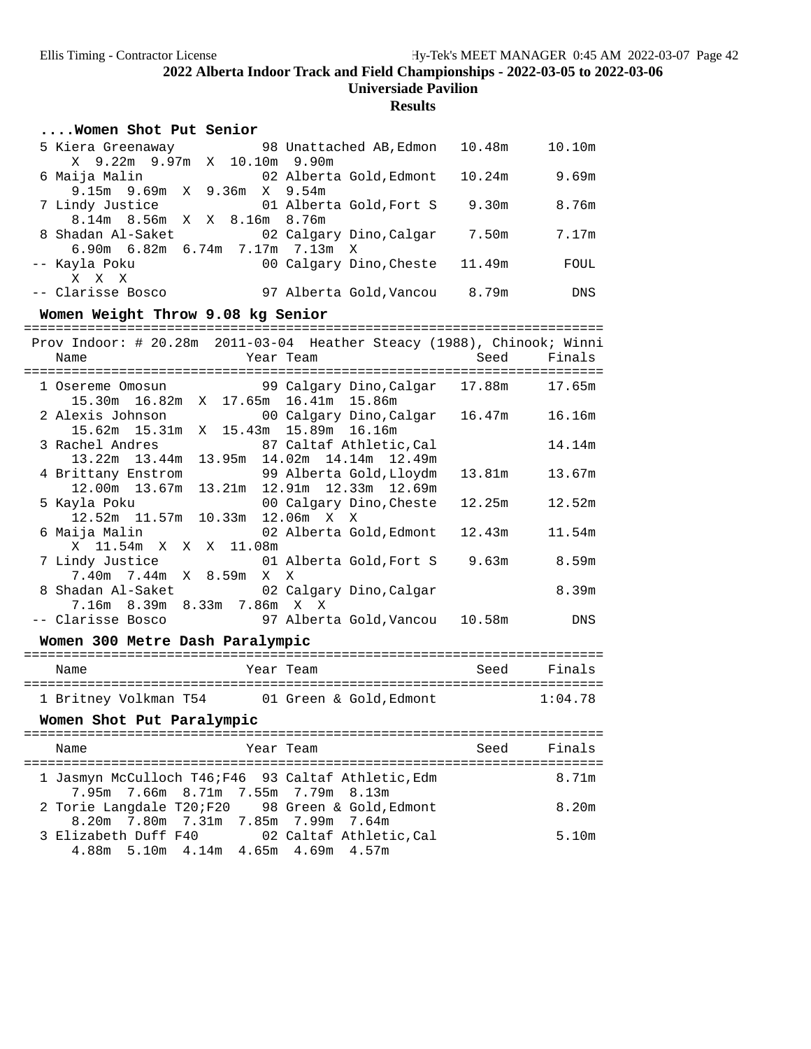## 2022 Alberta Indoor Track and Field Championships - 2022-03-05 to 2022-03-06

### Universiade Pavilion

### Results

#### ....Women Shot Put Senior

| Place | Name | Year | Team | Seed | Finals |
|---|---|---|---|---|---|
| 5 | Kiera Greenaway | 98 | Unattached AB,Edmon | 10.48m | 10.10m |
| | X 9.22m 9.97m X 10.10m 9.90m | | | | |
| 6 | Maija Malin | 02 | Alberta Gold,Edmont | 10.24m | 9.69m |
| | 9.15m 9.69m X 9.36m X 9.54m | | | | |
| 7 | Lindy Justice | 01 | Alberta Gold,Fort S | 9.30m | 8.76m |
| | 8.14m 8.56m X X 8.16m 8.76m | | | | |
| 8 | Shadan Al-Saket | 02 | Calgary Dino,Calgar | 7.50m | 7.17m |
| | 6.90m 6.82m 6.74m 7.17m 7.13m X | | | | |
| -- | Kayla Poku | 00 | Calgary Dino,Cheste | 11.49m | FOUL |
| | X X X | | | | |
| -- | Clarisse Bosco | 97 | Alberta Gold,Vancou | 8.79m | DNS |

#### Women Weight Throw 9.08 kg Senior

Prov Indoor: # 20.28m 2011-03-04 Heather Steacy (1988), Chinook; Winni

| Place | Name | Year | Team | Seed | Finals |
|---|---|---|---|---|---|
| 1 | Osereme Omosun | 99 | Calgary Dino,Calgar | 17.88m | 17.65m |
| | 15.30m 16.82m X 17.65m 16.41m 15.86m | | | | |
| 2 | Alexis Johnson | 00 | Calgary Dino,Calgar | 16.47m | 16.16m |
| | 15.62m 15.31m X 15.43m 15.89m 16.16m | | | | |
| 3 | Rachel Andres | 87 | Caltaf Athletic,Cal | | 14.14m |
| | 13.22m 13.44m 13.95m 14.02m 14.14m 12.49m | | | | |
| 4 | Brittany Enstrom | 99 | Alberta Gold,Lloydm | 13.81m | 13.67m |
| | 12.00m 13.67m 13.21m 12.91m 12.33m 12.69m | | | | |
| 5 | Kayla Poku | 00 | Calgary Dino,Cheste | 12.25m | 12.52m |
| | 12.52m 11.57m 10.33m 12.06m X X | | | | |
| 6 | Maija Malin | 02 | Alberta Gold,Edmont | 12.43m | 11.54m |
| | X 11.54m X X X 11.08m | | | | |
| 7 | Lindy Justice | 01 | Alberta Gold,Fort S | 9.63m | 8.59m |
| | 7.40m 7.44m X 8.59m X X | | | | |
| 8 | Shadan Al-Saket | 02 | Calgary Dino,Calgar | | 8.39m |
| | 7.16m 8.39m 8.33m 7.86m X X | | | | |
| -- | Clarisse Bosco | 97 | Alberta Gold,Vancou | 10.58m | DNS |

#### Women 300 Metre Dash Paralympic

| Place | Name | Year | Team | Seed | Finals |
|---|---|---|---|---|---|
| 1 | Britney Volkman T54 | 01 | Green & Gold,Edmont | | 1:04.78 |

#### Women Shot Put Paralympic

| Place | Name | Year | Team | Seed | Finals |
|---|---|---|---|---|---|
| 1 | Jasmyn McCulloch T46;F46 | 93 | Caltaf Athletic,Edm | | 8.71m |
| | 7.95m 7.66m 8.71m 7.55m 7.79m 8.13m | | | | |
| 2 | Torie Langdale T20;F20 | 98 | Green & Gold,Edmont | | 8.20m |
| | 8.20m 7.80m 7.31m 7.85m 7.99m 7.64m | | | | |
| 3 | Elizabeth Duff F40 | 02 | Caltaf Athletic,Cal | | 5.10m |
| | 4.88m 5.10m 4.14m 4.65m 4.69m 4.57m | | | | |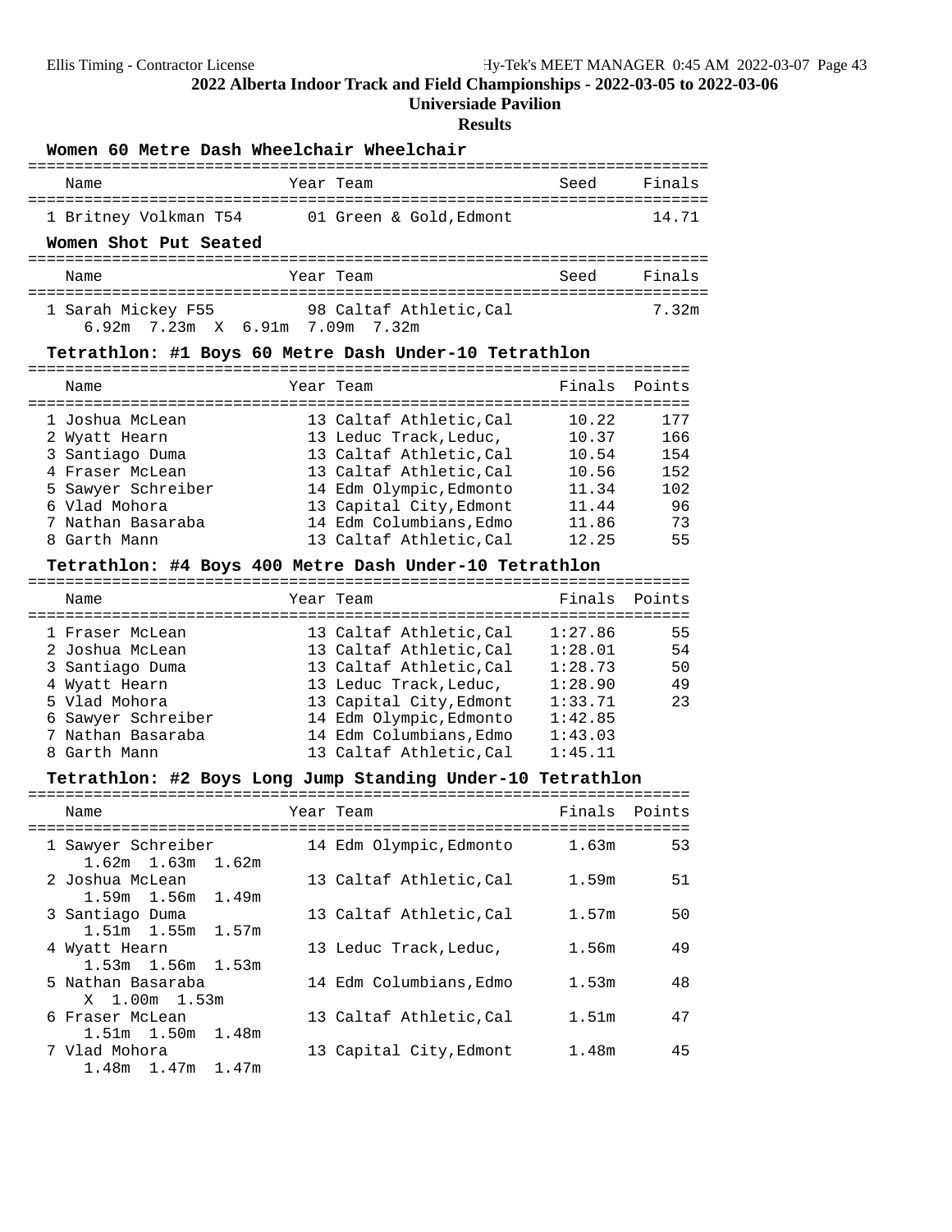## 2022 Alberta Indoor Track and Field Championships - 2022-03-05 to 2022-03-06

### Universiade Pavilion

### Results

#### Women 60 Metre Dash Wheelchair Wheelchair

| Name | Year | Team | Seed | Finals |
|---|---|---|---|---|
| 1 Britney Volkman T54 | 01 | Green & Gold,Edmont | | 14.71 |

#### Women Shot Put Seated

| Name | Year | Team | Seed | Finals |
|---|---|---|---|---|
| 1 Sarah Mickey F55 | 98 | Caltaf Athletic,Cal | | 7.32m |
| 6.92m 7.23m X 6.91m 7.09m 7.32m | | | | |

#### Tetrathlon: #1 Boys 60 Metre Dash Under-10 Tetrathlon

| Name | Year | Team | Finals | Points |
|---|---|---|---|---|
| 1 Joshua McLean | 13 | Caltaf Athletic,Cal | 10.22 | 177 |
| 2 Wyatt Hearn | 13 | Leduc Track,Leduc, | 10.37 | 166 |
| 3 Santiago Duma | 13 | Caltaf Athletic,Cal | 10.54 | 154 |
| 4 Fraser McLean | 13 | Caltaf Athletic,Cal | 10.56 | 152 |
| 5 Sawyer Schreiber | 14 | Edm Olympic,Edmonto | 11.34 | 102 |
| 6 Vlad Mohora | 13 | Capital City,Edmont | 11.44 | 96 |
| 7 Nathan Basaraba | 14 | Edm Columbians,Edmo | 11.86 | 73 |
| 8 Garth Mann | 13 | Caltaf Athletic,Cal | 12.25 | 55 |

#### Tetrathlon: #4 Boys 400 Metre Dash Under-10 Tetrathlon

| Name | Year | Team | Finals | Points |
|---|---|---|---|---|
| 1 Fraser McLean | 13 | Caltaf Athletic,Cal | 1:27.86 | 55 |
| 2 Joshua McLean | 13 | Caltaf Athletic,Cal | 1:28.01 | 54 |
| 3 Santiago Duma | 13 | Caltaf Athletic,Cal | 1:28.73 | 50 |
| 4 Wyatt Hearn | 13 | Leduc Track,Leduc, | 1:28.90 | 49 |
| 5 Vlad Mohora | 13 | Capital City,Edmont | 1:33.71 | 23 |
| 6 Sawyer Schreiber | 14 | Edm Olympic,Edmonto | 1:42.85 | |
| 7 Nathan Basaraba | 14 | Edm Columbians,Edmo | 1:43.03 | |
| 8 Garth Mann | 13 | Caltaf Athletic,Cal | 1:45.11 | |

#### Tetrathlon: #2 Boys Long Jump Standing Under-10 Tetrathlon

| Name | Year | Team | Finals | Points |
|---|---|---|---|---|
| 1 Sawyer Schreiber | 14 | Edm Olympic,Edmonto | 1.63m | 53 |
| 1.62m 1.63m 1.62m | | | | |
| 2 Joshua McLean | 13 | Caltaf Athletic,Cal | 1.59m | 51 |
| 1.59m 1.56m 1.49m | | | | |
| 3 Santiago Duma | 13 | Caltaf Athletic,Cal | 1.57m | 50 |
| 1.51m 1.55m 1.57m | | | | |
| 4 Wyatt Hearn | 13 | Leduc Track,Leduc, | 1.56m | 49 |
| 1.53m 1.56m 1.53m | | | | |
| 5 Nathan Basaraba | 14 | Edm Columbians,Edmo | 1.53m | 48 |
| X 1.00m 1.53m | | | | |
| 6 Fraser McLean | 13 | Caltaf Athletic,Cal | 1.51m | 47 |
| 1.51m 1.50m 1.48m | | | | |
| 7 Vlad Mohora | 13 | Capital City,Edmont | 1.48m | 45 |
| 1.48m 1.47m 1.47m | | | | |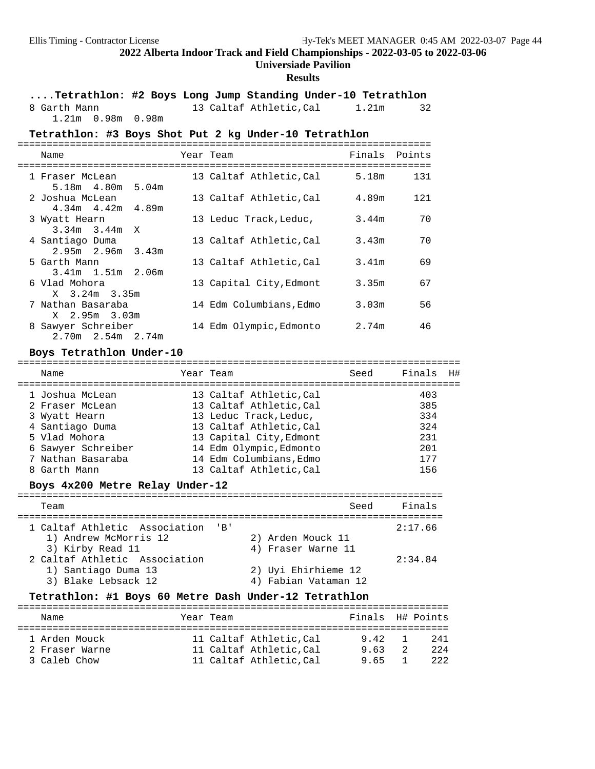## 2022 Alberta Indoor Track and Field Championships - 2022-03-05 to 2022-03-06

**Universiade Pavilion**

**Results**

### ....Tetrathlon: #2 Boys Long Jump Standing Under-10 Tetrathlon

| Name | Year | Team | Finals | Points |
|---|---|---|---|---|
| 8 Garth Mann | 13 | Caltaf Athletic,Cal | 1.21m | 32 |
| 1.21m 0.98m 0.98m | | | | |

### Tetrathlon: #3 Boys Shot Put 2 kg Under-10 Tetrathlon

| Name | Year | Team | Finals | Points |
|---|---|---|---|---|
| 1 Fraser McLean | 13 | Caltaf Athletic,Cal | 5.18m | 131 |
| 5.18m 4.80m 5.04m | | | | |
| 2 Joshua McLean | 13 | Caltaf Athletic,Cal | 4.89m | 121 |
| 4.34m 4.42m 4.89m | | | | |
| 3 Wyatt Hearn | 13 | Leduc Track,Leduc, | 3.44m | 70 |
| 3.34m 3.44m X | | | | |
| 4 Santiago Duma | 13 | Caltaf Athletic,Cal | 3.43m | 70 |
| 2.95m 2.96m 3.43m | | | | |
| 5 Garth Mann | 13 | Caltaf Athletic,Cal | 3.41m | 69 |
| 3.41m 1.51m 2.06m | | | | |
| 6 Vlad Mohora | 13 | Capital City,Edmont | 3.35m | 67 |
| X 3.24m 3.35m | | | | |
| 7 Nathan Basaraba | 14 | Edm Columbians,Edmo | 3.03m | 56 |
| X 2.95m 3.03m | | | | |
| 8 Sawyer Schreiber | 14 | Edm Olympic,Edmonto | 2.74m | 46 |
| 2.70m 2.54m 2.74m | | | | |

### Boys Tetrathlon Under-10

| Name | Year | Team | Seed | Finals | H# |
|---|---|---|---|---|---|
| 1 Joshua McLean | 13 | Caltaf Athletic,Cal | | 403 | |
| 2 Fraser McLean | 13 | Caltaf Athletic,Cal | | 385 | |
| 3 Wyatt Hearn | 13 | Leduc Track,Leduc, | | 334 | |
| 4 Santiago Duma | 13 | Caltaf Athletic,Cal | | 324 | |
| 5 Vlad Mohora | 13 | Capital City,Edmont | | 231 | |
| 6 Sawyer Schreiber | 14 | Edm Olympic,Edmonto | | 201 | |
| 7 Nathan Basaraba | 14 | Edm Columbians,Edmo | | 177 | |
| 8 Garth Mann | 13 | Caltaf Athletic,Cal | | 156 | |

### Boys 4x200 Metre Relay Under-12

| Team | Seed | Finals |
|---|---|---|
| 1 Caltaf Athletic Association 'B' | | 2:17.66 |
| 1) Andrew McMorris 12; 2) Arden Mouck 11; 3) Kirby Read 11; 4) Fraser Warne 11 | | |
| 2 Caltaf Athletic Association | | 2:34.84 |
| 1) Santiago Duma 13; 2) Uyi Ehirhieme 12; 3) Blake Lebsack 12; 4) Fabian Vataman 12 | | |

### Tetrathlon: #1 Boys 60 Metre Dash Under-12 Tetrathlon

| Name | Year | Team | Finals | H# | Points |
|---|---|---|---|---|---|
| 1 Arden Mouck | 11 | Caltaf Athletic,Cal | 9.42 | 1 | 241 |
| 2 Fraser Warne | 11 | Caltaf Athletic,Cal | 9.63 | 2 | 224 |
| 3 Caleb Chow | 11 | Caltaf Athletic,Cal | 9.65 | 1 | 222 |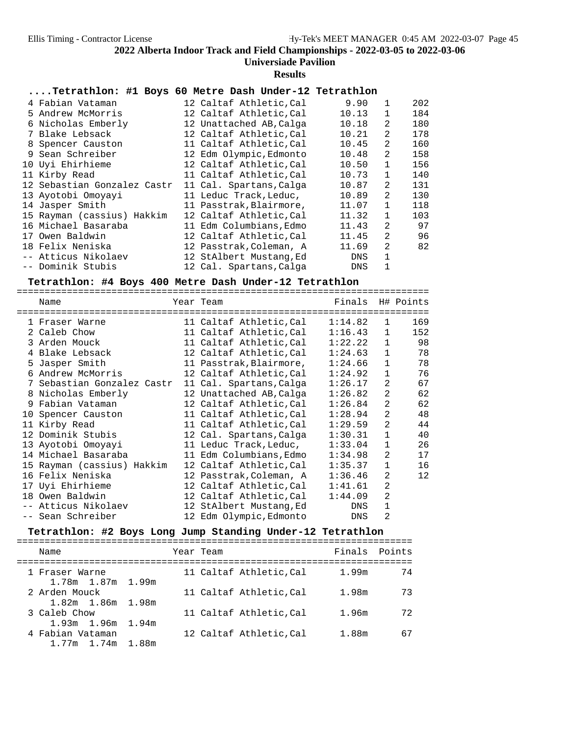## 2022 Alberta Indoor Track and Field Championships - 2022-03-05 to 2022-03-06

**Universiade Pavilion**

**Results**

### ....Tetrathlon: #1 Boys 60 Metre Dash Under-12 Tetrathlon

| Place | Name | Year | Team | Finals | H# | Points |
|---|---|---|---|---|---|---|
| 4 | Fabian Vataman | 12 | Caltaf Athletic,Cal | 9.90 | 1 | 202 |
| 5 | Andrew McMorris | 12 | Caltaf Athletic,Cal | 10.13 | 1 | 184 |
| 6 | Nicholas Emberly | 12 | Unattached AB,Calga | 10.18 | 2 | 180 |
| 7 | Blake Lebsack | 12 | Caltaf Athletic,Cal | 10.21 | 2 | 178 |
| 8 | Spencer Causton | 11 | Caltaf Athletic,Cal | 10.45 | 2 | 160 |
| 9 | Sean Schreiber | 12 | Edm Olympic,Edmonto | 10.48 | 2 | 158 |
| 10 | Uyi Ehirhieme | 12 | Caltaf Athletic,Cal | 10.50 | 1 | 156 |
| 11 | Kirby Read | 11 | Caltaf Athletic,Cal | 10.73 | 1 | 140 |
| 12 | Sebastian Gonzalez Castr | 11 | Cal. Spartans,Calga | 10.87 | 2 | 131 |
| 13 | Ayotobi Omoyayi | 11 | Leduc Track,Leduc, | 10.89 | 2 | 130 |
| 14 | Jasper Smith | 11 | Passtrak,Blairmore, | 11.07 | 1 | 118 |
| 15 | Rayman (cassius) Hakkim | 12 | Caltaf Athletic,Cal | 11.32 | 1 | 103 |
| 16 | Michael Basaraba | 11 | Edm Columbians,Edmo | 11.43 | 2 | 97 |
| 17 | Owen Baldwin | 12 | Caltaf Athletic,Cal | 11.45 | 2 | 96 |
| 18 | Felix Neniska | 12 | Passtrak,Coleman, A | 11.69 | 2 | 82 |
| -- | Atticus Nikolaev | 12 | StAlbert Mustang,Ed | DNS | 1 | |
| -- | Dominik Stubis | 12 | Cal. Spartans,Calga | DNS | 1 | |

### Tetrathlon: #4 Boys 400 Metre Dash Under-12 Tetrathlon

| Place | Name | Year | Team | Finals | H# | Points |
|---|---|---|---|---|---|---|
| 1 | Fraser Warne | 11 | Caltaf Athletic,Cal | 1:14.82 | 1 | 169 |
| 2 | Caleb Chow | 11 | Caltaf Athletic,Cal | 1:16.43 | 1 | 152 |
| 3 | Arden Mouck | 11 | Caltaf Athletic,Cal | 1:22.22 | 1 | 98 |
| 4 | Blake Lebsack | 12 | Caltaf Athletic,Cal | 1:24.63 | 1 | 78 |
| 5 | Jasper Smith | 11 | Passtrak,Blairmore, | 1:24.66 | 1 | 78 |
| 6 | Andrew McMorris | 12 | Caltaf Athletic,Cal | 1:24.92 | 1 | 76 |
| 7 | Sebastian Gonzalez Castr | 11 | Cal. Spartans,Calga | 1:26.17 | 2 | 67 |
| 8 | Nicholas Emberly | 12 | Unattached AB,Calga | 1:26.82 | 2 | 62 |
| 9 | Fabian Vataman | 12 | Caltaf Athletic,Cal | 1:26.84 | 2 | 62 |
| 10 | Spencer Causton | 11 | Caltaf Athletic,Cal | 1:28.94 | 2 | 48 |
| 11 | Kirby Read | 11 | Caltaf Athletic,Cal | 1:29.59 | 2 | 44 |
| 12 | Dominik Stubis | 12 | Cal. Spartans,Calga | 1:30.31 | 1 | 40 |
| 13 | Ayotobi Omoyayi | 11 | Leduc Track,Leduc, | 1:33.04 | 1 | 26 |
| 14 | Michael Basaraba | 11 | Edm Columbians,Edmo | 1:34.98 | 2 | 17 |
| 15 | Rayman (cassius) Hakkim | 12 | Caltaf Athletic,Cal | 1:35.37 | 1 | 16 |
| 16 | Felix Neniska | 12 | Passtrak,Coleman, A | 1:36.46 | 2 | 12 |
| 17 | Uyi Ehirhieme | 12 | Caltaf Athletic,Cal | 1:41.61 | 2 | |
| 18 | Owen Baldwin | 12 | Caltaf Athletic,Cal | 1:44.09 | 2 | |
| -- | Atticus Nikolaev | 12 | StAlbert Mustang,Ed | DNS | 1 | |
| -- | Sean Schreiber | 12 | Edm Olympic,Edmonto | DNS | 2 | |

### Tetrathlon: #2 Boys Long Jump Standing Under-12 Tetrathlon

| Place | Name | Year | Team | Finals | Points |
|---|---|---|---|---|---|
| 1 | Fraser Warne | 11 | Caltaf Athletic,Cal | 1.99m | 74 |
| | 1.78m 1.87m 1.99m | | | | |
| 2 | Arden Mouck | 11 | Caltaf Athletic,Cal | 1.98m | 73 |
| | 1.82m 1.86m 1.98m | | | | |
| 3 | Caleb Chow | 11 | Caltaf Athletic,Cal | 1.96m | 72 |
| | 1.93m 1.96m 1.94m | | | | |
| 4 | Fabian Vataman | 12 | Caltaf Athletic,Cal | 1.88m | 67 |
| | 1.77m 1.74m 1.88m | | | | |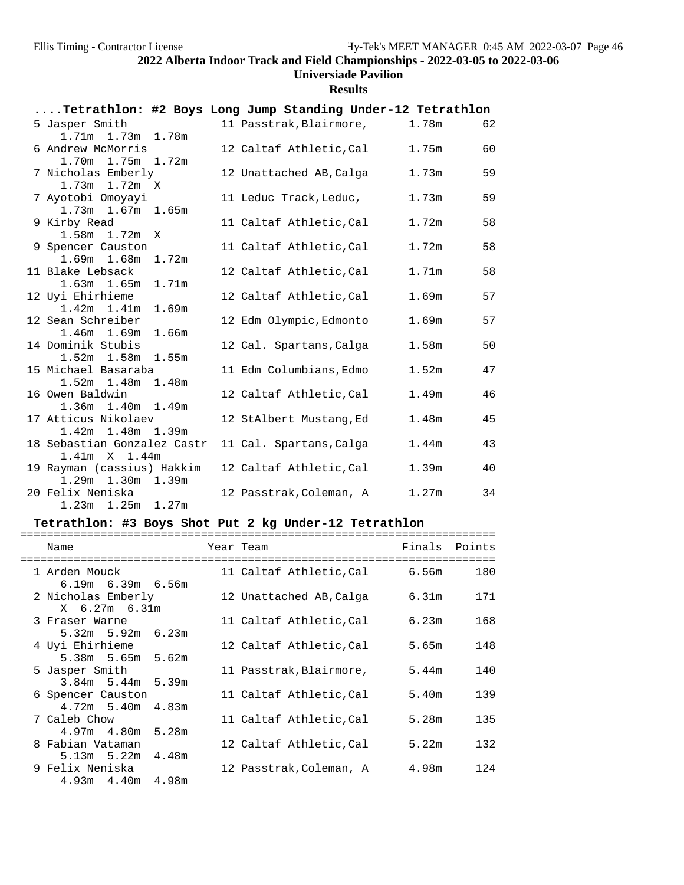## 2022 Alberta Indoor Track and Field Championships - 2022-03-05 to 2022-03-06

**Universiade Pavilion**

**Results**

### ....Tetrathlon: #2 Boys Long Jump Standing Under-12 Tetrathlon

| Place | Name | Year | Team | Finals | Points |
|---|---|---|---|---|---|
| 5 | Jasper Smith | 11 | Passtrak,Blairmore, | 1.78m | 62 |
| | 1.71m 1.73m 1.78m | | | | |
| 6 | Andrew McMorris | 12 | Caltaf Athletic,Cal | 1.75m | 60 |
| | 1.70m 1.75m 1.72m | | | | |
| 7 | Nicholas Emberly | 12 | Unattached AB,Calga | 1.73m | 59 |
| | 1.73m 1.72m X | | | | |
| 7 | Ayotobi Omoyayi | 11 | Leduc Track,Leduc, | 1.73m | 59 |
| | 1.73m 1.67m 1.65m | | | | |
| 9 | Kirby Read | 11 | Caltaf Athletic,Cal | 1.72m | 58 |
| | 1.58m 1.72m X | | | | |
| 9 | Spencer Causton | 11 | Caltaf Athletic,Cal | 1.72m | 58 |
| | 1.69m 1.68m 1.72m | | | | |
| 11 | Blake Lebsack | 12 | Caltaf Athletic,Cal | 1.71m | 58 |
| | 1.63m 1.65m 1.71m | | | | |
| 12 | Uyi Ehirhieme | 12 | Caltaf Athletic,Cal | 1.69m | 57 |
| | 1.42m 1.41m 1.69m | | | | |
| 12 | Sean Schreiber | 12 | Edm Olympic,Edmonto | 1.69m | 57 |
| | 1.46m 1.69m 1.66m | | | | |
| 14 | Dominik Stubis | 12 | Cal. Spartans,Calga | 1.58m | 50 |
| | 1.52m 1.58m 1.55m | | | | |
| 15 | Michael Basaraba | 11 | Edm Columbians,Edmo | 1.52m | 47 |
| | 1.52m 1.48m 1.48m | | | | |
| 16 | Owen Baldwin | 12 | Caltaf Athletic,Cal | 1.49m | 46 |
| | 1.36m 1.40m 1.49m | | | | |
| 17 | Atticus Nikolaev | 12 | StAlbert Mustang,Ed | 1.48m | 45 |
| | 1.42m 1.48m 1.39m | | | | |
| 18 | Sebastian Gonzalez Castr | 11 | Cal. Spartans,Calga | 1.44m | 43 |
| | 1.41m X 1.44m | | | | |
| 19 | Rayman (cassius) Hakkim | 12 | Caltaf Athletic,Cal | 1.39m | 40 |
| | 1.29m 1.30m 1.39m | | | | |
| 20 | Felix Neniska | 12 | Passtrak,Coleman, A | 1.27m | 34 |
| | 1.23m 1.25m 1.27m | | | | |

### Tetrathlon: #3 Boys Shot Put 2 kg Under-12 Tetrathlon

| Place | Name | Year | Team | Finals | Points |
|---|---|---|---|---|---|
| 1 | Arden Mouck | 11 | Caltaf Athletic,Cal | 6.56m | 180 |
| | 6.19m 6.39m 6.56m | | | | |
| 2 | Nicholas Emberly | 12 | Unattached AB,Calga | 6.31m | 171 |
| | X 6.27m 6.31m | | | | |
| 3 | Fraser Warne | 11 | Caltaf Athletic,Cal | 6.23m | 168 |
| | 5.32m 5.92m 6.23m | | | | |
| 4 | Uyi Ehirhieme | 12 | Caltaf Athletic,Cal | 5.65m | 148 |
| | 5.38m 5.65m 5.62m | | | | |
| 5 | Jasper Smith | 11 | Passtrak,Blairmore, | 5.44m | 140 |
| | 3.84m 5.44m 5.39m | | | | |
| 6 | Spencer Causton | 11 | Caltaf Athletic,Cal | 5.40m | 139 |
| | 4.72m 5.40m 4.83m | | | | |
| 7 | Caleb Chow | 11 | Caltaf Athletic,Cal | 5.28m | 135 |
| | 4.97m 4.80m 5.28m | | | | |
| 8 | Fabian Vataman | 12 | Caltaf Athletic,Cal | 5.22m | 132 |
| | 5.13m 5.22m 4.48m | | | | |
| 9 | Felix Neniska | 12 | Passtrak,Coleman, A | 4.98m | 124 |
| | 4.93m 4.40m 4.98m | | | | |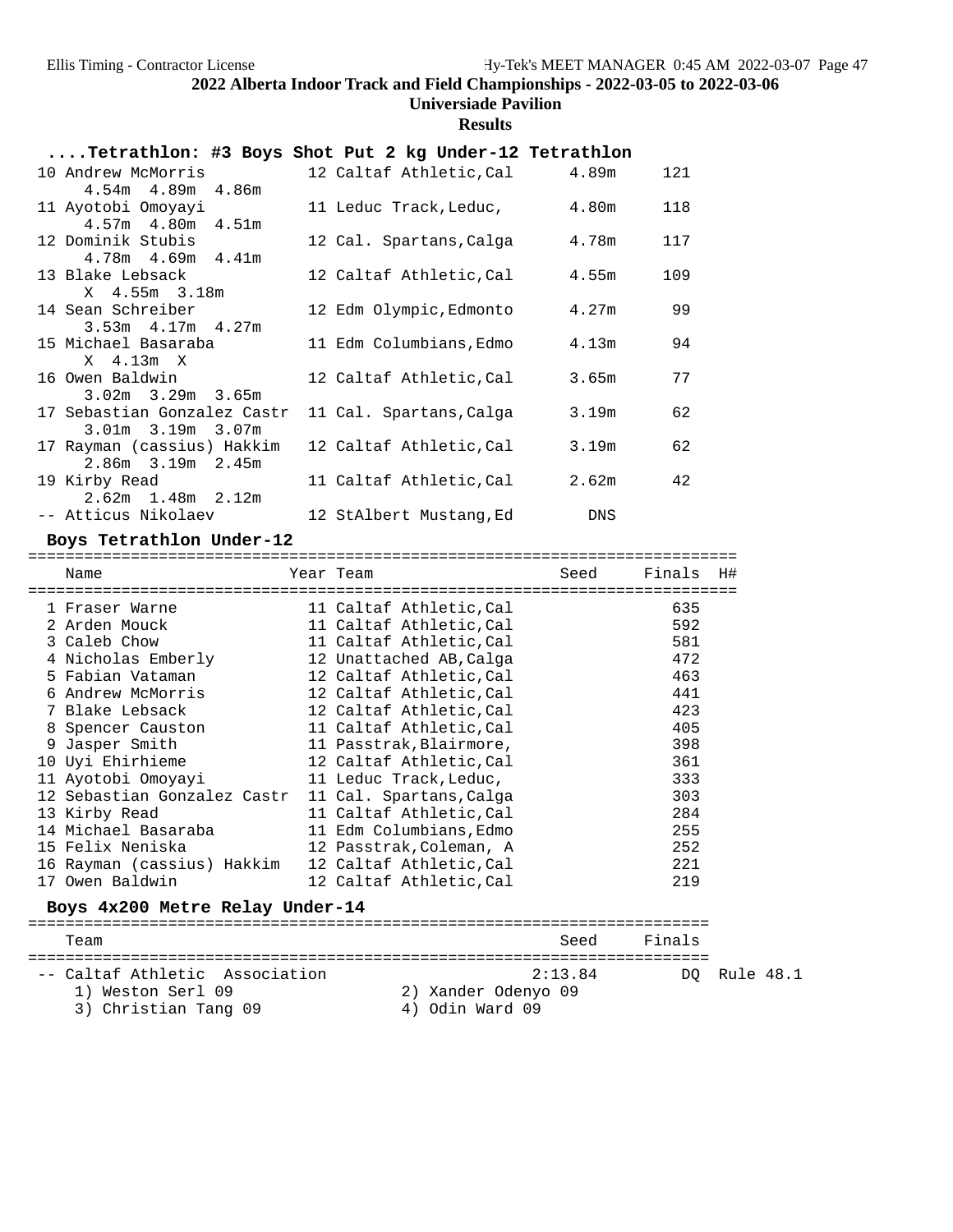## ....Tetrathlon: #3 Boys Shot Put 2 kg Under-12 Tetrathlon

| Place | Name | Year | Team | Finals | Points |
|---|---|---|---|---|---|
| 10 | Andrew McMorris | 12 | Caltaf Athletic,Cal | 4.89m | 121 |
| | 4.54m 4.89m 4.86m | | | | |
| 11 | Ayotobi Omoyayi | 11 | Leduc Track,Leduc, | 4.80m | 118 |
| | 4.57m 4.80m 4.51m | | | | |
| 12 | Dominik Stubis | 12 | Cal. Spartans,Calga | 4.78m | 117 |
| | 4.78m 4.69m 4.41m | | | | |
| 13 | Blake Lebsack | 12 | Caltaf Athletic,Cal | 4.55m | 109 |
| | X 4.55m 3.18m | | | | |
| 14 | Sean Schreiber | 12 | Edm Olympic,Edmonto | 4.27m | 99 |
| | 3.53m 4.17m 4.27m | | | | |
| 15 | Michael Basaraba | 11 | Edm Columbians,Edmo | 4.13m | 94 |
| | X 4.13m X | | | | |
| 16 | Owen Baldwin | 12 | Caltaf Athletic,Cal | 3.65m | 77 |
| | 3.02m 3.29m 3.65m | | | | |
| 17 | Sebastian Gonzalez Castr | 11 | Cal. Spartans,Calga | 3.19m | 62 |
| | 3.01m 3.19m 3.07m | | | | |
| 17 | Rayman (cassius) Hakkim | 12 | Caltaf Athletic,Cal | 3.19m | 62 |
| | 2.86m 3.19m 2.45m | | | | |
| 19 | Kirby Read | 11 | Caltaf Athletic,Cal | 2.62m | 42 |
| | 2.62m 1.48m 2.12m | | | | |
| -- | Atticus Nikolaev | 12 | StAlbert Mustang,Ed | DNS | |

## Boys Tetrathlon Under-12

| Place | Name | Year | Team | Seed | Finals | H# |
|---|---|---|---|---|---|---|
| 1 | Fraser Warne | 11 | Caltaf Athletic,Cal | | 635 | |
| 2 | Arden Mouck | 11 | Caltaf Athletic,Cal | | 592 | |
| 3 | Caleb Chow | 11 | Caltaf Athletic,Cal | | 581 | |
| 4 | Nicholas Emberly | 12 | Unattached AB,Calga | | 472 | |
| 5 | Fabian Vataman | 12 | Caltaf Athletic,Cal | | 463 | |
| 6 | Andrew McMorris | 12 | Caltaf Athletic,Cal | | 441 | |
| 7 | Blake Lebsack | 12 | Caltaf Athletic,Cal | | 423 | |
| 8 | Spencer Causton | 11 | Caltaf Athletic,Cal | | 405 | |
| 9 | Jasper Smith | 11 | Passtrak,Blairmore, | | 398 | |
| 10 | Uyi Ehirhieme | 12 | Caltaf Athletic,Cal | | 361 | |
| 11 | Ayotobi Omoyayi | 11 | Leduc Track,Leduc, | | 333 | |
| 12 | Sebastian Gonzalez Castr | 11 | Cal. Spartans,Calga | | 303 | |
| 13 | Kirby Read | 11 | Caltaf Athletic,Cal | | 284 | |
| 14 | Michael Basaraba | 11 | Edm Columbians,Edmo | | 255 | |
| 15 | Felix Neniska | 12 | Passtrak,Coleman, A | | 252 | |
| 16 | Rayman (cassius) Hakkim | 12 | Caltaf Athletic,Cal | | 221 | |
| 17 | Owen Baldwin | 12 | Caltaf Athletic,Cal | | 219 | |

## Boys 4x200 Metre Relay Under-14

| Place | Team | Seed | Finals | |
|---|---|---|---|---|
| -- | Caltaf Athletic Association | 2:13.84 | DQ | Rule 48.1 |
| | 1) Weston Serl 09, 2) Xander Odenyo 09, 3) Christian Tang 09, 4) Odin Ward 09 | | | |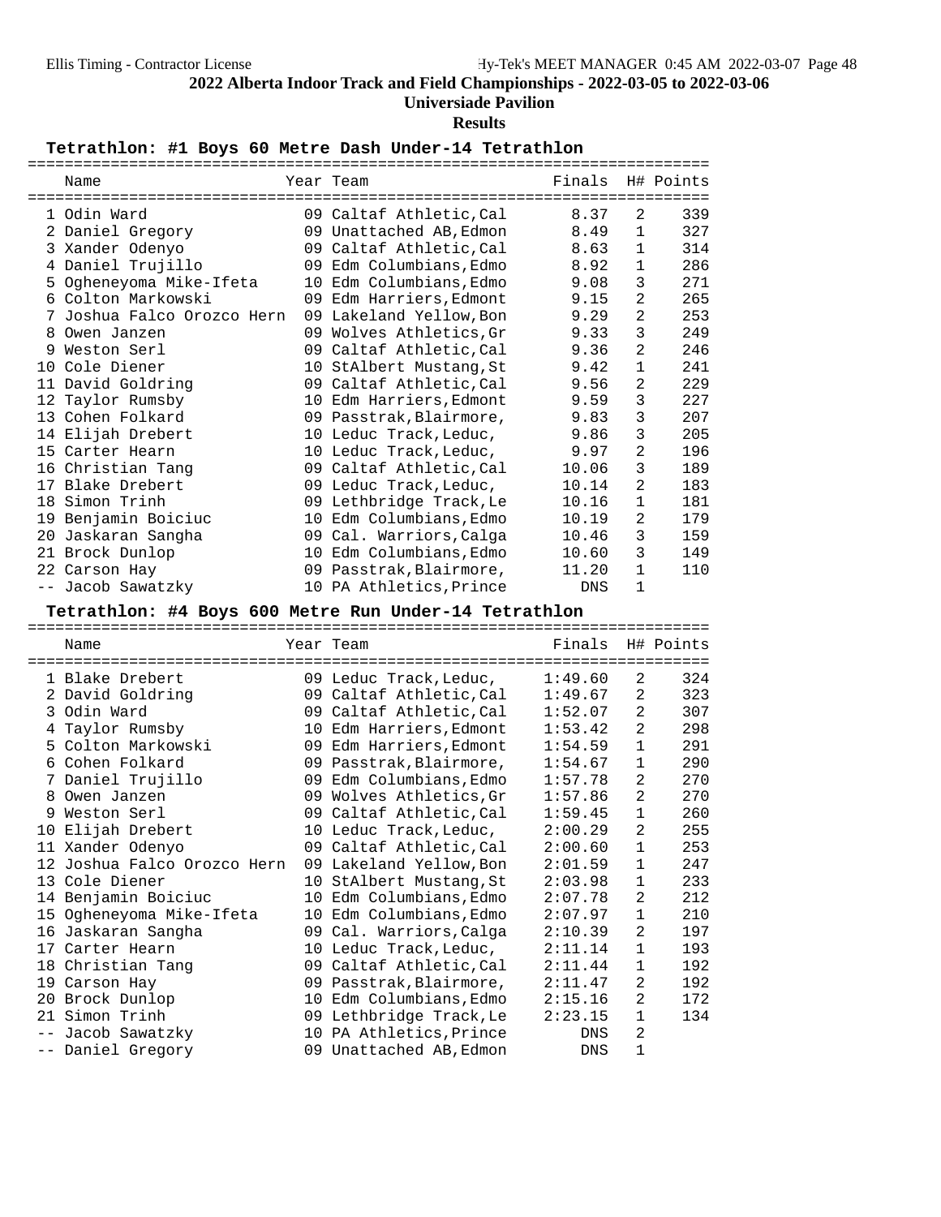## 2022 Alberta Indoor Track and Field Championships - 2022-03-05 to 2022-03-06

**Universiade Pavilion**

**Results**

### Tetrathlon: #1 Boys 60 Metre Dash Under-14 Tetrathlon

| | Name | Year | Team | Finals | H# | Points |
|---|---|---|---|---|---|---|
| 1 | Odin Ward | 09 | Caltaf Athletic,Cal | 8.37 | 2 | 339 |
| 2 | Daniel Gregory | 09 | Unattached AB,Edmon | 8.49 | 1 | 327 |
| 3 | Xander Odenyo | 09 | Caltaf Athletic,Cal | 8.63 | 1 | 314 |
| 4 | Daniel Trujillo | 09 | Edm Columbians,Edmo | 8.92 | 1 | 286 |
| 5 | Ogheneyoma Mike-Ifeta | 10 | Edm Columbians,Edmo | 9.08 | 3 | 271 |
| 6 | Colton Markowski | 09 | Edm Harriers,Edmont | 9.15 | 2 | 265 |
| 7 | Joshua Falco Orozco Hern | 09 | Lakeland Yellow,Bon | 9.29 | 2 | 253 |
| 8 | Owen Janzen | 09 | Wolves Athletics,Gr | 9.33 | 3 | 249 |
| 9 | Weston Serl | 09 | Caltaf Athletic,Cal | 9.36 | 2 | 246 |
| 10 | Cole Diener | 10 | StAlbert Mustang,St | 9.42 | 1 | 241 |
| 11 | David Goldring | 09 | Caltaf Athletic,Cal | 9.56 | 2 | 229 |
| 12 | Taylor Rumsby | 10 | Edm Harriers,Edmont | 9.59 | 3 | 227 |
| 13 | Cohen Folkard | 09 | Passtrak,Blairmore, | 9.83 | 3 | 207 |
| 14 | Elijah Drebert | 10 | Leduc Track,Leduc, | 9.86 | 3 | 205 |
| 15 | Carter Hearn | 10 | Leduc Track,Leduc, | 9.97 | 2 | 196 |
| 16 | Christian Tang | 09 | Caltaf Athletic,Cal | 10.06 | 3 | 189 |
| 17 | Blake Drebert | 09 | Leduc Track,Leduc, | 10.14 | 2 | 183 |
| 18 | Simon Trinh | 09 | Lethbridge Track,Le | 10.16 | 1 | 181 |
| 19 | Benjamin Boiciuc | 10 | Edm Columbians,Edmo | 10.19 | 2 | 179 |
| 20 | Jaskaran Sangha | 09 | Cal. Warriors,Calga | 10.46 | 3 | 159 |
| 21 | Brock Dunlop | 10 | Edm Columbians,Edmo | 10.60 | 3 | 149 |
| 22 | Carson Hay | 09 | Passtrak,Blairmore, | 11.20 | 1 | 110 |
| -- | Jacob Sawatzky | 10 | PA Athletics,Prince | DNS | 1 | |

### Tetrathlon: #4 Boys 600 Metre Run Under-14 Tetrathlon

| | Name | Year | Team | Finals | H# | Points |
|---|---|---|---|---|---|---|
| 1 | Blake Drebert | 09 | Leduc Track,Leduc, | 1:49.60 | 2 | 324 |
| 2 | David Goldring | 09 | Caltaf Athletic,Cal | 1:49.67 | 2 | 323 |
| 3 | Odin Ward | 09 | Caltaf Athletic,Cal | 1:52.07 | 2 | 307 |
| 4 | Taylor Rumsby | 10 | Edm Harriers,Edmont | 1:53.42 | 2 | 298 |
| 5 | Colton Markowski | 09 | Edm Harriers,Edmont | 1:54.59 | 1 | 291 |
| 6 | Cohen Folkard | 09 | Passtrak,Blairmore, | 1:54.67 | 1 | 290 |
| 7 | Daniel Trujillo | 09 | Edm Columbians,Edmo | 1:57.78 | 2 | 270 |
| 8 | Owen Janzen | 09 | Wolves Athletics,Gr | 1:57.86 | 2 | 270 |
| 9 | Weston Serl | 09 | Caltaf Athletic,Cal | 1:59.45 | 1 | 260 |
| 10 | Elijah Drebert | 10 | Leduc Track,Leduc, | 2:00.29 | 2 | 255 |
| 11 | Xander Odenyo | 09 | Caltaf Athletic,Cal | 2:00.60 | 1 | 253 |
| 12 | Joshua Falco Orozco Hern | 09 | Lakeland Yellow,Bon | 2:01.59 | 1 | 247 |
| 13 | Cole Diener | 10 | StAlbert Mustang,St | 2:03.98 | 1 | 233 |
| 14 | Benjamin Boiciuc | 10 | Edm Columbians,Edmo | 2:07.78 | 2 | 212 |
| 15 | Ogheneyoma Mike-Ifeta | 10 | Edm Columbians,Edmo | 2:07.97 | 1 | 210 |
| 16 | Jaskaran Sangha | 09 | Cal. Warriors,Calga | 2:10.39 | 2 | 197 |
| 17 | Carter Hearn | 10 | Leduc Track,Leduc, | 2:11.14 | 1 | 193 |
| 18 | Christian Tang | 09 | Caltaf Athletic,Cal | 2:11.44 | 1 | 192 |
| 19 | Carson Hay | 09 | Passtrak,Blairmore, | 2:11.47 | 2 | 192 |
| 20 | Brock Dunlop | 10 | Edm Columbians,Edmo | 2:15.16 | 2 | 172 |
| 21 | Simon Trinh | 09 | Lethbridge Track,Le | 2:23.15 | 1 | 134 |
| -- | Jacob Sawatzky | 10 | PA Athletics,Prince | DNS | 2 | |
| -- | Daniel Gregory | 09 | Unattached AB,Edmon | DNS | 1 | |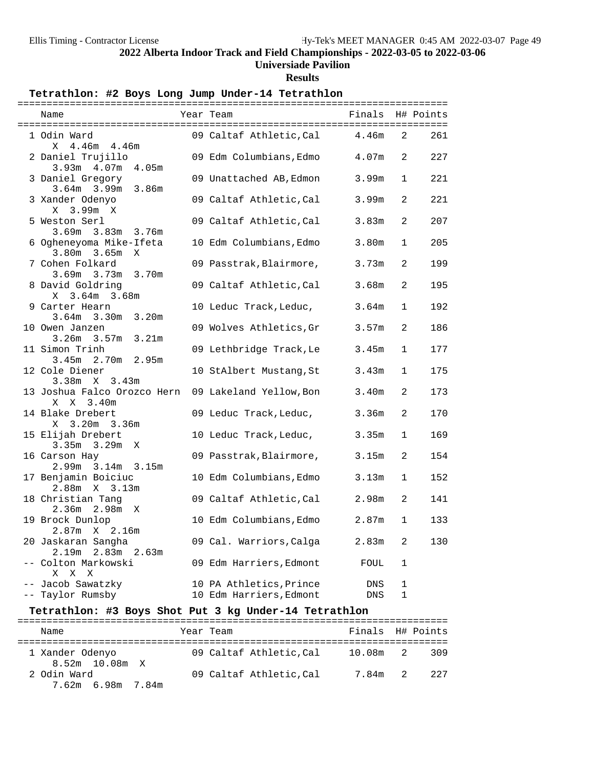## 2022 Alberta Indoor Track and Field Championships - 2022-03-05 to 2022-03-06

### Universiade Pavilion

### Results

#### Tetrathlon: #2 Boys Long Jump Under-14 Tetrathlon

| | Name | Year | Team | Finals | H# | Points |
|---|---|---|---|---|---|---|
| 1 | Odin Ward | 09 | Caltaf Athletic,Cal | 4.46m | 2 | 261 |
| | X 4.46m 4.46m | | | | | |
| 2 | Daniel Trujillo | 09 | Edm Columbians,Edmo | 4.07m | 2 | 227 |
| | 3.93m 4.07m 4.05m | | | | | |
| 3 | Daniel Gregory | 09 | Unattached AB,Edmon | 3.99m | 1 | 221 |
| | 3.64m 3.99m 3.86m | | | | | |
| 3 | Xander Odenyo | 09 | Caltaf Athletic,Cal | 3.99m | 2 | 221 |
| | X 3.99m X | | | | | |
| 5 | Weston Serl | 09 | Caltaf Athletic,Cal | 3.83m | 2 | 207 |
| | 3.69m 3.83m 3.76m | | | | | |
| 6 | Ogheneyoma Mike-Ifeta | 10 | Edm Columbians,Edmo | 3.80m | 1 | 205 |
| | 3.80m 3.65m X | | | | | |
| 7 | Cohen Folkard | 09 | Passtrak,Blairmore, | 3.73m | 2 | 199 |
| | 3.69m 3.73m 3.70m | | | | | |
| 8 | David Goldring | 09 | Caltaf Athletic,Cal | 3.68m | 2 | 195 |
| | X 3.64m 3.68m | | | | | |
| 9 | Carter Hearn | 10 | Leduc Track,Leduc, | 3.64m | 1 | 192 |
| | 3.64m 3.30m 3.20m | | | | | |
| 10 | Owen Janzen | 09 | Wolves Athletics,Gr | 3.57m | 2 | 186 |
| | 3.26m 3.57m 3.21m | | | | | |
| 11 | Simon Trinh | 09 | Lethbridge Track,Le | 3.45m | 1 | 177 |
| | 3.45m 2.70m 2.95m | | | | | |
| 12 | Cole Diener | 10 | StAlbert Mustang,St | 3.43m | 1 | 175 |
| | 3.38m X 3.43m | | | | | |
| 13 | Joshua Falco Orozco Hern | 09 | Lakeland Yellow,Bon | 3.40m | 2 | 173 |
| | X X 3.40m | | | | | |
| 14 | Blake Drebert | 09 | Leduc Track,Leduc, | 3.36m | 2 | 170 |
| | X 3.20m 3.36m | | | | | |
| 15 | Elijah Drebert | 10 | Leduc Track,Leduc, | 3.35m | 1 | 169 |
| | 3.35m 3.29m X | | | | | |
| 16 | Carson Hay | 09 | Passtrak,Blairmore, | 3.15m | 2 | 154 |
| | 2.99m 3.14m 3.15m | | | | | |
| 17 | Benjamin Boiciuc | 10 | Edm Columbians,Edmo | 3.13m | 1 | 152 |
| | 2.88m X 3.13m | | | | | |
| 18 | Christian Tang | 09 | Caltaf Athletic,Cal | 2.98m | 2 | 141 |
| | 2.36m 2.98m X | | | | | |
| 19 | Brock Dunlop | 10 | Edm Columbians,Edmo | 2.87m | 1 | 133 |
| | 2.87m X 2.16m | | | | | |
| 20 | Jaskaran Sangha | 09 | Cal. Warriors,Calga | 2.83m | 2 | 130 |
| | 2.19m 2.83m 2.63m | | | | | |
| -- | Colton Markowski | 09 | Edm Harriers,Edmont | FOUL | 1 | |
| | X X X | | | | | |
| -- | Jacob Sawatzky | 10 | PA Athletics,Prince | DNS | 1 | |
| -- | Taylor Rumsby | 10 | Edm Harriers,Edmont | DNS | 1 | |

#### Tetrathlon: #3 Boys Shot Put 3 kg Under-14 Tetrathlon

| | Name | Year | Team | Finals | H# | Points |
|---|---|---|---|---|---|---|
| 1 | Xander Odenyo | 09 | Caltaf Athletic,Cal | 10.08m | 2 | 309 |
| | 8.52m 10.08m X | | | | | |
| 2 | Odin Ward | 09 | Caltaf Athletic,Cal | 7.84m | 2 | 227 |
| | 7.62m 6.98m 7.84m | | | | | |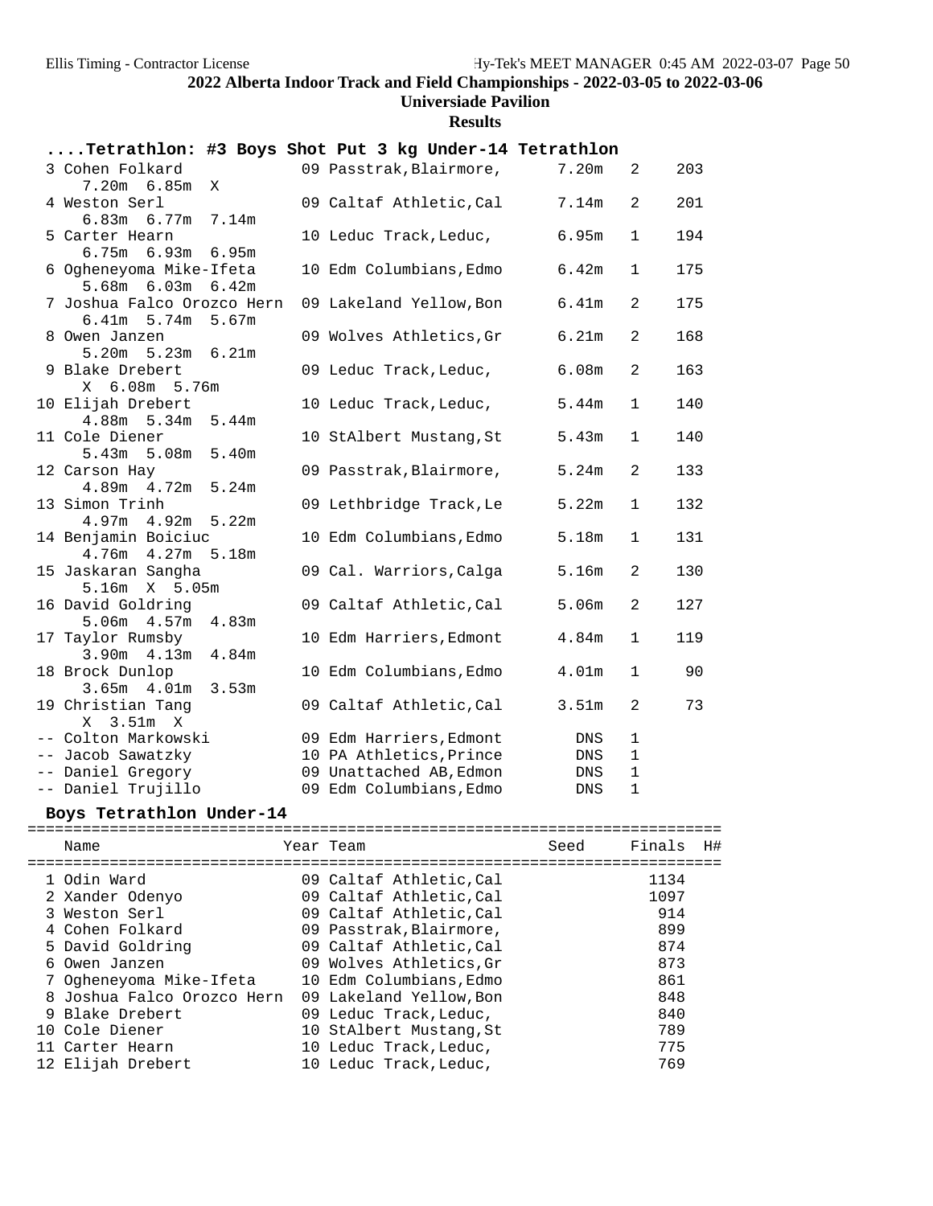## 2022 Alberta Indoor Track and Field Championships - 2022-03-05 to 2022-03-06

**Universiade Pavilion**

**Results**

### ....Tetrathlon: #3 Boys Shot Put 3 kg Under-14 Tetrathlon

| Place | Name | Year | Team | Finals | H# | Points |
|---|---|---|---|---|---|---|
| 3 | Cohen Folkard | 09 | Passtrak,Blairmore, | 7.20m | 2 | 203 |
| | 7.20m 6.85m X | | | | | |
| 4 | Weston Serl | 09 | Caltaf Athletic,Cal | 7.14m | 2 | 201 |
| | 6.83m 6.77m 7.14m | | | | | |
| 5 | Carter Hearn | 10 | Leduc Track,Leduc, | 6.95m | 1 | 194 |
| | 6.75m 6.93m 6.95m | | | | | |
| 6 | Ogheneyoma Mike-Ifeta | 10 | Edm Columbians,Edmo | 6.42m | 1 | 175 |
| | 5.68m 6.03m 6.42m | | | | | |
| 7 | Joshua Falco Orozco Hern | 09 | Lakeland Yellow,Bon | 6.41m | 2 | 175 |
| | 6.41m 5.74m 5.67m | | | | | |
| 8 | Owen Janzen | 09 | Wolves Athletics,Gr | 6.21m | 2 | 168 |
| | 5.20m 5.23m 6.21m | | | | | |
| 9 | Blake Drebert | 09 | Leduc Track,Leduc, | 6.08m | 2 | 163 |
| | X 6.08m 5.76m | | | | | |
| 10 | Elijah Drebert | 10 | Leduc Track,Leduc, | 5.44m | 1 | 140 |
| | 4.88m 5.34m 5.44m | | | | | |
| 11 | Cole Diener | 10 | StAlbert Mustang,St | 5.43m | 1 | 140 |
| | 5.43m 5.08m 5.40m | | | | | |
| 12 | Carson Hay | 09 | Passtrak,Blairmore, | 5.24m | 2 | 133 |
| | 4.89m 4.72m 5.24m | | | | | |
| 13 | Simon Trinh | 09 | Lethbridge Track,Le | 5.22m | 1 | 132 |
| | 4.97m 4.92m 5.22m | | | | | |
| 14 | Benjamin Boiciuc | 10 | Edm Columbians,Edmo | 5.18m | 1 | 131 |
| | 4.76m 4.27m 5.18m | | | | | |
| 15 | Jaskaran Sangha | 09 | Cal. Warriors,Calga | 5.16m | 2 | 130 |
| | 5.16m X 5.05m | | | | | |
| 16 | David Goldring | 09 | Caltaf Athletic,Cal | 5.06m | 2 | 127 |
| | 5.06m 4.57m 4.83m | | | | | |
| 17 | Taylor Rumsby | 10 | Edm Harriers,Edmont | 4.84m | 1 | 119 |
| | 3.90m 4.13m 4.84m | | | | | |
| 18 | Brock Dunlop | 10 | Edm Columbians,Edmo | 4.01m | 1 | 90 |
| | 3.65m 4.01m 3.53m | | | | | |
| 19 | Christian Tang | 09 | Caltaf Athletic,Cal | 3.51m | 2 | 73 |
| | X 3.51m X | | | | | |
| -- | Colton Markowski | 09 | Edm Harriers,Edmont | DNS | 1 | |
| -- | Jacob Sawatzky | 10 | PA Athletics,Prince | DNS | 1 | |
| -- | Daniel Gregory | 09 | Unattached AB,Edmon | DNS | 1 | |
| -- | Daniel Trujillo | 09 | Edm Columbians,Edmo | DNS | 1 | |

### Boys Tetrathlon Under-14

| Place | Name | Year | Team | Seed | Finals | H# |
|---|---|---|---|---|---|---|
| 1 | Odin Ward | 09 | Caltaf Athletic,Cal | | 1134 | |
| 2 | Xander Odenyo | 09 | Caltaf Athletic,Cal | | 1097 | |
| 3 | Weston Serl | 09 | Caltaf Athletic,Cal | | 914 | |
| 4 | Cohen Folkard | 09 | Passtrak,Blairmore, | | 899 | |
| 5 | David Goldring | 09 | Caltaf Athletic,Cal | | 874 | |
| 6 | Owen Janzen | 09 | Wolves Athletics,Gr | | 873 | |
| 7 | Ogheneyoma Mike-Ifeta | 10 | Edm Columbians,Edmo | | 861 | |
| 8 | Joshua Falco Orozco Hern | 09 | Lakeland Yellow,Bon | | 848 | |
| 9 | Blake Drebert | 09 | Leduc Track,Leduc, | | 840 | |
| 10 | Cole Diener | 10 | StAlbert Mustang,St | | 789 | |
| 11 | Carter Hearn | 10 | Leduc Track,Leduc, | | 775 | |
| 12 | Elijah Drebert | 10 | Leduc Track,Leduc, | | 769 | |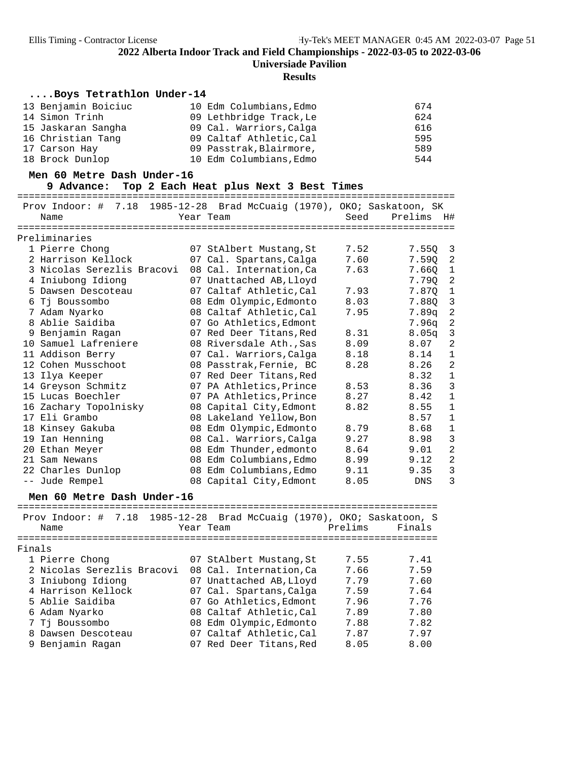## 2022 Alberta Indoor Track and Field Championships - 2022-03-05 to 2022-03-06

**Universiade Pavilion**

**Results**

### ....Boys Tetrathlon Under-14

| Place | Name | Year | Team | Points |
|---|---|---|---|---|
| 13 | Benjamin Boiciuc | 10 | Edm Columbians,Edmo | 674 |
| 14 | Simon Trinh | 09 | Lethbridge Track,Le | 624 |
| 15 | Jaskaran Sangha | 09 | Cal. Warriors,Calga | 616 |
| 16 | Christian Tang | 09 | Caltaf Athletic,Cal | 595 |
| 17 | Carson Hay | 09 | Passtrak,Blairmore, | 589 |
| 18 | Brock Dunlop | 10 | Edm Columbians,Edmo | 544 |

### Men 60 Metre Dash Under-16

9 Advance: Top 2 Each Heat plus Next 3 Best Times

Prov Indoor: # 7.18 1985-12-28 Brad McCuaig (1970), OKO; Saskatoon, SK

**Preliminaries**

| Place | Name | Year | Team | Seed | Prelims | H# |
|---|---|---|---|---|---|---|
| 1 | Pierre Chong | 07 | StAlbert Mustang,St | 7.52 | 7.55Q | 3 |
| 2 | Harrison Kellock | 07 | Cal. Spartans,Calga | 7.60 | 7.59Q | 2 |
| 3 | Nicolas Serezlis Bracovi | 08 | Cal. Internation,Ca | 7.63 | 7.66Q | 1 |
| 4 | Iniubong Idiong | 07 | Unattached AB,Lloyd | | 7.79Q | 2 |
| 5 | Dawsen Descoteau | 07 | Caltaf Athletic,Cal | 7.93 | 7.87Q | 1 |
| 6 | Tj Boussombo | 08 | Edm Olympic,Edmonto | 8.03 | 7.88Q | 3 |
| 7 | Adam Nyarko | 08 | Caltaf Athletic,Cal | 7.95 | 7.89q | 2 |
| 8 | Ablie Saidiba | 07 | Go Athletics,Edmont | | 7.96q | 2 |
| 9 | Benjamin Ragan | 07 | Red Deer Titans,Red | 8.31 | 8.05q | 3 |
| 10 | Samuel Lafreniere | 08 | Riversdale Ath.,Sas | 8.09 | 8.07 | 2 |
| 11 | Addison Berry | 07 | Cal. Warriors,Calga | 8.18 | 8.14 | 1 |
| 12 | Cohen Musschoot | 08 | Passtrak,Fernie, BC | 8.28 | 8.26 | 2 |
| 13 | Ilya Keeper | 07 | Red Deer Titans,Red | | 8.32 | 1 |
| 14 | Greyson Schmitz | 07 | PA Athletics,Prince | 8.53 | 8.36 | 3 |
| 15 | Lucas Boechler | 07 | PA Athletics,Prince | 8.27 | 8.42 | 1 |
| 16 | Zachary Topolnisky | 08 | Capital City,Edmont | 8.82 | 8.55 | 1 |
| 17 | Eli Grambo | 08 | Lakeland Yellow,Bon | | 8.57 | 1 |
| 18 | Kinsey Gakuba | 08 | Edm Olympic,Edmonto | 8.79 | 8.68 | 1 |
| 19 | Ian Henning | 08 | Cal. Warriors,Calga | 9.27 | 8.98 | 3 |
| 20 | Ethan Meyer | 08 | Edm Thunder,edmonto | 8.64 | 9.01 | 2 |
| 21 | Sam Newans | 08 | Edm Columbians,Edmo | 8.99 | 9.12 | 2 |
| 22 | Charles Dunlop | 08 | Edm Columbians,Edmo | 9.11 | 9.35 | 3 |
| -- | Jude Rempel | 08 | Capital City,Edmont | 8.05 | DNS | 3 |

### Men 60 Metre Dash Under-16

Prov Indoor: # 7.18 1985-12-28 Brad McCuaig (1970), OKO; Saskatoon, S

**Finals**

| Place | Name | Year | Team | Prelims | Finals |
|---|---|---|---|---|---|
| 1 | Pierre Chong | 07 | StAlbert Mustang,St | 7.55 | 7.41 |
| 2 | Nicolas Serezlis Bracovi | 08 | Cal. Internation,Ca | 7.66 | 7.59 |
| 3 | Iniubong Idiong | 07 | Unattached AB,Lloyd | 7.79 | 7.60 |
| 4 | Harrison Kellock | 07 | Cal. Spartans,Calga | 7.59 | 7.64 |
| 5 | Ablie Saidiba | 07 | Go Athletics,Edmont | 7.96 | 7.76 |
| 6 | Adam Nyarko | 08 | Caltaf Athletic,Cal | 7.89 | 7.80 |
| 7 | Tj Boussombo | 08 | Edm Olympic,Edmonto | 7.88 | 7.82 |
| 8 | Dawsen Descoteau | 07 | Caltaf Athletic,Cal | 7.87 | 7.97 |
| 9 | Benjamin Ragan | 07 | Red Deer Titans,Red | 8.05 | 8.00 |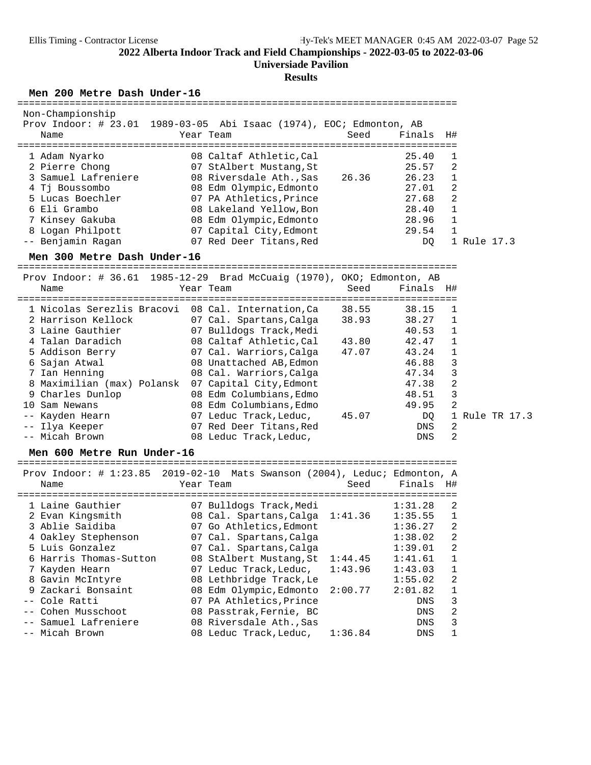# 2022 Alberta Indoor Track and Field Championships - 2022-03-05 to 2022-03-06

## Universiade Pavilion

### Results

#### Men 200 Metre Dash Under-16

Non-Championship

Prov Indoor: # 23.01 1989-03-05 Abi Isaac (1974), EOC; Edmonton, AB

| Place | Name | Year | Team | Seed | Finals | H# | |
|---|---|---|---|---|---|---|---|
| 1 | Adam Nyarko | 08 | Caltaf Athletic,Cal | | 25.40 | 1 | |
| 2 | Pierre Chong | 07 | StAlbert Mustang,St | | 25.57 | 2 | |
| 3 | Samuel Lafreniere | 08 | Riversdale Ath.,Sas | 26.36 | 26.23 | 1 | |
| 4 | Tj Boussombo | 08 | Edm Olympic,Edmonto | | 27.01 | 2 | |
| 5 | Lucas Boechler | 07 | PA Athletics,Prince | | 27.68 | 2 | |
| 6 | Eli Grambo | 08 | Lakeland Yellow,Bon | | 28.40 | 1 | |
| 7 | Kinsey Gakuba | 08 | Edm Olympic,Edmonto | | 28.96 | 1 | |
| 8 | Logan Philpott | 07 | Capital City,Edmont | | 29.54 | 1 | |
| -- | Benjamin Ragan | 07 | Red Deer Titans,Red | | DQ | 1 | Rule 17.3 |

#### Men 300 Metre Dash Under-16

Prov Indoor: # 36.61 1985-12-29 Brad McCuaig (1970), OKO; Edmonton, AB

| Place | Name | Year | Team | Seed | Finals | H# | |
|---|---|---|---|---|---|---|---|
| 1 | Nicolas Serezlis Bracovi | 08 | Cal. Internation,Ca | 38.55 | 38.15 | 1 | |
| 2 | Harrison Kellock | 07 | Cal. Spartans,Calga | 38.93 | 38.27 | 1 | |
| 3 | Laine Gauthier | 07 | Bulldogs Track,Medi | | 40.53 | 1 | |
| 4 | Talan Daradich | 08 | Caltaf Athletic,Cal | 43.80 | 42.47 | 1 | |
| 5 | Addison Berry | 07 | Cal. Warriors,Calga | 47.07 | 43.24 | 1 | |
| 6 | Sajan Atwal | 08 | Unattached AB,Edmon | | 46.88 | 3 | |
| 7 | Ian Henning | 08 | Cal. Warriors,Calga | | 47.34 | 3 | |
| 8 | Maximilian (max) Polansk | 07 | Capital City,Edmont | | 47.38 | 2 | |
| 9 | Charles Dunlop | 08 | Edm Columbians,Edmo | | 48.51 | 3 | |
| 10 | Sam Newans | 08 | Edm Columbians,Edmo | | 49.95 | 2 | |
| -- | Kayden Hearn | 07 | Leduc Track,Leduc, | 45.07 | DQ | 1 | Rule TR 17.3 |
| -- | Ilya Keeper | 07 | Red Deer Titans,Red | | DNS | 2 | |
| -- | Micah Brown | 08 | Leduc Track,Leduc, | | DNS | 2 | |

#### Men 600 Metre Run Under-16

Prov Indoor: # 1:23.85 2019-02-10 Mats Swanson (2004), Leduc; Edmonton, A

| Place | Name | Year | Team | Seed | Finals | H# |
|---|---|---|---|---|---|---|
| 1 | Laine Gauthier | 07 | Bulldogs Track,Medi | | 1:31.28 | 2 |
| 2 | Evan Kingsmith | 08 | Cal. Spartans,Calga | 1:41.36 | 1:35.55 | 1 |
| 3 | Ablie Saidiba | 07 | Go Athletics,Edmont | | 1:36.27 | 2 |
| 4 | Oakley Stephenson | 07 | Cal. Spartans,Calga | | 1:38.02 | 2 |
| 5 | Luis Gonzalez | 07 | Cal. Spartans,Calga | | 1:39.01 | 2 |
| 6 | Harris Thomas-Sutton | 08 | StAlbert Mustang,St | 1:44.45 | 1:41.61 | 1 |
| 7 | Kayden Hearn | 07 | Leduc Track,Leduc, | 1:43.96 | 1:43.03 | 1 |
| 8 | Gavin McIntyre | 08 | Lethbridge Track,Le | | 1:55.02 | 2 |
| 9 | Zackari Bonsaint | 08 | Edm Olympic,Edmonto | 2:00.77 | 2:01.82 | 1 |
| -- | Cole Ratti | 07 | PA Athletics,Prince | | DNS | 3 |
| -- | Cohen Musschoot | 08 | Passtrak,Fernie, BC | | DNS | 2 |
| -- | Samuel Lafreniere | 08 | Riversdale Ath.,Sas | | DNS | 3 |
| -- | Micah Brown | 08 | Leduc Track,Leduc, | 1:36.84 | DNS | 1 |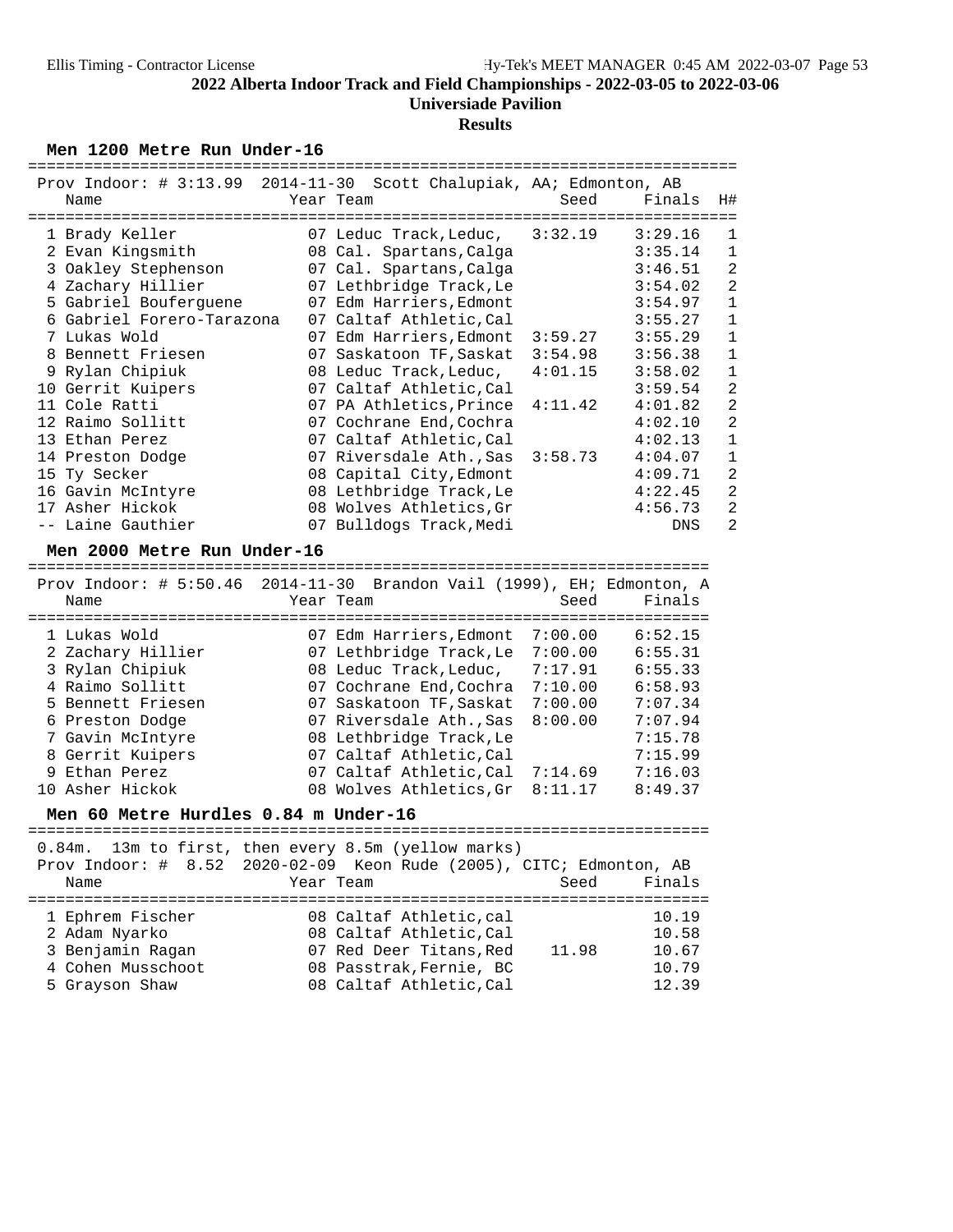# 2022 Alberta Indoor Track and Field Championships - 2022-03-05 to 2022-03-06

## Universiade Pavilion

### Results

#### Men 1200 Metre Run Under-16

Prov Indoor: # 3:13.99 2014-11-30 Scott Chalupiak, AA; Edmonton, AB

| Place | Name | Year | Team | Seed | Finals | H# |
|---|---|---|---|---|---|---|
| 1 | Brady Keller | 07 | Leduc Track,Leduc, | 3:32.19 | 3:29.16 | 1 |
| 2 | Evan Kingsmith | 08 | Cal. Spartans,Calga | | 3:35.14 | 1 |
| 3 | Oakley Stephenson | 07 | Cal. Spartans,Calga | | 3:46.51 | 2 |
| 4 | Zachary Hillier | 07 | Lethbridge Track,Le | | 3:54.02 | 2 |
| 5 | Gabriel Bouferguene | 07 | Edm Harriers,Edmont | | 3:54.97 | 1 |
| 6 | Gabriel Forero-Tarazona | 07 | Caltaf Athletic,Cal | | 3:55.27 | 1 |
| 7 | Lukas Wold | 07 | Edm Harriers,Edmont | 3:59.27 | 3:55.29 | 1 |
| 8 | Bennett Friesen | 07 | Saskatoon TF,Saskat | 3:54.98 | 3:56.38 | 1 |
| 9 | Rylan Chipiuk | 08 | Leduc Track,Leduc, | 4:01.15 | 3:58.02 | 1 |
| 10 | Gerrit Kuipers | 07 | Caltaf Athletic,Cal | | 3:59.54 | 2 |
| 11 | Cole Ratti | 07 | PA Athletics,Prince | 4:11.42 | 4:01.82 | 2 |
| 12 | Raimo Sollitt | 07 | Cochrane End,Cochra | | 4:02.10 | 2 |
| 13 | Ethan Perez | 07 | Caltaf Athletic,Cal | | 4:02.13 | 1 |
| 14 | Preston Dodge | 07 | Riversdale Ath.,Sas | 3:58.73 | 4:04.07 | 1 |
| 15 | Ty Secker | 08 | Capital City,Edmont | | 4:09.71 | 2 |
| 16 | Gavin McIntyre | 08 | Lethbridge Track,Le | | 4:22.45 | 2 |
| 17 | Asher Hickok | 08 | Wolves Athletics,Gr | | 4:56.73 | 2 |
| -- | Laine Gauthier | 07 | Bulldogs Track,Medi | | DNS | 2 |

#### Men 2000 Metre Run Under-16

Prov Indoor: # 5:50.46 2014-11-30 Brandon Vail (1999), EH; Edmonton, A

| Place | Name | Year | Team | Seed | Finals |
|---|---|---|---|---|---|
| 1 | Lukas Wold | 07 | Edm Harriers,Edmont | 7:00.00 | 6:52.15 |
| 2 | Zachary Hillier | 07 | Lethbridge Track,Le | 7:00.00 | 6:55.31 |
| 3 | Rylan Chipiuk | 08 | Leduc Track,Leduc, | 7:17.91 | 6:55.33 |
| 4 | Raimo Sollitt | 07 | Cochrane End,Cochra | 7:10.00 | 6:58.93 |
| 5 | Bennett Friesen | 07 | Saskatoon TF,Saskat | 7:00.00 | 7:07.34 |
| 6 | Preston Dodge | 07 | Riversdale Ath.,Sas | 8:00.00 | 7:07.94 |
| 7 | Gavin McIntyre | 08 | Lethbridge Track,Le | | 7:15.78 |
| 8 | Gerrit Kuipers | 07 | Caltaf Athletic,Cal | | 7:15.99 |
| 9 | Ethan Perez | 07 | Caltaf Athletic,Cal | 7:14.69 | 7:16.03 |
| 10 | Asher Hickok | 08 | Wolves Athletics,Gr | 8:11.17 | 8:49.37 |

#### Men 60 Metre Hurdles 0.84 m Under-16

0.84m. 13m to first, then every 8.5m (yellow marks)
Prov Indoor: # 8.52 2020-02-09 Keon Rude (2005), CITC; Edmonton, AB

| Place | Name | Year | Team | Seed | Finals |
|---|---|---|---|---|---|
| 1 | Ephrem Fischer | 08 | Caltaf Athletic,cal | | 10.19 |
| 2 | Adam Nyarko | 08 | Caltaf Athletic,Cal | | 10.58 |
| 3 | Benjamin Ragan | 07 | Red Deer Titans,Red | 11.98 | 10.67 |
| 4 | Cohen Musschoot | 08 | Passtrak,Fernie, BC | | 10.79 |
| 5 | Grayson Shaw | 08 | Caltaf Athletic,Cal | | 12.39 |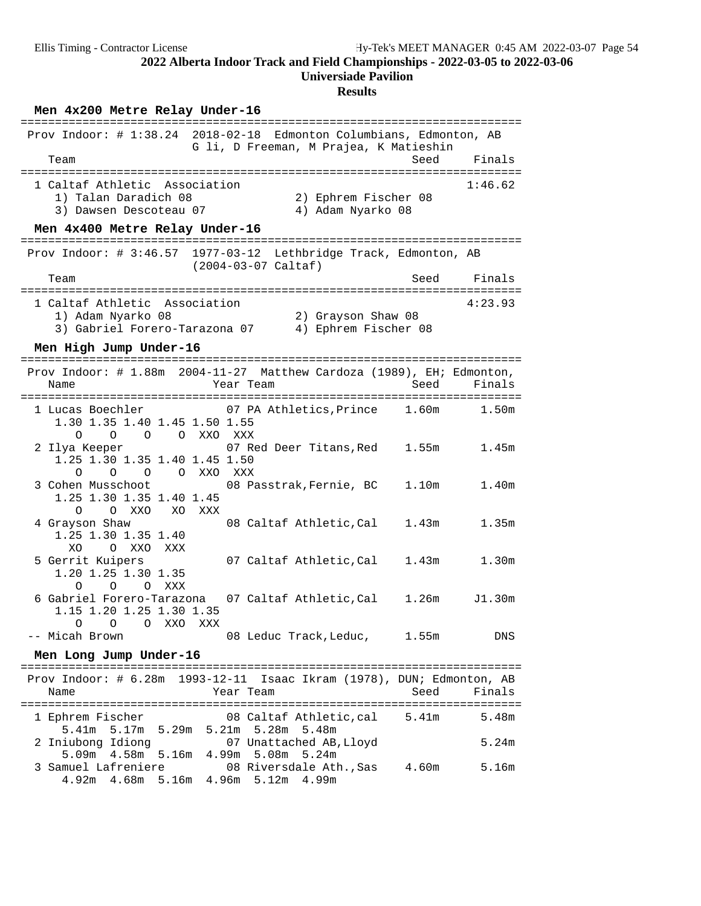# 2022 Alberta Indoor Track and Field Championships - 2022-03-05 to 2022-03-06

**Universiade Pavilion**

**Results**

## Men 4x200 Metre Relay Under-16

Prov Indoor: # 1:38.24 2018-02-18 Edmonton Columbians, Edmonton, AB
G li, D Freeman, M Prajea, K Matieshin

| Team | Seed | Finals |
|---|---|---|
| 1 Caltaf Athletic Association | | 1:46.62 |

1) Talan Daradich 08, 2) Ephrem Fischer 08, 3) Dawsen Descoteau 07, 4) Adam Nyarko 08

## Men 4x400 Metre Relay Under-16

Prov Indoor: # 3:46.57 1977-03-12 Lethbridge Track, Edmonton, AB
(2004-03-07 Caltaf)

| Team | Seed | Finals |
|---|---|---|
| 1 Caltaf Athletic Association | | 4:23.93 |

1) Adam Nyarko 08, 2) Grayson Shaw 08, 3) Gabriel Forero-Tarazona 07, 4) Ephrem Fischer 08

## Men High Jump Under-16

Prov Indoor: # 1.88m 2004-11-27 Matthew Cardoza (1989), EH; Edmonton,

| Name | Year | Team | Seed | Finals |
|---|---|---|---|---|
| 1 Lucas Boechler | 07 | PA Athletics,Prince | 1.60m | 1.50m |
| 2 Ilya Keeper | 07 | Red Deer Titans,Red | 1.55m | 1.45m |
| 3 Cohen Musschoot | 08 | Passtrak,Fernie, BC | 1.10m | 1.40m |
| 4 Grayson Shaw | 08 | Caltaf Athletic,Cal | 1.43m | 1.35m |
| 5 Gerrit Kuipers | 07 | Caltaf Athletic,Cal | 1.43m | 1.30m |
| 6 Gabriel Forero-Tarazona | 07 | Caltaf Athletic,Cal | 1.26m | J1.30m |
| -- Micah Brown | 08 | Leduc Track,Leduc, | 1.55m | DNS |

```
1 Lucas Boechler
   1.30 1.35 1.40 1.45 1.50 1.55
     O    O    O    O  XXO  XXX
2 Ilya Keeper
   1.25 1.30 1.35 1.40 1.45 1.50
     O    O    O    O  XXO  XXX
3 Cohen Musschoot
   1.25 1.30 1.35 1.40 1.45
     O    O  XXO   XO  XXX
4 Grayson Shaw
   1.25 1.30 1.35 1.40
    XO    O  XXO  XXX
5 Gerrit Kuipers
   1.20 1.25 1.30 1.35
     O    O    O  XXX
6 Gabriel Forero-Tarazona
   1.15 1.20 1.25 1.30 1.35
     O    O    O  XXO  XXX
```

## Men Long Jump Under-16

Prov Indoor: # 6.28m 1993-12-11 Isaac Ikram (1978), DUN; Edmonton, AB

| Name | Year | Team | Seed | Finals |
|---|---|---|---|---|
| 1 Ephrem Fischer | 08 | Caltaf Athletic,cal | 5.41m | 5.48m |
| | | 5.41m 5.17m 5.29m 5.21m 5.28m 5.48m | | |
| 2 Iniubong Idiong | 07 | Unattached AB,Lloyd | | 5.24m |
| | | 5.09m 4.58m 5.16m 4.99m 5.08m 5.24m | | |
| 3 Samuel Lafreniere | 08 | Riversdale Ath.,Sas | 4.60m | 5.16m |
| | | 4.92m 4.68m 5.16m 4.96m 5.12m 4.99m | | |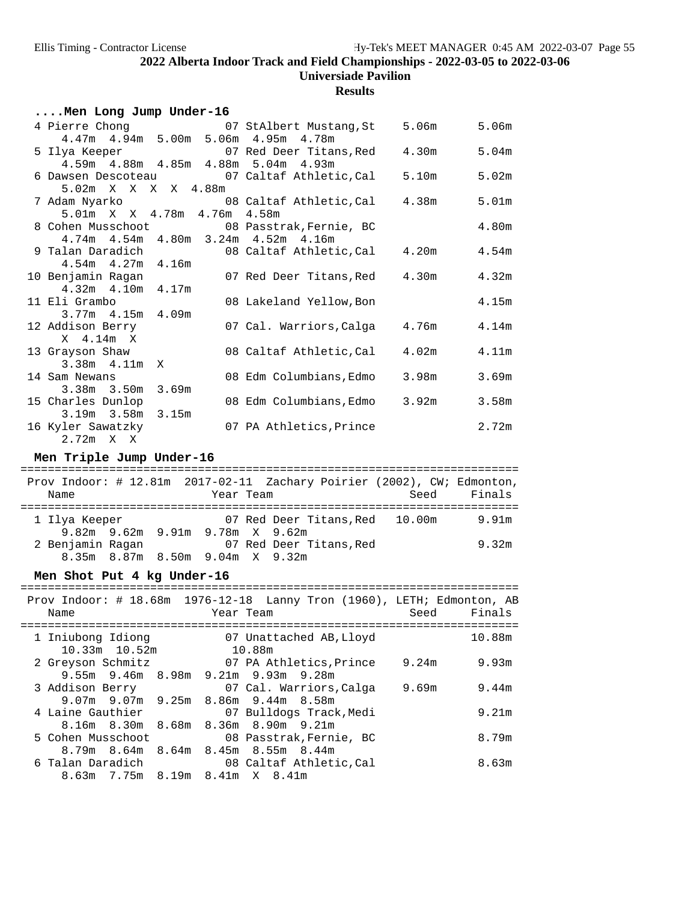## 2022 Alberta Indoor Track and Field Championships - 2022-03-05 to 2022-03-06

### Universiade Pavilion

### Results

#### ....Men Long Jump Under-16

| Place | Name | Year | Team | Seed | Finals |
|---|---|---|---|---|---|
| 4 | Pierre Chong | 07 | StAlbert Mustang,St | 5.06m | 5.06m |
| | 4.47m 4.94m 5.00m 5.06m 4.95m 4.78m | | | | |
| 5 | Ilya Keeper | 07 | Red Deer Titans,Red | 4.30m | 5.04m |
| | 4.59m 4.88m 4.85m 4.88m 5.04m 4.93m | | | | |
| 6 | Dawsen Descoteau | 07 | Caltaf Athletic,Cal | 5.10m | 5.02m |
| | 5.02m X X X X 4.88m | | | | |
| 7 | Adam Nyarko | 08 | Caltaf Athletic,Cal | 4.38m | 5.01m |
| | 5.01m X X 4.78m 4.76m 4.58m | | | | |
| 8 | Cohen Musschoot | 08 | Passtrak,Fernie, BC | | 4.80m |
| | 4.74m 4.54m 4.80m 3.24m 4.52m 4.16m | | | | |
| 9 | Talan Daradich | 08 | Caltaf Athletic,Cal | 4.20m | 4.54m |
| | 4.54m 4.27m 4.16m | | | | |
| 10 | Benjamin Ragan | 07 | Red Deer Titans,Red | 4.30m | 4.32m |
| | 4.32m 4.10m 4.17m | | | | |
| 11 | Eli Grambo | 08 | Lakeland Yellow,Bon | | 4.15m |
| | 3.77m 4.15m 4.09m | | | | |
| 12 | Addison Berry | 07 | Cal. Warriors,Calga | 4.76m | 4.14m |
| | X 4.14m X | | | | |
| 13 | Grayson Shaw | 08 | Caltaf Athletic,Cal | 4.02m | 4.11m |
| | 3.38m 4.11m X | | | | |
| 14 | Sam Newans | 08 | Edm Columbians,Edmo | 3.98m | 3.69m |
| | 3.38m 3.50m 3.69m | | | | |
| 15 | Charles Dunlop | 08 | Edm Columbians,Edmo | 3.92m | 3.58m |
| | 3.19m 3.58m 3.15m | | | | |
| 16 | Kyler Sawatzky | 07 | PA Athletics,Prince | | 2.72m |
| | 2.72m X X | | | | |

#### Men Triple Jump Under-16

Prov Indoor: # 12.81m 2017-02-11 Zachary Poirier (2002), CW; Edmonton,

| Place | Name | Year | Team | Seed | Finals |
|---|---|---|---|---|---|
| 1 | Ilya Keeper | 07 | Red Deer Titans,Red | 10.00m | 9.91m |
| | 9.82m 9.62m 9.91m 9.78m X 9.62m | | | | |
| 2 | Benjamin Ragan | 07 | Red Deer Titans,Red | | 9.32m |
| | 8.35m 8.87m 8.50m 9.04m X 9.32m | | | | |

#### Men Shot Put 4 kg Under-16

Prov Indoor: # 18.68m 1976-12-18 Lanny Tron (1960), LETH; Edmonton, AB

| Place | Name | Year | Team | Seed | Finals |
|---|---|---|---|---|---|
| 1 | Iniubong Idiong | 07 | Unattached AB,Lloyd | | 10.88m |
| | 10.33m 10.52m 10.88m | | | | |
| 2 | Greyson Schmitz | 07 | PA Athletics,Prince | 9.24m | 9.93m |
| | 9.55m 9.46m 8.98m 9.21m 9.93m 9.28m | | | | |
| 3 | Addison Berry | 07 | Cal. Warriors,Calga | 9.69m | 9.44m |
| | 9.07m 9.07m 9.25m 8.86m 9.44m 8.58m | | | | |
| 4 | Laine Gauthier | 07 | Bulldogs Track,Medi | | 9.21m |
| | 8.16m 8.30m 8.68m 8.36m 8.90m 9.21m | | | | |
| 5 | Cohen Musschoot | 08 | Passtrak,Fernie, BC | | 8.79m |
| | 8.79m 8.64m 8.64m 8.45m 8.55m 8.44m | | | | |
| 6 | Talan Daradich | 08 | Caltaf Athletic,Cal | | 8.63m |
| | 8.63m 7.75m 8.19m 8.41m X 8.41m | | | | |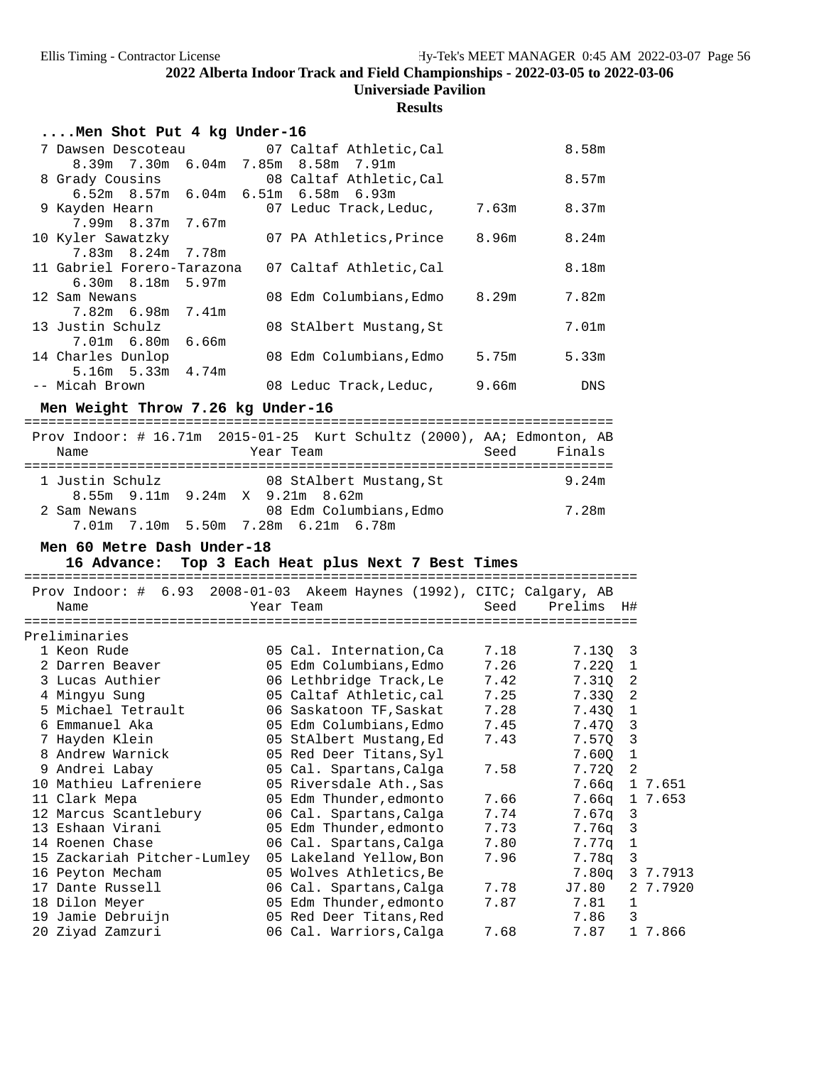## 2022 Alberta Indoor Track and Field Championships - 2022-03-05 to 2022-03-06

**Universiade Pavilion**

**Results**

### ....Men Shot Put 4 kg Under-16

| Place | Name | Year | Team | Seed | Finals |
|---|---|---|---|---|---|
| 7 | Dawsen Descoteau | 07 | Caltaf Athletic,Cal | | 8.58m |
| | 8.39m 7.30m 6.04m 7.85m 8.58m 7.91m | | | | |
| 8 | Grady Cousins | 08 | Caltaf Athletic,Cal | | 8.57m |
| | 6.52m 8.57m 6.04m 6.51m 6.58m 6.93m | | | | |
| 9 | Kayden Hearn | 07 | Leduc Track,Leduc, | 7.63m | 8.37m |
| | 7.99m 8.37m 7.67m | | | | |
| 10 | Kyler Sawatzky | 07 | PA Athletics,Prince | 8.96m | 8.24m |
| | 7.83m 8.24m 7.78m | | | | |
| 11 | Gabriel Forero-Tarazona | 07 | Caltaf Athletic,Cal | | 8.18m |
| | 6.30m 8.18m 5.97m | | | | |
| 12 | Sam Newans | 08 | Edm Columbians,Edmo | 8.29m | 7.82m |
| | 7.82m 6.98m 7.41m | | | | |
| 13 | Justin Schulz | 08 | StAlbert Mustang,St | | 7.01m |
| | 7.01m 6.80m 6.66m | | | | |
| 14 | Charles Dunlop | 08 | Edm Columbians,Edmo | 5.75m | 5.33m |
| | 5.16m 5.33m 4.74m | | | | |
| -- | Micah Brown | 08 | Leduc Track,Leduc, | 9.66m | DNS |

### Men Weight Throw 7.26 kg Under-16

Prov Indoor: # 16.71m 2015-01-25 Kurt Schultz (2000), AA; Edmonton, AB

| Place | Name | Year | Team | Seed | Finals |
|---|---|---|---|---|---|
| 1 | Justin Schulz | 08 | StAlbert Mustang,St | | 9.24m |
| | 8.55m 9.11m 9.24m X 9.21m 8.62m | | | | |
| 2 | Sam Newans | 08 | Edm Columbians,Edmo | | 7.28m |
| | 7.01m 7.10m 5.50m 7.28m 6.21m 6.78m | | | | |

### Men 60 Metre Dash Under-18

**16 Advance: Top 3 Each Heat plus Next 7 Best Times**

Prov Indoor: # 6.93 2008-01-03 Akeem Haynes (1992), CITC; Calgary, AB

Preliminaries

| Place | Name | Year | Team | Seed | Prelims | H# | |
|---|---|---|---|---|---|---|---|
| 1 | Keon Rude | 05 | Cal. Internation,Ca | 7.18 | 7.13Q | 3 | |
| 2 | Darren Beaver | 05 | Edm Columbians,Edmo | 7.26 | 7.22Q | 1 | |
| 3 | Lucas Authier | 06 | Lethbridge Track,Le | 7.42 | 7.31Q | 2 | |
| 4 | Mingyu Sung | 05 | Caltaf Athletic,cal | 7.25 | 7.33Q | 2 | |
| 5 | Michael Tetrault | 06 | Saskatoon TF,Saskat | 7.28 | 7.43Q | 1 | |
| 6 | Emmanuel Aka | 05 | Edm Columbians,Edmo | 7.45 | 7.47Q | 3 | |
| 7 | Hayden Klein | 05 | StAlbert Mustang,Ed | 7.43 | 7.57Q | 3 | |
| 8 | Andrew Warnick | 05 | Red Deer Titans,Syl | | 7.60Q | 1 | |
| 9 | Andrei Labay | 05 | Cal. Spartans,Calga | 7.58 | 7.72Q | 2 | |
| 10 | Mathieu Lafreniere | 05 | Riversdale Ath.,Sas | | 7.66q | 1 | 7.651 |
| 11 | Clark Mepa | 05 | Edm Thunder,edmonto | 7.66 | 7.66q | 1 | 7.653 |
| 12 | Marcus Scantlebury | 06 | Cal. Spartans,Calga | 7.74 | 7.67q | 3 | |
| 13 | Eshaan Virani | 05 | Edm Thunder,edmonto | 7.73 | 7.76q | 3 | |
| 14 | Roenen Chase | 06 | Cal. Spartans,Calga | 7.80 | 7.77q | 1 | |
| 15 | Zackariah Pitcher-Lumley | 05 | Lakeland Yellow,Bon | 7.96 | 7.78q | 3 | |
| 16 | Peyton Mecham | 05 | Wolves Athletics,Be | | 7.80q | 3 | 7.7913 |
| 17 | Dante Russell | 06 | Cal. Spartans,Calga | 7.78 | J7.80 | 2 | 7.7920 |
| 18 | Dilon Meyer | 05 | Edm Thunder,edmonto | 7.87 | 7.81 | 1 | |
| 19 | Jamie Debruijn | 05 | Red Deer Titans,Red | | 7.86 | 3 | |
| 20 | Ziyad Zamzuri | 06 | Cal. Warriors,Calga | 7.68 | 7.87 | 1 | 7.866 |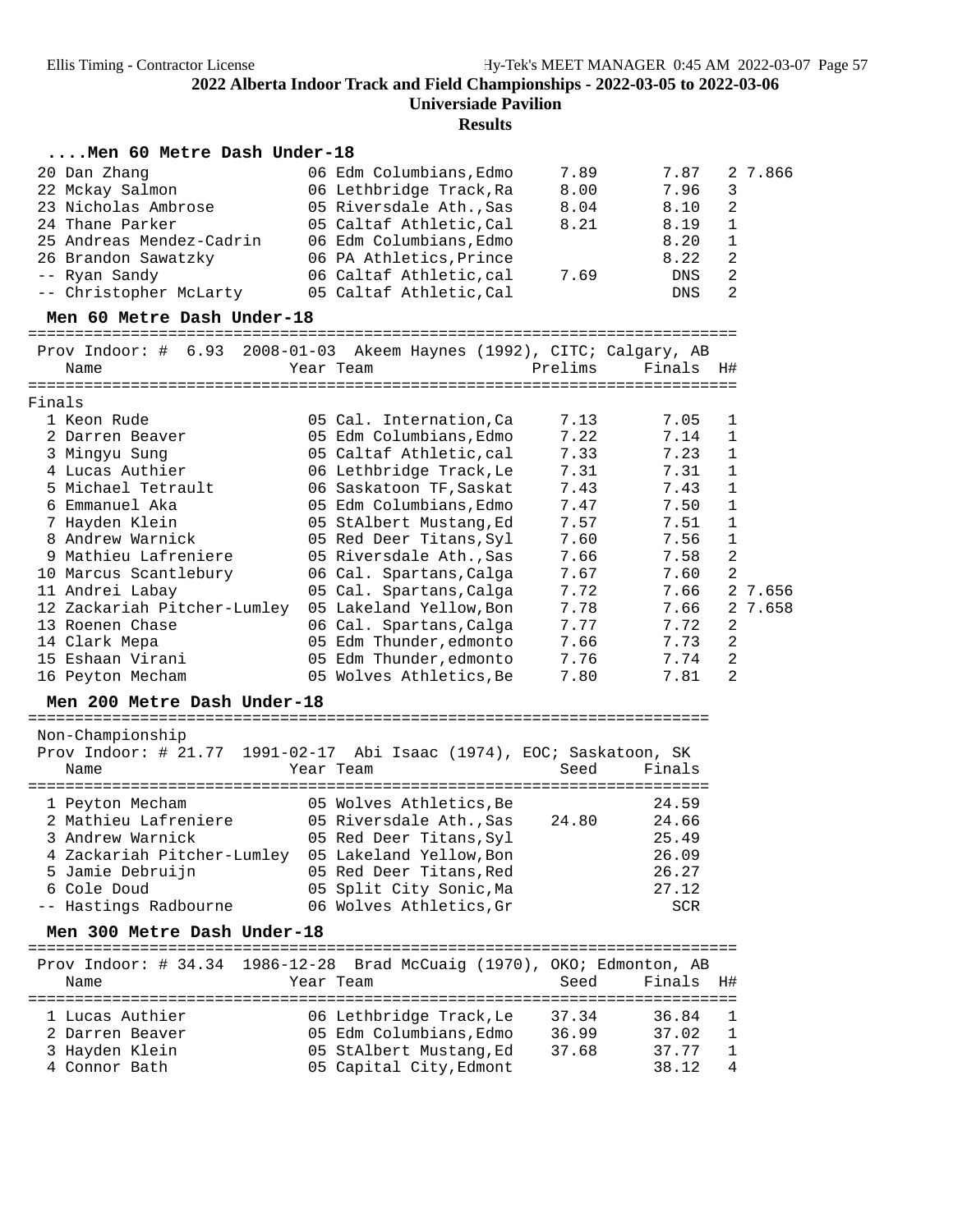## 2022 Alberta Indoor Track and Field Championships - 2022-03-05 to 2022-03-06

**Universiade Pavilion**

**Results**

### ....Men 60 Metre Dash Under-18

| Place | Name | Year | Team | Prelims | Finals | H# | |
|---|---|---|---|---|---|---|---|
| 20 | Dan Zhang | 06 | Edm Columbians,Edmo | 7.89 | 7.87 | 2 | 7.866 |
| 22 | Mckay Salmon | 06 | Lethbridge Track,Ra | 8.00 | 7.96 | 3 | |
| 23 | Nicholas Ambrose | 05 | Riversdale Ath.,Sas | 8.04 | 8.10 | 2 | |
| 24 | Thane Parker | 05 | Caltaf Athletic,Cal | 8.21 | 8.19 | 1 | |
| 25 | Andreas Mendez-Cadrin | 06 | Edm Columbians,Edmo | | 8.20 | 1 | |
| 26 | Brandon Sawatzky | 06 | PA Athletics,Prince | | 8.22 | 2 | |
| -- | Ryan Sandy | 06 | Caltaf Athletic,cal | 7.69 | DNS | 2 | |
| -- | Christopher McLarty | 05 | Caltaf Athletic,Cal | | DNS | 2 | |

### Men 60 Metre Dash Under-18

Prov Indoor: # 6.93 2008-01-03 Akeem Haynes (1992), CITC; Calgary, AB

Finals

| Place | Name | Year | Team | Prelims | Finals | H# | |
|---|---|---|---|---|---|---|---|
| 1 | Keon Rude | 05 | Cal. Internation,Ca | 7.13 | 7.05 | 1 | |
| 2 | Darren Beaver | 05 | Edm Columbians,Edmo | 7.22 | 7.14 | 1 | |
| 3 | Mingyu Sung | 05 | Caltaf Athletic,cal | 7.33 | 7.23 | 1 | |
| 4 | Lucas Authier | 06 | Lethbridge Track,Le | 7.31 | 7.31 | 1 | |
| 5 | Michael Tetrault | 06 | Saskatoon TF,Saskat | 7.43 | 7.43 | 1 | |
| 6 | Emmanuel Aka | 05 | Edm Columbians,Edmo | 7.47 | 7.50 | 1 | |
| 7 | Hayden Klein | 05 | StAlbert Mustang,Ed | 7.57 | 7.51 | 1 | |
| 8 | Andrew Warnick | 05 | Red Deer Titans,Syl | 7.60 | 7.56 | 1 | |
| 9 | Mathieu Lafreniere | 05 | Riversdale Ath.,Sas | 7.66 | 7.58 | 2 | |
| 10 | Marcus Scantlebury | 06 | Cal. Spartans,Calga | 7.67 | 7.60 | 2 | |
| 11 | Andrei Labay | 05 | Cal. Spartans,Calga | 7.72 | 7.66 | 2 | 7.656 |
| 12 | Zackariah Pitcher-Lumley | 05 | Lakeland Yellow,Bon | 7.78 | 7.66 | 2 | 7.658 |
| 13 | Roenen Chase | 06 | Cal. Spartans,Calga | 7.77 | 7.72 | 2 | |
| 14 | Clark Mepa | 05 | Edm Thunder,edmonto | 7.66 | 7.73 | 2 | |
| 15 | Eshaan Virani | 05 | Edm Thunder,edmonto | 7.76 | 7.74 | 2 | |
| 16 | Peyton Mecham | 05 | Wolves Athletics,Be | 7.80 | 7.81 | 2 | |

### Men 200 Metre Dash Under-18

Non-Championship

Prov Indoor: # 21.77 1991-02-17 Abi Isaac (1974), EOC; Saskatoon, SK

| Place | Name | Year | Team | Seed | Finals |
|---|---|---|---|---|---|
| 1 | Peyton Mecham | 05 | Wolves Athletics,Be | | 24.59 |
| 2 | Mathieu Lafreniere | 05 | Riversdale Ath.,Sas | 24.80 | 24.66 |
| 3 | Andrew Warnick | 05 | Red Deer Titans,Syl | | 25.49 |
| 4 | Zackariah Pitcher-Lumley | 05 | Lakeland Yellow,Bon | | 26.09 |
| 5 | Jamie Debruijn | 05 | Red Deer Titans,Red | | 26.27 |
| 6 | Cole Doud | 05 | Split City Sonic,Ma | | 27.12 |
| -- | Hastings Radbourne | 06 | Wolves Athletics,Gr | | SCR |

### Men 300 Metre Dash Under-18

Prov Indoor: # 34.34 1986-12-28 Brad McCuaig (1970), OKO; Edmonton, AB

| Place | Name | Year | Team | Seed | Finals | H# |
|---|---|---|---|---|---|---|
| 1 | Lucas Authier | 06 | Lethbridge Track,Le | 37.34 | 36.84 | 1 |
| 2 | Darren Beaver | 05 | Edm Columbians,Edmo | 36.99 | 37.02 | 1 |
| 3 | Hayden Klein | 05 | StAlbert Mustang,Ed | 37.68 | 37.77 | 1 |
| 4 | Connor Bath | 05 | Capital City,Edmont | | 38.12 | 4 |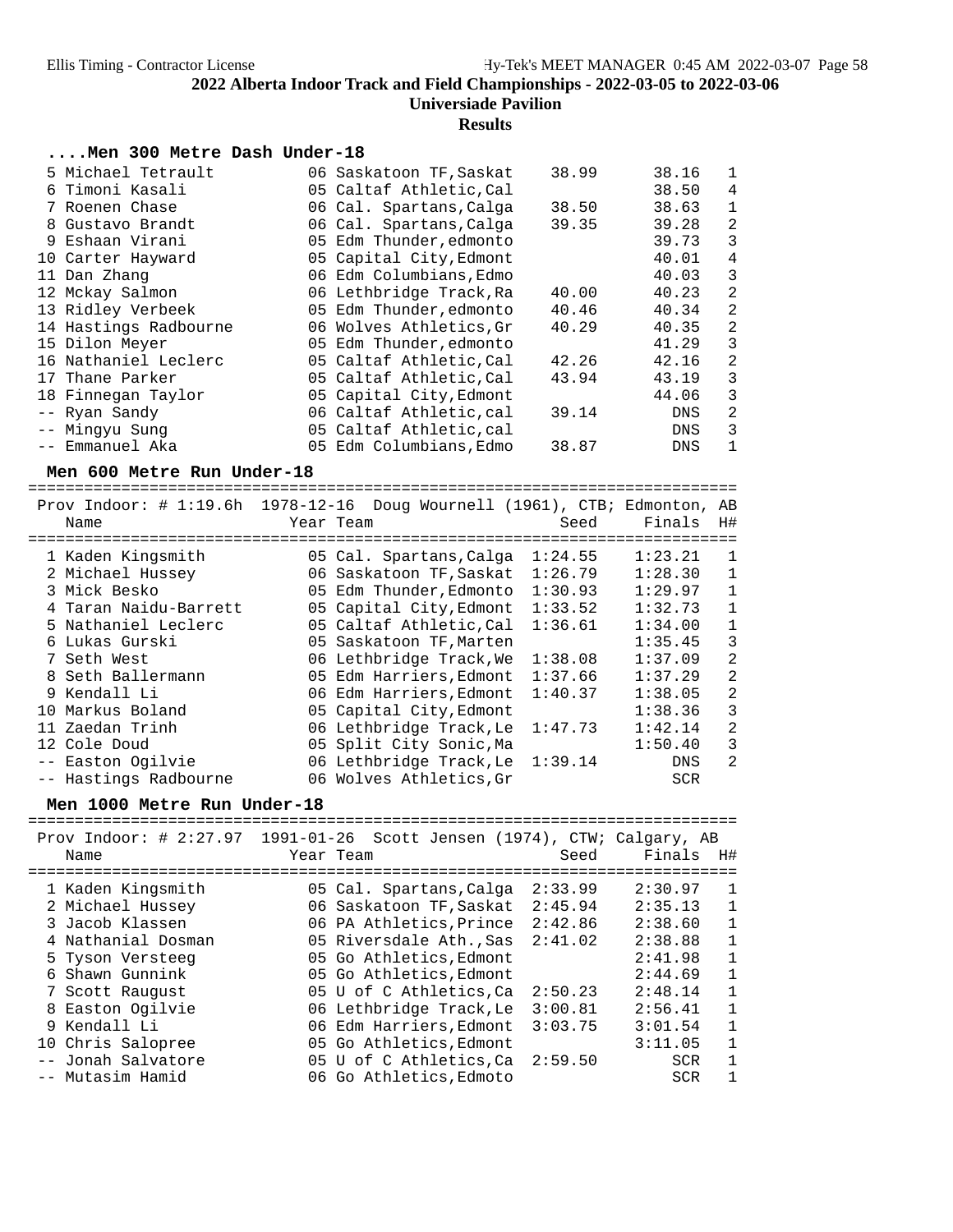# 2022 Alberta Indoor Track and Field Championships - 2022-03-05 to 2022-03-06

**Universiade Pavilion**

**Results**

### ....Men 300 Metre Dash Under-18

| Place | Name | Year | Team | Seed | Finals | H# |
|---|---|---|---|---|---|---|
| 5 | Michael Tetrault | 06 | Saskatoon TF,Saskat | 38.99 | 38.16 | 1 |
| 6 | Timoni Kasali | 05 | Caltaf Athletic,Cal | | 38.50 | 4 |
| 7 | Roenen Chase | 06 | Cal. Spartans,Calga | 38.50 | 38.63 | 1 |
| 8 | Gustavo Brandt | 06 | Cal. Spartans,Calga | 39.35 | 39.28 | 2 |
| 9 | Eshaan Virani | 05 | Edm Thunder,edmonto | | 39.73 | 3 |
| 10 | Carter Hayward | 05 | Capital City,Edmont | | 40.01 | 4 |
| 11 | Dan Zhang | 06 | Edm Columbians,Edmo | | 40.03 | 3 |
| 12 | Mckay Salmon | 06 | Lethbridge Track,Ra | 40.00 | 40.23 | 2 |
| 13 | Ridley Verbeek | 05 | Edm Thunder,edmonto | 40.46 | 40.34 | 2 |
| 14 | Hastings Radbourne | 06 | Wolves Athletics,Gr | 40.29 | 40.35 | 2 |
| 15 | Dilon Meyer | 05 | Edm Thunder,edmonto | | 41.29 | 3 |
| 16 | Nathaniel Leclerc | 05 | Caltaf Athletic,Cal | 42.26 | 42.16 | 2 |
| 17 | Thane Parker | 05 | Caltaf Athletic,Cal | 43.94 | 43.19 | 3 |
| 18 | Finnegan Taylor | 05 | Capital City,Edmont | | 44.06 | 3 |
| -- | Ryan Sandy | 06 | Caltaf Athletic,cal | 39.14 | DNS | 2 |
| -- | Mingyu Sung | 05 | Caltaf Athletic,cal | | DNS | 3 |
| -- | Emmanuel Aka | 05 | Edm Columbians,Edmo | 38.87 | DNS | 1 |

### Men 600 Metre Run Under-18

Prov Indoor: # 1:19.6h 1978-12-16 Doug Wournell (1961), CTB; Edmonton, AB

| Place | Name | Year | Team | Seed | Finals | H# |
|---|---|---|---|---|---|---|
| 1 | Kaden Kingsmith | 05 | Cal. Spartans,Calga | 1:24.55 | 1:23.21 | 1 |
| 2 | Michael Hussey | 06 | Saskatoon TF,Saskat | 1:26.79 | 1:28.30 | 1 |
| 3 | Mick Besko | 05 | Edm Thunder,Edmonto | 1:30.93 | 1:29.97 | 1 |
| 4 | Taran Naidu-Barrett | 05 | Capital City,Edmont | 1:33.52 | 1:32.73 | 1 |
| 5 | Nathaniel Leclerc | 05 | Caltaf Athletic,Cal | 1:36.61 | 1:34.00 | 1 |
| 6 | Lukas Gurski | 05 | Saskatoon TF,Marten | | 1:35.45 | 3 |
| 7 | Seth West | 06 | Lethbridge Track,We | 1:38.08 | 1:37.09 | 2 |
| 8 | Seth Ballermann | 05 | Edm Harriers,Edmont | 1:37.66 | 1:37.29 | 2 |
| 9 | Kendall Li | 06 | Edm Harriers,Edmont | 1:40.37 | 1:38.05 | 2 |
| 10 | Markus Boland | 05 | Capital City,Edmont | | 1:38.36 | 3 |
| 11 | Zaedan Trinh | 06 | Lethbridge Track,Le | 1:47.73 | 1:42.14 | 2 |
| 12 | Cole Doud | 05 | Split City Sonic,Ma | | 1:50.40 | 3 |
| -- | Easton Ogilvie | 06 | Lethbridge Track,Le | 1:39.14 | DNS | 2 |
| -- | Hastings Radbourne | 06 | Wolves Athletics,Gr | | SCR | |

### Men 1000 Metre Run Under-18

Prov Indoor: # 2:27.97 1991-01-26 Scott Jensen (1974), CTW; Calgary, AB

| Place | Name | Year | Team | Seed | Finals | H# |
|---|---|---|---|---|---|---|
| 1 | Kaden Kingsmith | 05 | Cal. Spartans,Calga | 2:33.99 | 2:30.97 | 1 |
| 2 | Michael Hussey | 06 | Saskatoon TF,Saskat | 2:45.94 | 2:35.13 | 1 |
| 3 | Jacob Klassen | 06 | PA Athletics,Prince | 2:42.86 | 2:38.60 | 1 |
| 4 | Nathanial Dosman | 05 | Riversdale Ath.,Sas | 2:41.02 | 2:38.88 | 1 |
| 5 | Tyson Versteeg | 05 | Go Athletics,Edmont | | 2:41.98 | 1 |
| 6 | Shawn Gunnink | 05 | Go Athletics,Edmont | | 2:44.69 | 1 |
| 7 | Scott Raugust | 05 | U of C Athletics,Ca | 2:50.23 | 2:48.14 | 1 |
| 8 | Easton Ogilvie | 06 | Lethbridge Track,Le | 3:00.81 | 2:56.41 | 1 |
| 9 | Kendall Li | 06 | Edm Harriers,Edmont | 3:03.75 | 3:01.54 | 1 |
| 10 | Chris Salopree | 05 | Go Athletics,Edmont | | 3:11.05 | 1 |
| -- | Jonah Salvatore | 05 | U of C Athletics,Ca | 2:59.50 | SCR | 1 |
| -- | Mutasim Hamid | 06 | Go Athletics,Edmoto | | SCR | 1 |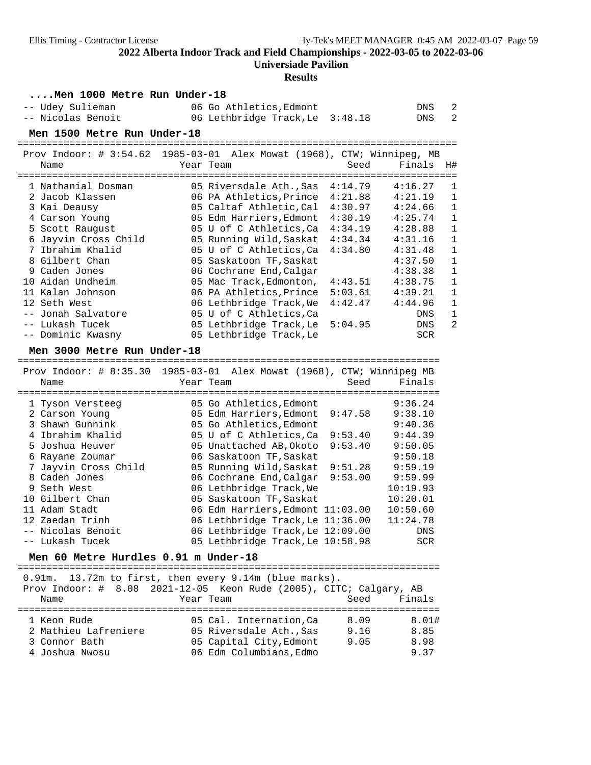# 2022 Alberta Indoor Track and Field Championships - 2022-03-05 to 2022-03-06

## Universiade Pavilion

## Results

### ....Men 1000 Metre Run Under-18

| Place | Name | Year | Team | Seed | Finals | H# |
|---|---|---|---|---|---|---|
| -- | Udey Sulieman | 06 | Go Athletics,Edmont | | DNS | 2 |
| -- | Nicolas Benoit | 06 | Lethbridge Track,Le | 3:48.18 | DNS | 2 |

### Men 1500 Metre Run Under-18

Prov Indoor: # 3:54.62 1985-03-01 Alex Mowat (1968), CTW; Winnipeg, MB

| Place | Name | Year | Team | Seed | Finals | H# |
|---|---|---|---|---|---|---|
| 1 | Nathanial Dosman | 05 | Riversdale Ath.,Sas | 4:14.79 | 4:16.27 | 1 |
| 2 | Jacob Klassen | 06 | PA Athletics,Prince | 4:21.88 | 4:21.19 | 1 |
| 3 | Kai Deausy | 05 | Caltaf Athletic,Cal | 4:30.97 | 4:24.66 | 1 |
| 4 | Carson Young | 05 | Edm Harriers,Edmont | 4:30.19 | 4:25.74 | 1 |
| 5 | Scott Raugust | 05 | U of C Athletics,Ca | 4:34.19 | 4:28.88 | 1 |
| 6 | Jayvin Cross Child | 05 | Running Wild,Saskat | 4:34.34 | 4:31.16 | 1 |
| 7 | Ibrahim Khalid | 05 | U of C Athletics,Ca | 4:34.80 | 4:31.48 | 1 |
| 8 | Gilbert Chan | 05 | Saskatoon TF,Saskat | | 4:37.50 | 1 |
| 9 | Caden Jones | 06 | Cochrane End,Calgar | | 4:38.38 | 1 |
| 10 | Aidan Undheim | 05 | Mac Track,Edmonton, | 4:43.51 | 4:38.75 | 1 |
| 11 | Kalan Johnson | 06 | PA Athletics,Prince | 5:03.61 | 4:39.21 | 1 |
| 12 | Seth West | 06 | Lethbridge Track,We | 4:42.47 | 4:44.96 | 1 |
| -- | Jonah Salvatore | 05 | U of C Athletics,Ca | | DNS | 1 |
| -- | Lukash Tucek | 05 | Lethbridge Track,Le | 5:04.95 | DNS | 2 |
| -- | Dominic Kwasny | 05 | Lethbridge Track,Le | | SCR | |

### Men 3000 Metre Run Under-18

Prov Indoor: # 8:35.30 1985-03-01 Alex Mowat (1968), CTW; Winnipeg MB

| Place | Name | Year | Team | Seed | Finals |
|---|---|---|---|---|---|
| 1 | Tyson Versteeg | 05 | Go Athletics,Edmont | | 9:36.24 |
| 2 | Carson Young | 05 | Edm Harriers,Edmont | 9:47.58 | 9:38.10 |
| 3 | Shawn Gunnink | 05 | Go Athletics,Edmont | | 9:40.36 |
| 4 | Ibrahim Khalid | 05 | U of C Athletics,Ca | 9:53.40 | 9:44.39 |
| 5 | Joshua Heuver | 05 | Unattached AB,Okoto | 9:53.40 | 9:50.05 |
| 6 | Rayane Zoumar | 06 | Saskatoon TF,Saskat | | 9:50.18 |
| 7 | Jayvin Cross Child | 05 | Running Wild,Saskat | 9:51.28 | 9:59.19 |
| 8 | Caden Jones | 06 | Cochrane End,Calgar | 9:53.00 | 9:59.99 |
| 9 | Seth West | 06 | Lethbridge Track,We | | 10:19.93 |
| 10 | Gilbert Chan | 05 | Saskatoon TF,Saskat | | 10:20.01 |
| 11 | Adam Stadt | 06 | Edm Harriers,Edmont | 11:03.00 | 10:50.60 |
| 12 | Zaedan Trinh | 06 | Lethbridge Track,Le | 11:36.00 | 11:24.78 |
| -- | Nicolas Benoit | 06 | Lethbridge Track,Le | 12:09.00 | DNS |
| -- | Lukash Tucek | 05 | Lethbridge Track,Le | 10:58.98 | SCR |

### Men 60 Metre Hurdles 0.91 m Under-18

0.91m. 13.72m to first, then every 9.14m (blue marks).
Prov Indoor: # 8.08 2021-12-05 Keon Rude (2005), CITC; Calgary, AB

| Place | Name | Year | Team | Seed | Finals |
|---|---|---|---|---|---|
| 1 | Keon Rude | 05 | Cal. Internation,Ca | 8.09 | 8.01# |
| 2 | Mathieu Lafreniere | 05 | Riversdale Ath.,Sas | 9.16 | 8.85 |
| 3 | Connor Bath | 05 | Capital City,Edmont | 9.05 | 8.98 |
| 4 | Joshua Nwosu | 06 | Edm Columbians,Edmo | | 9.37 |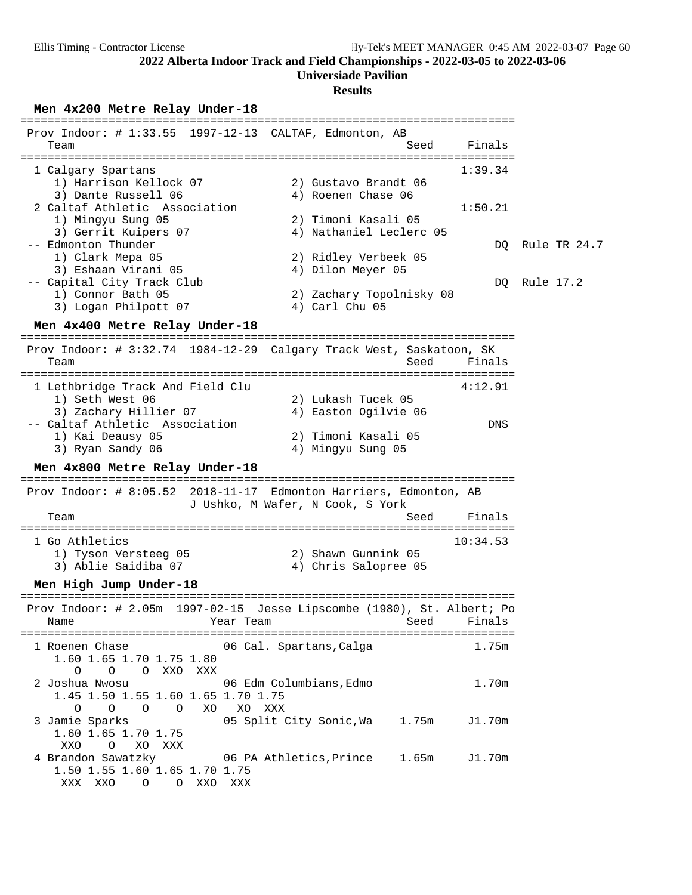**2022 Alberta Indoor Track and Field Championships - 2022-03-05 to 2022-03-06**

**Universiade Pavilion**

**Results**

### Men 4x200 Metre Relay Under-18

```
=========================================================================
 Prov Indoor: # 1:33.55  1997-12-13  CALTAF, Edmonton, AB
    Team                                              Seed     Finals
=========================================================================
  1 Calgary Spartans                                          1:39.34
     1) Harrison Kellock 07             2) Gustavo Brandt 06
     3) Dante Russell 06                4) Roenen Chase 06
  2 Caltaf Athletic  Association                              1:50.21
     1) Mingyu Sung 05                  2) Timoni Kasali 05
     3) Gerrit Kuipers 07               4) Nathaniel Leclerc 05
 -- Edmonton Thunder                                               DQ  Rule TR 24.7
     1) Clark Mepa 05                   2) Ridley Verbeek 05
     3) Eshaan Virani 05                4) Dilon Meyer 05
 -- Capital City Track Club                                        DQ  Rule 17.2
     1) Connor Bath 05                  2) Zachary Topolnisky 08
     3) Logan Philpott 07               4) Carl Chu 05
```

### Men 4x400 Metre Relay Under-18

```
=========================================================================
 Prov Indoor: # 3:32.74  1984-12-29  Calgary Track West, Saskatoon, SK
    Team                                              Seed     Finals
=========================================================================
  1 Lethbridge Track And Field Clu                            4:12.91
     1) Seth West 06                    2) Lukash Tucek 05
     3) Zachary Hillier 07              4) Easton Ogilvie 06
 -- Caltaf Athletic  Association                                  DNS
     1) Kai Deausy 05                   2) Timoni Kasali 05
     3) Ryan Sandy 06                   4) Mingyu Sung 05
```

### Men 4x800 Metre Relay Under-18

```
=========================================================================
 Prov Indoor: # 8:05.52  2018-11-17  Edmonton Harriers, Edmonton, AB
                         J Ushko, M Wafer, N Cook, S York
    Team                                              Seed     Finals
=========================================================================
  1 Go Athletics                                             10:34.53
     1) Tyson Versteeg 05               2) Shawn Gunnink 05
     3) Ablie Saidiba 07                4) Chris Salopree 05
```

### Men High Jump Under-18

```
=========================================================================
 Prov Indoor: # 2.05m  1997-02-15  Jesse Lipscombe (1980), St. Albert; Po
    Name                    Year Team                   Seed     Finals
=========================================================================
  1 Roenen Chase            06 Cal. Spartans,Calga                1.75m
     1.60 1.65 1.70 1.75 1.80
        O    O    O  XXO  XXX
  2 Joshua Nwosu            06 Edm Columbians,Edmo                1.70m
     1.45 1.50 1.55 1.60 1.65 1.70 1.75
        O    O    O    O   XO   XO  XXX
  3 Jamie Sparks            05 Split City Sonic,Wa    1.75m      J1.70m
     1.60 1.65 1.70 1.75
      XXO    O   XO  XXX
  4 Brandon Sawatzky        06 PA Athletics,Prince    1.65m      J1.70m
     1.50 1.55 1.60 1.65 1.70 1.75
      XXX  XXO    O    O  XXO  XXX
```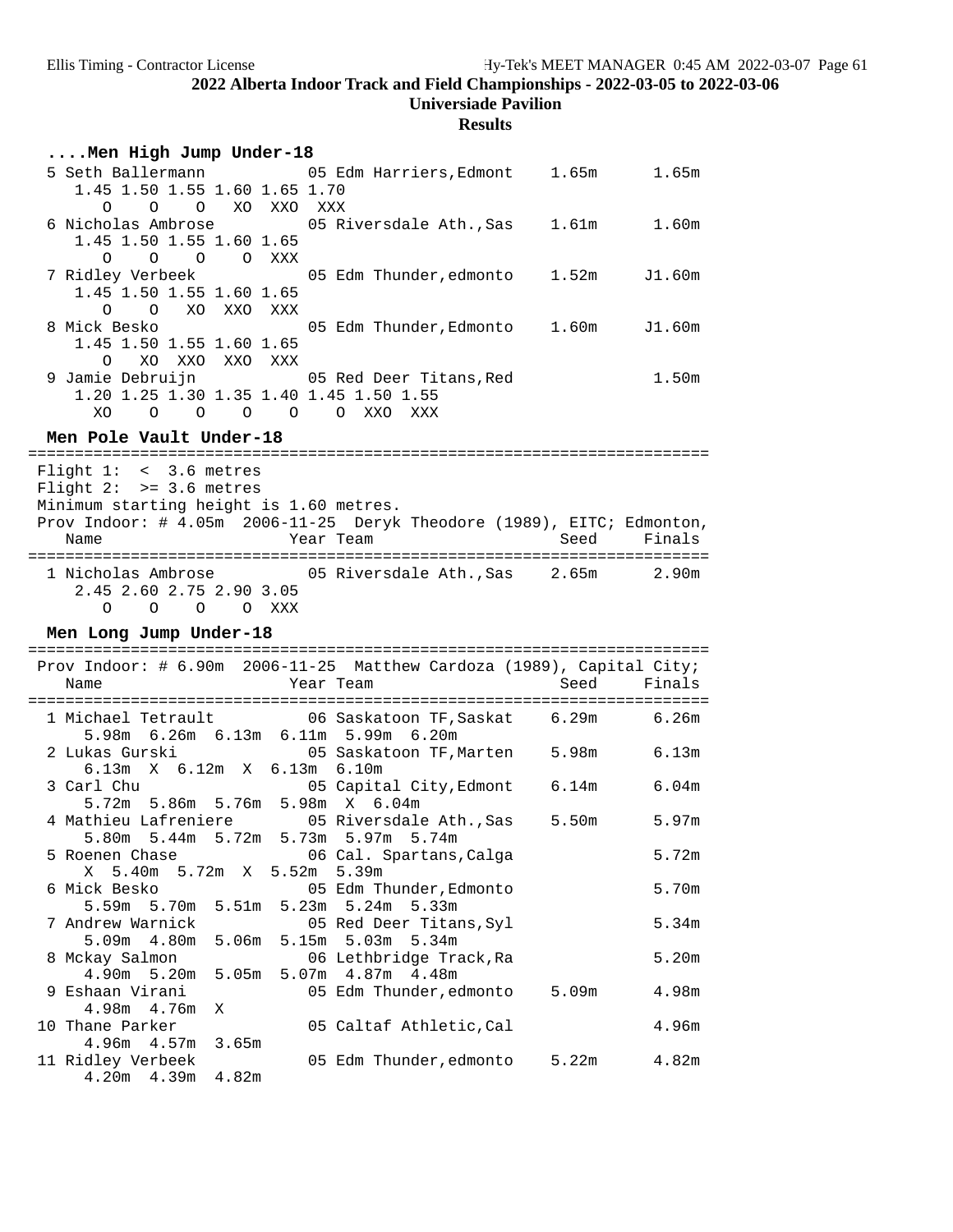# 2022 Alberta Indoor Track and Field Championships - 2022-03-05 to 2022-03-06

**Universiade Pavilion**

**Results**

### ....Men High Jump Under-18

```
  5 Seth Ballermann          05 Edm Harriers,Edmont    1.65m      1.65m 
     1.45 1.50 1.55 1.60 1.65 1.70
        O    O    O   XO  XXO  XXX
  6 Nicholas Ambrose         05 Riversdale Ath.,Sas    1.61m      1.60m 
     1.45 1.50 1.55 1.60 1.65
        O    O    O    O  XXX
  7 Ridley Verbeek           05 Edm Thunder,edmonto    1.52m     J1.60m 
     1.45 1.50 1.55 1.60 1.65
        O    O   XO  XXO  XXX
  8 Mick Besko               05 Edm Thunder,Edmonto    1.60m     J1.60m 
     1.45 1.50 1.55 1.60 1.65
        O   XO  XXO  XXO  XXX
  9 Jamie Debruijn           05 Red Deer Titans,Red               1.50m 
     1.20 1.25 1.30 1.35 1.40 1.45 1.50 1.55
       XO    O    O    O    O    O  XXO  XXX
```

### Men Pole Vault Under-18

```
=========================================================================
 Flight 1:  <  3.6 metres
 Flight 2:  >= 3.6 metres
 Minimum starting height is 1.60 metres.
 Prov Indoor: # 4.05m  2006-11-25  Deryk Theodore (1989), EITC; Edmonton,
    Name                    Year Team                      Seed    Finals
=========================================================================
  1 Nicholas Ambrose         05 Riversdale Ath.,Sas    2.65m      2.90m 
     2.45 2.60 2.75 2.90 3.05
        O    O    O    O  XXX
```

### Men Long Jump Under-18

```
=========================================================================
 Prov Indoor: # 6.90m  2006-11-25  Matthew Cardoza (1989), Capital City;
    Name                    Year Team                      Seed    Finals
=========================================================================
  1 Michael Tetrault         06 Saskatoon TF,Saskat    6.29m      6.26m 
      5.98m  6.26m  6.13m  6.11m  5.99m  6.20m
  2 Lukas Gurski             05 Saskatoon TF,Marten    5.98m      6.13m 
      6.13m  X  6.12m  X  6.13m  6.10m
  3 Carl Chu                 05 Capital City,Edmont    6.14m      6.04m 
      5.72m  5.86m  5.76m  5.98m  X  6.04m
  4 Mathieu Lafreniere       05 Riversdale Ath.,Sas    5.50m      5.97m 
      5.80m  5.44m  5.72m  5.73m  5.97m  5.74m
  5 Roenen Chase             06 Cal. Spartans,Calga               5.72m 
      X  5.40m  5.72m  X  5.52m  5.39m
  6 Mick Besko               05 Edm Thunder,Edmonto               5.70m 
      5.59m  5.70m  5.51m  5.23m  5.24m  5.33m
  7 Andrew Warnick           05 Red Deer Titans,Syl               5.34m 
      5.09m  4.80m  5.06m  5.15m  5.03m  5.34m
  8 Mckay Salmon             06 Lethbridge Track,Ra               5.20m 
      4.90m  5.20m  5.05m  5.07m  4.87m  4.48m
  9 Eshaan Virani            05 Edm Thunder,edmonto    5.09m      4.98m 
      4.98m  4.76m  X
 10 Thane Parker             05 Caltaf Athletic,Cal               4.96m 
      4.96m  4.57m  3.65m
 11 Ridley Verbeek           05 Edm Thunder,edmonto    5.22m      4.82m 
      4.20m  4.39m  4.82m
```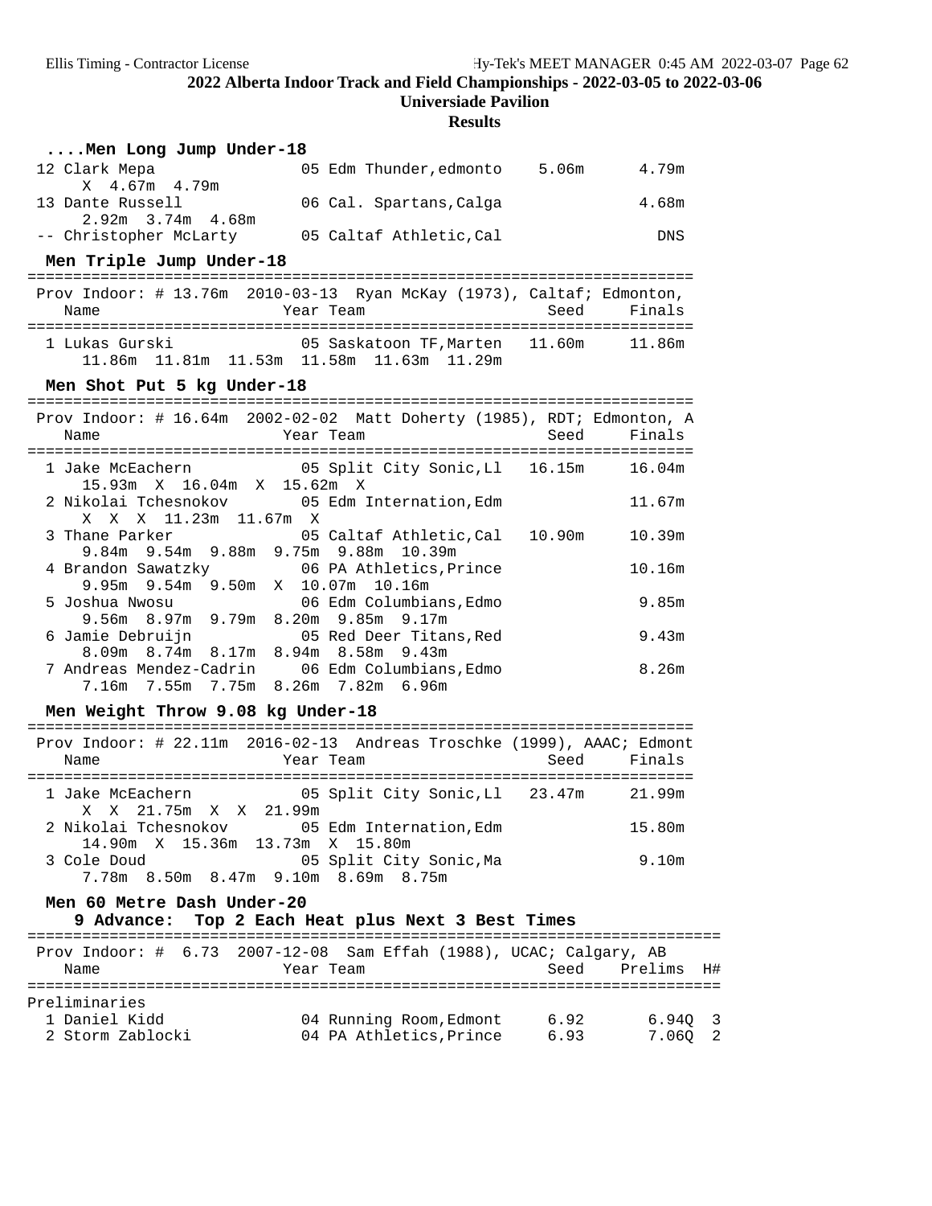**2022 Alberta Indoor Track and Field Championships - 2022-03-05 to 2022-03-06**

**Universiade Pavilion**

**Results**

### ....Men Long Jump Under-18

```
12 Clark Mepa               05 Edm Thunder,edmonto    5.06m      4.79m
     X  4.67m  4.79m
13 Dante Russell            06 Cal. Spartans,Calga               4.68m
     2.92m  3.74m  4.68m
-- Christopher McLarty      05 Caltaf Athletic,Cal                 DNS
```

### Men Triple Jump Under-18

```
=========================================================================
 Prov Indoor: # 13.76m  2010-03-13  Ryan McKay (1973), Caltaf; Edmonton,
    Name                    Year Team                    Seed     Finals
=========================================================================
  1 Lukas Gurski            05 Saskatoon TF,Marten   11.60m     11.86m
      11.86m  11.81m  11.53m  11.58m  11.63m  11.29m
```

### Men Shot Put 5 kg Under-18

```
=========================================================================
 Prov Indoor: # 16.64m  2002-02-02  Matt Doherty (1985), RDT; Edmonton, A
    Name                    Year Team                    Seed     Finals
=========================================================================
  1 Jake McEachern          05 Split City Sonic,Ll   16.15m     16.04m
      15.93m  X  16.04m  X  15.62m  X
  2 Nikolai Tchesnokov      05 Edm Internation,Edm              11.67m
      X  X  X  11.23m  11.67m  X
  3 Thane Parker            05 Caltaf Athletic,Cal   10.90m     10.39m
      9.84m  9.54m  9.88m  9.75m  9.88m  10.39m
  4 Brandon Sawatzky        06 PA Athletics,Prince              10.16m
      9.95m  9.54m  9.50m  X  10.07m  10.16m
  5 Joshua Nwosu            06 Edm Columbians,Edmo               9.85m
      9.56m  8.97m  9.79m  8.20m  9.85m  9.17m
  6 Jamie Debruijn          05 Red Deer Titans,Red               9.43m
      8.09m  8.74m  8.17m  8.94m  8.58m  9.43m
  7 Andreas Mendez-Cadrin   06 Edm Columbians,Edmo               8.26m
      7.16m  7.55m  7.75m  8.26m  7.82m  6.96m
```

### Men Weight Throw 9.08 kg Under-18

```
=========================================================================
 Prov Indoor: # 22.11m  2016-02-13  Andreas Troschke (1999), AAAC; Edmont
    Name                    Year Team                    Seed     Finals
=========================================================================
  1 Jake McEachern          05 Split City Sonic,Ll   23.47m     21.99m
      X  X  21.75m  X  X  21.99m
  2 Nikolai Tchesnokov      05 Edm Internation,Edm              15.80m
      14.90m  X  15.36m  13.73m  X  15.80m
  3 Cole Doud               05 Split City Sonic,Ma               9.10m
      7.78m  8.50m  8.47m  9.10m  8.69m  8.75m
```

### Men 60 Metre Dash Under-20

**9 Advance: Top 2 Each Heat plus Next 3 Best Times**

```
============================================================================
 Prov Indoor: #  6.73  2007-12-08  Sam Effah (1988), UCAC; Calgary, AB
    Name                    Year Team                    Seed    Prelims  H#
============================================================================
Preliminaries
  1 Daniel Kidd             04 Running Room,Edmont     6.92       6.94Q  3
  2 Storm Zablocki          04 PA Athletics,Prince     6.93       7.06Q  2
```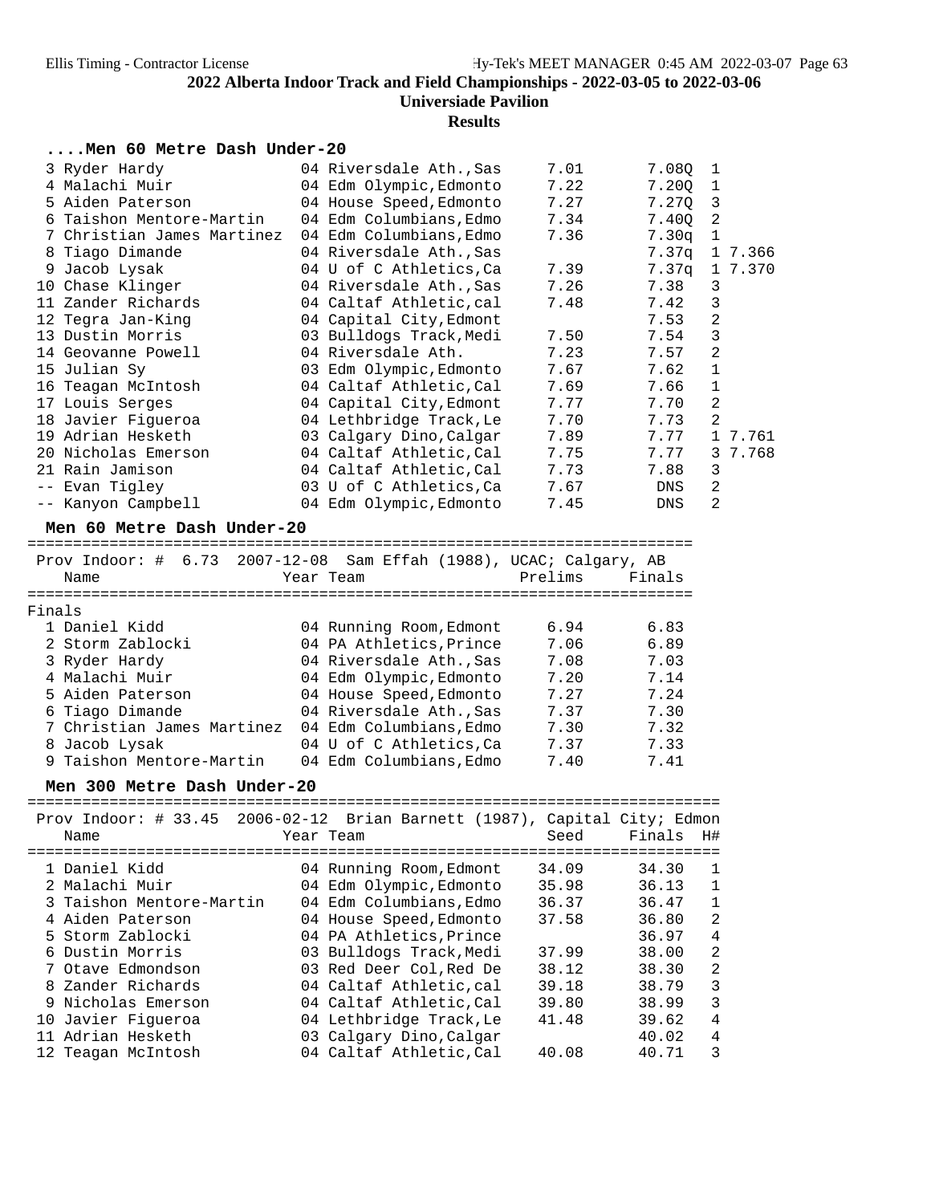## 2022 Alberta Indoor Track and Field Championships - 2022-03-05 to 2022-03-06

**Universiade Pavilion**

**Results**

### ....Men 60 Metre Dash Under-20

| Place | Name | Year | Team | Prelims | Finals | H# | |
|---|---|---|---|---|---|---|---|
| 3 | Ryder Hardy | 04 | Riversdale Ath.,Sas | 7.01 | 7.08Q | 1 | |
| 4 | Malachi Muir | 04 | Edm Olympic,Edmonto | 7.22 | 7.20Q | 1 | |
| 5 | Aiden Paterson | 04 | House Speed,Edmonto | 7.27 | 7.27Q | 3 | |
| 6 | Taishon Mentore-Martin | 04 | Edm Columbians,Edmo | 7.34 | 7.40Q | 2 | |
| 7 | Christian James Martinez | 04 | Edm Columbians,Edmo | 7.36 | 7.30q | 1 | |
| 8 | Tiago Dimande | 04 | Riversdale Ath.,Sas | | 7.37q | 1 | 7.366 |
| 9 | Jacob Lysak | 04 | U of C Athletics,Ca | 7.39 | 7.37q | 1 | 7.370 |
| 10 | Chase Klinger | 04 | Riversdale Ath.,Sas | 7.26 | 7.38 | 3 | |
| 11 | Zander Richards | 04 | Caltaf Athletic,cal | 7.48 | 7.42 | 3 | |
| 12 | Tegra Jan-King | 04 | Capital City,Edmont | | 7.53 | 2 | |
| 13 | Dustin Morris | 03 | Bulldogs Track,Medi | 7.50 | 7.54 | 3 | |
| 14 | Geovanne Powell | 04 | Riversdale Ath. | 7.23 | 7.57 | 2 | |
| 15 | Julian Sy | 03 | Edm Olympic,Edmonto | 7.67 | 7.62 | 1 | |
| 16 | Teagan McIntosh | 04 | Caltaf Athletic,Cal | 7.69 | 7.66 | 1 | |
| 17 | Louis Serges | 04 | Capital City,Edmont | 7.77 | 7.70 | 2 | |
| 18 | Javier Figueroa | 04 | Lethbridge Track,Le | 7.70 | 7.73 | 2 | |
| 19 | Adrian Hesketh | 03 | Calgary Dino,Calgar | 7.89 | 7.77 | 1 | 7.761 |
| 20 | Nicholas Emerson | 04 | Caltaf Athletic,Cal | 7.75 | 7.77 | 3 | 7.768 |
| 21 | Rain Jamison | 04 | Caltaf Athletic,Cal | 7.73 | 7.88 | 3 | |
| -- | Evan Tigley | 03 | U of C Athletics,Ca | 7.67 | DNS | 2 | |
| -- | Kanyon Campbell | 04 | Edm Olympic,Edmonto | 7.45 | DNS | 2 | |

### Men 60 Metre Dash Under-20

Prov Indoor: # 6.73 2007-12-08 Sam Effah (1988), UCAC; Calgary, AB

**Finals**

| Place | Name | Year | Team | Prelims | Finals |
|---|---|---|---|---|---|
| 1 | Daniel Kidd | 04 | Running Room,Edmont | 6.94 | 6.83 |
| 2 | Storm Zablocki | 04 | PA Athletics,Prince | 7.06 | 6.89 |
| 3 | Ryder Hardy | 04 | Riversdale Ath.,Sas | 7.08 | 7.03 |
| 4 | Malachi Muir | 04 | Edm Olympic,Edmonto | 7.20 | 7.14 |
| 5 | Aiden Paterson | 04 | House Speed,Edmonto | 7.27 | 7.24 |
| 6 | Tiago Dimande | 04 | Riversdale Ath.,Sas | 7.37 | 7.30 |
| 7 | Christian James Martinez | 04 | Edm Columbians,Edmo | 7.30 | 7.32 |
| 8 | Jacob Lysak | 04 | U of C Athletics,Ca | 7.37 | 7.33 |
| 9 | Taishon Mentore-Martin | 04 | Edm Columbians,Edmo | 7.40 | 7.41 |

### Men 300 Metre Dash Under-20

Prov Indoor: # 33.45 2006-02-12 Brian Barnett (1987), Capital City; Edmon

| Place | Name | Year | Team | Seed | Finals | H# |
|---|---|---|---|---|---|---|
| 1 | Daniel Kidd | 04 | Running Room,Edmont | 34.09 | 34.30 | 1 |
| 2 | Malachi Muir | 04 | Edm Olympic,Edmonto | 35.98 | 36.13 | 1 |
| 3 | Taishon Mentore-Martin | 04 | Edm Columbians,Edmo | 36.37 | 36.47 | 1 |
| 4 | Aiden Paterson | 04 | House Speed,Edmonto | 37.58 | 36.80 | 2 |
| 5 | Storm Zablocki | 04 | PA Athletics,Prince | | 36.97 | 4 |
| 6 | Dustin Morris | 03 | Bulldogs Track,Medi | 37.99 | 38.00 | 2 |
| 7 | Otave Edmondson | 03 | Red Deer Col,Red De | 38.12 | 38.30 | 2 |
| 8 | Zander Richards | 04 | Caltaf Athletic,cal | 39.18 | 38.79 | 3 |
| 9 | Nicholas Emerson | 04 | Caltaf Athletic,Cal | 39.80 | 38.99 | 3 |
| 10 | Javier Figueroa | 04 | Lethbridge Track,Le | 41.48 | 39.62 | 4 |
| 11 | Adrian Hesketh | 03 | Calgary Dino,Calgar | | 40.02 | 4 |
| 12 | Teagan McIntosh | 04 | Caltaf Athletic,Cal | 40.08 | 40.71 | 3 |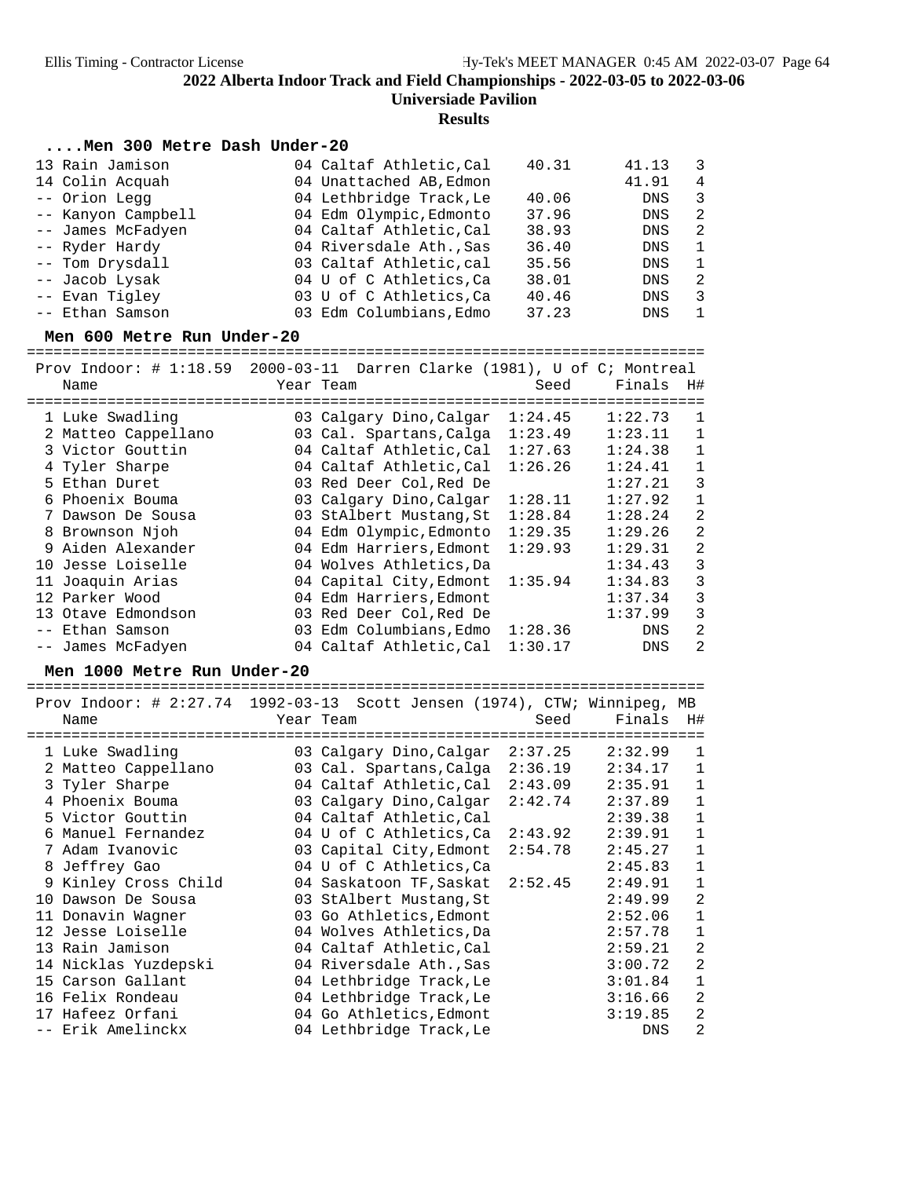2022 Alberta Indoor Track and Field Championships - 2022-03-05 to 2022-03-06

Universiade Pavilion

Results

### ....Men 300 Metre Dash Under-20

| Place | Name | Year | Team | Seed | Finals | H# |
|---|---|---|---|---|---|---|
| 13 | Rain Jamison | 04 | Caltaf Athletic,Cal | 40.31 | 41.13 | 3 |
| 14 | Colin Acquah | 04 | Unattached AB,Edmon | | 41.91 | 4 |
| -- | Orion Legg | 04 | Lethbridge Track,Le | 40.06 | DNS | 3 |
| -- | Kanyon Campbell | 04 | Edm Olympic,Edmonto | 37.96 | DNS | 2 |
| -- | James McFadyen | 04 | Caltaf Athletic,Cal | 38.93 | DNS | 2 |
| -- | Ryder Hardy | 04 | Riversdale Ath.,Sas | 36.40 | DNS | 1 |
| -- | Tom Drysdall | 03 | Caltaf Athletic,cal | 35.56 | DNS | 1 |
| -- | Jacob Lysak | 04 | U of C Athletics,Ca | 38.01 | DNS | 2 |
| -- | Evan Tigley | 03 | U of C Athletics,Ca | 40.46 | DNS | 3 |
| -- | Ethan Samson | 03 | Edm Columbians,Edmo | 37.23 | DNS | 1 |

### Men 600 Metre Run Under-20

Prov Indoor: # 1:18.59 2000-03-11 Darren Clarke (1981), U of C; Montreal

| Place | Name | Year | Team | Seed | Finals | H# |
|---|---|---|---|---|---|---|
| 1 | Luke Swadling | 03 | Calgary Dino,Calgar | 1:24.45 | 1:22.73 | 1 |
| 2 | Matteo Cappellano | 03 | Cal. Spartans,Calga | 1:23.49 | 1:23.11 | 1 |
| 3 | Victor Gouttin | 04 | Caltaf Athletic,Cal | 1:27.63 | 1:24.38 | 1 |
| 4 | Tyler Sharpe | 04 | Caltaf Athletic,Cal | 1:26.26 | 1:24.41 | 1 |
| 5 | Ethan Duret | 03 | Red Deer Col,Red De | | 1:27.21 | 3 |
| 6 | Phoenix Bouma | 03 | Calgary Dino,Calgar | 1:28.11 | 1:27.92 | 1 |
| 7 | Dawson De Sousa | 03 | StAlbert Mustang,St | 1:28.84 | 1:28.24 | 2 |
| 8 | Brownson Njoh | 04 | Edm Olympic,Edmonto | 1:29.35 | 1:29.26 | 2 |
| 9 | Aiden Alexander | 04 | Edm Harriers,Edmont | 1:29.93 | 1:29.31 | 2 |
| 10 | Jesse Loiselle | 04 | Wolves Athletics,Da | | 1:34.43 | 3 |
| 11 | Joaquin Arias | 04 | Capital City,Edmont | 1:35.94 | 1:34.83 | 3 |
| 12 | Parker Wood | 04 | Edm Harriers,Edmont | | 1:37.34 | 3 |
| 13 | Otave Edmondson | 03 | Red Deer Col,Red De | | 1:37.99 | 3 |
| -- | Ethan Samson | 03 | Edm Columbians,Edmo | 1:28.36 | DNS | 2 |
| -- | James McFadyen | 04 | Caltaf Athletic,Cal | 1:30.17 | DNS | 2 |

### Men 1000 Metre Run Under-20

Prov Indoor: # 2:27.74 1992-03-13 Scott Jensen (1974), CTW; Winnipeg, MB

| Place | Name | Year | Team | Seed | Finals | H# |
|---|---|---|---|---|---|---|
| 1 | Luke Swadling | 03 | Calgary Dino,Calgar | 2:37.25 | 2:32.99 | 1 |
| 2 | Matteo Cappellano | 03 | Cal. Spartans,Calga | 2:36.19 | 2:34.17 | 1 |
| 3 | Tyler Sharpe | 04 | Caltaf Athletic,Cal | 2:43.09 | 2:35.91 | 1 |
| 4 | Phoenix Bouma | 03 | Calgary Dino,Calgar | 2:42.74 | 2:37.89 | 1 |
| 5 | Victor Gouttin | 04 | Caltaf Athletic,Cal | | 2:39.38 | 1 |
| 6 | Manuel Fernandez | 04 | U of C Athletics,Ca | 2:43.92 | 2:39.91 | 1 |
| 7 | Adam Ivanovic | 03 | Capital City,Edmont | 2:54.78 | 2:45.27 | 1 |
| 8 | Jeffrey Gao | 04 | U of C Athletics,Ca | | 2:45.83 | 1 |
| 9 | Kinley Cross Child | 04 | Saskatoon TF,Saskat | 2:52.45 | 2:49.91 | 1 |
| 10 | Dawson De Sousa | 03 | StAlbert Mustang,St | | 2:49.99 | 2 |
| 11 | Donavin Wagner | 03 | Go Athletics,Edmont | | 2:52.06 | 1 |
| 12 | Jesse Loiselle | 04 | Wolves Athletics,Da | | 2:57.78 | 1 |
| 13 | Rain Jamison | 04 | Caltaf Athletic,Cal | | 2:59.21 | 2 |
| 14 | Nicklas Yuzdepski | 04 | Riversdale Ath.,Sas | | 3:00.72 | 2 |
| 15 | Carson Gallant | 04 | Lethbridge Track,Le | | 3:01.84 | 1 |
| 16 | Felix Rondeau | 04 | Lethbridge Track,Le | | 3:16.66 | 2 |
| 17 | Hafeez Orfani | 04 | Go Athletics,Edmont | | 3:19.85 | 2 |
| -- | Erik Amelinckx | 04 | Lethbridge Track,Le | | DNS | 2 |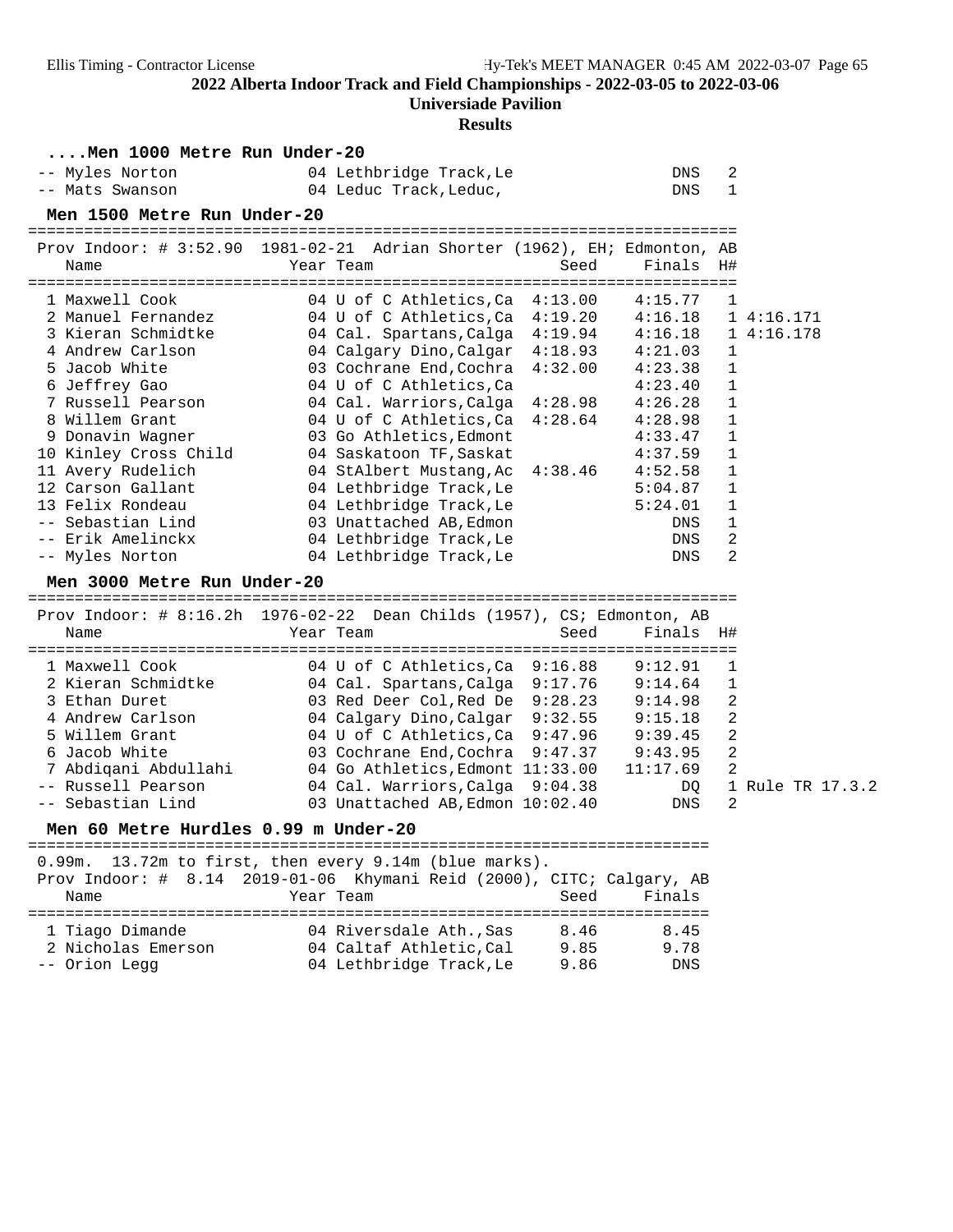## 2022 Alberta Indoor Track and Field Championships - 2022-03-05 to 2022-03-06

**Universiade Pavilion**

**Results**

### ....Men 1000 Metre Run Under-20

| Place | Name | Year | Team | Seed | Finals | H# |
|---|---|---|---|---|---|---|
| -- | Myles Norton | 04 | Lethbridge Track,Le | | DNS | 2 |
| -- | Mats Swanson | 04 | Leduc Track,Leduc, | | DNS | 1 |

### Men 1500 Metre Run Under-20

Prov Indoor: # 3:52.90 1981-02-21 Adrian Shorter (1962), EH; Edmonton, AB

| Place | Name | Year | Team | Seed | Finals | H# | |
|---|---|---|---|---|---|---|---|
| 1 | Maxwell Cook | 04 | U of C Athletics,Ca | 4:13.00 | 4:15.77 | 1 | |
| 2 | Manuel Fernandez | 04 | U of C Athletics,Ca | 4:19.20 | 4:16.18 | 1 | 4:16.171 |
| 3 | Kieran Schmidtke | 04 | Cal. Spartans,Calga | 4:19.94 | 4:16.18 | 1 | 4:16.178 |
| 4 | Andrew Carlson | 04 | Calgary Dino,Calgar | 4:18.93 | 4:21.03 | 1 | |
| 5 | Jacob White | 03 | Cochrane End,Cochra | 4:32.00 | 4:23.38 | 1 | |
| 6 | Jeffrey Gao | 04 | U of C Athletics,Ca | | 4:23.40 | 1 | |
| 7 | Russell Pearson | 04 | Cal. Warriors,Calga | 4:28.98 | 4:26.28 | 1 | |
| 8 | Willem Grant | 04 | U of C Athletics,Ca | 4:28.64 | 4:28.98 | 1 | |
| 9 | Donavin Wagner | 03 | Go Athletics,Edmont | | 4:33.47 | 1 | |
| 10 | Kinley Cross Child | 04 | Saskatoon TF,Saskat | | 4:37.59 | 1 | |
| 11 | Avery Rudelich | 04 | StAlbert Mustang,Ac | 4:38.46 | 4:52.58 | 1 | |
| 12 | Carson Gallant | 04 | Lethbridge Track,Le | | 5:04.87 | 1 | |
| 13 | Felix Rondeau | 04 | Lethbridge Track,Le | | 5:24.01 | 1 | |
| -- | Sebastian Lind | 03 | Unattached AB,Edmon | | DNS | 1 | |
| -- | Erik Amelinckx | 04 | Lethbridge Track,Le | | DNS | 2 | |
| -- | Myles Norton | 04 | Lethbridge Track,Le | | DNS | 2 | |

### Men 3000 Metre Run Under-20

Prov Indoor: # 8:16.2h 1976-02-22 Dean Childs (1957), CS; Edmonton, AB

| Place | Name | Year | Team | Seed | Finals | H# | |
|---|---|---|---|---|---|---|---|
| 1 | Maxwell Cook | 04 | U of C Athletics,Ca | 9:16.88 | 9:12.91 | 1 | |
| 2 | Kieran Schmidtke | 04 | Cal. Spartans,Calga | 9:17.76 | 9:14.64 | 1 | |
| 3 | Ethan Duret | 03 | Red Deer Col,Red De | 9:28.23 | 9:14.98 | 2 | |
| 4 | Andrew Carlson | 04 | Calgary Dino,Calgar | 9:32.55 | 9:15.18 | 2 | |
| 5 | Willem Grant | 04 | U of C Athletics,Ca | 9:47.96 | 9:39.45 | 2 | |
| 6 | Jacob White | 03 | Cochrane End,Cochra | 9:47.37 | 9:43.95 | 2 | |
| 7 | Abdiqani Abdullahi | 04 | Go Athletics,Edmont | 11:33.00 | 11:17.69 | 2 | |
| -- | Russell Pearson | 04 | Cal. Warriors,Calga | 9:04.38 | DQ | 1 | Rule TR 17.3.2 |
| -- | Sebastian Lind | 03 | Unattached AB,Edmon | 10:02.40 | DNS | 2 | |

### Men 60 Metre Hurdles 0.99 m Under-20

0.99m. 13.72m to first, then every 9.14m (blue marks).
Prov Indoor: # 8.14 2019-01-06 Khymani Reid (2000), CITC; Calgary, AB

| Place | Name | Year | Team | Seed | Finals |
|---|---|---|---|---|---|
| 1 | Tiago Dimande | 04 | Riversdale Ath.,Sas | 8.46 | 8.45 |
| 2 | Nicholas Emerson | 04 | Caltaf Athletic,Cal | 9.85 | 9.78 |
| -- | Orion Legg | 04 | Lethbridge Track,Le | 9.86 | DNS |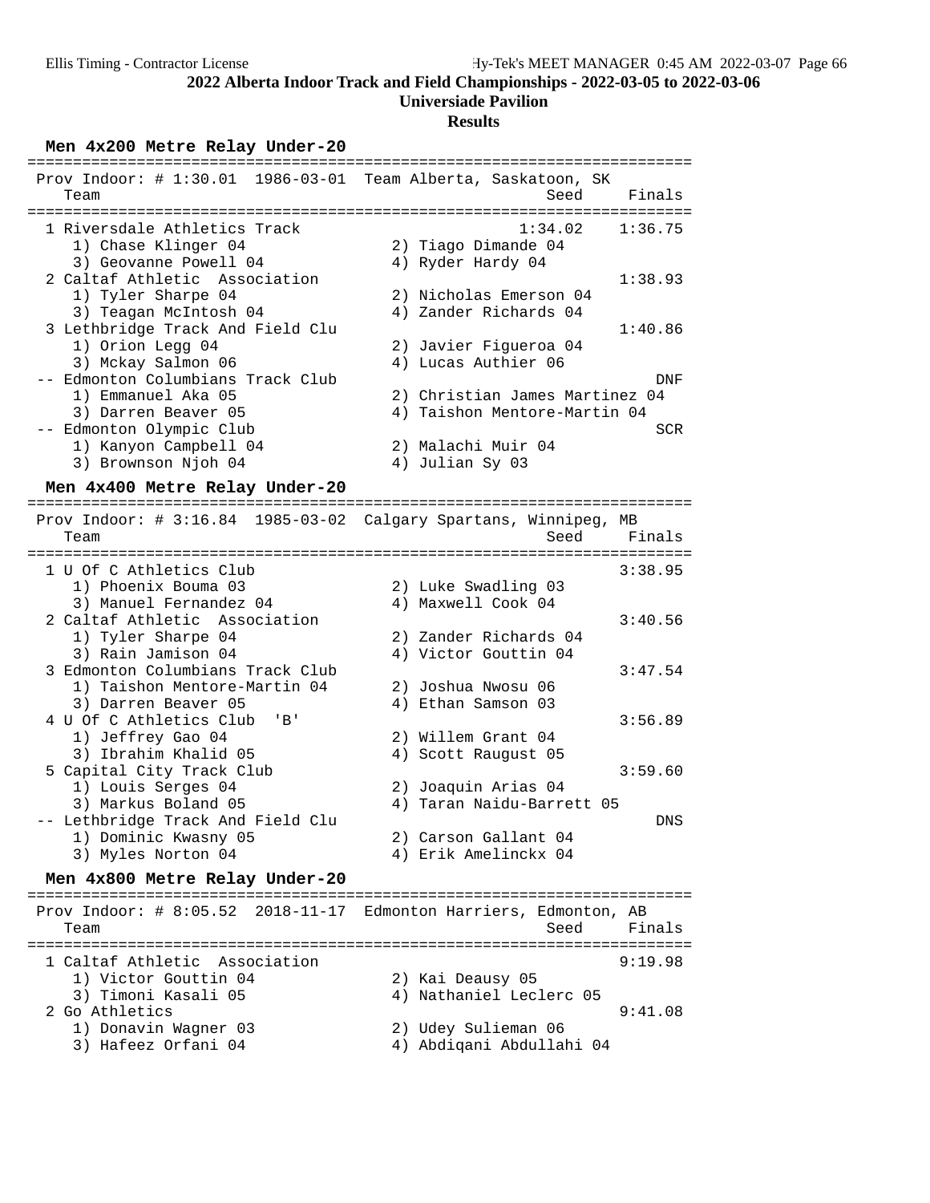# 2022 Alberta Indoor Track and Field Championships - 2022-03-05 to 2022-03-06

## Universiade Pavilion

### Results

#### Men 4x200 Metre Relay Under-20

Prov Indoor: # 1:30.01 1986-03-01 Team Alberta, Saskatoon, SK

| Place | Team | Seed | Finals |
|---|---|---|---|
| 1 | Riversdale Athletics Track | 1:34.02 | 1:36.75 |
| | 1) Chase Klinger 04; 2) Tiago Dimande 04; 3) Geovanne Powell 04; 4) Ryder Hardy 04 | | |
| 2 | Caltaf Athletic Association | | 1:38.93 |
| | 1) Tyler Sharpe 04; 2) Nicholas Emerson 04; 3) Teagan McIntosh 04; 4) Zander Richards 04 | | |
| 3 | Lethbridge Track And Field Clu | | 1:40.86 |
| | 1) Orion Legg 04; 2) Javier Figueroa 04; 3) Mckay Salmon 06; 4) Lucas Authier 06 | | |
| -- | Edmonton Columbians Track Club | | DNF |
| | 1) Emmanuel Aka 05; 2) Christian James Martinez 04; 3) Darren Beaver 05; 4) Taishon Mentore-Martin 04 | | |
| -- | Edmonton Olympic Club | | SCR |
| | 1) Kanyon Campbell 04; 2) Malachi Muir 04; 3) Brownson Njoh 04; 4) Julian Sy 03 | | |

#### Men 4x400 Metre Relay Under-20

Prov Indoor: # 3:16.84 1985-03-02 Calgary Spartans, Winnipeg, MB

| Place | Team | Seed | Finals |
|---|---|---|---|
| 1 | U Of C Athletics Club | | 3:38.95 |
| | 1) Phoenix Bouma 03; 2) Luke Swadling 03; 3) Manuel Fernandez 04; 4) Maxwell Cook 04 | | |
| 2 | Caltaf Athletic Association | | 3:40.56 |
| | 1) Tyler Sharpe 04; 2) Zander Richards 04; 3) Rain Jamison 04; 4) Victor Gouttin 04 | | |
| 3 | Edmonton Columbians Track Club | | 3:47.54 |
| | 1) Taishon Mentore-Martin 04; 2) Joshua Nwosu 06; 3) Darren Beaver 05; 4) Ethan Samson 03 | | |
| 4 | U Of C Athletics Club 'B' | | 3:56.89 |
| | 1) Jeffrey Gao 04; 2) Willem Grant 04; 3) Ibrahim Khalid 05; 4) Scott Raugust 05 | | |
| 5 | Capital City Track Club | | 3:59.60 |
| | 1) Louis Serges 04; 2) Joaquin Arias 04; 3) Markus Boland 05; 4) Taran Naidu-Barrett 05 | | |
| -- | Lethbridge Track And Field Clu | | DNS |
| | 1) Dominic Kwasny 05; 2) Carson Gallant 04; 3) Myles Norton 04; 4) Erik Amelinckx 04 | | |

#### Men 4x800 Metre Relay Under-20

Prov Indoor: # 8:05.52 2018-11-17 Edmonton Harriers, Edmonton, AB

| Place | Team | Seed | Finals |
|---|---|---|---|
| 1 | Caltaf Athletic Association | | 9:19.98 |
| | 1) Victor Gouttin 04; 2) Kai Deausy 05; 3) Timoni Kasali 05; 4) Nathaniel Leclerc 05 | | |
| 2 | Go Athletics | | 9:41.08 |
| | 1) Donavin Wagner 03; 2) Udey Sulieman 06; 3) Hafeez Orfani 04; 4) Abdiqani Abdullahi 04 | | |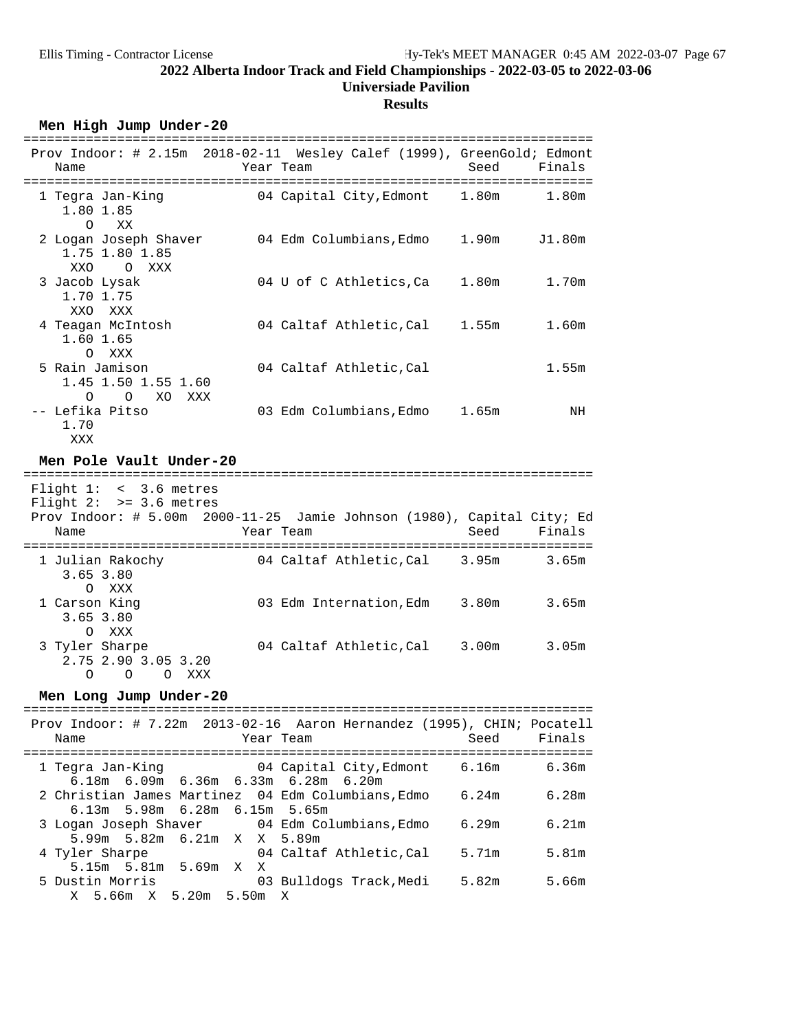**2022 Alberta Indoor Track and Field Championships - 2022-03-05 to 2022-03-06**

**Universiade Pavilion**

**Results**

### Men High Jump Under-20

Prov Indoor: # 2.15m 2018-02-11 Wesley Calef (1999), GreenGold; Edmont

| Place | Name | Year | Team | Seed | Finals |
|---|---|---|---|---|---|
| 1 | Tegra Jan-King | 04 | Capital City,Edmont | 1.80m | 1.80m |
| | 1.80 1.85 / O XX | | | | |
| 2 | Logan Joseph Shaver | 04 | Edm Columbians,Edmo | 1.90m | J1.80m |
| | 1.75 1.80 1.85 / XXO O XXX | | | | |
| 3 | Jacob Lysak | 04 | U of C Athletics,Ca | 1.80m | 1.70m |
| | 1.70 1.75 / XXO XXX | | | | |
| 4 | Teagan McIntosh | 04 | Caltaf Athletic,Cal | 1.55m | 1.60m |
| | 1.60 1.65 / O XXX | | | | |
| 5 | Rain Jamison | 04 | Caltaf Athletic,Cal | | 1.55m |
| | 1.45 1.50 1.55 1.60 / O O XO XXX | | | | |
| -- | Lefika Pitso | 03 | Edm Columbians,Edmo | 1.65m | NH |
| | 1.70 / XXX | | | | |

### Men Pole Vault Under-20

Flight 1: < 3.6 metres
Flight 2: >= 3.6 metres
Prov Indoor: # 5.00m 2000-11-25 Jamie Johnson (1980), Capital City; Ed

| Place | Name | Year | Team | Seed | Finals |
|---|---|---|---|---|---|
| 1 | Julian Rakochy | 04 | Caltaf Athletic,Cal | 3.95m | 3.65m |
| | 3.65 3.80 / O XXX | | | | |
| 1 | Carson King | 03 | Edm Internation,Edm | 3.80m | 3.65m |
| | 3.65 3.80 / O XXX | | | | |
| 3 | Tyler Sharpe | 04 | Caltaf Athletic,Cal | 3.00m | 3.05m |
| | 2.75 2.90 3.05 3.20 / O O O XXX | | | | |

### Men Long Jump Under-20

Prov Indoor: # 7.22m 2013-02-16 Aaron Hernandez (1995), CHIN; Pocatell

| Place | Name | Year | Team | Seed | Finals |
|---|---|---|---|---|---|
| 1 | Tegra Jan-King | 04 | Capital City,Edmont | 6.16m | 6.36m |
| | 6.18m 6.09m 6.36m 6.33m 6.28m 6.20m | | | | |
| 2 | Christian James Martinez | 04 | Edm Columbians,Edmo | 6.24m | 6.28m |
| | 6.13m 5.98m 6.28m 6.15m 5.65m | | | | |
| 3 | Logan Joseph Shaver | 04 | Edm Columbians,Edmo | 6.29m | 6.21m |
| | 5.99m 5.82m 6.21m X X 5.89m | | | | |
| 4 | Tyler Sharpe | 04 | Caltaf Athletic,Cal | 5.71m | 5.81m |
| | 5.15m 5.81m 5.69m X X | | | | |
| 5 | Dustin Morris | 03 | Bulldogs Track,Medi | 5.82m | 5.66m |
| | X 5.66m X 5.20m 5.50m X | | | | |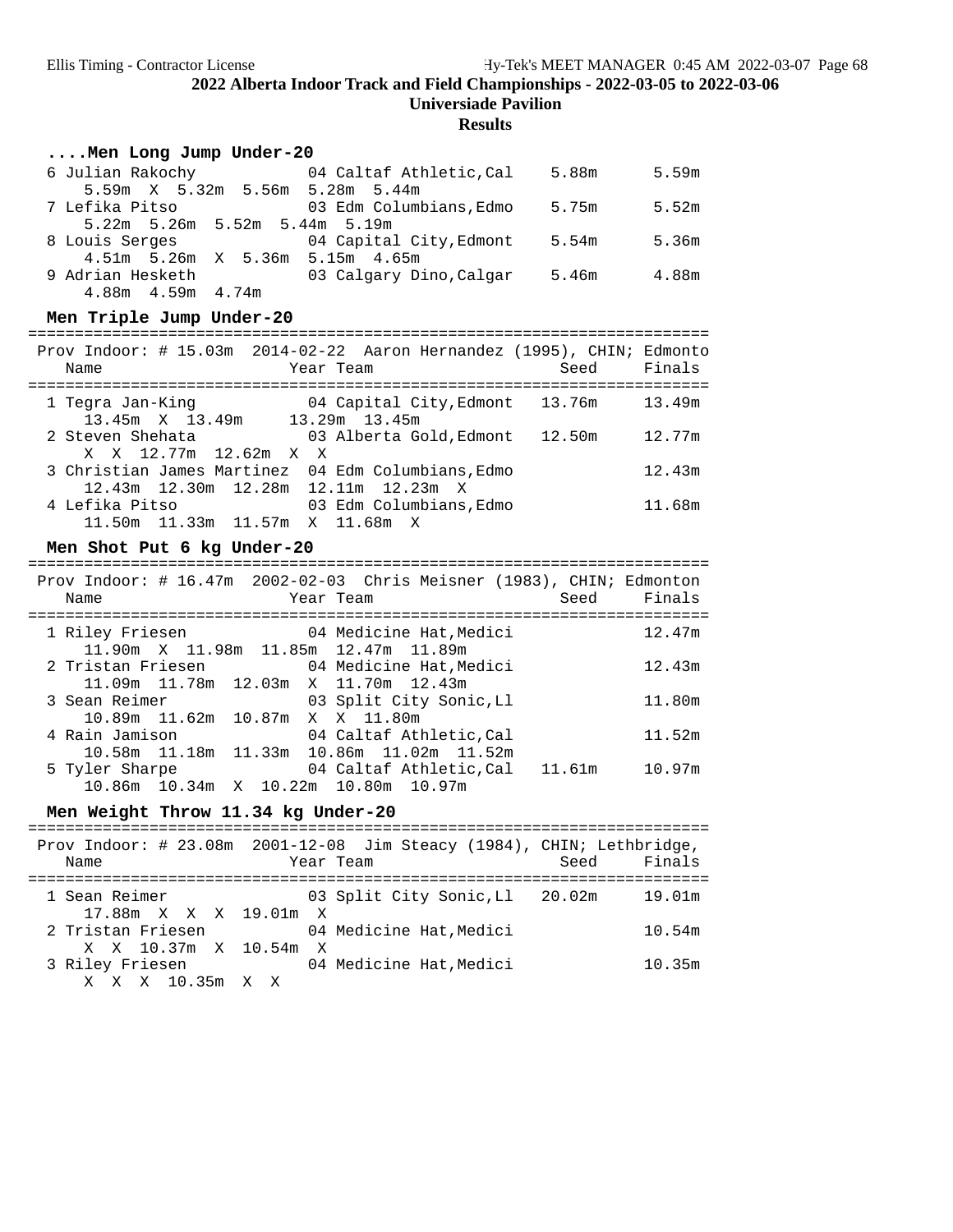**2022 Alberta Indoor Track and Field Championships - 2022-03-05 to 2022-03-06**

**Universiade Pavilion**

**Results**

### ....Men Long Jump Under-20

| Place | Name | Year | Team | Seed | Finals |
|---|---|---|---|---|---|
| 6 | Julian Rakochy | 04 | Caltaf Athletic,Cal | 5.88m | 5.59m |
| | 5.59m X 5.32m 5.56m 5.28m 5.44m | | | | |
| 7 | Lefika Pitso | 03 | Edm Columbians,Edmo | 5.75m | 5.52m |
| | 5.22m 5.26m 5.52m 5.44m 5.19m | | | | |
| 8 | Louis Serges | 04 | Capital City,Edmont | 5.54m | 5.36m |
| | 4.51m 5.26m X 5.36m 5.15m 4.65m | | | | |
| 9 | Adrian Hesketh | 03 | Calgary Dino,Calgar | 5.46m | 4.88m |
| | 4.88m 4.59m 4.74m | | | | |

### Men Triple Jump Under-20

Prov Indoor: # 15.03m 2014-02-22 Aaron Hernandez (1995), CHIN; Edmonto

| Place | Name | Year | Team | Seed | Finals |
|---|---|---|---|---|---|
| 1 | Tegra Jan-King | 04 | Capital City,Edmont | 13.76m | 13.49m |
| | 13.45m X 13.49m 13.29m 13.45m | | | | |
| 2 | Steven Shehata | 03 | Alberta Gold,Edmont | 12.50m | 12.77m |
| | X X 12.77m 12.62m X X | | | | |
| 3 | Christian James Martinez | 04 | Edm Columbians,Edmo | | 12.43m |
| | 12.43m 12.30m 12.28m 12.11m 12.23m X | | | | |
| 4 | Lefika Pitso | 03 | Edm Columbians,Edmo | | 11.68m |
| | 11.50m 11.33m 11.57m X 11.68m X | | | | |

### Men Shot Put 6 kg Under-20

Prov Indoor: # 16.47m 2002-02-03 Chris Meisner (1983), CHIN; Edmonton

| Place | Name | Year | Team | Seed | Finals |
|---|---|---|---|---|---|
| 1 | Riley Friesen | 04 | Medicine Hat,Medici | | 12.47m |
| | 11.90m X 11.98m 11.85m 12.47m 11.89m | | | | |
| 2 | Tristan Friesen | 04 | Medicine Hat,Medici | | 12.43m |
| | 11.09m 11.78m 12.03m X 11.70m 12.43m | | | | |
| 3 | Sean Reimer | 03 | Split City Sonic,Ll | | 11.80m |
| | 10.89m 11.62m 10.87m X X 11.80m | | | | |
| 4 | Rain Jamison | 04 | Caltaf Athletic,Cal | | 11.52m |
| | 10.58m 11.18m 11.33m 10.86m 11.02m 11.52m | | | | |
| 5 | Tyler Sharpe | 04 | Caltaf Athletic,Cal | 11.61m | 10.97m |
| | 10.86m 10.34m X 10.22m 10.80m 10.97m | | | | |

### Men Weight Throw 11.34 kg Under-20

Prov Indoor: # 23.08m 2001-12-08 Jim Steacy (1984), CHIN; Lethbridge,

| Place | Name | Year | Team | Seed | Finals |
|---|---|---|---|---|---|
| 1 | Sean Reimer | 03 | Split City Sonic,Ll | 20.02m | 19.01m |
| | 17.88m X X X 19.01m X | | | | |
| 2 | Tristan Friesen | 04 | Medicine Hat,Medici | | 10.54m |
| | X X 10.37m X 10.54m X | | | | |
| 3 | Riley Friesen | 04 | Medicine Hat,Medici | | 10.35m |
| | X X X 10.35m X X | | | | |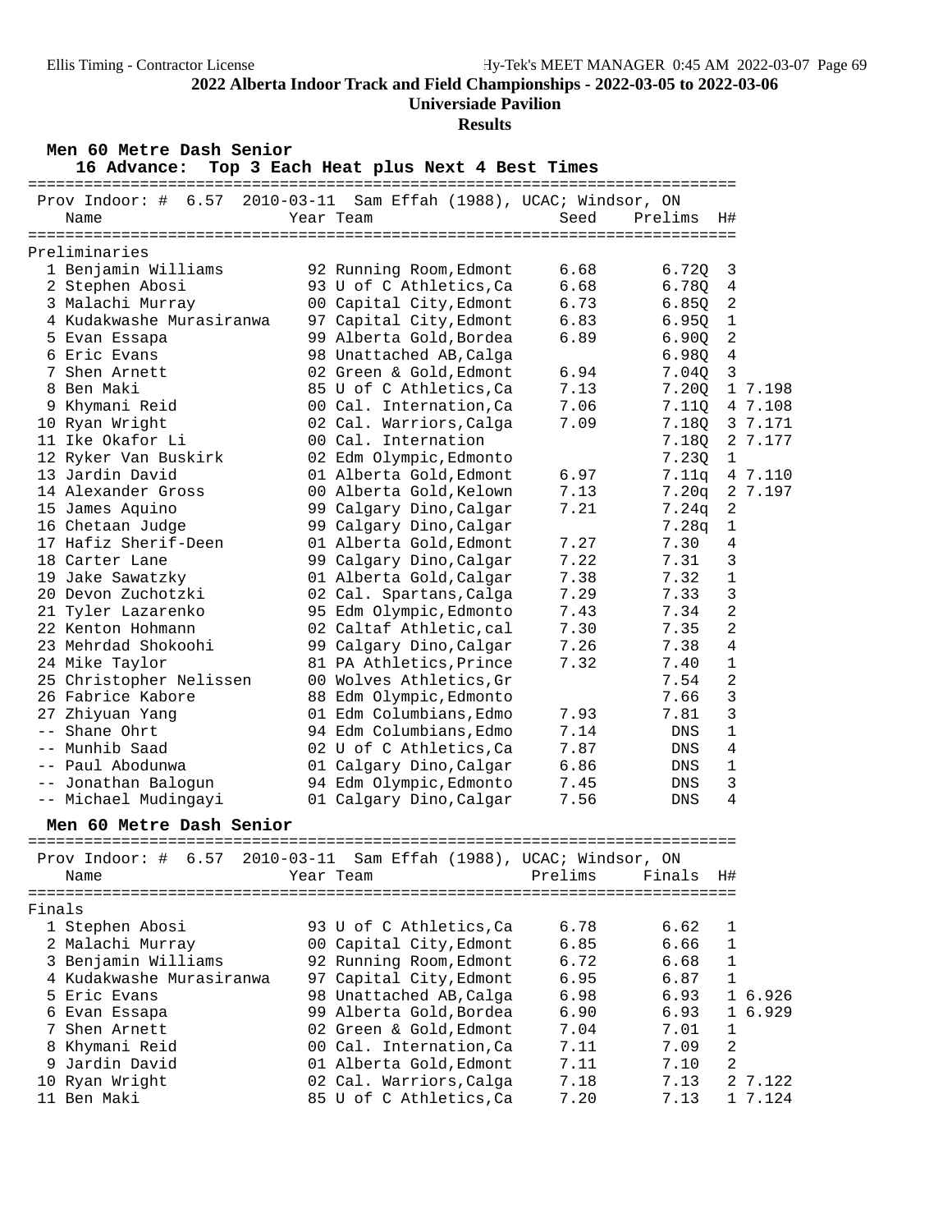## 2022 Alberta Indoor Track and Field Championships - 2022-03-05 to 2022-03-06

**Universiade Pavilion**

**Results**

### Men 60 Metre Dash Senior

**16 Advance: Top 3 Each Heat plus Next 4 Best Times**

Prov Indoor: # 6.57 2010-03-11 Sam Effah (1988), UCAC; Windsor, ON

**Preliminaries**

| Place | Name | Year | Team | Seed | Prelims | H# | |
|---|---|---|---|---|---|---|---|
| 1 | Benjamin Williams | 92 | Running Room,Edmont | 6.68 | 6.72Q | 3 | |
| 2 | Stephen Abosi | 93 | U of C Athletics,Ca | 6.68 | 6.78Q | 4 | |
| 3 | Malachi Murray | 00 | Capital City,Edmont | 6.73 | 6.85Q | 2 | |
| 4 | Kudakwashe Murasiranwa | 97 | Capital City,Edmont | 6.83 | 6.95Q | 1 | |
| 5 | Evan Essapa | 99 | Alberta Gold,Bordea | 6.89 | 6.90Q | 2 | |
| 6 | Eric Evans | 98 | Unattached AB,Calga | | 6.98Q | 4 | |
| 7 | Shen Arnett | 02 | Green & Gold,Edmont | 6.94 | 7.04Q | 3 | |
| 8 | Ben Maki | 85 | U of C Athletics,Ca | 7.13 | 7.20Q | 1 | 7.198 |
| 9 | Khymani Reid | 00 | Cal. Internation,Ca | 7.06 | 7.11Q | 4 | 7.108 |
| 10 | Ryan Wright | 02 | Cal. Warriors,Calga | 7.09 | 7.18Q | 3 | 7.171 |
| 11 | Ike Okafor Li | 00 | Cal. Internation | | 7.18Q | 2 | 7.177 |
| 12 | Ryker Van Buskirk | 02 | Edm Olympic,Edmonto | | 7.23Q | 1 | |
| 13 | Jardin David | 01 | Alberta Gold,Edmont | 6.97 | 7.11q | 4 | 7.110 |
| 14 | Alexander Gross | 00 | Alberta Gold,Kelown | 7.13 | 7.20q | 2 | 7.197 |
| 15 | James Aquino | 99 | Calgary Dino,Calgar | 7.21 | 7.24q | 2 | |
| 16 | Chetaan Judge | 99 | Calgary Dino,Calgar | | 7.28q | 1 | |
| 17 | Hafiz Sherif-Deen | 01 | Alberta Gold,Edmont | 7.27 | 7.30 | 4 | |
| 18 | Carter Lane | 99 | Calgary Dino,Calgar | 7.22 | 7.31 | 3 | |
| 19 | Jake Sawatzky | 01 | Alberta Gold,Calgar | 7.38 | 7.32 | 1 | |
| 20 | Devon Zuchotzki | 02 | Cal. Spartans,Calga | 7.29 | 7.33 | 3 | |
| 21 | Tyler Lazarenko | 95 | Edm Olympic,Edmonto | 7.43 | 7.34 | 2 | |
| 22 | Kenton Hohmann | 02 | Caltaf Athletic,cal | 7.30 | 7.35 | 2 | |
| 23 | Mehrdad Shokoohi | 99 | Calgary Dino,Calgar | 7.26 | 7.38 | 4 | |
| 24 | Mike Taylor | 81 | PA Athletics,Prince | 7.32 | 7.40 | 1 | |
| 25 | Christopher Nelissen | 00 | Wolves Athletics,Gr | | 7.54 | 2 | |
| 26 | Fabrice Kabore | 88 | Edm Olympic,Edmonto | | 7.66 | 3 | |
| 27 | Zhiyuan Yang | 01 | Edm Columbians,Edmo | 7.93 | 7.81 | 3 | |
| -- | Shane Ohrt | 94 | Edm Columbians,Edmo | 7.14 | DNS | 1 | |
| -- | Munhib Saad | 02 | U of C Athletics,Ca | 7.87 | DNS | 4 | |
| -- | Paul Abodunwa | 01 | Calgary Dino,Calgar | 6.86 | DNS | 1 | |
| -- | Jonathan Balogun | 94 | Edm Olympic,Edmonto | 7.45 | DNS | 3 | |
| -- | Michael Mudingayi | 01 | Calgary Dino,Calgar | 7.56 | DNS | 4 | |

### Men 60 Metre Dash Senior

Prov Indoor: # 6.57 2010-03-11 Sam Effah (1988), UCAC; Windsor, ON

**Finals**

| Place | Name | Year | Team | Prelims | Finals | H# | |
|---|---|---|---|---|---|---|---|
| 1 | Stephen Abosi | 93 | U of C Athletics,Ca | 6.78 | 6.62 | 1 | |
| 2 | Malachi Murray | 00 | Capital City,Edmont | 6.85 | 6.66 | 1 | |
| 3 | Benjamin Williams | 92 | Running Room,Edmont | 6.72 | 6.68 | 1 | |
| 4 | Kudakwashe Murasiranwa | 97 | Capital City,Edmont | 6.95 | 6.87 | 1 | |
| 5 | Eric Evans | 98 | Unattached AB,Calga | 6.98 | 6.93 | 1 | 6.926 |
| 6 | Evan Essapa | 99 | Alberta Gold,Bordea | 6.90 | 6.93 | 1 | 6.929 |
| 7 | Shen Arnett | 02 | Green & Gold,Edmont | 7.04 | 7.01 | 1 | |
| 8 | Khymani Reid | 00 | Cal. Internation,Ca | 7.11 | 7.09 | 2 | |
| 9 | Jardin David | 01 | Alberta Gold,Edmont | 7.11 | 7.10 | 2 | |
| 10 | Ryan Wright | 02 | Cal. Warriors,Calga | 7.18 | 7.13 | 2 | 7.122 |
| 11 | Ben Maki | 85 | U of C Athletics,Ca | 7.20 | 7.13 | 1 | 7.124 |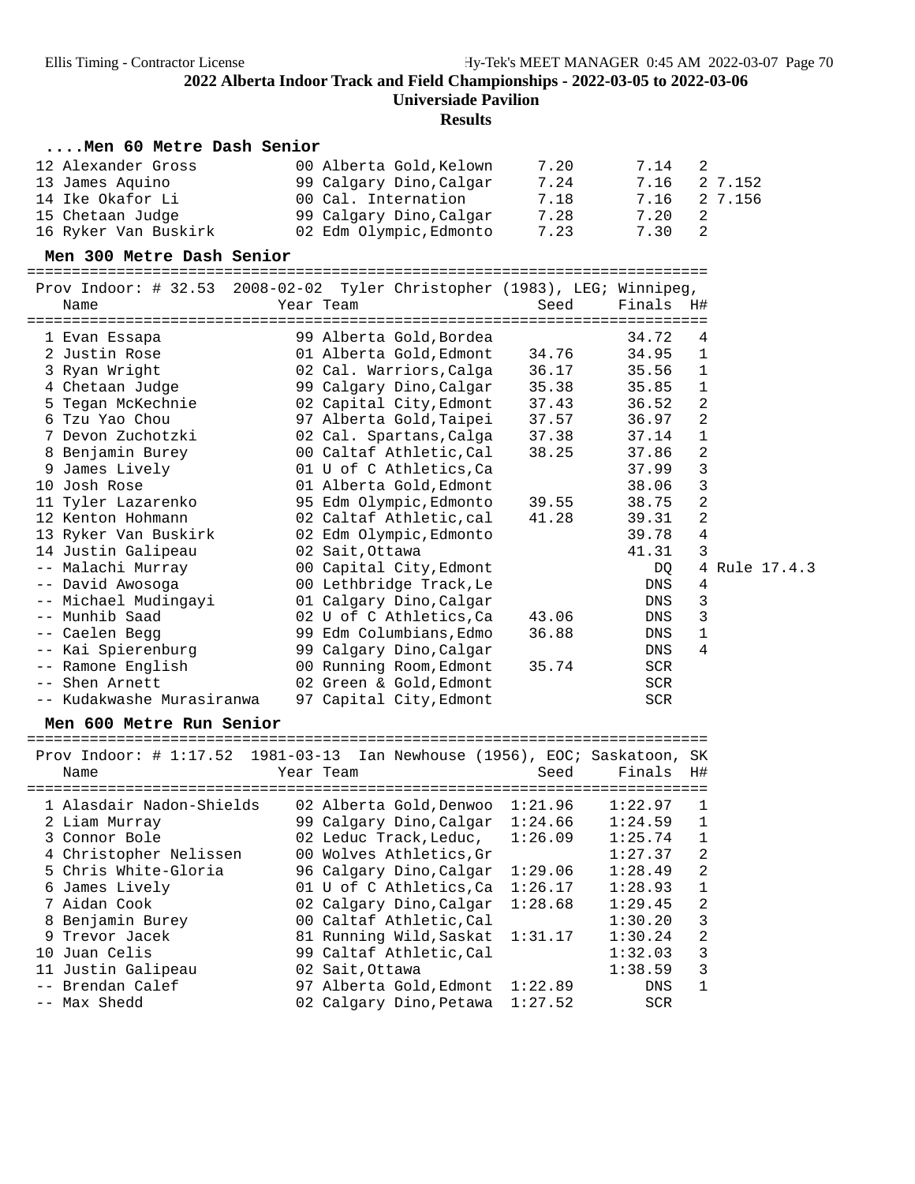## ....Men 60 Metre Dash Senior

| Place | Name | Year | Team | Seed | Finals | H# | |
|---|---|---|---|---|---|---|---|
| 12 | Alexander Gross | 00 | Alberta Gold,Kelown | 7.20 | 7.14 | 2 | |
| 13 | James Aquino | 99 | Calgary Dino,Calgar | 7.24 | 7.16 | 2 | 7.152 |
| 14 | Ike Okafor Li | 00 | Cal. Internation | 7.18 | 7.16 | 2 | 7.156 |
| 15 | Chetaan Judge | 99 | Calgary Dino,Calgar | 7.28 | 7.20 | 2 | |
| 16 | Ryker Van Buskirk | 02 | Edm Olympic,Edmonto | 7.23 | 7.30 | 2 | |

## Men 300 Metre Dash Senior

Prov Indoor: # 32.53 2008-02-02 Tyler Christopher (1983), LEG; Winnipeg,

| Place | Name | Year | Team | Seed | Finals | H# | |
|---|---|---|---|---|---|---|---|
| 1 | Evan Essapa | 99 | Alberta Gold,Bordea | | 34.72 | 4 | |
| 2 | Justin Rose | 01 | Alberta Gold,Edmont | 34.76 | 34.95 | 1 | |
| 3 | Ryan Wright | 02 | Cal. Warriors,Calga | 36.17 | 35.56 | 1 | |
| 4 | Chetaan Judge | 99 | Calgary Dino,Calgar | 35.38 | 35.85 | 1 | |
| 5 | Tegan McKechnie | 02 | Capital City,Edmont | 37.43 | 36.52 | 2 | |
| 6 | Tzu Yao Chou | 97 | Alberta Gold,Taipei | 37.57 | 36.97 | 2 | |
| 7 | Devon Zuchotzki | 02 | Cal. Spartans,Calga | 37.38 | 37.14 | 1 | |
| 8 | Benjamin Burey | 00 | Caltaf Athletic,Cal | 38.25 | 37.86 | 2 | |
| 9 | James Lively | 01 | U of C Athletics,Ca | | 37.99 | 3 | |
| 10 | Josh Rose | 01 | Alberta Gold,Edmont | | 38.06 | 3 | |
| 11 | Tyler Lazarenko | 95 | Edm Olympic,Edmonto | 39.55 | 38.75 | 2 | |
| 12 | Kenton Hohmann | 02 | Caltaf Athletic,cal | 41.28 | 39.31 | 2 | |
| 13 | Ryker Van Buskirk | 02 | Edm Olympic,Edmonto | | 39.78 | 4 | |
| 14 | Justin Galipeau | 02 | Sait,Ottawa | | 41.31 | 3 | |
| -- | Malachi Murray | 00 | Capital City,Edmont | | DQ | 4 | Rule 17.4.3 |
| -- | David Awosoga | 00 | Lethbridge Track,Le | | DNS | 4 | |
| -- | Michael Mudingayi | 01 | Calgary Dino,Calgar | | DNS | 3 | |
| -- | Munhib Saad | 02 | U of C Athletics,Ca | 43.06 | DNS | 3 | |
| -- | Caelen Begg | 99 | Edm Columbians,Edmo | 36.88 | DNS | 1 | |
| -- | Kai Spierenburg | 99 | Calgary Dino,Calgar | | DNS | 4 | |
| -- | Ramone English | 00 | Running Room,Edmont | 35.74 | SCR | | |
| -- | Shen Arnett | 02 | Green & Gold,Edmont | | SCR | | |
| -- | Kudakwashe Murasiranwa | 97 | Capital City,Edmont | | SCR | | |

## Men 600 Metre Run Senior

Prov Indoor: # 1:17.52 1981-03-13 Ian Newhouse (1956), EOC; Saskatoon, SK

| Place | Name | Year | Team | Seed | Finals | H# |
|---|---|---|---|---|---|---|
| 1 | Alasdair Nadon-Shields | 02 | Alberta Gold,Denwoo | 1:21.96 | 1:22.97 | 1 |
| 2 | Liam Murray | 99 | Calgary Dino,Calgar | 1:24.66 | 1:24.59 | 1 |
| 3 | Connor Bole | 02 | Leduc Track,Leduc, | 1:26.09 | 1:25.74 | 1 |
| 4 | Christopher Nelissen | 00 | Wolves Athletics,Gr | | 1:27.37 | 2 |
| 5 | Chris White-Gloria | 96 | Calgary Dino,Calgar | 1:29.06 | 1:28.49 | 2 |
| 6 | James Lively | 01 | U of C Athletics,Ca | 1:26.17 | 1:28.93 | 1 |
| 7 | Aidan Cook | 02 | Calgary Dino,Calgar | 1:28.68 | 1:29.45 | 2 |
| 8 | Benjamin Burey | 00 | Caltaf Athletic,Cal | | 1:30.20 | 3 |
| 9 | Trevor Jacek | 81 | Running Wild,Saskat | 1:31.17 | 1:30.24 | 2 |
| 10 | Juan Celis | 99 | Caltaf Athletic,Cal | | 1:32.03 | 3 |
| 11 | Justin Galipeau | 02 | Sait,Ottawa | | 1:38.59 | 3 |
| -- | Brendan Calef | 97 | Alberta Gold,Edmont | 1:22.89 | DNS | 1 |
| -- | Max Shedd | 02 | Calgary Dino,Petawa | 1:27.52 | SCR | |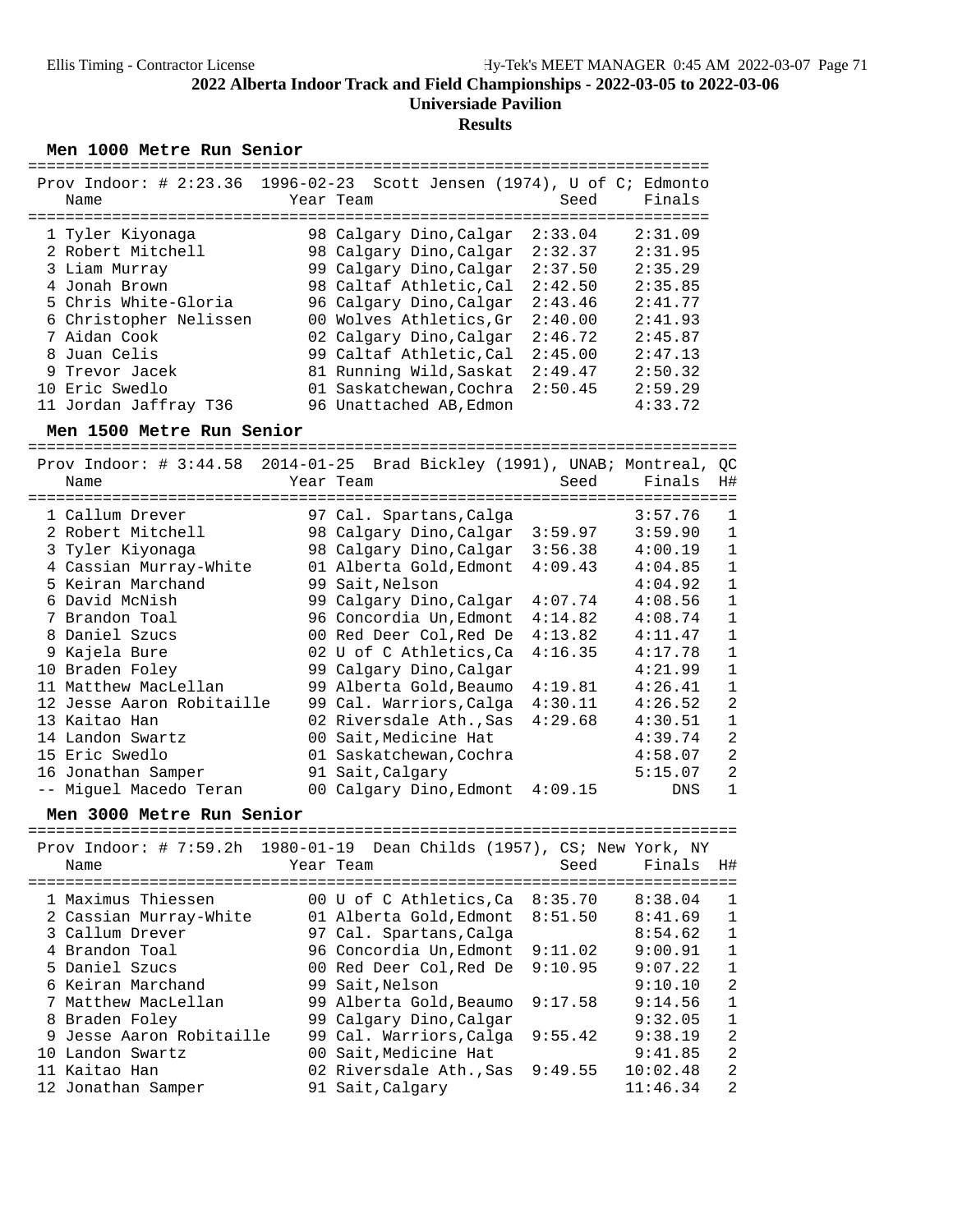# 2022 Alberta Indoor Track and Field Championships - 2022-03-05 to 2022-03-06

## Universiade Pavilion

## Results

### Men 1000 Metre Run Senior

Prov Indoor: # 2:23.36 1996-02-23 Scott Jensen (1974), U of C; Edmonto

| Place | Name | Year | Team | Seed | Finals |
|---|---|---|---|---|---|
| 1 | Tyler Kiyonaga | 98 | Calgary Dino,Calgar | 2:33.04 | 2:31.09 |
| 2 | Robert Mitchell | 98 | Calgary Dino,Calgar | 2:32.37 | 2:31.95 |
| 3 | Liam Murray | 99 | Calgary Dino,Calgar | 2:37.50 | 2:35.29 |
| 4 | Jonah Brown | 98 | Caltaf Athletic,Cal | 2:42.50 | 2:35.85 |
| 5 | Chris White-Gloria | 96 | Calgary Dino,Calgar | 2:43.46 | 2:41.77 |
| 6 | Christopher Nelissen | 00 | Wolves Athletics,Gr | 2:40.00 | 2:41.93 |
| 7 | Aidan Cook | 02 | Calgary Dino,Calgar | 2:46.72 | 2:45.87 |
| 8 | Juan Celis | 99 | Caltaf Athletic,Cal | 2:45.00 | 2:47.13 |
| 9 | Trevor Jacek | 81 | Running Wild,Saskat | 2:49.47 | 2:50.32 |
| 10 | Eric Swedlo | 01 | Saskatchewan,Cochra | 2:50.45 | 2:59.29 |
| 11 | Jordan Jaffray T36 | 96 | Unattached AB,Edmon | | 4:33.72 |

### Men 1500 Metre Run Senior

Prov Indoor: # 3:44.58 2014-01-25 Brad Bickley (1991), UNAB; Montreal, QC

| Place | Name | Year | Team | Seed | Finals | H# |
|---|---|---|---|---|---|---|
| 1 | Callum Drever | 97 | Cal. Spartans,Calga | | 3:57.76 | 1 |
| 2 | Robert Mitchell | 98 | Calgary Dino,Calgar | 3:59.97 | 3:59.90 | 1 |
| 3 | Tyler Kiyonaga | 98 | Calgary Dino,Calgar | 3:56.38 | 4:00.19 | 1 |
| 4 | Cassian Murray-White | 01 | Alberta Gold,Edmont | 4:09.43 | 4:04.85 | 1 |
| 5 | Keiran Marchand | 99 | Sait,Nelson | | 4:04.92 | 1 |
| 6 | David McNish | 99 | Calgary Dino,Calgar | 4:07.74 | 4:08.56 | 1 |
| 7 | Brandon Toal | 96 | Concordia Un,Edmont | 4:14.82 | 4:08.74 | 1 |
| 8 | Daniel Szucs | 00 | Red Deer Col,Red De | 4:13.82 | 4:11.47 | 1 |
| 9 | Kajela Bure | 02 | U of C Athletics,Ca | 4:16.35 | 4:17.78 | 1 |
| 10 | Braden Foley | 99 | Calgary Dino,Calgar | | 4:21.99 | 1 |
| 11 | Matthew MacLellan | 99 | Alberta Gold,Beaumo | 4:19.81 | 4:26.41 | 1 |
| 12 | Jesse Aaron Robitaille | 99 | Cal. Warriors,Calga | 4:30.11 | 4:26.52 | 2 |
| 13 | Kaitao Han | 02 | Riversdale Ath.,Sas | 4:29.68 | 4:30.51 | 1 |
| 14 | Landon Swartz | 00 | Sait,Medicine Hat | | 4:39.74 | 2 |
| 15 | Eric Swedlo | 01 | Saskatchewan,Cochra | | 4:58.07 | 2 |
| 16 | Jonathan Samper | 91 | Sait,Calgary | | 5:15.07 | 2 |
| -- | Miguel Macedo Teran | 00 | Calgary Dino,Edmont | 4:09.15 | DNS | 1 |

### Men 3000 Metre Run Senior

Prov Indoor: # 7:59.2h 1980-01-19 Dean Childs (1957), CS; New York, NY

| Place | Name | Year | Team | Seed | Finals | H# |
|---|---|---|---|---|---|---|
| 1 | Maximus Thiessen | 00 | U of C Athletics,Ca | 8:35.70 | 8:38.04 | 1 |
| 2 | Cassian Murray-White | 01 | Alberta Gold,Edmont | 8:51.50 | 8:41.69 | 1 |
| 3 | Callum Drever | 97 | Cal. Spartans,Calga | | 8:54.62 | 1 |
| 4 | Brandon Toal | 96 | Concordia Un,Edmont | 9:11.02 | 9:00.91 | 1 |
| 5 | Daniel Szucs | 00 | Red Deer Col,Red De | 9:10.95 | 9:07.22 | 1 |
| 6 | Keiran Marchand | 99 | Sait,Nelson | | 9:10.10 | 2 |
| 7 | Matthew MacLellan | 99 | Alberta Gold,Beaumo | 9:17.58 | 9:14.56 | 1 |
| 8 | Braden Foley | 99 | Calgary Dino,Calgar | | 9:32.05 | 1 |
| 9 | Jesse Aaron Robitaille | 99 | Cal. Warriors,Calga | 9:55.42 | 9:38.19 | 2 |
| 10 | Landon Swartz | 00 | Sait,Medicine Hat | | 9:41.85 | 2 |
| 11 | Kaitao Han | 02 | Riversdale Ath.,Sas | 9:49.55 | 10:02.48 | 2 |
| 12 | Jonathan Samper | 91 | Sait,Calgary | | 11:46.34 | 2 |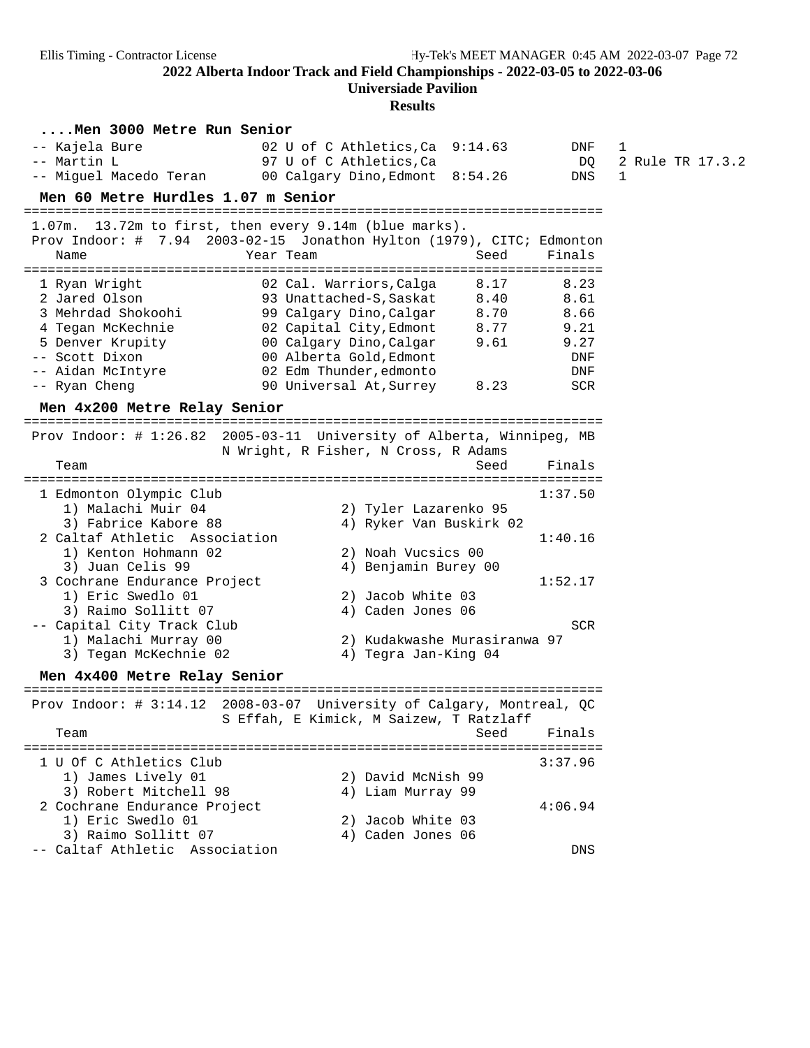## 2022 Alberta Indoor Track and Field Championships - 2022-03-05 to 2022-03-06

**Universiade Pavilion**

**Results**

### ....Men 3000 Metre Run Senior

| Place | Name | Year | Team | Seed | Finals | Heat | Notes |
|---|---|---|---|---|---|---|---|
| -- | Kajela Bure | 02 | U of C Athletics,Ca | 9:14.63 | DNF | 1 | |
| -- | Martin L | 97 | U of C Athletics,Ca | | DQ | 2 | Rule TR 17.3.2 |
| -- | Miguel Macedo Teran | 00 | Calgary Dino,Edmont | 8:54.26 | DNS | 1 | |

### Men 60 Metre Hurdles 1.07 m Senior

1.07m. 13.72m to first, then every 9.14m (blue marks).

Prov Indoor: # 7.94 2003-02-15 Jonathon Hylton (1979), CITC; Edmonton

| Place | Name | Year | Team | Seed | Finals |
|---|---|---|---|---|---|
| 1 | Ryan Wright | 02 | Cal. Warriors,Calga | 8.17 | 8.23 |
| 2 | Jared Olson | 93 | Unattached-S,Saskat | 8.40 | 8.61 |
| 3 | Mehrdad Shokoohi | 99 | Calgary Dino,Calgar | 8.70 | 8.66 |
| 4 | Tegan McKechnie | 02 | Capital City,Edmont | 8.77 | 9.21 |
| 5 | Denver Krupity | 00 | Calgary Dino,Calgar | 9.61 | 9.27 |
| -- | Scott Dixon | 00 | Alberta Gold,Edmont | | DNF |
| -- | Aidan McIntyre | 02 | Edm Thunder,edmonto | | DNF |
| -- | Ryan Cheng | 90 | Universal At,Surrey | 8.23 | SCR |

### Men 4x200 Metre Relay Senior

Prov Indoor: # 1:26.82 2005-03-11 University of Alberta, Winnipeg, MB
N Wright, R Fisher, N Cross, R Adams

| Place | Team | Seed | Finals |
|---|---|---|---|
| 1 | Edmonton Olympic Club | | 1:37.50 |
| | 1) Malachi Muir 04; 2) Tyler Lazarenko 95; 3) Fabrice Kabore 88; 4) Ryker Van Buskirk 02 | | |
| 2 | Caltaf Athletic Association | | 1:40.16 |
| | 1) Kenton Hohmann 02; 2) Noah Vucsics 00; 3) Juan Celis 99; 4) Benjamin Burey 00 | | |
| 3 | Cochrane Endurance Project | | 1:52.17 |
| | 1) Eric Swedlo 01; 2) Jacob White 03; 3) Raimo Sollitt 07; 4) Caden Jones 06 | | |
| -- | Capital City Track Club | | SCR |
| | 1) Malachi Murray 00; 2) Kudakwashe Murasiranwa 97; 3) Tegan McKechnie 02; 4) Tegra Jan-King 04 | | |

### Men 4x400 Metre Relay Senior

Prov Indoor: # 3:14.12 2008-03-07 University of Calgary, Montreal, QC
S Effah, E Kimick, M Saizew, T Ratzlaff

| Place | Team | Seed | Finals |
|---|---|---|---|
| 1 | U Of C Athletics Club | | 3:37.96 |
| | 1) James Lively 01; 2) David McNish 99; 3) Robert Mitchell 98; 4) Liam Murray 99 | | |
| 2 | Cochrane Endurance Project | | 4:06.94 |
| | 1) Eric Swedlo 01; 2) Jacob White 03; 3) Raimo Sollitt 07; 4) Caden Jones 06 | | |
| -- | Caltaf Athletic Association | | DNS |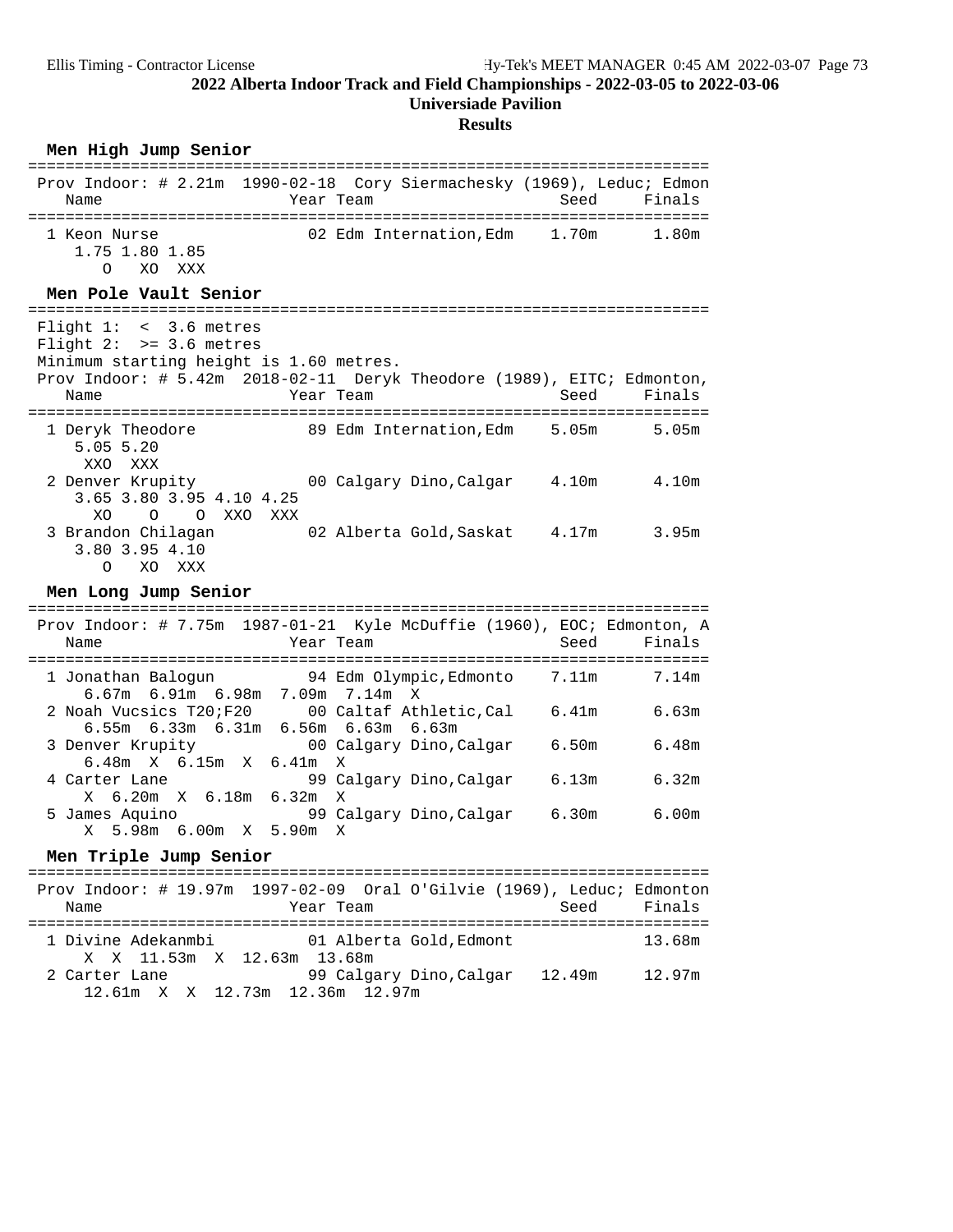## 2022 Alberta Indoor Track and Field Championships - 2022-03-05 to 2022-03-06

**Universiade Pavilion**

**Results**

### Men High Jump Senior

Prov Indoor: # 2.21m 1990-02-18 Cory Siermachesky (1969), Leduc; Edmon

| Name | Year | Team | Seed | Finals |
|---|---|---|---|---|
| 1 Keon Nurse | 02 | Edm Internation,Edm | 1.70m | 1.80m |

```
    1.75 1.80 1.85
       O   XO  XXX
```

### Men Pole Vault Senior

Flight 1: < 3.6 metres
Flight 2: >= 3.6 metres
Minimum starting height is 1.60 metres.
Prov Indoor: # 5.42m 2018-02-11 Deryk Theodore (1989), EITC; Edmonton,

| Name | Year | Team | Seed | Finals |
|---|---|---|---|---|
| 1 Deryk Theodore | 89 | Edm Internation,Edm | 5.05m | 5.05m |
| 2 Denver Krupity | 00 | Calgary Dino,Calgar | 4.10m | 4.10m |
| 3 Brandon Chilagan | 02 | Alberta Gold,Saskat | 4.17m | 3.95m |

```
1 Deryk Theodore
    5.05 5.20
    XXO  XXX
2 Denver Krupity
    3.65 3.80 3.95 4.10 4.25
      XO    O    O  XXO  XXX
3 Brandon Chilagan
    3.80 3.95 4.10
       O   XO  XXX
```

### Men Long Jump Senior

Prov Indoor: # 7.75m 1987-01-21 Kyle McDuffie (1960), EOC; Edmonton, A

| Name | Year | Team | Seed | Finals |
|---|---|---|---|---|
| 1 Jonathan Balogun | 94 | Edm Olympic,Edmonto | 7.11m | 7.14m |
| 2 Noah Vucsics T20;F20 | 00 | Caltaf Athletic,Cal | 6.41m | 6.63m |
| 3 Denver Krupity | 00 | Calgary Dino,Calgar | 6.50m | 6.48m |
| 4 Carter Lane | 99 | Calgary Dino,Calgar | 6.13m | 6.32m |
| 5 James Aquino | 99 | Calgary Dino,Calgar | 6.30m | 6.00m |

```
1 Jonathan Balogun      6.67m  6.91m  6.98m  7.09m  7.14m  X
2 Noah Vucsics T20;F20  6.55m  6.33m  6.31m  6.56m  6.63m  6.63m
3 Denver Krupity        6.48m  X  6.15m  X  6.41m  X
4 Carter Lane           X  6.20m  X  6.18m  6.32m  X
5 James Aquino          X  5.98m  6.00m  X  5.90m  X
```

### Men Triple Jump Senior

Prov Indoor: # 19.97m 1997-02-09 Oral O'Gilvie (1969), Leduc; Edmonton

| Name | Year | Team | Seed | Finals |
|---|---|---|---|---|
| 1 Divine Adekanmbi | 01 | Alberta Gold,Edmont | | 13.68m |
| 2 Carter Lane | 99 | Calgary Dino,Calgar | 12.49m | 12.97m |

```
1 Divine Adekanmbi  X  X  11.53m  X  12.63m  13.68m
2 Carter Lane       12.61m  X  X  12.73m  12.36m  12.97m
```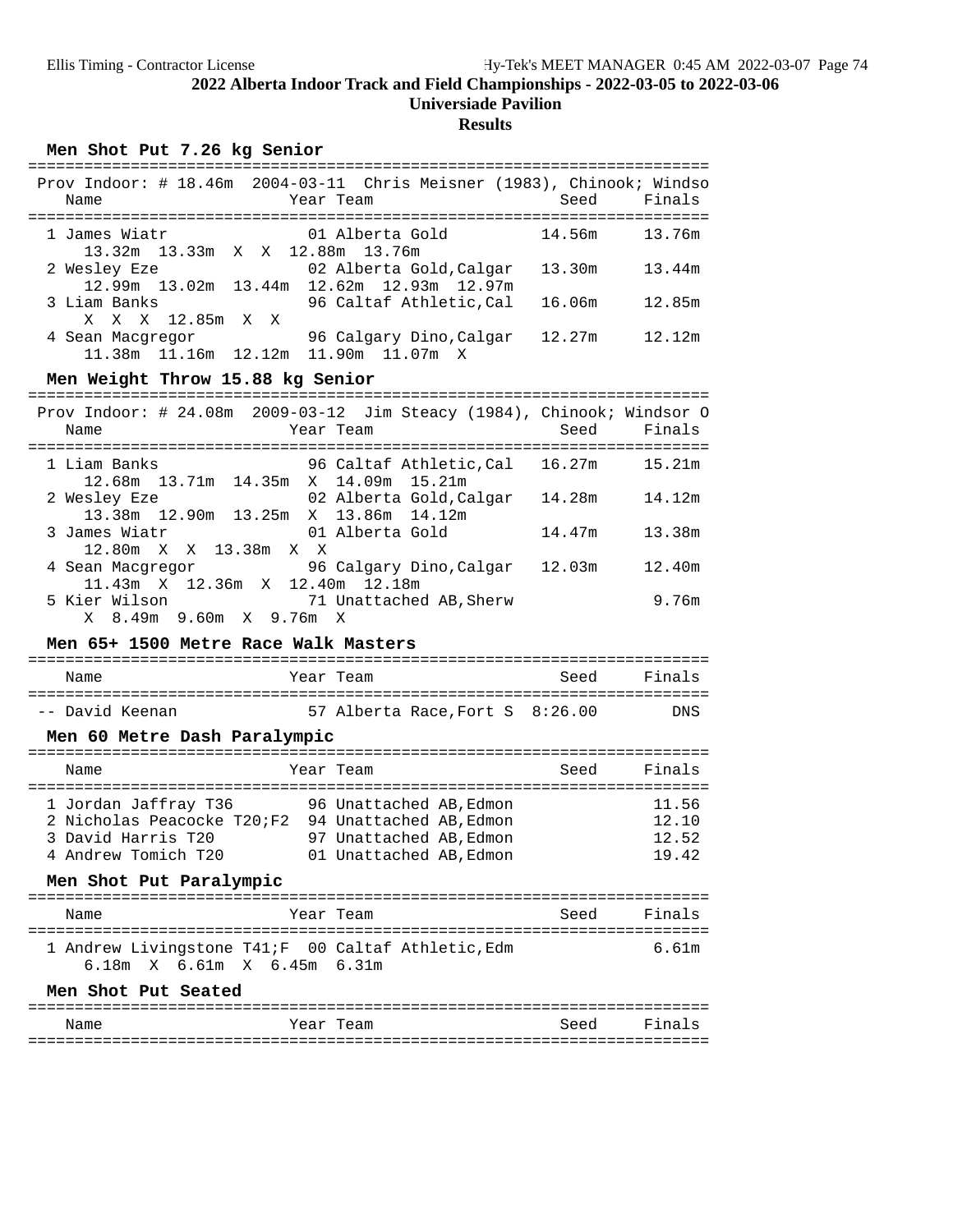# 2022 Alberta Indoor Track and Field Championships - 2022-03-05 to 2022-03-06

## Universiade Pavilion

### Results

#### Men Shot Put 7.26 kg Senior

Prov Indoor: # 18.46m 2004-03-11 Chris Meisner (1983), Chinook; Windso

| Place | Name | Year | Team | Seed | Finals |
|---|---|---|---|---|---|
| 1 | James Wiatr | 01 | Alberta Gold | 14.56m | 13.76m |
| | 13.32m 13.33m X X 12.88m 13.76m | | | | |
| 2 | Wesley Eze | 02 | Alberta Gold,Calgar | 13.30m | 13.44m |
| | 12.99m 13.02m 13.44m 12.62m 12.93m 12.97m | | | | |
| 3 | Liam Banks | 96 | Caltaf Athletic,Cal | 16.06m | 12.85m |
| | X X X 12.85m X X | | | | |
| 4 | Sean Macgregor | 96 | Calgary Dino,Calgar | 12.27m | 12.12m |
| | 11.38m 11.16m 12.12m 11.90m 11.07m X | | | | |

#### Men Weight Throw 15.88 kg Senior

Prov Indoor: # 24.08m 2009-03-12 Jim Steacy (1984), Chinook; Windsor O

| Place | Name | Year | Team | Seed | Finals |
|---|---|---|---|---|---|
| 1 | Liam Banks | 96 | Caltaf Athletic,Cal | 16.27m | 15.21m |
| | 12.68m 13.71m 14.35m X 14.09m 15.21m | | | | |
| 2 | Wesley Eze | 02 | Alberta Gold,Calgar | 14.28m | 14.12m |
| | 13.38m 12.90m 13.25m X 13.86m 14.12m | | | | |
| 3 | James Wiatr | 01 | Alberta Gold | 14.47m | 13.38m |
| | 12.80m X X 13.38m X X | | | | |
| 4 | Sean Macgregor | 96 | Calgary Dino,Calgar | 12.03m | 12.40m |
| | 11.43m X 12.36m X 12.40m 12.18m | | | | |
| 5 | Kier Wilson | 71 | Unattached AB,Sherw | | 9.76m |
| | X 8.49m 9.60m X 9.76m X | | | | |

#### Men 65+ 1500 Metre Race Walk Masters

| Place | Name | Year | Team | Seed | Finals |
|---|---|---|---|---|---|
| -- | David Keenan | 57 | Alberta Race,Fort S | 8:26.00 | DNS |

#### Men 60 Metre Dash Paralympic

| Place | Name | Year | Team | Seed | Finals |
|---|---|---|---|---|---|
| 1 | Jordan Jaffray T36 | 96 | Unattached AB,Edmon | | 11.56 |
| 2 | Nicholas Peacocke T20;F2 | 94 | Unattached AB,Edmon | | 12.10 |
| 3 | David Harris T20 | 97 | Unattached AB,Edmon | | 12.52 |
| 4 | Andrew Tomich T20 | 01 | Unattached AB,Edmon | | 19.42 |

#### Men Shot Put Paralympic

| Place | Name | Year | Team | Seed | Finals |
|---|---|---|---|---|---|
| 1 | Andrew Livingstone T41;F | 00 | Caltaf Athletic,Edm | | 6.61m |
| | 6.18m X 6.61m X 6.45m 6.31m | | | | |

#### Men Shot Put Seated

| Name | Year | Team | Seed | Finals |
|---|---|---|---|---|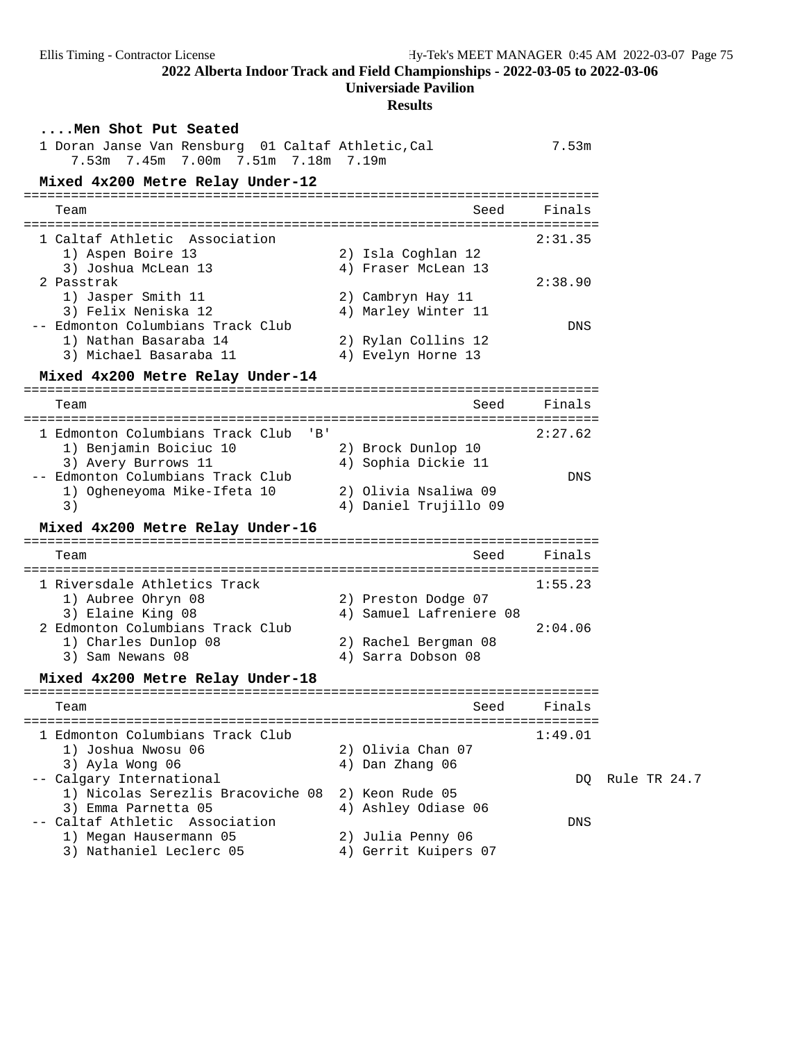## ....Men Shot Put Seated

1 Doran Janse Van Rensburg 01 Caltaf Athletic,Cal 7.53m
7.53m 7.45m 7.00m 7.51m 7.18m 7.19m

## Mixed 4x200 Metre Relay Under-12

| | Team | | Seed | Finals |
|---|---|---|---|---|
| 1 | Caltaf Athletic Association | | | 2:31.35 |
| | 1) Aspen Boire 13 | 2) Isla Coghlan 12 | | |
| | 3) Joshua McLean 13 | 4) Fraser McLean 13 | | |
| 2 | Passtrak | | | 2:38.90 |
| | 1) Jasper Smith 11 | 2) Cambryn Hay 11 | | |
| | 3) Felix Neniska 12 | 4) Marley Winter 11 | | |
| -- | Edmonton Columbians Track Club | | | DNS |
| | 1) Nathan Basaraba 14 | 2) Rylan Collins 12 | | |
| | 3) Michael Basaraba 11 | 4) Evelyn Horne 13 | | |

## Mixed 4x200 Metre Relay Under-14

| | Team | | Seed | Finals |
|---|---|---|---|---|
| 1 | Edmonton Columbians Track Club 'B' | | | 2:27.62 |
| | 1) Benjamin Boiciuc 10 | 2) Brock Dunlop 10 | | |
| | 3) Avery Burrows 11 | 4) Sophia Dickie 11 | | |
| -- | Edmonton Columbians Track Club | | | DNS |
| | 1) Ogheneyoma Mike-Ifeta 10 | 2) Olivia Nsaliwa 09 | | |
| | 3) | 4) Daniel Trujillo 09 | | |

## Mixed 4x200 Metre Relay Under-16

| | Team | | Seed | Finals |
|---|---|---|---|---|
| 1 | Riversdale Athletics Track | | | 1:55.23 |
| | 1) Aubree Ohryn 08 | 2) Preston Dodge 07 | | |
| | 3) Elaine King 08 | 4) Samuel Lafreniere 08 | | |
| 2 | Edmonton Columbians Track Club | | | 2:04.06 |
| | 1) Charles Dunlop 08 | 2) Rachel Bergman 08 | | |
| | 3) Sam Newans 08 | 4) Sarra Dobson 08 | | |

## Mixed 4x200 Metre Relay Under-18

| | Team | | Seed | Finals | |
|---|---|---|---|---|---|
| 1 | Edmonton Columbians Track Club | | | 1:49.01 | |
| | 1) Joshua Nwosu 06 | 2) Olivia Chan 07 | | | |
| | 3) Ayla Wong 06 | 4) Dan Zhang 06 | | | |
| -- | Calgary International | | | DQ | Rule TR 24.7 |
| | 1) Nicolas Serezlis Bracoviche 08 | 2) Keon Rude 05 | | | |
| | 3) Emma Parnetta 05 | 4) Ashley Odiase 06 | | | |
| -- | Caltaf Athletic Association | | | DNS | |
| | 1) Megan Hausermann 05 | 2) Julia Penny 06 | | | |
| | 3) Nathaniel Leclerc 05 | 4) Gerrit Kuipers 07 | | | |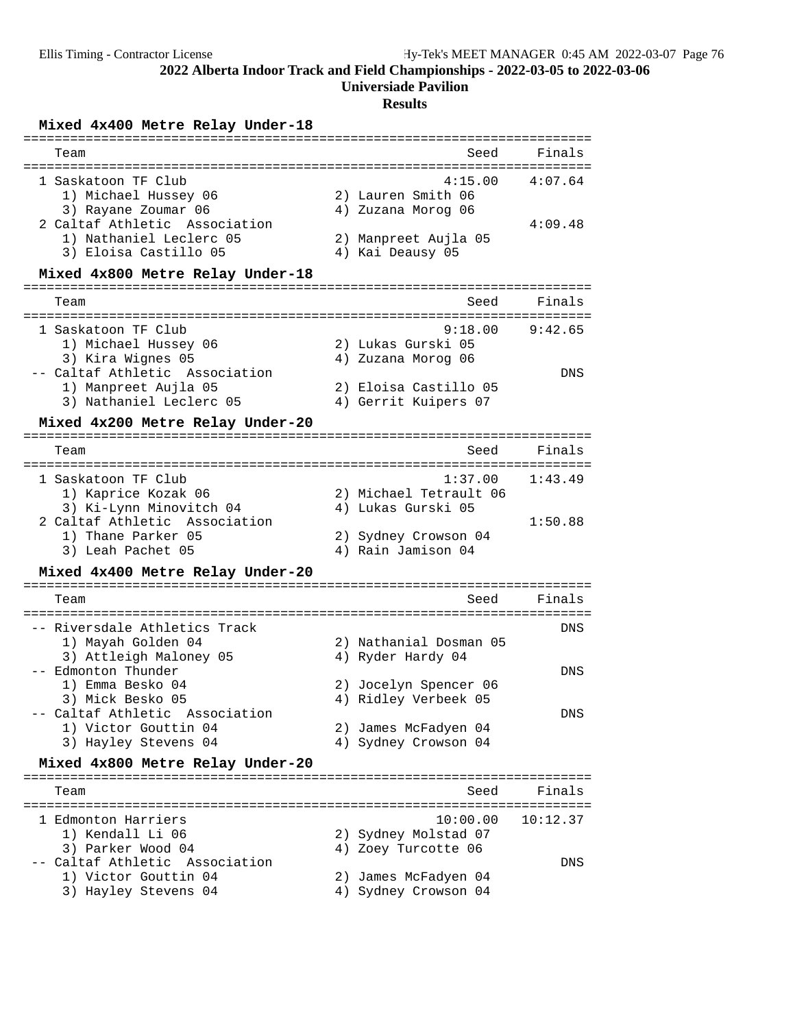## 2022 Alberta Indoor Track and Field Championships - 2022-03-05 to 2022-03-06

**Universiade Pavilion**

**Results**

### Mixed 4x400 Metre Relay Under-18

| Place | Team | Seed | Finals |
|---|---|---|---|
| 1 | Saskatoon TF Club | 4:15.00 | 4:07.64 |
| | 1) Michael Hussey 06; 2) Lauren Smith 06; 3) Rayane Zoumar 06; 4) Zuzana Morog 06 | | |
| 2 | Caltaf Athletic Association | | 4:09.48 |
| | 1) Nathaniel Leclerc 05; 2) Manpreet Aujla 05; 3) Eloisa Castillo 05; 4) Kai Deausy 05 | | |

### Mixed 4x800 Metre Relay Under-18

| Place | Team | Seed | Finals |
|---|---|---|---|
| 1 | Saskatoon TF Club | 9:18.00 | 9:42.65 |
| | 1) Michael Hussey 06; 2) Lukas Gurski 05; 3) Kira Wignes 05; 4) Zuzana Morog 06 | | |
| -- | Caltaf Athletic Association | | DNS |
| | 1) Manpreet Aujla 05; 2) Eloisa Castillo 05; 3) Nathaniel Leclerc 05; 4) Gerrit Kuipers 07 | | |

### Mixed 4x200 Metre Relay Under-20

| Place | Team | Seed | Finals |
|---|---|---|---|
| 1 | Saskatoon TF Club | 1:37.00 | 1:43.49 |
| | 1) Kaprice Kozak 06; 2) Michael Tetrault 06; 3) Ki-Lynn Minovitch 04; 4) Lukas Gurski 05 | | |
| 2 | Caltaf Athletic Association | | 1:50.88 |
| | 1) Thane Parker 05; 2) Sydney Crowson 04; 3) Leah Pachet 05; 4) Rain Jamison 04 | | |

### Mixed 4x400 Metre Relay Under-20

| Place | Team | Seed | Finals |
|---|---|---|---|
| -- | Riversdale Athletics Track | | DNS |
| | 1) Mayah Golden 04; 2) Nathanial Dosman 05; 3) Attleigh Maloney 05; 4) Ryder Hardy 04 | | |
| -- | Edmonton Thunder | | DNS |
| | 1) Emma Besko 04; 2) Jocelyn Spencer 06; 3) Mick Besko 05; 4) Ridley Verbeek 05 | | |
| -- | Caltaf Athletic Association | | DNS |
| | 1) Victor Gouttin 04; 2) James McFadyen 04; 3) Hayley Stevens 04; 4) Sydney Crowson 04 | | |

### Mixed 4x800 Metre Relay Under-20

| Place | Team | Seed | Finals |
|---|---|---|---|
| 1 | Edmonton Harriers | 10:00.00 | 10:12.37 |
| | 1) Kendall Li 06; 2) Sydney Molstad 07; 3) Parker Wood 04; 4) Zoey Turcotte 06 | | |
| -- | Caltaf Athletic Association | | DNS |
| | 1) Victor Gouttin 04; 2) James McFadyen 04; 3) Hayley Stevens 04; 4) Sydney Crowson 04 | | |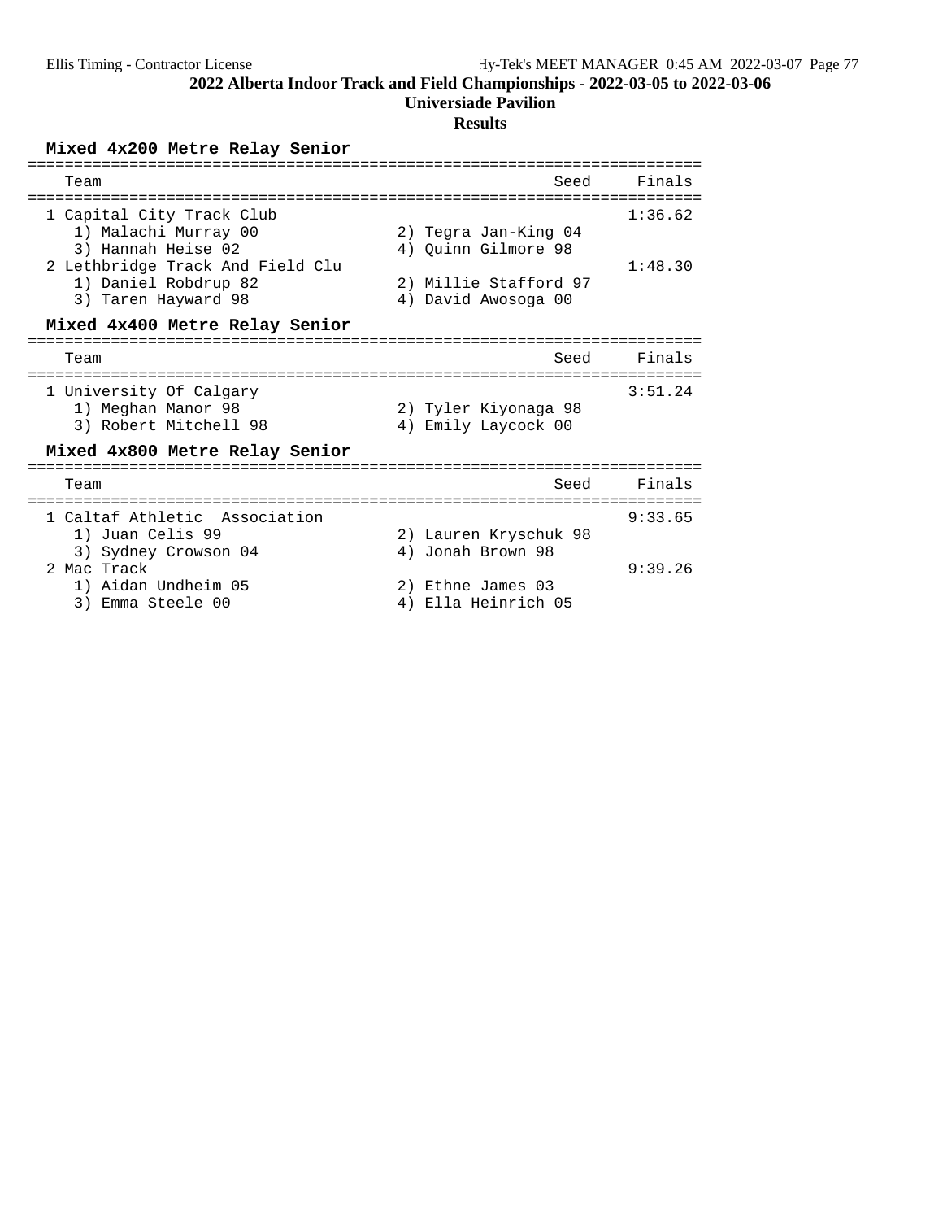# 2022 Alberta Indoor Track and Field Championships - 2022-03-05 to 2022-03-06

## Universiade Pavilion

## Results

### Mixed 4x200 Metre Relay Senior

| Team | | Seed | Finals |
|---|---|---|---|
| 1 Capital City Track Club | | | 1:36.62 |
| 1) Malachi Murray 00 | 2) Tegra Jan-King 04 | | |
| 3) Hannah Heise 02 | 4) Quinn Gilmore 98 | | |
| 2 Lethbridge Track And Field Clu | | | 1:48.30 |
| 1) Daniel Robdrup 82 | 2) Millie Stafford 97 | | |
| 3) Taren Hayward 98 | 4) David Awosoga 00 | | |

### Mixed 4x400 Metre Relay Senior

| Team | | Seed | Finals |
|---|---|---|---|
| 1 University Of Calgary | | | 3:51.24 |
| 1) Meghan Manor 98 | 2) Tyler Kiyonaga 98 | | |
| 3) Robert Mitchell 98 | 4) Emily Laycock 00 | | |

### Mixed 4x800 Metre Relay Senior

| Team | | Seed | Finals |
|---|---|---|---|
| 1 Caltaf Athletic Association | | | 9:33.65 |
| 1) Juan Celis 99 | 2) Lauren Kryschuk 98 | | |
| 3) Sydney Crowson 04 | 4) Jonah Brown 98 | | |
| 2 Mac Track | | | 9:39.26 |
| 1) Aidan Undheim 05 | 2) Ethne James 03 | | |
| 3) Emma Steele 00 | 4) Ella Heinrich 05 | | |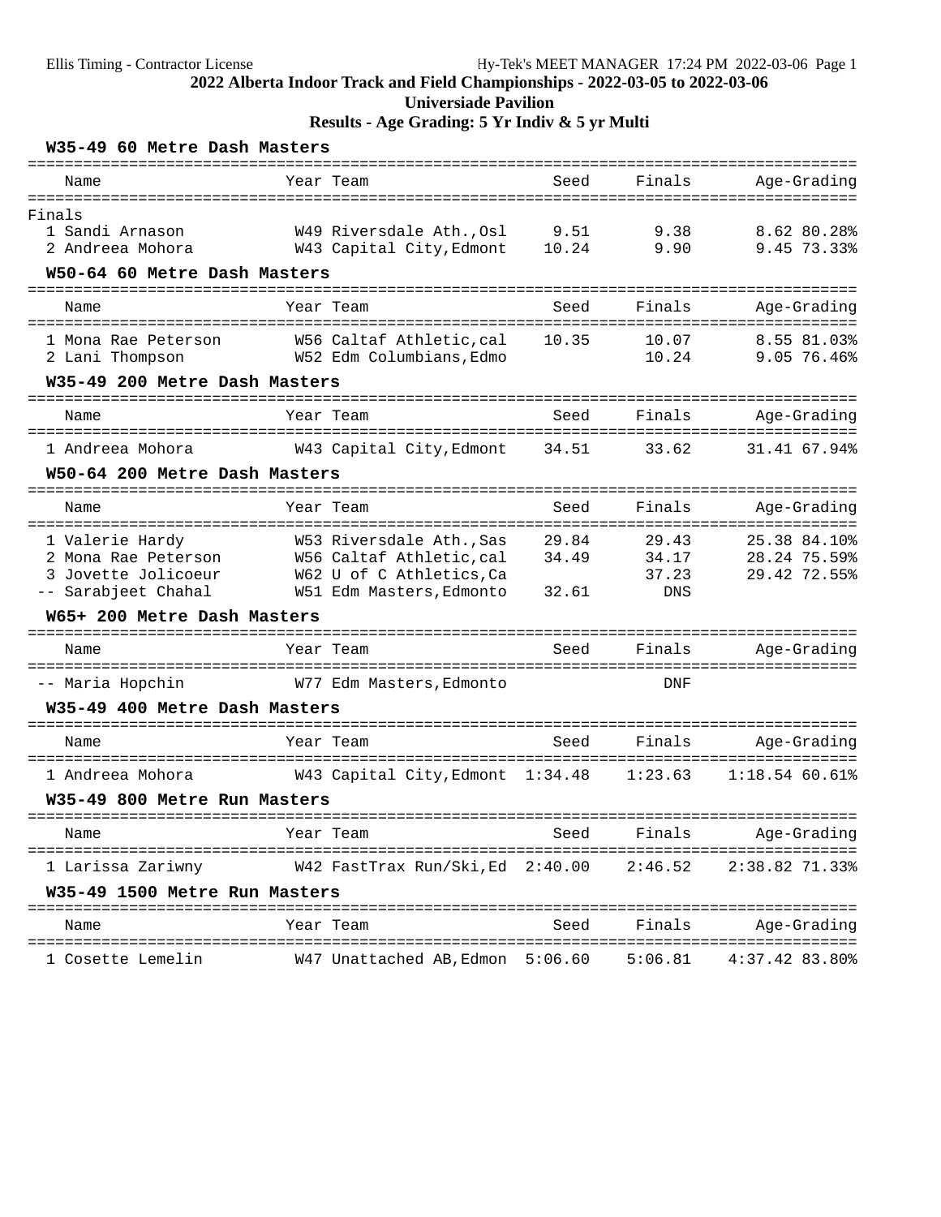## 2022 Alberta Indoor Track and Field Championships - 2022-03-05 to 2022-03-06

### Universiade Pavilion

### Results - Age Grading: 5 Yr Indiv & 5 yr Multi

**W35-49 60 Metre Dash Masters**

| | Name | Year | Team | Seed | Finals | Age-Grading | |
|---|---|---|---|---|---|---|---|
| Finals | | | | | | | |
| 1 | Sandi Arnason | W49 | Riversdale Ath.,Osl | 9.51 | 9.38 | 8.62 | 80.28% |
| 2 | Andreea Mohora | W43 | Capital City,Edmont | 10.24 | 9.90 | 9.45 | 73.33% |

**W50-64 60 Metre Dash Masters**

| | Name | Year | Team | Seed | Finals | Age-Grading | |
|---|---|---|---|---|---|---|---|
| 1 | Mona Rae Peterson | W56 | Caltaf Athletic,cal | 10.35 | 10.07 | 8.55 | 81.03% |
| 2 | Lani Thompson | W52 | Edm Columbians,Edmo | | 10.24 | 9.05 | 76.46% |

**W35-49 200 Metre Dash Masters**

| | Name | Year | Team | Seed | Finals | Age-Grading | |
|---|---|---|---|---|---|---|---|
| 1 | Andreea Mohora | W43 | Capital City,Edmont | 34.51 | 33.62 | 31.41 | 67.94% |

**W50-64 200 Metre Dash Masters**

| | Name | Year | Team | Seed | Finals | Age-Grading | |
|---|---|---|---|---|---|---|---|
| 1 | Valerie Hardy | W53 | Riversdale Ath.,Sas | 29.84 | 29.43 | 25.38 | 84.10% |
| 2 | Mona Rae Peterson | W56 | Caltaf Athletic,cal | 34.49 | 34.17 | 28.24 | 75.59% |
| 3 | Jovette Jolicoeur | W62 | U of C Athletics,Ca | | 37.23 | 29.42 | 72.55% |
| -- | Sarabjeet Chahal | W51 | Edm Masters,Edmonto | 32.61 | DNS | | |

**W65+ 200 Metre Dash Masters**

| | Name | Year | Team | Seed | Finals | Age-Grading | |
|---|---|---|---|---|---|---|---|
| -- | Maria Hopchin | W77 | Edm Masters,Edmonto | | DNF | | |

**W35-49 400 Metre Dash Masters**

| | Name | Year | Team | Seed | Finals | Age-Grading | |
|---|---|---|---|---|---|---|---|
| 1 | Andreea Mohora | W43 | Capital City,Edmont | 1:34.48 | 1:23.63 | 1:18.54 | 60.61% |

**W35-49 800 Metre Run Masters**

| | Name | Year | Team | Seed | Finals | Age-Grading | |
|---|---|---|---|---|---|---|---|
| 1 | Larissa Zariwny | W42 | FastTrax Run/Ski,Ed | 2:40.00 | 2:46.52 | 2:38.82 | 71.33% |

**W35-49 1500 Metre Run Masters**

| | Name | Year | Team | Seed | Finals | Age-Grading | |
|---|---|---|---|---|---|---|---|
| 1 | Cosette Lemelin | W47 | Unattached AB,Edmon | 5:06.60 | 5:06.81 | 4:37.42 | 83.80% |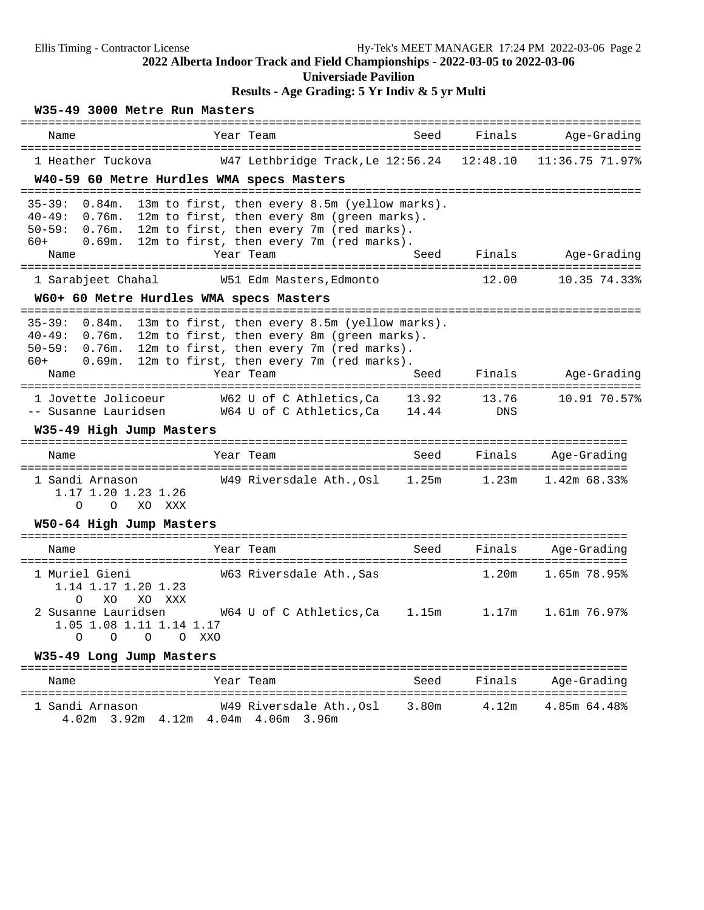## 2022 Alberta Indoor Track and Field Championships - 2022-03-05 to 2022-03-06

### Universiade Pavilion

### Results - Age Grading: 5 Yr Indiv & 5 yr Multi

#### W35-49 3000 Metre Run Masters

| | Name | Year | Team | Seed | Finals | Age-Grading | |
|---|---|---|---|---|---|---|---|
| 1 | Heather Tuckova | W47 | Lethbridge Track,Le | 12:56.24 | 12:48.10 | 11:36.75 | 71.97% |

#### W40-59 60 Metre Hurdles WMA specs Masters

35-39: 0.84m. 13m to first, then every 8.5m (yellow marks).
40-49: 0.76m. 12m to first, then every 8m (green marks).
50-59: 0.76m. 12m to first, then every 7m (red marks).
60+ 0.69m. 12m to first, then every 7m (red marks).

| | Name | Year | Team | Seed | Finals | Age-Grading | |
|---|---|---|---|---|---|---|---|
| 1 | Sarabjeet Chahal | W51 | Edm Masters,Edmonto | | 12.00 | 10.35 | 74.33% |

#### W60+ 60 Metre Hurdles WMA specs Masters

35-39: 0.84m. 13m to first, then every 8.5m (yellow marks).
40-49: 0.76m. 12m to first, then every 8m (green marks).
50-59: 0.76m. 12m to first, then every 7m (red marks).
60+ 0.69m. 12m to first, then every 7m (red marks).

| | Name | Year | Team | Seed | Finals | Age-Grading | |
|---|---|---|---|---|---|---|---|
| 1 | Jovette Jolicoeur | W62 | U of C Athletics,Ca | 13.92 | 13.76 | 10.91 | 70.57% |
| -- | Susanne Lauridsen | W64 | U of C Athletics,Ca | 14.44 | DNS | | |

#### W35-49 High Jump Masters

| | Name | Year | Team | Seed | Finals | Age-Grading | |
|---|---|---|---|---|---|---|---|
| 1 | Sandi Arnason | W49 | Riversdale Ath.,Osl | 1.25m | 1.23m | 1.42m | 68.33% |

1.17 1.20 1.23 1.26
O O XO XXX

#### W50-64 High Jump Masters

| | Name | Year | Team | Seed | Finals | Age-Grading | |
|---|---|---|---|---|---|---|---|
| 1 | Muriel Gieni | W63 | Riversdale Ath.,Sas | | 1.20m | 1.65m | 78.95% |
| 2 | Susanne Lauridsen | W64 | U of C Athletics,Ca | 1.15m | 1.17m | 1.61m | 76.97% |

Muriel Gieni: 1.14 1.17 1.20 1.23 — O XO XO XXX

Susanne Lauridsen: 1.05 1.08 1.11 1.14 1.17 — O O O O XXO

#### W35-49 Long Jump Masters

| | Name | Year | Team | Seed | Finals | Age-Grading | |
|---|---|---|---|---|---|---|---|
| 1 | Sandi Arnason | W49 | Riversdale Ath.,Osl | 3.80m | 4.12m | 4.85m | 64.48% |

4.02m 3.92m 4.12m 4.04m 4.06m 3.96m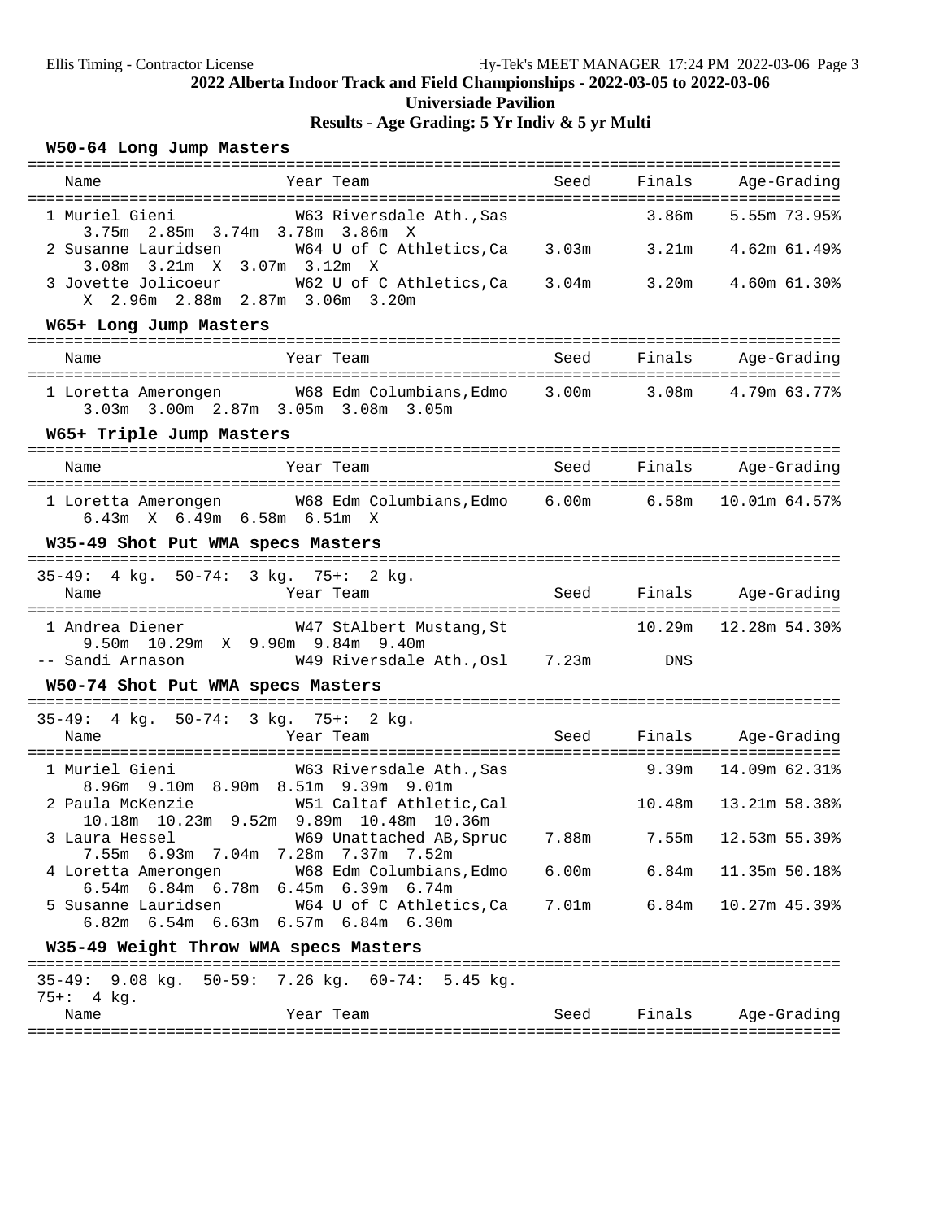**2022 Alberta Indoor Track and Field Championships - 2022-03-05 to 2022-03-06**

**Universiade Pavilion**

**Results - Age Grading: 5 Yr Indiv & 5 yr Multi**

### W50-64 Long Jump Masters

| Place | Name | Year | Team | Seed | Finals | Age-Grading |
|---|---|---|---|---|---|---|
| 1 | Muriel Gieni | W63 | Riversdale Ath.,Sas | | 3.86m | 5.55m 73.95% |
| | 3.75m 2.85m 3.74m 3.78m 3.86m X | | | | | |
| 2 | Susanne Lauridsen | W64 | U of C Athletics,Ca | 3.03m | 3.21m | 4.62m 61.49% |
| | 3.08m 3.21m X 3.07m 3.12m X | | | | | |
| 3 | Jovette Jolicoeur | W62 | U of C Athletics,Ca | 3.04m | 3.20m | 4.60m 61.30% |
| | X 2.96m 2.88m 2.87m 3.06m 3.20m | | | | | |

### W65+ Long Jump Masters

| Place | Name | Year | Team | Seed | Finals | Age-Grading |
|---|---|---|---|---|---|---|
| 1 | Loretta Amerongen | W68 | Edm Columbians,Edmo | 3.00m | 3.08m | 4.79m 63.77% |
| | 3.03m 3.00m 2.87m 3.05m 3.08m 3.05m | | | | | |

### W65+ Triple Jump Masters

| Place | Name | Year | Team | Seed | Finals | Age-Grading |
|---|---|---|---|---|---|---|
| 1 | Loretta Amerongen | W68 | Edm Columbians,Edmo | 6.00m | 6.58m | 10.01m 64.57% |
| | 6.43m X 6.49m 6.58m 6.51m X | | | | | |

### W35-49 Shot Put WMA specs Masters

35-49: 4 kg. 50-74: 3 kg. 75+: 2 kg.

| Place | Name | Year | Team | Seed | Finals | Age-Grading |
|---|---|---|---|---|---|---|
| 1 | Andrea Diener | W47 | StAlbert Mustang,St | | 10.29m | 12.28m 54.30% |
| | 9.50m 10.29m X 9.90m 9.84m 9.40m | | | | | |
| -- | Sandi Arnason | W49 | Riversdale Ath.,Osl | 7.23m | DNS | |

### W50-74 Shot Put WMA specs Masters

35-49: 4 kg. 50-74: 3 kg. 75+: 2 kg.

| Place | Name | Year | Team | Seed | Finals | Age-Grading |
|---|---|---|---|---|---|---|
| 1 | Muriel Gieni | W63 | Riversdale Ath.,Sas | | 9.39m | 14.09m 62.31% |
| | 8.96m 9.10m 8.90m 8.51m 9.39m 9.01m | | | | | |
| 2 | Paula McKenzie | W51 | Caltaf Athletic,Cal | | 10.48m | 13.21m 58.38% |
| | 10.18m 10.23m 9.52m 9.89m 10.48m 10.36m | | | | | |
| 3 | Laura Hessel | W69 | Unattached AB,Spruc | 7.88m | 7.55m | 12.53m 55.39% |
| | 7.55m 6.93m 7.04m 7.28m 7.37m 7.52m | | | | | |
| 4 | Loretta Amerongen | W68 | Edm Columbians,Edmo | 6.00m | 6.84m | 11.35m 50.18% |
| | 6.54m 6.84m 6.78m 6.45m 6.39m 6.74m | | | | | |
| 5 | Susanne Lauridsen | W64 | U of C Athletics,Ca | 7.01m | 6.84m | 10.27m 45.39% |
| | 6.82m 6.54m 6.63m 6.57m 6.84m 6.30m | | | | | |

### W35-49 Weight Throw WMA specs Masters

35-49: 9.08 kg. 50-59: 7.26 kg. 60-74: 5.45 kg. 75+: 4 kg.

| Name | Year | Team | Seed | Finals | Age-Grading |
|---|---|---|---|---|---|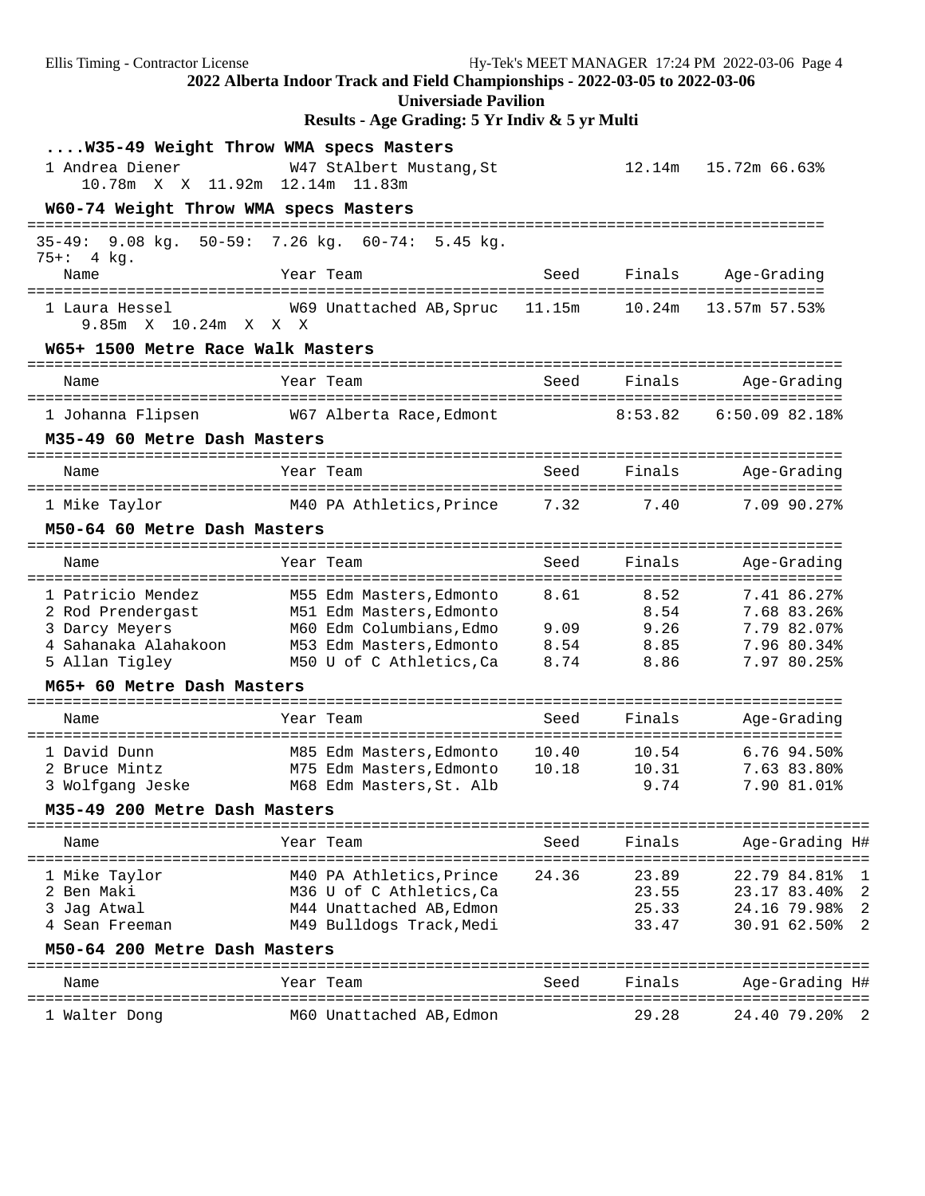## 2022 Alberta Indoor Track and Field Championships - 2022-03-05 to 2022-03-06

**Universiade Pavilion**

**Results - Age Grading: 5 Yr Indiv & 5 yr Multi**

### ....W35-49 Weight Throw WMA specs Masters

| Place | Name | Year | Team | Seed | Finals | Age-Grading |
|---|---|---|---|---|---|---|
| 1 | Andrea Diener | W47 | StAlbert Mustang,St | | 12.14m | 15.72m 66.63% |

10.78m X X 11.92m 12.14m 11.83m

### W60-74 Weight Throw WMA specs Masters

35-49: 9.08 kg. 50-59: 7.26 kg. 60-74: 5.45 kg. 75+: 4 kg.

| Place | Name | Year | Team | Seed | Finals | Age-Grading |
|---|---|---|---|---|---|---|
| 1 | Laura Hessel | W69 | Unattached AB,Spruc | 11.15m | 10.24m | 13.57m 57.53% |

9.85m X 10.24m X X X

### W65+ 1500 Metre Race Walk Masters

| Place | Name | Year | Team | Seed | Finals | Age-Grading |
|---|---|---|---|---|---|---|
| 1 | Johanna Flipsen | W67 | Alberta Race,Edmont | | 8:53.82 | 6:50.09 82.18% |

### M35-49 60 Metre Dash Masters

| Place | Name | Year | Team | Seed | Finals | Age-Grading |
|---|---|---|---|---|---|---|
| 1 | Mike Taylor | M40 | PA Athletics,Prince | 7.32 | 7.40 | 7.09 90.27% |

### M50-64 60 Metre Dash Masters

| Place | Name | Year | Team | Seed | Finals | Age-Grading |
|---|---|---|---|---|---|---|
| 1 | Patricio Mendez | M55 | Edm Masters,Edmonto | 8.61 | 8.52 | 7.41 86.27% |
| 2 | Rod Prendergast | M51 | Edm Masters,Edmonto | | 8.54 | 7.68 83.26% |
| 3 | Darcy Meyers | M60 | Edm Columbians,Edmo | 9.09 | 9.26 | 7.79 82.07% |
| 4 | Sahanaka Alahakoon | M53 | Edm Masters,Edmonto | 8.54 | 8.85 | 7.96 80.34% |
| 5 | Allan Tigley | M50 | U of C Athletics,Ca | 8.74 | 8.86 | 7.97 80.25% |

### M65+ 60 Metre Dash Masters

| Place | Name | Year | Team | Seed | Finals | Age-Grading |
|---|---|---|---|---|---|---|
| 1 | David Dunn | M85 | Edm Masters,Edmonto | 10.40 | 10.54 | 6.76 94.50% |
| 2 | Bruce Mintz | M75 | Edm Masters,Edmonto | 10.18 | 10.31 | 7.63 83.80% |
| 3 | Wolfgang Jeske | M68 | Edm Masters,St. Alb | | 9.74 | 7.90 81.01% |

### M35-49 200 Metre Dash Masters

| Place | Name | Year | Team | Seed | Finals | Age-Grading | H# |
|---|---|---|---|---|---|---|---|
| 1 | Mike Taylor | M40 | PA Athletics,Prince | 24.36 | 23.89 | 22.79 84.81% | 1 |
| 2 | Ben Maki | M36 | U of C Athletics,Ca | | 23.55 | 23.17 83.40% | 2 |
| 3 | Jag Atwal | M44 | Unattached AB,Edmon | | 25.33 | 24.16 79.98% | 2 |
| 4 | Sean Freeman | M49 | Bulldogs Track,Medi | | 33.47 | 30.91 62.50% | 2 |

### M50-64 200 Metre Dash Masters

| Place | Name | Year | Team | Seed | Finals | Age-Grading | H# |
|---|---|---|---|---|---|---|---|
| 1 | Walter Dong | M60 | Unattached AB,Edmon | | 29.28 | 24.40 79.20% | 2 |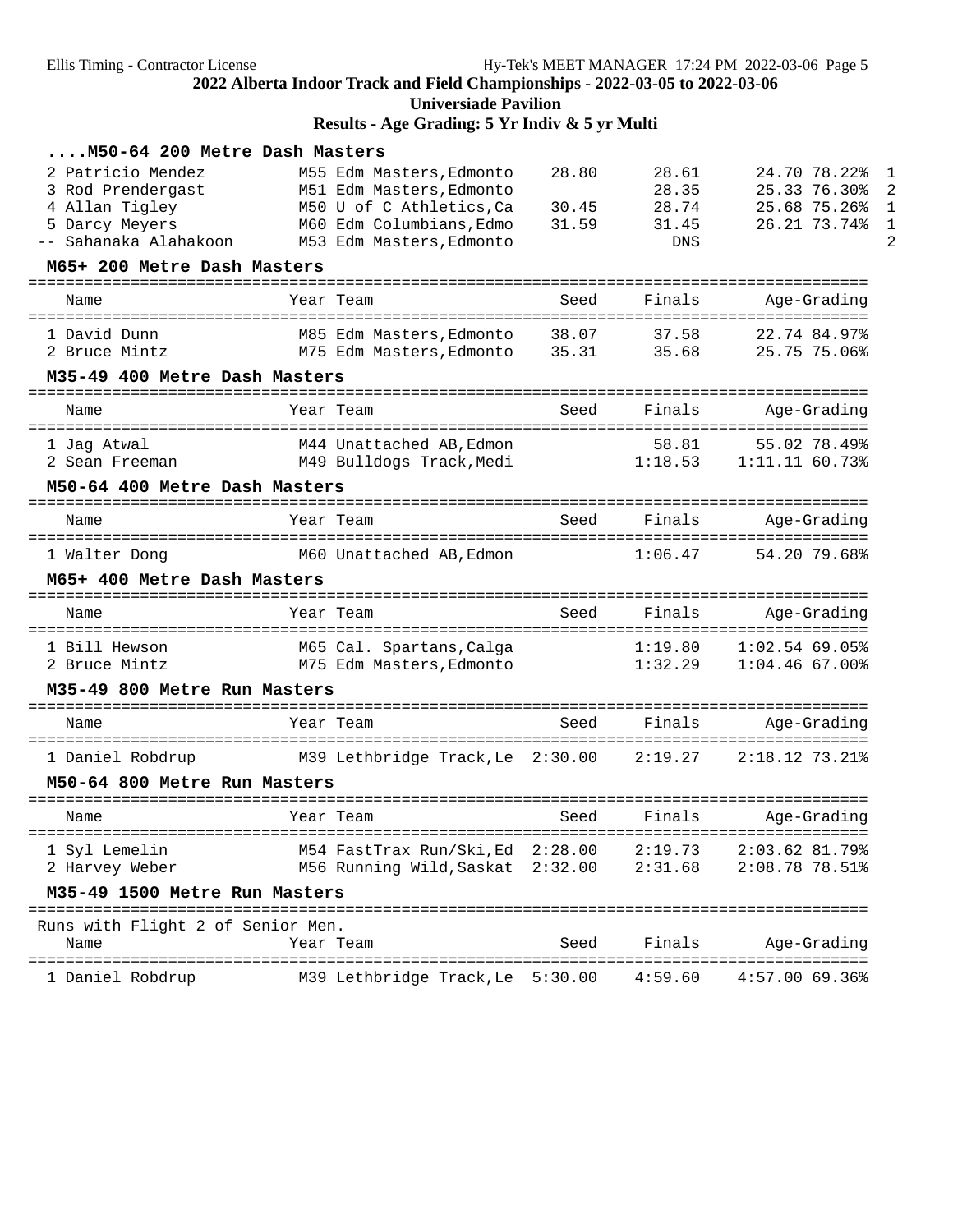## 2022 Alberta Indoor Track and Field Championships - 2022-03-05 to 2022-03-06

**Universiade Pavilion**

**Results - Age Grading: 5 Yr Indiv & 5 yr Multi**

### ....M50-64 200 Metre Dash Masters

| Name | Year Team | Seed | Finals | Age-Grading | H |
|---|---|---|---|---|---|
| 2 Patricio Mendez | M55 Edm Masters,Edmonto | 28.80 | 28.61 | 24.70 78.22% | 1 |
| 3 Rod Prendergast | M51 Edm Masters,Edmonto | | 28.35 | 25.33 76.30% | 2 |
| 4 Allan Tigley | M50 U of C Athletics,Ca | 30.45 | 28.74 | 25.68 75.26% | 1 |
| 5 Darcy Meyers | M60 Edm Columbians,Edmo | 31.59 | 31.45 | 26.21 73.74% | 1 |
| -- Sahanaka Alahakoon | M53 Edm Masters,Edmonto | | DNS | | 2 |

### M65+ 200 Metre Dash Masters

| Name | Year Team | Seed | Finals | Age-Grading |
|---|---|---|---|---|
| 1 David Dunn | M85 Edm Masters,Edmonto | 38.07 | 37.58 | 22.74 84.97% |
| 2 Bruce Mintz | M75 Edm Masters,Edmonto | 35.31 | 35.68 | 25.75 75.06% |

### M35-49 400 Metre Dash Masters

| Name | Year Team | Seed | Finals | Age-Grading |
|---|---|---|---|---|
| 1 Jag Atwal | M44 Unattached AB,Edmon | | 58.81 | 55.02 78.49% |
| 2 Sean Freeman | M49 Bulldogs Track,Medi | | 1:18.53 | 1:11.11 60.73% |

### M50-64 400 Metre Dash Masters

| Name | Year Team | Seed | Finals | Age-Grading |
|---|---|---|---|---|
| 1 Walter Dong | M60 Unattached AB,Edmon | | 1:06.47 | 54.20 79.68% |

### M65+ 400 Metre Dash Masters

| Name | Year Team | Seed | Finals | Age-Grading |
|---|---|---|---|---|
| 1 Bill Hewson | M65 Cal. Spartans,Calga | | 1:19.80 | 1:02.54 69.05% |
| 2 Bruce Mintz | M75 Edm Masters,Edmonto | | 1:32.29 | 1:04.46 67.00% |

### M35-49 800 Metre Run Masters

| Name | Year Team | Seed | Finals | Age-Grading |
|---|---|---|---|---|
| 1 Daniel Robdrup | M39 Lethbridge Track,Le | 2:30.00 | 2:19.27 | 2:18.12 73.21% |

### M50-64 800 Metre Run Masters

| Name | Year Team | Seed | Finals | Age-Grading |
|---|---|---|---|---|
| 1 Syl Lemelin | M54 FastTrax Run/Ski,Ed | 2:28.00 | 2:19.73 | 2:03.62 81.79% |
| 2 Harvey Weber | M56 Running Wild,Saskat | 2:32.00 | 2:31.68 | 2:08.78 78.51% |

### M35-49 1500 Metre Run Masters

Runs with Flight 2 of Senior Men.

| Name | Year Team | Seed | Finals | Age-Grading |
|---|---|---|---|---|
| 1 Daniel Robdrup | M39 Lethbridge Track,Le | 5:30.00 | 4:59.60 | 4:57.00 69.36% |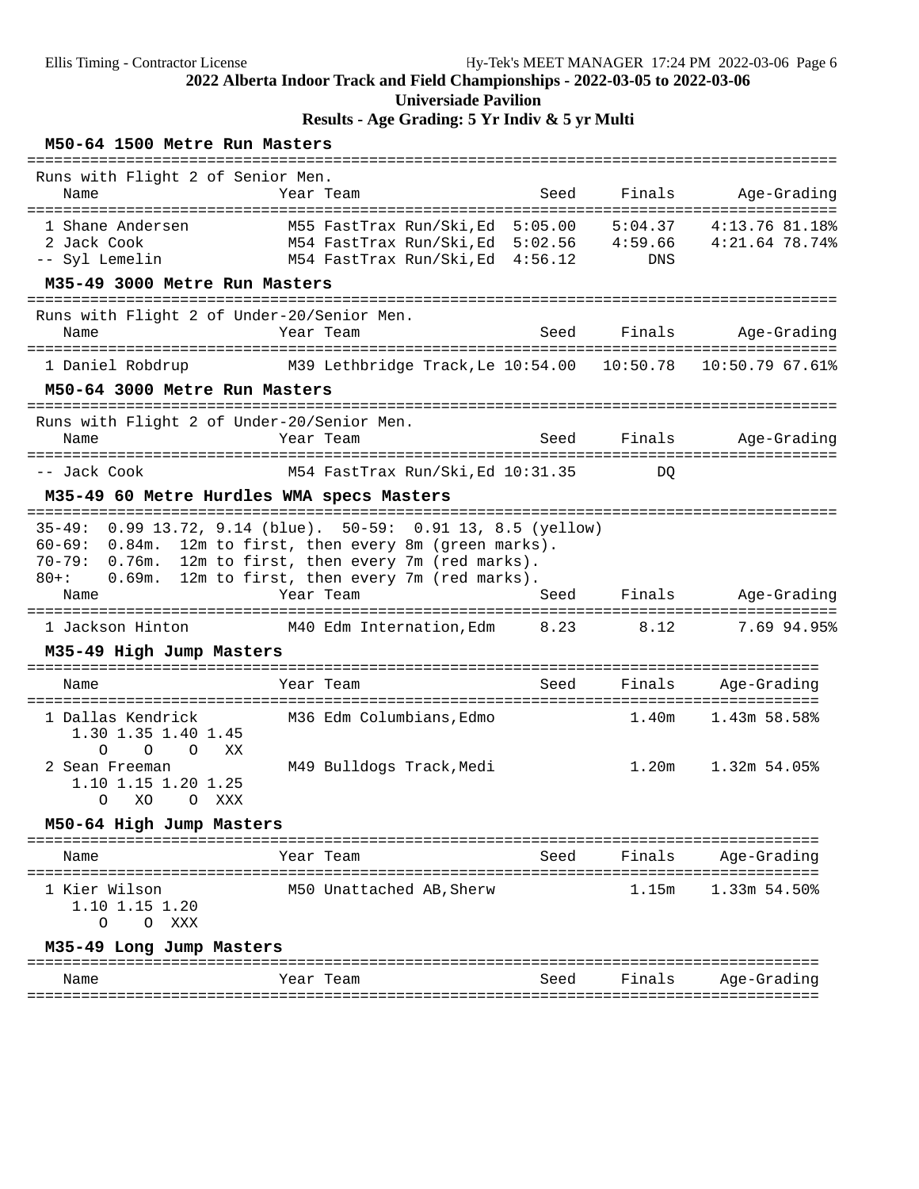## 2022 Alberta Indoor Track and Field Championships - 2022-03-05 to 2022-03-06

**Universiade Pavilion**

**Results - Age Grading: 5 Yr Indiv & 5 yr Multi**

### M50-64 1500 Metre Run Masters

Runs with Flight 2 of Senior Men.

| Place | Name | Year | Team | Seed | Finals | Age-Grading |
|---|---|---|---|---|---|---|
| 1 | Shane Andersen | M55 | FastTrax Run/Ski,Ed | 5:05.00 | 5:04.37 | 4:13.76 81.18% |
| 2 | Jack Cook | M54 | FastTrax Run/Ski,Ed | 5:02.56 | 4:59.66 | 4:21.64 78.74% |
| -- | Syl Lemelin | M54 | FastTrax Run/Ski,Ed | 4:56.12 | DNS | |

### M35-49 3000 Metre Run Masters

Runs with Flight 2 of Under-20/Senior Men.

| Place | Name | Year | Team | Seed | Finals | Age-Grading |
|---|---|---|---|---|---|---|
| 1 | Daniel Robdrup | M39 | Lethbridge Track,Le | 10:54.00 | 10:50.78 | 10:50.79 67.61% |

### M50-64 3000 Metre Run Masters

Runs with Flight 2 of Under-20/Senior Men.

| Place | Name | Year | Team | Seed | Finals | Age-Grading |
|---|---|---|---|---|---|---|
| -- | Jack Cook | M54 | FastTrax Run/Ski,Ed | 10:31.35 | DQ | |

### M35-49 60 Metre Hurdles WMA specs Masters

35-49: 0.99 13.72, 9.14 (blue). 50-59: 0.91 13, 8.5 (yellow)
60-69: 0.84m. 12m to first, then every 8m (green marks).
70-79: 0.76m. 12m to first, then every 7m (red marks).
80+: 0.69m. 12m to first, then every 7m (red marks).

| Place | Name | Year | Team | Seed | Finals | Age-Grading |
|---|---|---|---|---|---|---|
| 1 | Jackson Hinton | M40 | Edm Internation,Edm | 8.23 | 8.12 | 7.69 94.95% |

### M35-49 High Jump Masters

| Place | Name | Year | Team | Seed | Finals | Age-Grading |
|---|---|---|---|---|---|---|
| 1 | Dallas Kendrick | M36 | Edm Columbians,Edmo | | 1.40m | 1.43m 58.58% |
| | 1.30 1.35 1.40 1.45 / O O O XX | | | | | |
| 2 | Sean Freeman | M49 | Bulldogs Track,Medi | | 1.20m | 1.32m 54.05% |
| | 1.10 1.15 1.20 1.25 / O XO O XXX | | | | | |

### M50-64 High Jump Masters

| Place | Name | Year | Team | Seed | Finals | Age-Grading |
|---|---|---|---|---|---|---|
| 1 | Kier Wilson | M50 | Unattached AB,Sherw | | 1.15m | 1.33m 54.50% |
| | 1.10 1.15 1.20 / O O XXX | | | | | |

### M35-49 Long Jump Masters

| Name | Year | Team | Seed | Finals | Age-Grading |
|---|---|---|---|---|---|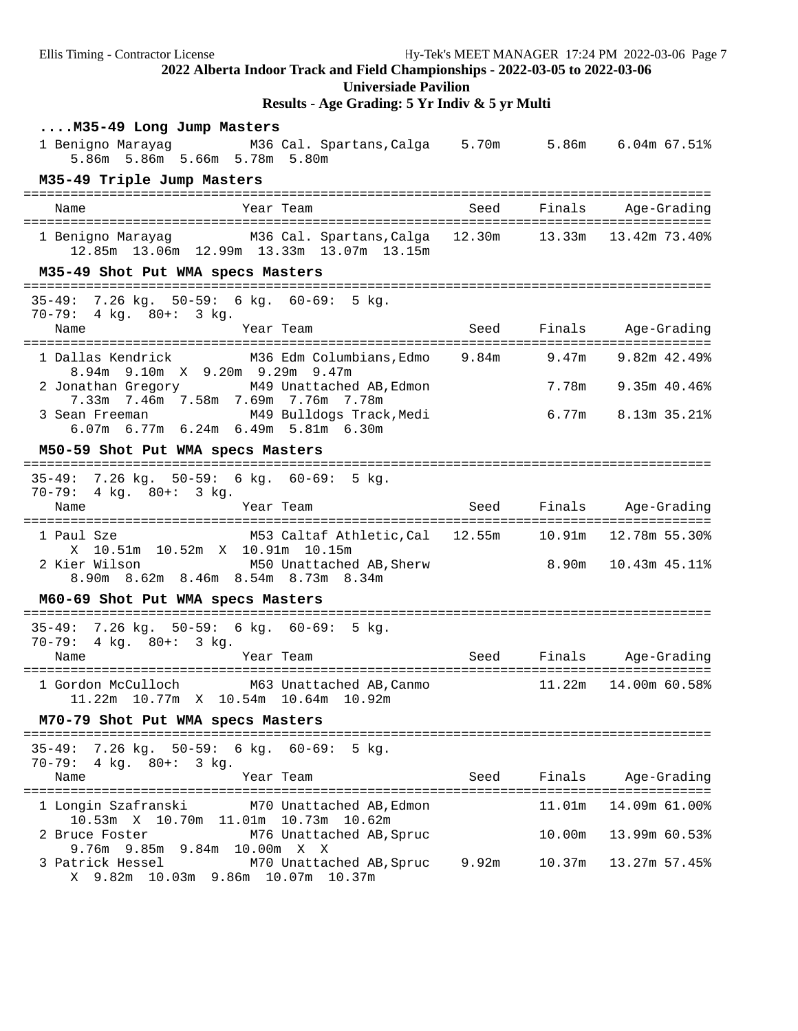## 2022 Alberta Indoor Track and Field Championships - 2022-03-05 to 2022-03-06

**Universiade Pavilion**

**Results - Age Grading: 5 Yr Indiv & 5 yr Multi**

### ....M35-49 Long Jump Masters

| Name | Year | Team | Seed | Finals | Age-Grading | |
|---|---|---|---|---|---|---|
| 1 Benigno Marayag | M36 | Cal. Spartans,Calga | 5.70m | 5.86m | 6.04m | 67.51% |
| 5.86m 5.86m 5.66m 5.78m 5.80m | | | | | | |

### M35-49 Triple Jump Masters

| Name | Year | Team | Seed | Finals | Age-Grading | |
|---|---|---|---|---|---|---|
| 1 Benigno Marayag | M36 | Cal. Spartans,Calga | 12.30m | 13.33m | 13.42m | 73.40% |
| 12.85m 13.06m 12.99m 13.33m 13.07m 13.15m | | | | | | |

### M35-49 Shot Put WMA specs Masters

35-49: 7.26 kg. 50-59: 6 kg. 60-69: 5 kg.
70-79: 4 kg. 80+: 3 kg.

| Name | Year | Team | Seed | Finals | Age-Grading | |
|---|---|---|---|---|---|---|
| 1 Dallas Kendrick | M36 | Edm Columbians,Edmo | 9.84m | 9.47m | 9.82m | 42.49% |
| 8.94m 9.10m X 9.20m 9.29m 9.47m | | | | | | |
| 2 Jonathan Gregory | M49 | Unattached AB,Edmon | | 7.78m | 9.35m | 40.46% |
| 7.33m 7.46m 7.58m 7.69m 7.76m 7.78m | | | | | | |
| 3 Sean Freeman | M49 | Bulldogs Track,Medi | | 6.77m | 8.13m | 35.21% |
| 6.07m 6.77m 6.24m 6.49m 5.81m 6.30m | | | | | | |

### M50-59 Shot Put WMA specs Masters

35-49: 7.26 kg. 50-59: 6 kg. 60-69: 5 kg.
70-79: 4 kg. 80+: 3 kg.

| Name | Year | Team | Seed | Finals | Age-Grading | |
|---|---|---|---|---|---|---|
| 1 Paul Sze | M53 | Caltaf Athletic,Cal | 12.55m | 10.91m | 12.78m | 55.30% |
| X 10.51m 10.52m X 10.91m 10.15m | | | | | | |
| 2 Kier Wilson | M50 | Unattached AB,Sherw | | 8.90m | 10.43m | 45.11% |
| 8.90m 8.62m 8.46m 8.54m 8.73m 8.34m | | | | | | |

### M60-69 Shot Put WMA specs Masters

35-49: 7.26 kg. 50-59: 6 kg. 60-69: 5 kg.
70-79: 4 kg. 80+: 3 kg.

| Name | Year | Team | Seed | Finals | Age-Grading | |
|---|---|---|---|---|---|---|
| 1 Gordon McCulloch | M63 | Unattached AB,Canmo | | 11.22m | 14.00m | 60.58% |
| 11.22m 10.77m X 10.54m 10.64m 10.92m | | | | | | |

### M70-79 Shot Put WMA specs Masters

35-49: 7.26 kg. 50-59: 6 kg. 60-69: 5 kg.
70-79: 4 kg. 80+: 3 kg.

| Name | Year | Team | Seed | Finals | Age-Grading | |
|---|---|---|---|---|---|---|
| 1 Longin Szafranski | M70 | Unattached AB,Edmon | | 11.01m | 14.09m | 61.00% |
| 10.53m X 10.70m 11.01m 10.73m 10.62m | | | | | | |
| 2 Bruce Foster | M76 | Unattached AB,Spruc | | 10.00m | 13.99m | 60.53% |
| 9.76m 9.85m 9.84m 10.00m X X | | | | | | |
| 3 Patrick Hessel | M70 | Unattached AB,Spruc | 9.92m | 10.37m | 13.27m | 57.45% |
| X 9.82m 10.03m 9.86m 10.07m 10.37m | | | | | | |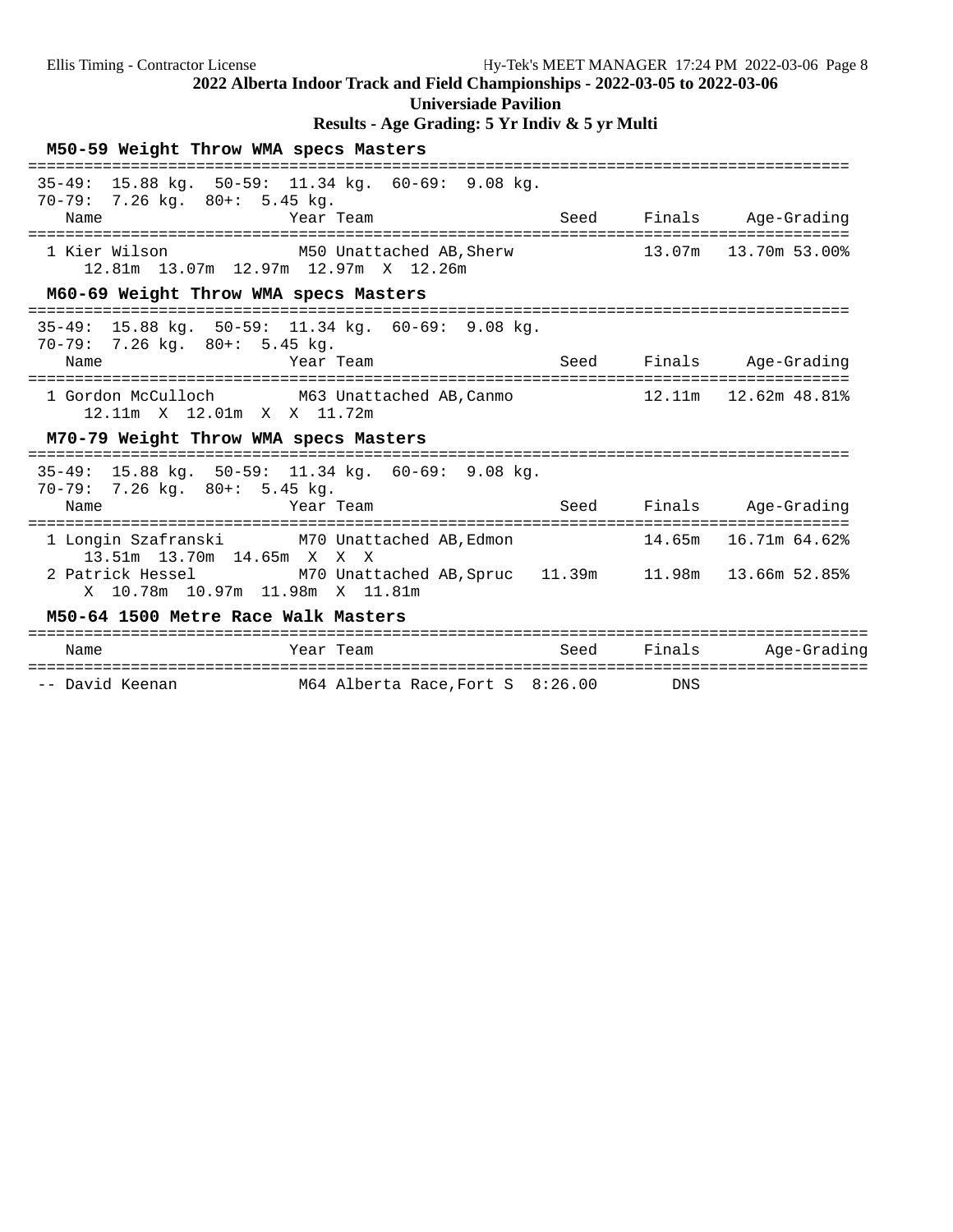# 2022 Alberta Indoor Track and Field Championships - 2022-03-05 to 2022-03-06

## Universiade Pavilion

## Results - Age Grading: 5 Yr Indiv & 5 yr Multi

### M50-59 Weight Throw WMA specs Masters

35-49: 15.88 kg. 50-59: 11.34 kg. 60-69: 9.08 kg.
70-79: 7.26 kg. 80+: 5.45 kg.

| Place | Name | Year | Team | Seed | Finals | Age-Grading | |
|---|---|---|---|---|---|---|---|
| 1 | Kier Wilson | M50 | Unattached AB,Sherw | | 13.07m | 13.70m | 53.00% |
| | 12.81m 13.07m 12.97m 12.97m X 12.26m | | | | | | |

### M60-69 Weight Throw WMA specs Masters

35-49: 15.88 kg. 50-59: 11.34 kg. 60-69: 9.08 kg.
70-79: 7.26 kg. 80+: 5.45 kg.

| Place | Name | Year | Team | Seed | Finals | Age-Grading | |
|---|---|---|---|---|---|---|---|
| 1 | Gordon McCulloch | M63 | Unattached AB,Canmo | | 12.11m | 12.62m | 48.81% |
| | 12.11m X 12.01m X X 11.72m | | | | | | |

### M70-79 Weight Throw WMA specs Masters

35-49: 15.88 kg. 50-59: 11.34 kg. 60-69: 9.08 kg.
70-79: 7.26 kg. 80+: 5.45 kg.

| Place | Name | Year | Team | Seed | Finals | Age-Grading | |
|---|---|---|---|---|---|---|---|
| 1 | Longin Szafranski | M70 | Unattached AB,Edmon | | 14.65m | 16.71m | 64.62% |
| | 13.51m 13.70m 14.65m X X X | | | | | | |
| 2 | Patrick Hessel | M70 | Unattached AB,Spruc | 11.39m | 11.98m | 13.66m | 52.85% |
| | X 10.78m 10.97m 11.98m X 11.81m | | | | | | |

### M50-64 1500 Metre Race Walk Masters

| Place | Name | Year | Team | Seed | Finals | Age-Grading |
|---|---|---|---|---|---|---|
| -- | David Keenan | M64 | Alberta Race,Fort S | 8:26.00 | DNS | |